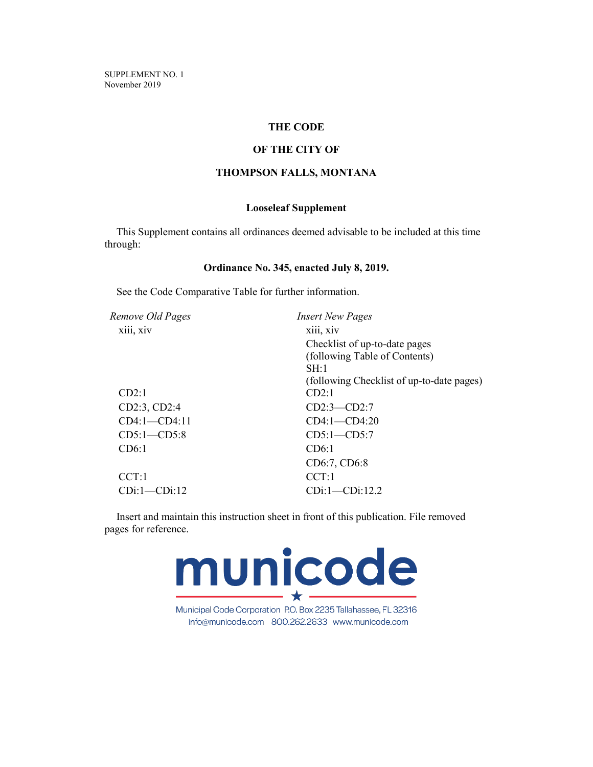SUPPLEMENT NO. 1
November 2019

# THE CODE

# OF THE CITY OF

# THOMPSON FALLS, MONTANA

## Looseleaf Supplement

This Supplement contains all ordinances deemed advisable to be included at this time through:

**Ordinance No. 345, enacted July 8, 2019.**

See the Code Comparative Table for further information.

| *Remove Old Pages* | *Insert New Pages* |
|---|---|
| xiii, xiv | xiii, xiv |
| | Checklist of up-to-date pages (following Table of Contents) |
| | SH:1 (following Checklist of up-to-date pages) |
| CD2:1 | CD2:1 |
| CD2:3, CD2:4 | CD2:3—CD2:7 |
| CD4:1—CD4:11 | CD4:1—CD4:20 |
| CD5:1—CD5:8 | CD5:1—CD5:7 |
| CD6:1 | CD6:1 |
| | CD6:7, CD6:8 |
| CCT:1 | CCT:1 |
| CDi:1—CDi:12 | CDi:1—CDi:12.2 |

Insert and maintain this instruction sheet in front of this publication. File removed pages for reference.

municode

Municipal Code Corporation P.O. Box 2235 Tallahassee, FL 32316
info@municode.com 800.262.2633 www.municode.com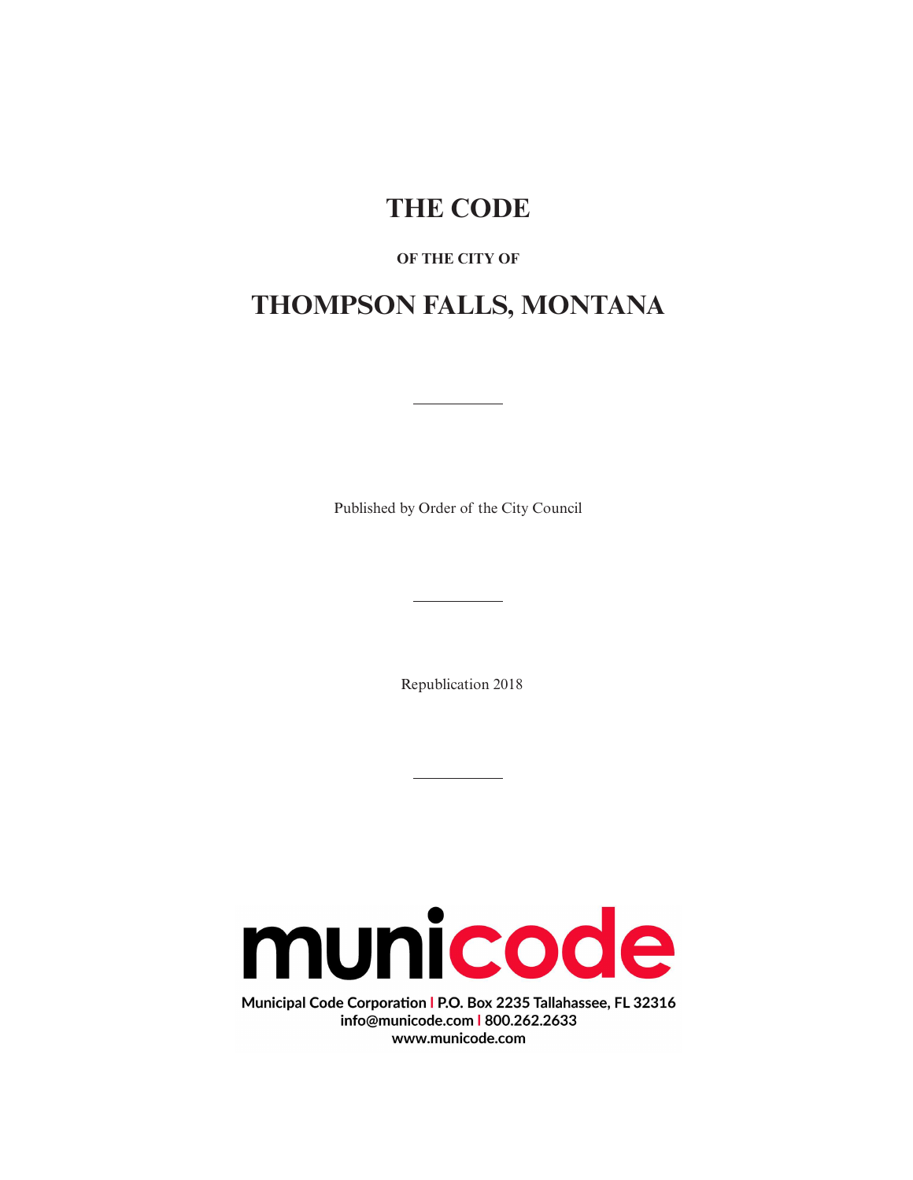# THE CODE

**OF THE CITY OF**

# THOMPSON FALLS, MONTANA

---

Published by Order of the City Council

---

Republication 2018

---

**municode**

**Municipal Code Corporation | P.O. Box 2235 Tallahassee, FL 32316**
**info@municode.com | 800.262.2633**
**www.municode.com**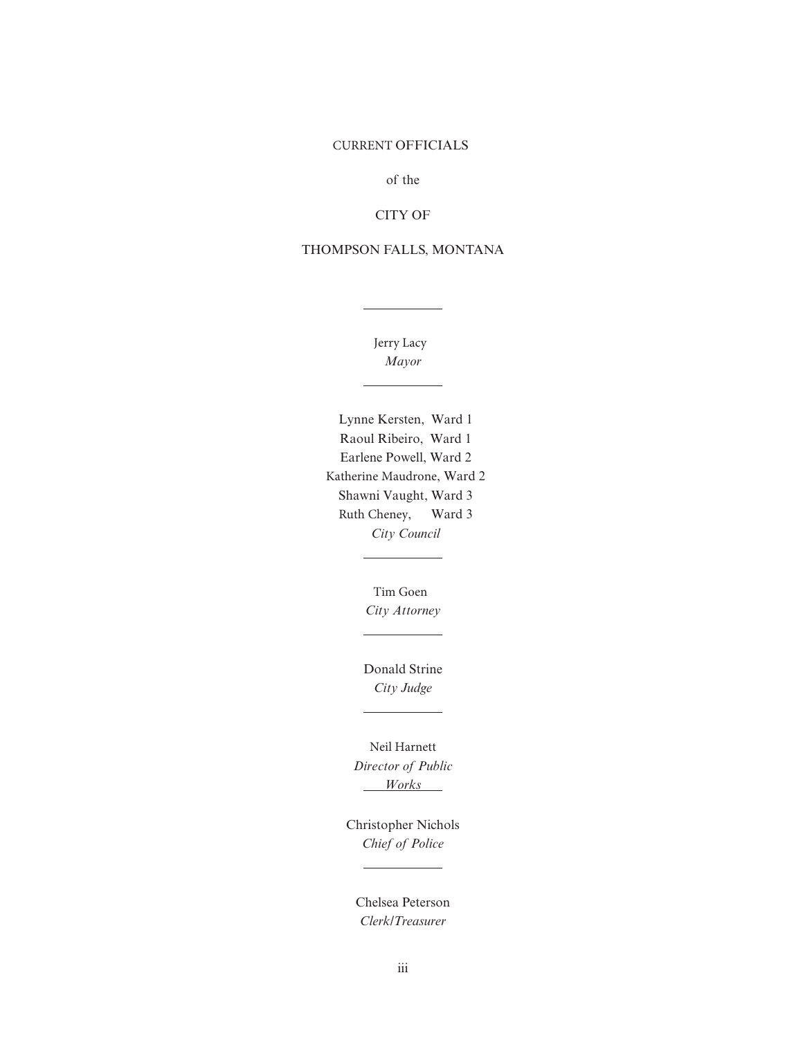# CURRENT OFFICIALS

of the

CITY OF

THOMPSON FALLS, MONTANA

---

Jerry Lacy
*Mayor*

---

Lynne Kersten, Ward 1
Raoul Ribeiro, Ward 1
Earlene Powell, Ward 2
Katherine Maudrone, Ward 2
Shawni Vaught, Ward 3
Ruth Cheney, Ward 3
*City Council*

---

Tim Goen
*City Attorney*

---

Donald Strine
*City Judge*

---

Neil Harnett
*Director of Public Works*

---

Christopher Nichols
*Chief of Police*

---

Chelsea Peterson
*Clerk/Treasurer*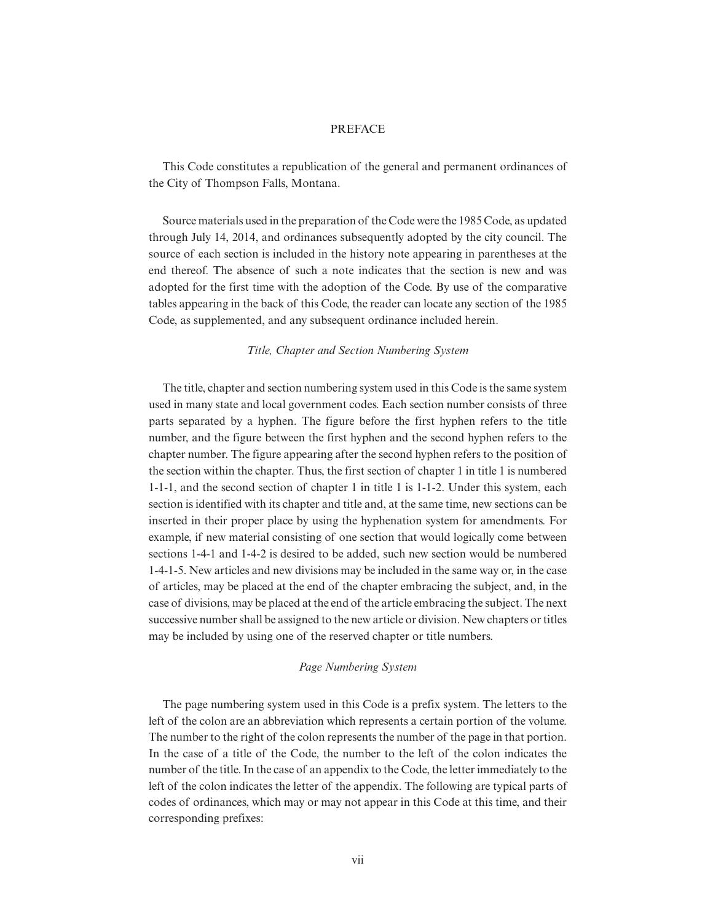# PREFACE

This Code constitutes a republication of the general and permanent ordinances of the City of Thompson Falls, Montana.

Source materials used in the preparation of the Code were the 1985 Code, as updated through July 14, 2014, and ordinances subsequently adopted by the city council. The source of each section is included in the history note appearing in parentheses at the end thereof. The absence of such a note indicates that the section is new and was adopted for the first time with the adoption of the Code. By use of the comparative tables appearing in the back of this Code, the reader can locate any section of the 1985 Code, as supplemented, and any subsequent ordinance included herein.

## *Title, Chapter and Section Numbering System*

The title, chapter and section numbering system used in this Code is the same system used in many state and local government codes. Each section number consists of three parts separated by a hyphen. The figure before the first hyphen refers to the title number, and the figure between the first hyphen and the second hyphen refers to the chapter number. The figure appearing after the second hyphen refers to the position of the section within the chapter. Thus, the first section of chapter 1 in title 1 is numbered 1-1-1, and the second section of chapter 1 in title 1 is 1-1-2. Under this system, each section is identified with its chapter and title and, at the same time, new sections can be inserted in their proper place by using the hyphenation system for amendments. For example, if new material consisting of one section that would logically come between sections 1-4-1 and 1-4-2 is desired to be added, such new section would be numbered 1-4-1-5. New articles and new divisions may be included in the same way or, in the case of articles, may be placed at the end of the chapter embracing the subject, and, in the case of divisions, may be placed at the end of the article embracing the subject. The next successive number shall be assigned to the new article or division. New chapters or titles may be included by using one of the reserved chapter or title numbers.

## *Page Numbering System*

The page numbering system used in this Code is a prefix system. The letters to the left of the colon are an abbreviation which represents a certain portion of the volume. The number to the right of the colon represents the number of the page in that portion. In the case of a title of the Code, the number to the left of the colon indicates the number of the title. In the case of an appendix to the Code, the letter immediately to the left of the colon indicates the letter of the appendix. The following are typical parts of codes of ordinances, which may or may not appear in this Code at this time, and their corresponding prefixes: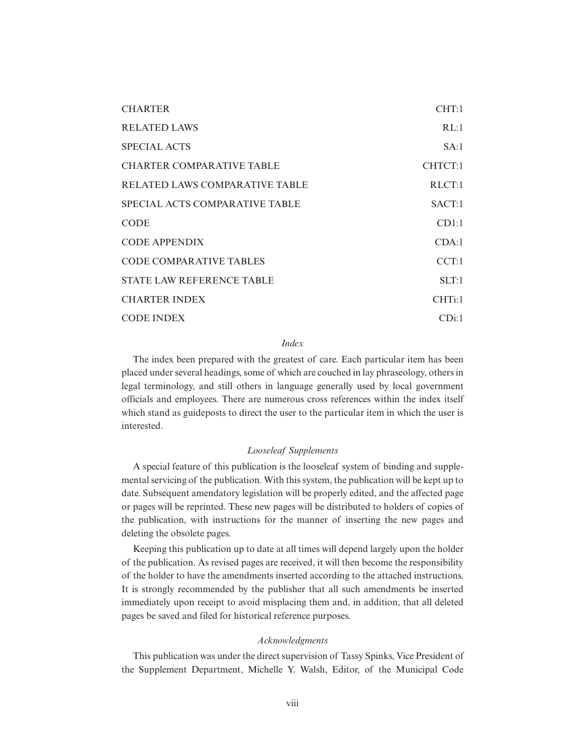| | |
|---|---|
| CHARTER | CHT:1 |
| RELATED LAWS | RL:1 |
| SPECIAL ACTS | SA:1 |
| CHARTER COMPARATIVE TABLE | CHTCT:1 |
| RELATED LAWS COMPARATIVE TABLE | RLCT:1 |
| SPECIAL ACTS COMPARATIVE TABLE | SACT:1 |
| CODE | CD1:1 |
| CODE APPENDIX | CDA:1 |
| CODE COMPARATIVE TABLES | CCT:1 |
| STATE LAW REFERENCE TABLE | SLT:1 |
| CHARTER INDEX | CHTi:1 |
| CODE INDEX | CDi:1 |

*Index*

The index been prepared with the greatest of care. Each particular item has been placed under several headings, some of which are couched in lay phraseology, others in legal terminology, and still others in language generally used by local government officials and employees. There are numerous cross references within the index itself which stand as guideposts to direct the user to the particular item in which the user is interested.

*Looseleaf Supplements*

A special feature of this publication is the looseleaf system of binding and supplemental servicing of the publication. With this system, the publication will be kept up to date. Subsequent amendatory legislation will be properly edited, and the affected page or pages will be reprinted. These new pages will be distributed to holders of copies of the publication, with instructions for the manner of inserting the new pages and deleting the obsolete pages.

Keeping this publication up to date at all times will depend largely upon the holder of the publication. As revised pages are received, it will then become the responsibility of the holder to have the amendments inserted according to the attached instructions. It is strongly recommended by the publisher that all such amendments be inserted immediately upon receipt to avoid misplacing them and, in addition, that all deleted pages be saved and filed for historical reference purposes.

*Acknowledgments*

This publication was under the direct supervision of Tassy Spinks, Vice President of the Supplement Department, Michelle Y. Walsh, Editor, of the Municipal Code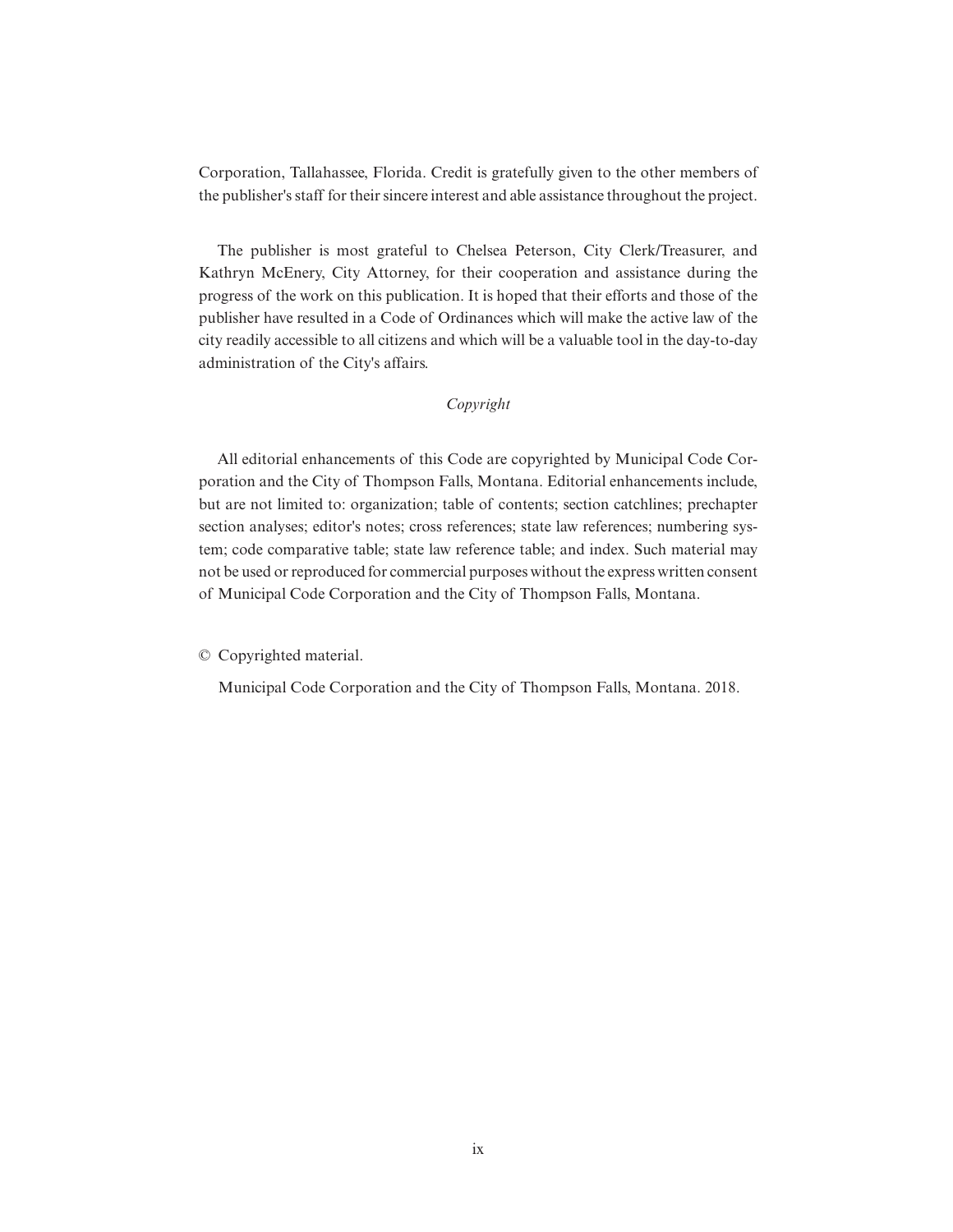Corporation, Tallahassee, Florida. Credit is gratefully given to the other members of the publisher's staff for their sincere interest and able assistance throughout the project.

The publisher is most grateful to Chelsea Peterson, City Clerk/Treasurer, and Kathryn McEnery, City Attorney, for their cooperation and assistance during the progress of the work on this publication. It is hoped that their efforts and those of the publisher have resulted in a Code of Ordinances which will make the active law of the city readily accessible to all citizens and which will be a valuable tool in the day-to-day administration of the City's affairs.

*Copyright*

All editorial enhancements of this Code are copyrighted by Municipal Code Corporation and the City of Thompson Falls, Montana. Editorial enhancements include, but are not limited to: organization; table of contents; section catchlines; prechapter section analyses; editor's notes; cross references; state law references; numbering system; code comparative table; state law reference table; and index. Such material may not be used or reproduced for commercial purposes without the express written consent of Municipal Code Corporation and the City of Thompson Falls, Montana.

© Copyrighted material.

Municipal Code Corporation and the City of Thompson Falls, Montana. 2018.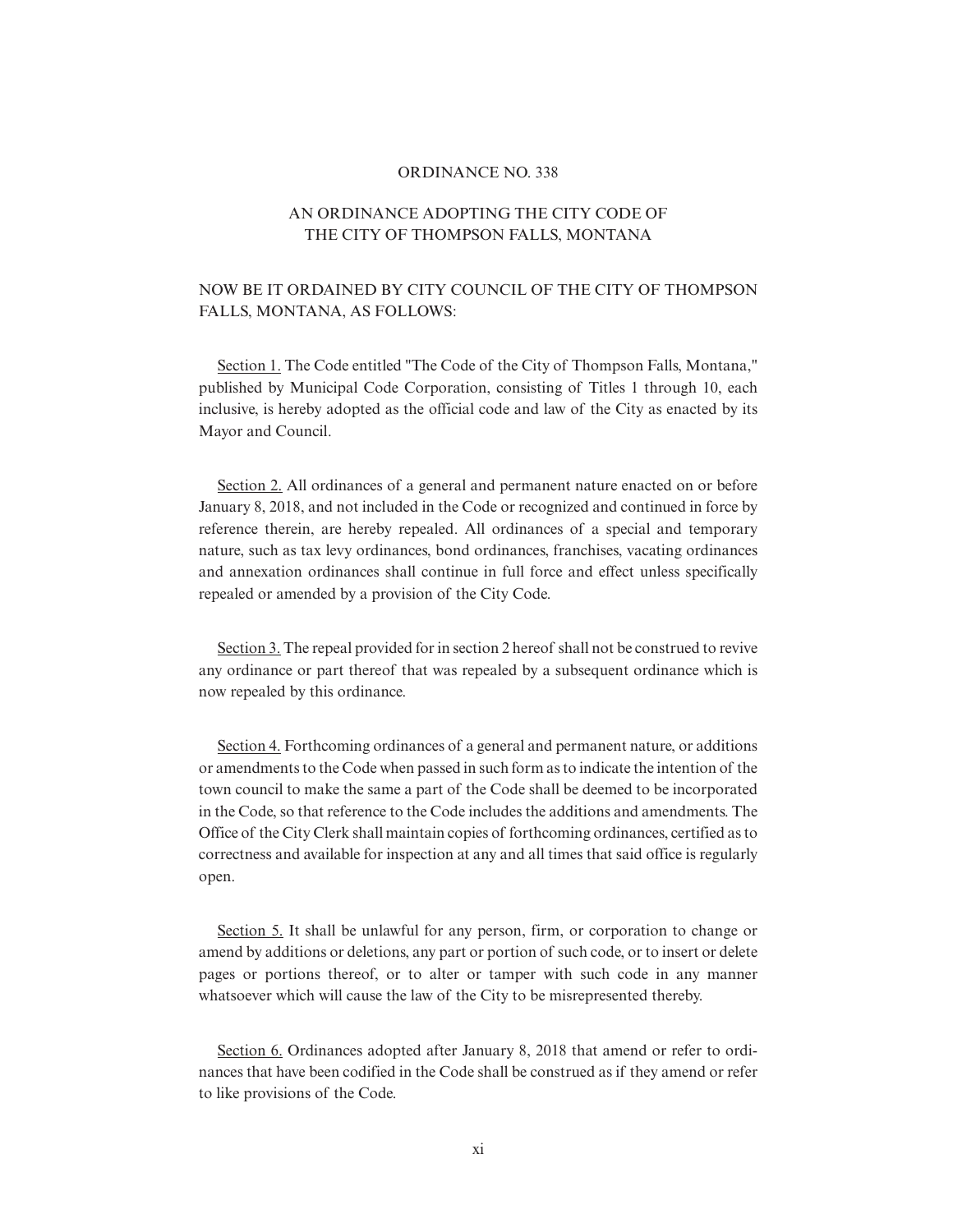# ORDINANCE NO. 338

## AN ORDINANCE ADOPTING THE CITY CODE OF THE CITY OF THOMPSON FALLS, MONTANA

NOW BE IT ORDAINED BY CITY COUNCIL OF THE CITY OF THOMPSON FALLS, MONTANA, AS FOLLOWS:

Section 1. The Code entitled "The Code of the City of Thompson Falls, Montana," published by Municipal Code Corporation, consisting of Titles 1 through 10, each inclusive, is hereby adopted as the official code and law of the City as enacted by its Mayor and Council.

Section 2. All ordinances of a general and permanent nature enacted on or before January 8, 2018, and not included in the Code or recognized and continued in force by reference therein, are hereby repealed. All ordinances of a special and temporary nature, such as tax levy ordinances, bond ordinances, franchises, vacating ordinances and annexation ordinances shall continue in full force and effect unless specifically repealed or amended by a provision of the City Code.

Section 3. The repeal provided for in section 2 hereof shall not be construed to revive any ordinance or part thereof that was repealed by a subsequent ordinance which is now repealed by this ordinance.

Section 4. Forthcoming ordinances of a general and permanent nature, or additions or amendments to the Code when passed in such form as to indicate the intention of the town council to make the same a part of the Code shall be deemed to be incorporated in the Code, so that reference to the Code includes the additions and amendments. The Office of the City Clerk shall maintain copies of forthcoming ordinances, certified as to correctness and available for inspection at any and all times that said office is regularly open.

Section 5. It shall be unlawful for any person, firm, or corporation to change or amend by additions or deletions, any part or portion of such code, or to insert or delete pages or portions thereof, or to alter or tamper with such code in any manner whatsoever which will cause the law of the City to be misrepresented thereby.

Section 6. Ordinances adopted after January 8, 2018 that amend or refer to ordinances that have been codified in the Code shall be construed as if they amend or refer to like provisions of the Code.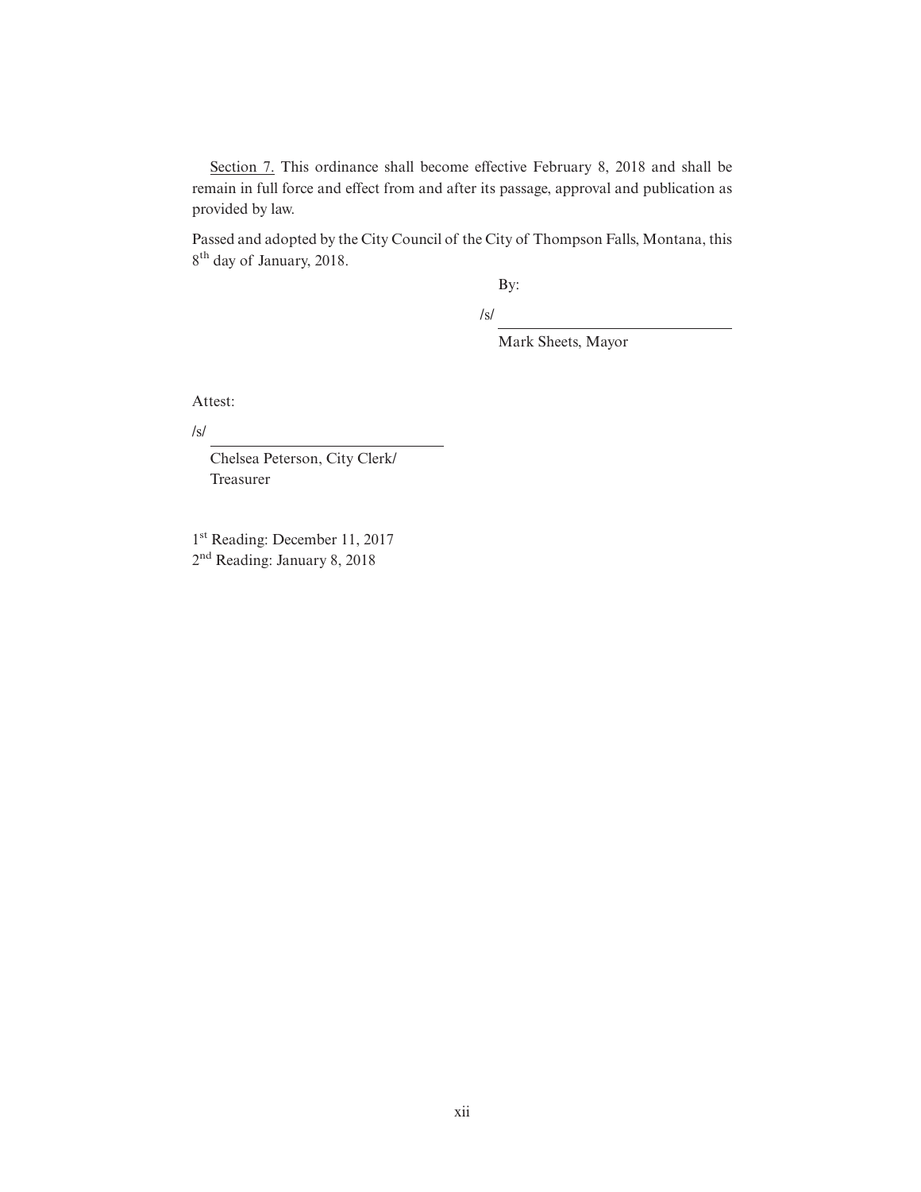<u>Section 7.</u> This ordinance shall become effective February 8, 2018 and shall be remain in full force and effect from and after its passage, approval and publication as provided by law.

Passed and adopted by the City Council of the City of Thompson Falls, Montana, this 8th day of January, 2018.

By:

/s/ ______________________________

Mark Sheets, Mayor

Attest:

/s/ ______________________________

Chelsea Peterson, City Clerk/ Treasurer

1st Reading: December 11, 2017
2nd Reading: January 8, 2018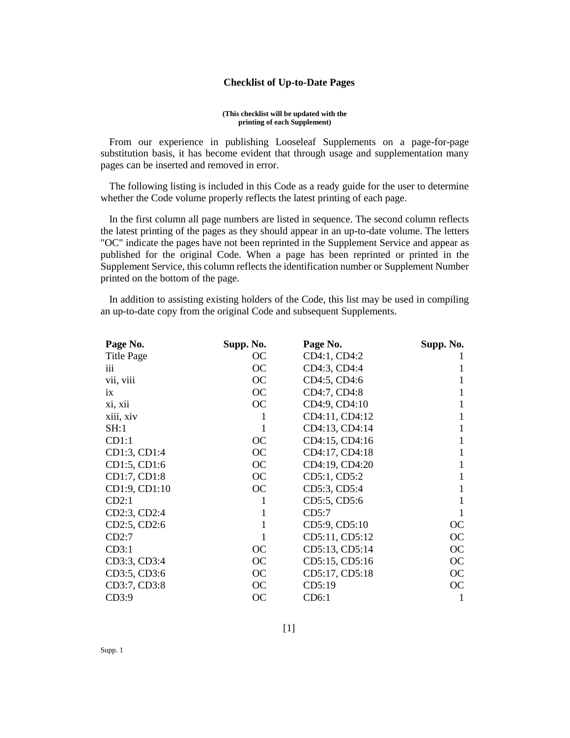## Checklist of Up-to-Date Pages

**(This checklist will be updated with the printing of each Supplement)**

From our experience in publishing Looseleaf Supplements on a page-for-page substitution basis, it has become evident that through usage and supplementation many pages can be inserted and removed in error.

The following listing is included in this Code as a ready guide for the user to determine whether the Code volume properly reflects the latest printing of each page.

In the first column all page numbers are listed in sequence. The second column reflects the latest printing of the pages as they should appear in an up-to-date volume. The letters "OC" indicate the pages have not been reprinted in the Supplement Service and appear as published for the original Code. When a page has been reprinted or printed in the Supplement Service, this column reflects the identification number or Supplement Number printed on the bottom of the page.

In addition to assisting existing holders of the Code, this list may be used in compiling an up-to-date copy from the original Code and subsequent Supplements.

| Page No. | Supp. No. | Page No. | Supp. No. |
|---|---|---|---|
| Title Page | OC | CD4:1, CD4:2 | 1 |
| iii | OC | CD4:3, CD4:4 | 1 |
| vii, viii | OC | CD4:5, CD4:6 | 1 |
| ix | OC | CD4:7, CD4:8 | 1 |
| xi, xii | OC | CD4:9, CD4:10 | 1 |
| xiii, xiv | 1 | CD4:11, CD4:12 | 1 |
| SH:1 | 1 | CD4:13, CD4:14 | 1 |
| CD1:1 | OC | CD4:15, CD4:16 | 1 |
| CD1:3, CD1:4 | OC | CD4:17, CD4:18 | 1 |
| CD1:5, CD1:6 | OC | CD4:19, CD4:20 | 1 |
| CD1:7, CD1:8 | OC | CD5:1, CD5:2 | 1 |
| CD1:9, CD1:10 | OC | CD5:3, CD5:4 | 1 |
| CD2:1 | 1 | CD5:5, CD5:6 | 1 |
| CD2:3, CD2:4 | 1 | CD5:7 | 1 |
| CD2:5, CD2:6 | 1 | CD5:9, CD5:10 | OC |
| CD2:7 | 1 | CD5:11, CD5:12 | OC |
| CD3:1 | OC | CD5:13, CD5:14 | OC |
| CD3:3, CD3:4 | OC | CD5:15, CD5:16 | OC |
| CD3:5, CD3:6 | OC | CD5:17, CD5:18 | OC |
| CD3:7, CD3:8 | OC | CD5:19 | OC |
| CD3:9 | OC | CD6:1 | 1 |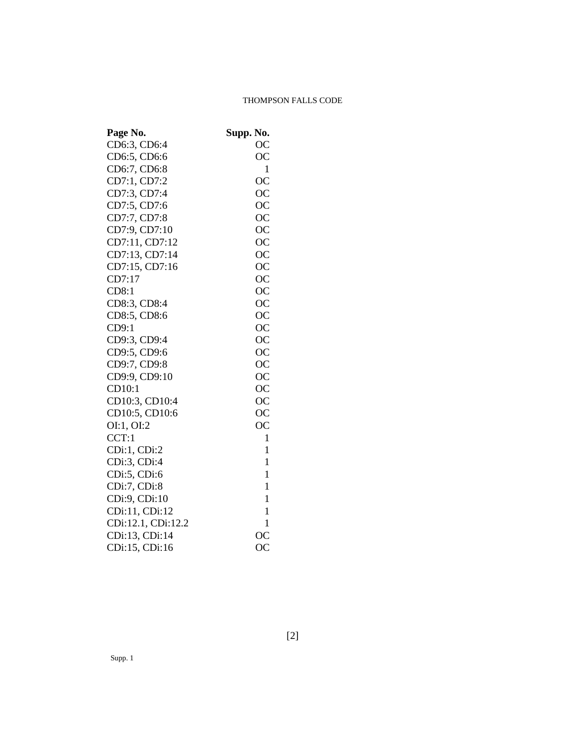| Page No. | Supp. No. |
|---|---|
| CD6:3, CD6:4 | OC |
| CD6:5, CD6:6 | OC |
| CD6:7, CD6:8 | 1 |
| CD7:1, CD7:2 | OC |
| CD7:3, CD7:4 | OC |
| CD7:5, CD7:6 | OC |
| CD7:7, CD7:8 | OC |
| CD7:9, CD7:10 | OC |
| CD7:11, CD7:12 | OC |
| CD7:13, CD7:14 | OC |
| CD7:15, CD7:16 | OC |
| CD7:17 | OC |
| CD8:1 | OC |
| CD8:3, CD8:4 | OC |
| CD8:5, CD8:6 | OC |
| CD9:1 | OC |
| CD9:3, CD9:4 | OC |
| CD9:5, CD9:6 | OC |
| CD9:7, CD9:8 | OC |
| CD9:9, CD9:10 | OC |
| CD10:1 | OC |
| CD10:3, CD10:4 | OC |
| CD10:5, CD10:6 | OC |
| OI:1, OI:2 | OC |
| CCT:1 | 1 |
| CDi:1, CDi:2 | 1 |
| CDi:3, CDi:4 | 1 |
| CDi:5, CDi:6 | 1 |
| CDi:7, CDi:8 | 1 |
| CDi:9, CDi:10 | 1 |
| CDi:11, CDi:12 | 1 |
| CDi:12.1, CDi:12.2 | 1 |
| CDi:13, CDi:14 | OC |
| CDi:15, CDi:16 | OC |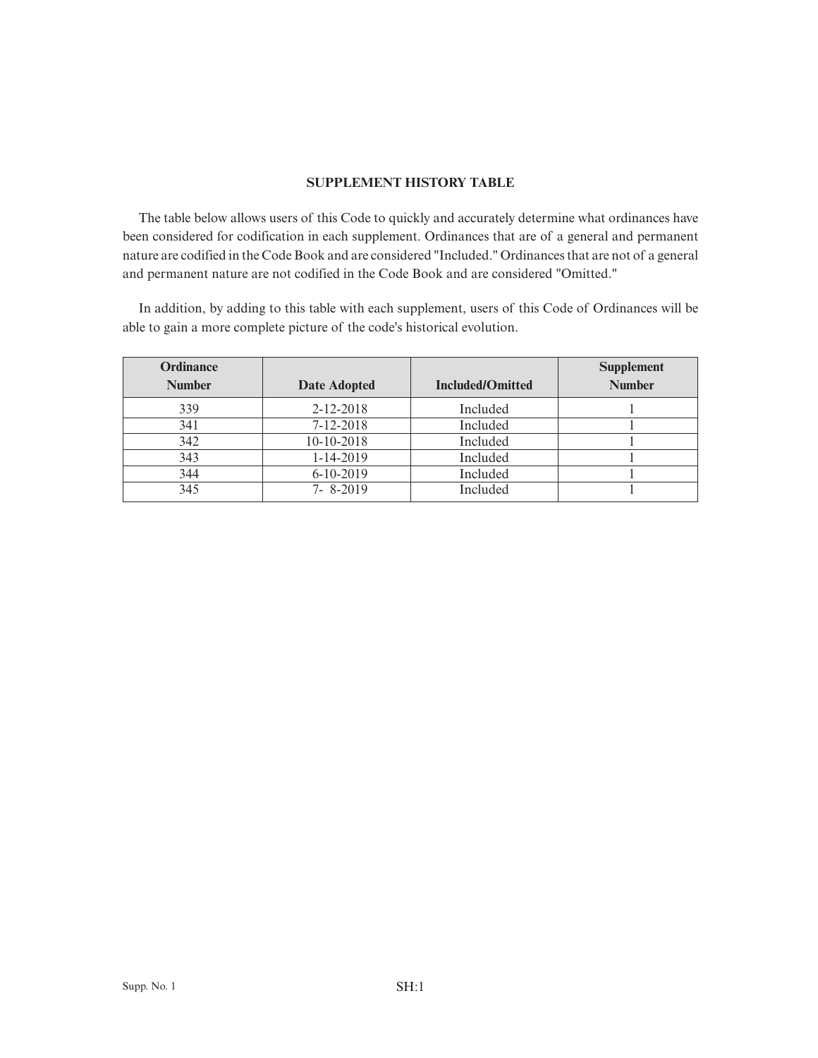## SUPPLEMENT HISTORY TABLE

The table below allows users of this Code to quickly and accurately determine what ordinances have been considered for codification in each supplement. Ordinances that are of a general and permanent nature are codified in the Code Book and are considered "Included." Ordinances that are not of a general and permanent nature are not codified in the Code Book and are considered "Omitted."

In addition, by adding to this table with each supplement, users of this Code of Ordinances will be able to gain a more complete picture of the code's historical evolution.

| Ordinance Number | Date Adopted | Included/Omitted | Supplement Number |
|---|---|---|---|
| 339 | 2-12-2018 | Included | 1 |
| 341 | 7-12-2018 | Included | 1 |
| 342 | 10-10-2018 | Included | 1 |
| 343 | 1-14-2019 | Included | 1 |
| 344 | 6-10-2019 | Included | 1 |
| 345 | 7- 8-2019 | Included | 1 |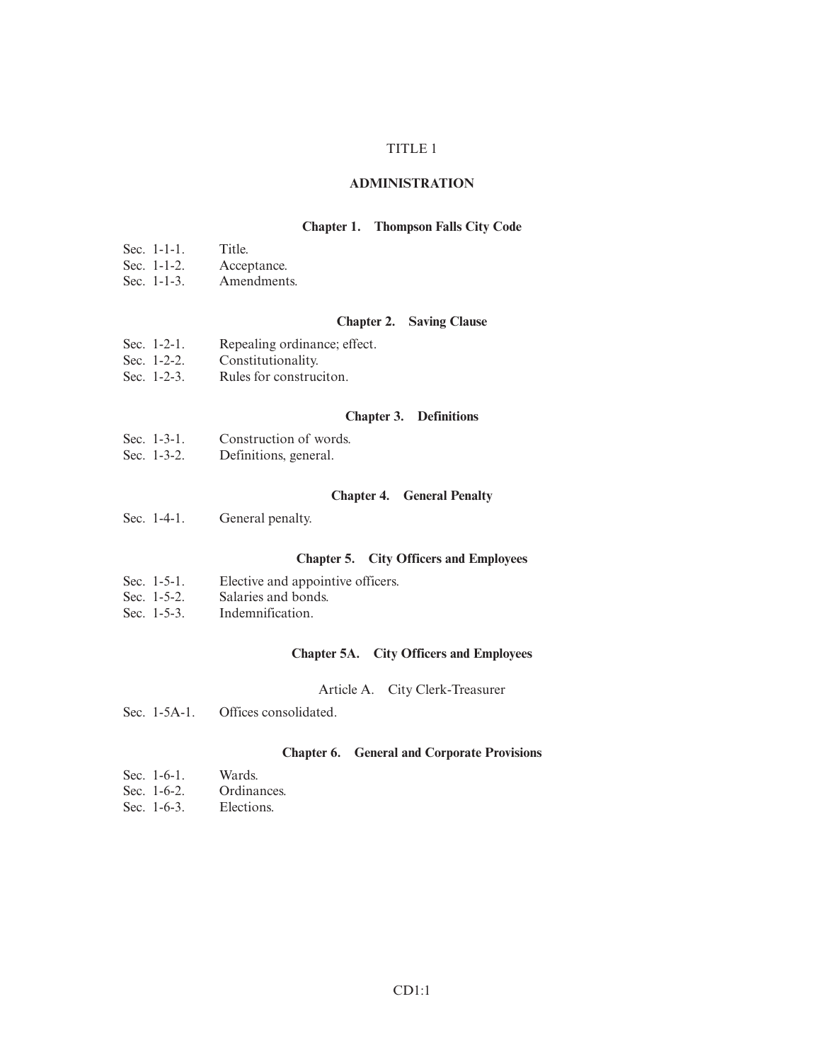# TITLE 1

# ADMINISTRATION

## Chapter 1. Thompson Falls City Code

Sec. 1-1-1. Title.
Sec. 1-1-2. Acceptance.
Sec. 1-1-3. Amendments.

## Chapter 2. Saving Clause

Sec. 1-2-1. Repealing ordinance; effect.
Sec. 1-2-2. Constitutionality.
Sec. 1-2-3. Rules for construciton.

## Chapter 3. Definitions

Sec. 1-3-1. Construction of words.
Sec. 1-3-2. Definitions, general.

## Chapter 4. General Penalty

Sec. 1-4-1. General penalty.

## Chapter 5. City Officers and Employees

Sec. 1-5-1. Elective and appointive officers.
Sec. 1-5-2. Salaries and bonds.
Sec. 1-5-3. Indemnification.

## Chapter 5A. City Officers and Employees

### Article A. City Clerk-Treasurer

Sec. 1-5A-1. Offices consolidated.

## Chapter 6. General and Corporate Provisions

Sec. 1-6-1. Wards.
Sec. 1-6-2. Ordinances.
Sec. 1-6-3. Elections.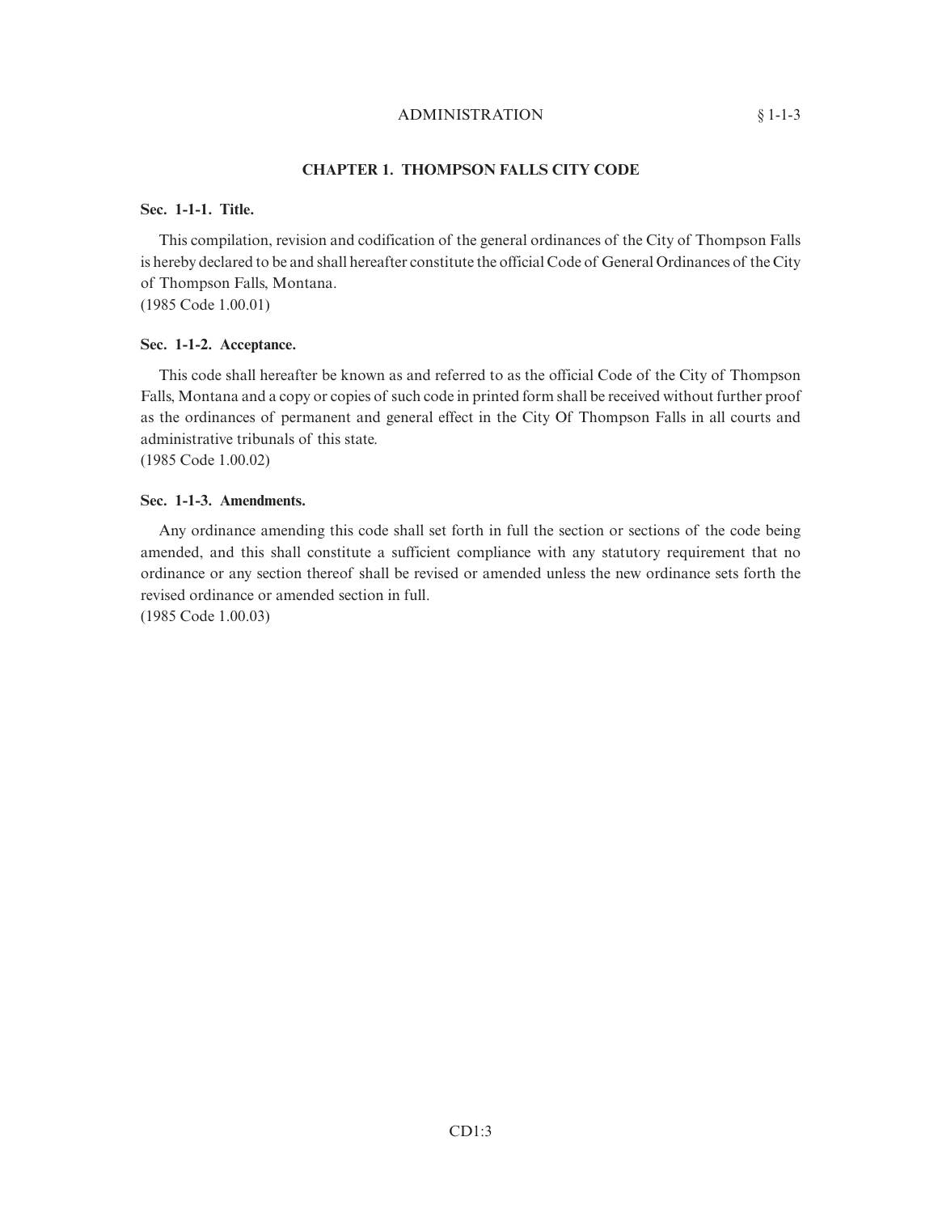## CHAPTER 1. THOMPSON FALLS CITY CODE

**Sec. 1-1-1. Title.**

This compilation, revision and codification of the general ordinances of the City of Thompson Falls is hereby declared to be and shall hereafter constitute the official Code of General Ordinances of the City of Thompson Falls, Montana.
(1985 Code 1.00.01)

**Sec. 1-1-2. Acceptance.**

This code shall hereafter be known as and referred to as the official Code of the City of Thompson Falls, Montana and a copy or copies of such code in printed form shall be received without further proof as the ordinances of permanent and general effect in the City Of Thompson Falls in all courts and administrative tribunals of this state.
(1985 Code 1.00.02)

**Sec. 1-1-3. Amendments.**

Any ordinance amending this code shall set forth in full the section or sections of the code being amended, and this shall constitute a sufficient compliance with any statutory requirement that no ordinance or any section thereof shall be revised or amended unless the new ordinance sets forth the revised ordinance or amended section in full.
(1985 Code 1.00.03)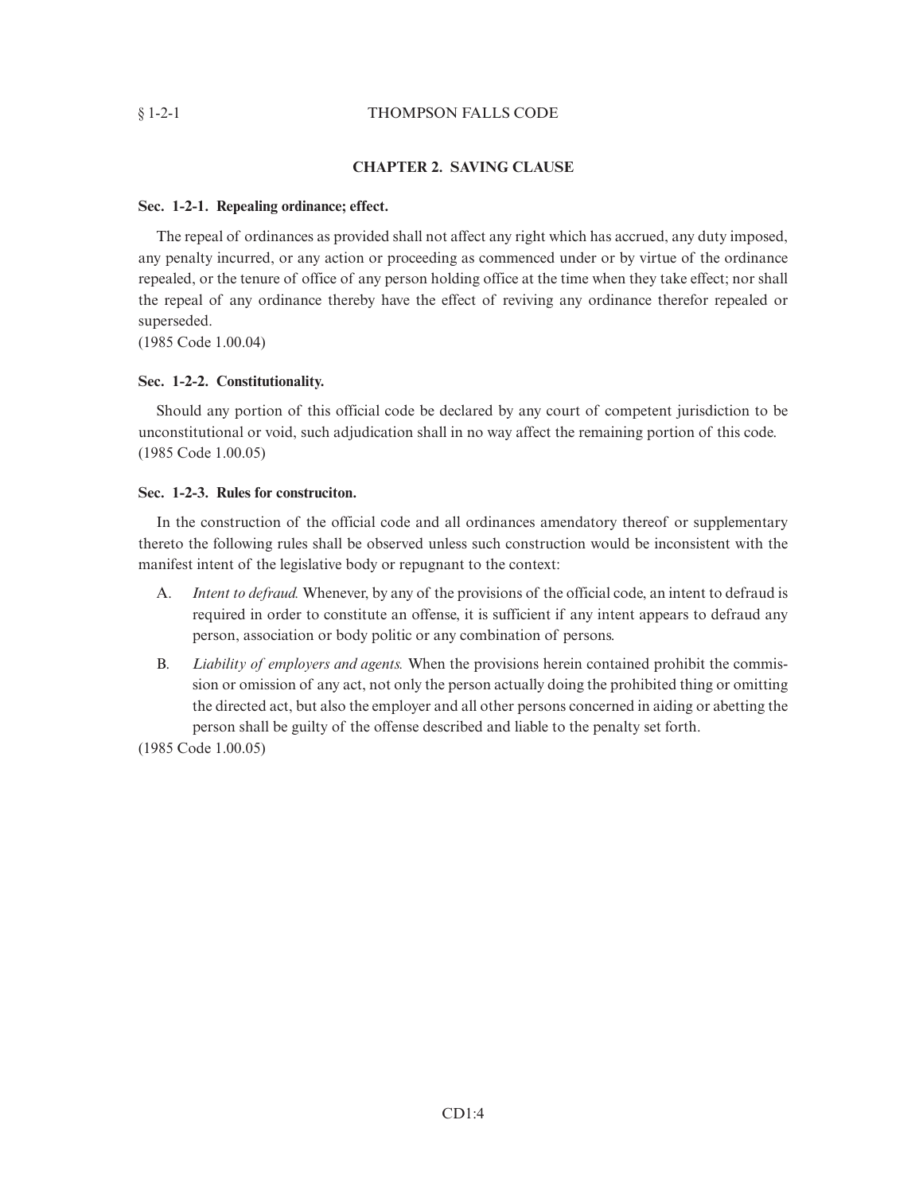## CHAPTER 2. SAVING CLAUSE

### Sec. 1-2-1. Repealing ordinance; effect.

The repeal of ordinances as provided shall not affect any right which has accrued, any duty imposed, any penalty incurred, or any action or proceeding as commenced under or by virtue of the ordinance repealed, or the tenure of office of any person holding office at the time when they take effect; nor shall the repeal of any ordinance thereby have the effect of reviving any ordinance therefor repealed or superseded.
(1985 Code 1.00.04)

### Sec. 1-2-2. Constitutionality.

Should any portion of this official code be declared by any court of competent jurisdiction to be unconstitutional or void, such adjudication shall in no way affect the remaining portion of this code.
(1985 Code 1.00.05)

### Sec. 1-2-3. Rules for construciton.

In the construction of the official code and all ordinances amendatory thereof or supplementary thereto the following rules shall be observed unless such construction would be inconsistent with the manifest intent of the legislative body or repugnant to the context:

A. *Intent to defraud.* Whenever, by any of the provisions of the official code, an intent to defraud is required in order to constitute an offense, it is sufficient if any intent appears to defraud any person, association or body politic or any combination of persons.

B. *Liability of employers and agents.* When the provisions herein contained prohibit the commission or omission of any act, not only the person actually doing the prohibited thing or omitting the directed act, but also the employer and all other persons concerned in aiding or abetting the person shall be guilty of the offense described and liable to the penalty set forth.

(1985 Code 1.00.05)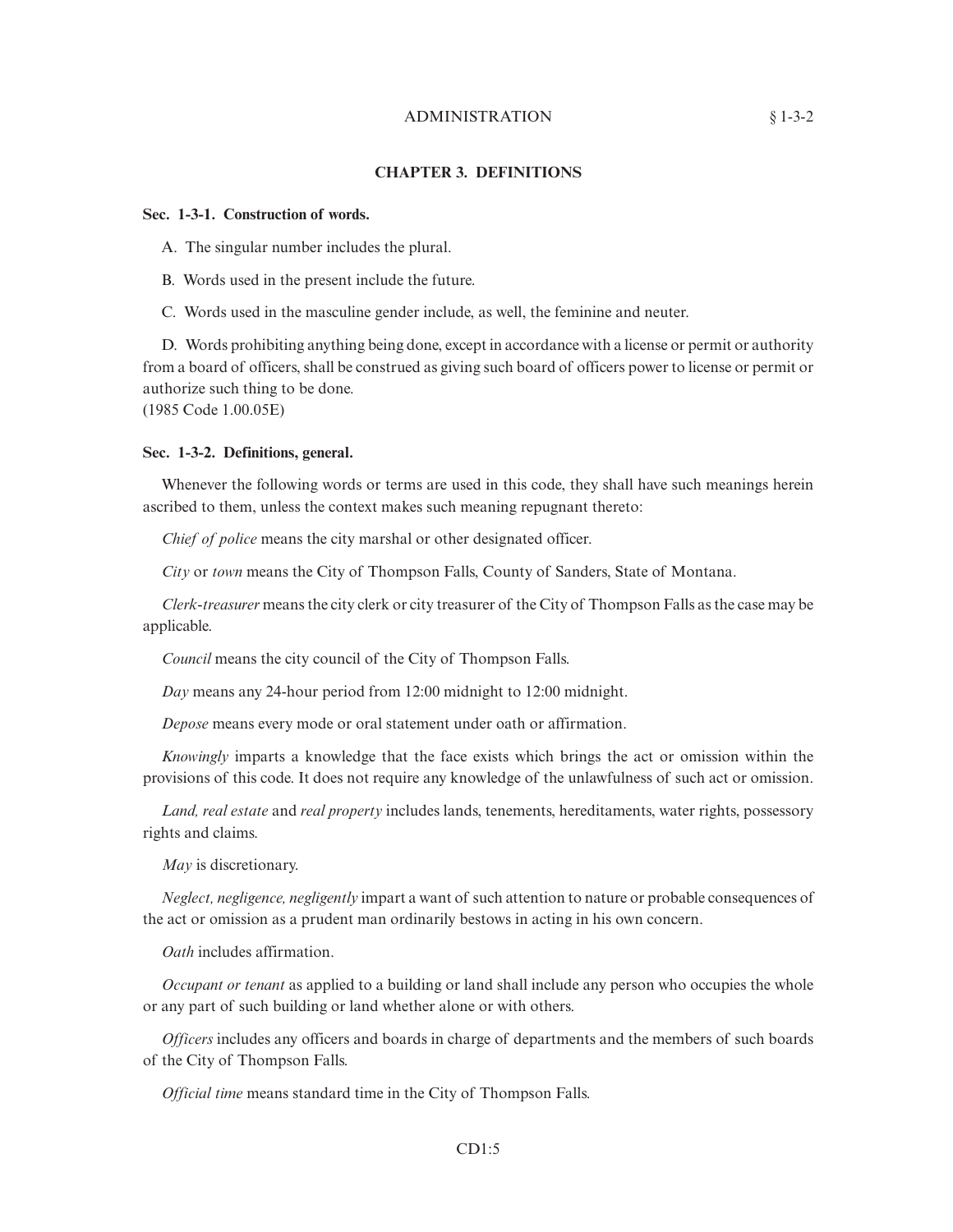## CHAPTER 3. DEFINITIONS

**Sec. 1-3-1. Construction of words.**

A. The singular number includes the plural.

B. Words used in the present include the future.

C. Words used in the masculine gender include, as well, the feminine and neuter.

D. Words prohibiting anything being done, except in accordance with a license or permit or authority from a board of officers, shall be construed as giving such board of officers power to license or permit or authorize such thing to be done.
(1985 Code 1.00.05E)

**Sec. 1-3-2. Definitions, general.**

Whenever the following words or terms are used in this code, they shall have such meanings herein ascribed to them, unless the context makes such meaning repugnant thereto:

*Chief of police* means the city marshal or other designated officer.

*City* or *town* means the City of Thompson Falls, County of Sanders, State of Montana.

*Clerk-treasurer* means the city clerk or city treasurer of the City of Thompson Falls as the case may be applicable.

*Council* means the city council of the City of Thompson Falls.

*Day* means any 24-hour period from 12:00 midnight to 12:00 midnight.

*Depose* means every mode or oral statement under oath or affirmation.

*Knowingly* imparts a knowledge that the face exists which brings the act or omission within the provisions of this code. It does not require any knowledge of the unlawfulness of such act or omission.

*Land, real estate* and *real property* includes lands, tenements, hereditaments, water rights, possessory rights and claims.

*May* is discretionary.

*Neglect, negligence, negligently* impart a want of such attention to nature or probable consequences of the act or omission as a prudent man ordinarily bestows in acting in his own concern.

*Oath* includes affirmation.

*Occupant or tenant* as applied to a building or land shall include any person who occupies the whole or any part of such building or land whether alone or with others.

*Officers* includes any officers and boards in charge of departments and the members of such boards of the City of Thompson Falls.

*Official time* means standard time in the City of Thompson Falls.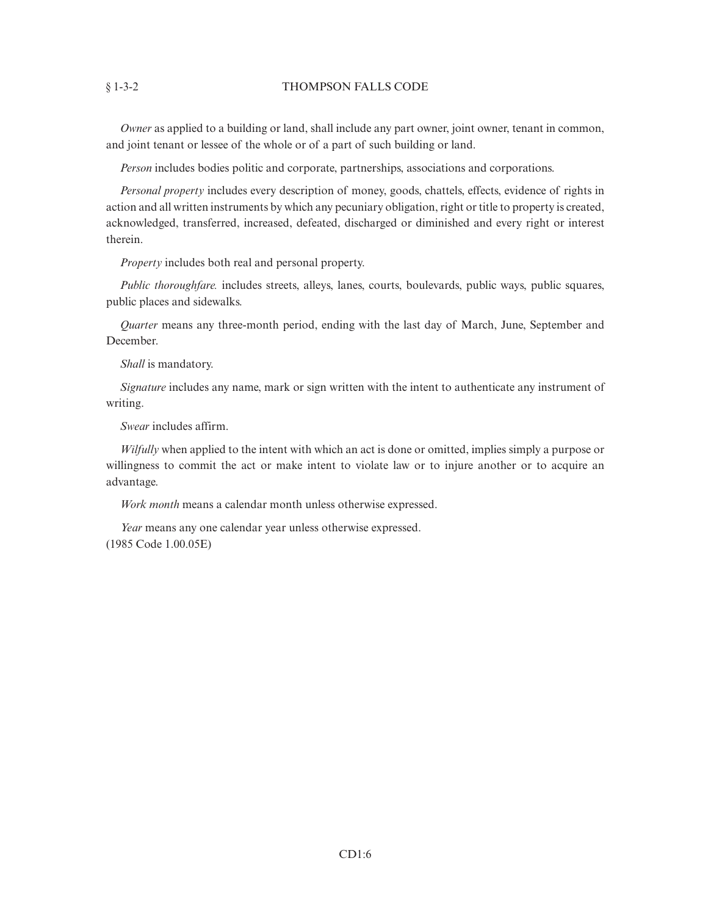*Owner* as applied to a building or land, shall include any part owner, joint owner, tenant in common, and joint tenant or lessee of the whole or of a part of such building or land.

*Person* includes bodies politic and corporate, partnerships, associations and corporations.

*Personal property* includes every description of money, goods, chattels, effects, evidence of rights in action and all written instruments by which any pecuniary obligation, right or title to property is created, acknowledged, transferred, increased, defeated, discharged or diminished and every right or interest therein.

*Property* includes both real and personal property.

*Public thoroughfare.* includes streets, alleys, lanes, courts, boulevards, public ways, public squares, public places and sidewalks.

*Quarter* means any three-month period, ending with the last day of March, June, September and December.

*Shall* is mandatory.

*Signature* includes any name, mark or sign written with the intent to authenticate any instrument of writing.

*Swear* includes affirm.

*Wilfully* when applied to the intent with which an act is done or omitted, implies simply a purpose or willingness to commit the act or make intent to violate law or to injure another or to acquire an advantage.

*Work month* means a calendar month unless otherwise expressed.

*Year* means any one calendar year unless otherwise expressed.
(1985 Code 1.00.05E)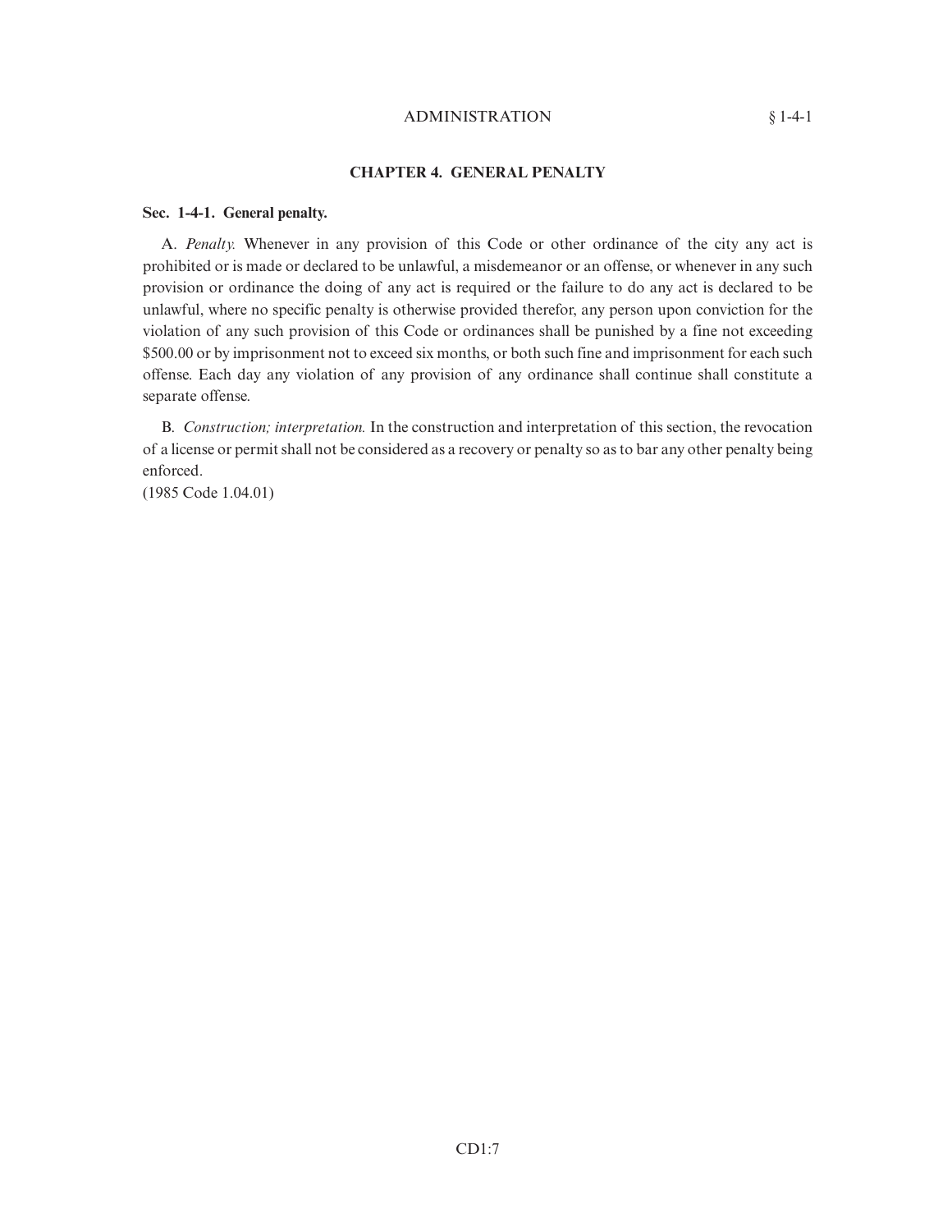## CHAPTER 4. GENERAL PENALTY

**Sec. 1-4-1. General penalty.**

A. *Penalty.* Whenever in any provision of this Code or other ordinance of the city any act is prohibited or is made or declared to be unlawful, a misdemeanor or an offense, or whenever in any such provision or ordinance the doing of any act is required or the failure to do any act is declared to be unlawful, where no specific penalty is otherwise provided therefor, any person upon conviction for the violation of any such provision of this Code or ordinances shall be punished by a fine not exceeding $500.00 or by imprisonment not to exceed six months, or both such fine and imprisonment for each such offense. Each day any violation of any provision of any ordinance shall continue shall constitute a separate offense.

B. *Construction; interpretation.* In the construction and interpretation of this section, the revocation of a license or permit shall not be considered as a recovery or penalty so as to bar any other penalty being enforced.

(1985 Code 1.04.01)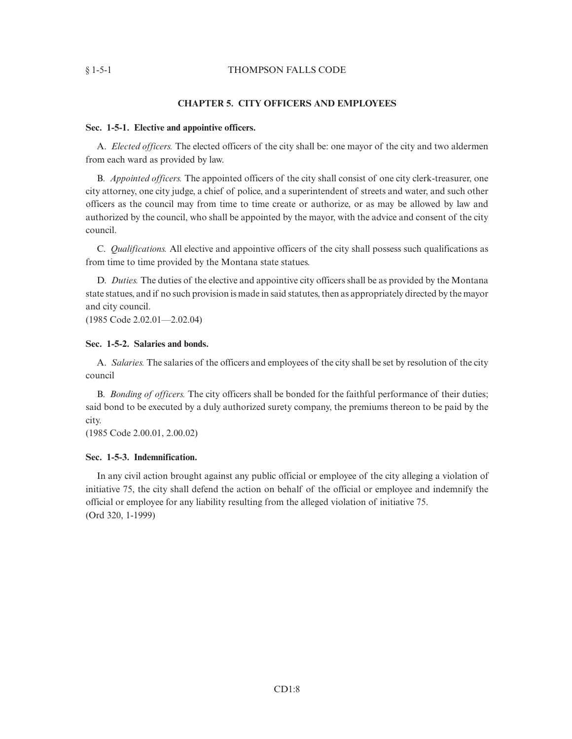## CHAPTER 5. CITY OFFICERS AND EMPLOYEES

### Sec. 1-5-1. Elective and appointive officers.

A. *Elected officers.* The elected officers of the city shall be: one mayor of the city and two aldermen from each ward as provided by law.

B. *Appointed officers.* The appointed officers of the city shall consist of one city clerk-treasurer, one city attorney, one city judge, a chief of police, and a superintendent of streets and water, and such other officers as the council may from time to time create or authorize, or as may be allowed by law and authorized by the council, who shall be appointed by the mayor, with the advice and consent of the city council.

C. *Qualifications.* All elective and appointive officers of the city shall possess such qualifications as from time to time provided by the Montana state statues.

D. *Duties.* The duties of the elective and appointive city officers shall be as provided by the Montana state statues, and if no such provision is made in said statutes, then as appropriately directed by the mayor and city council.
(1985 Code 2.02.01—2.02.04)

### Sec. 1-5-2. Salaries and bonds.

A. *Salaries.* The salaries of the officers and employees of the city shall be set by resolution of the city council

B. *Bonding of officers.* The city officers shall be bonded for the faithful performance of their duties; said bond to be executed by a duly authorized surety company, the premiums thereon to be paid by the city.
(1985 Code 2.00.01, 2.00.02)

### Sec. 1-5-3. Indemnification.

In any civil action brought against any public official or employee of the city alleging a violation of initiative 75, the city shall defend the action on behalf of the official or employee and indemnify the official or employee for any liability resulting from the alleged violation of initiative 75.
(Ord 320, 1-1999)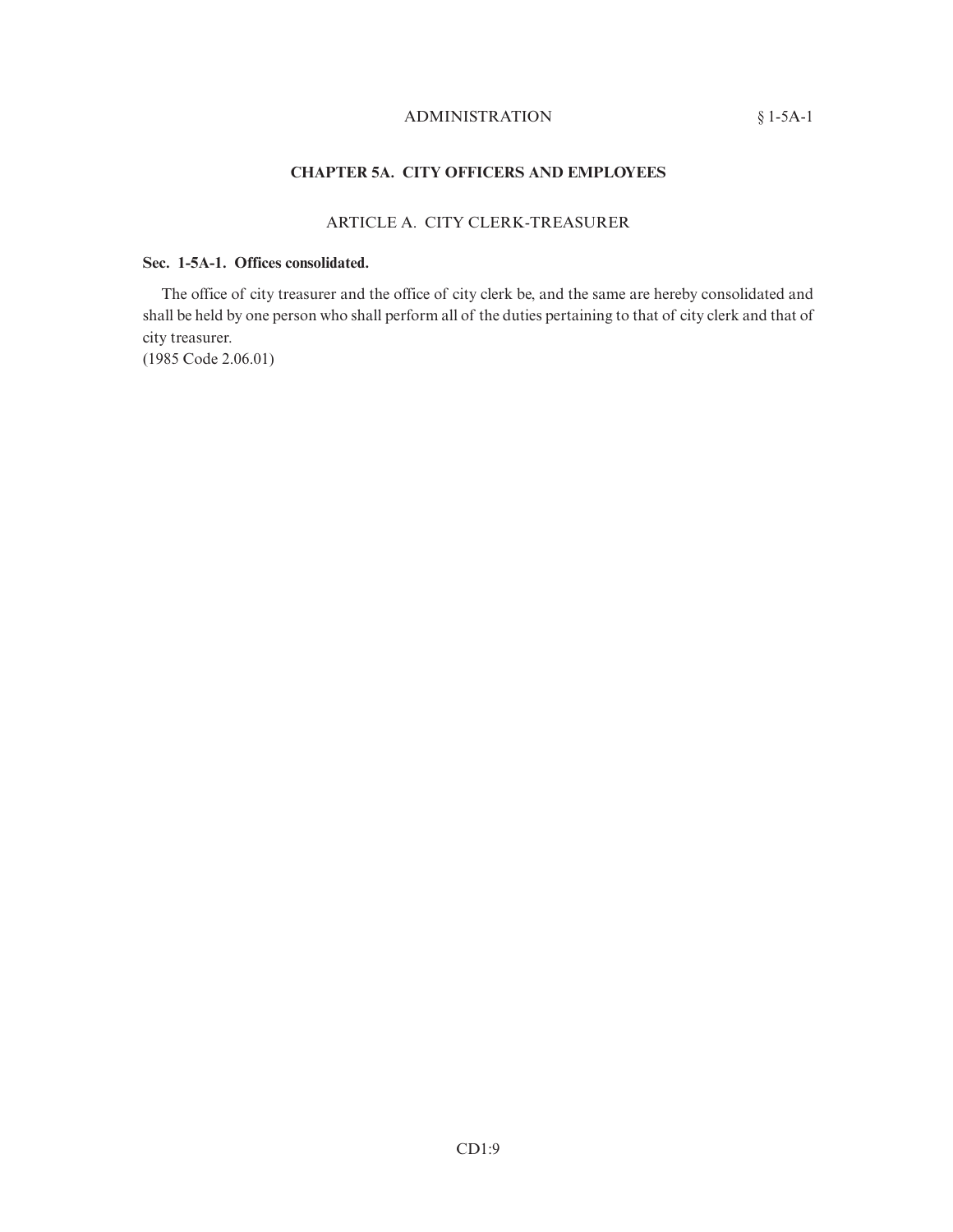# CHAPTER 5A. CITY OFFICERS AND EMPLOYEES

## ARTICLE A. CITY CLERK-TREASURER

**Sec. 1-5A-1. Offices consolidated.**

The office of city treasurer and the office of city clerk be, and the same are hereby consolidated and shall be held by one person who shall perform all of the duties pertaining to that of city clerk and that of city treasurer.
(1985 Code 2.06.01)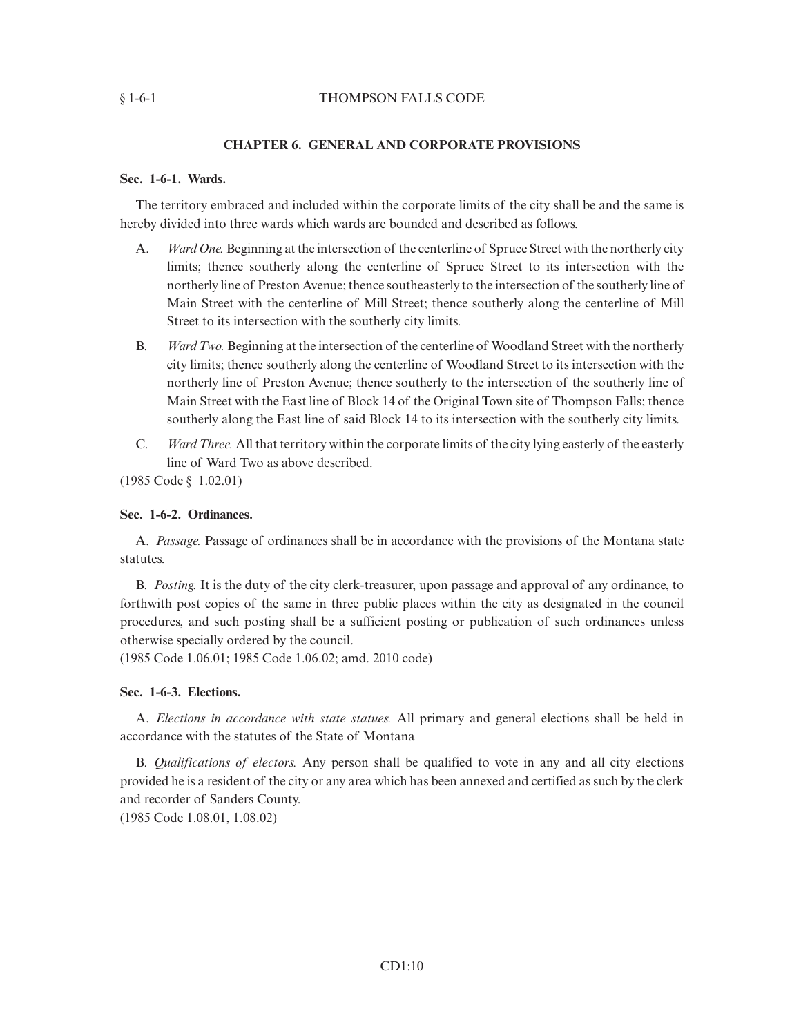## CHAPTER 6. GENERAL AND CORPORATE PROVISIONS

### Sec. 1-6-1. Wards.

The territory embraced and included within the corporate limits of the city shall be and the same is hereby divided into three wards which wards are bounded and described as follows.

A. *Ward One.* Beginning at the intersection of the centerline of Spruce Street with the northerly city limits; thence southerly along the centerline of Spruce Street to its intersection with the northerly line of Preston Avenue; thence southeasterly to the intersection of the southerly line of Main Street with the centerline of Mill Street; thence southerly along the centerline of Mill Street to its intersection with the southerly city limits.

B. *Ward Two.* Beginning at the intersection of the centerline of Woodland Street with the northerly city limits; thence southerly along the centerline of Woodland Street to its intersection with the northerly line of Preston Avenue; thence southerly to the intersection of the southerly line of Main Street with the East line of Block 14 of the Original Town site of Thompson Falls; thence southerly along the East line of said Block 14 to its intersection with the southerly city limits.

C. *Ward Three.* All that territory within the corporate limits of the city lying easterly of the easterly line of Ward Two as above described.

(1985 Code § 1.02.01)

### Sec. 1-6-2. Ordinances.

A. *Passage.* Passage of ordinances shall be in accordance with the provisions of the Montana state statutes.

B. *Posting.* It is the duty of the city clerk-treasurer, upon passage and approval of any ordinance, to forthwith post copies of the same in three public places within the city as designated in the council procedures, and such posting shall be a sufficient posting or publication of such ordinances unless otherwise specially ordered by the council.

(1985 Code 1.06.01; 1985 Code 1.06.02; amd. 2010 code)

### Sec. 1-6-3. Elections.

A. *Elections in accordance with state statues.* All primary and general elections shall be held in accordance with the statutes of the State of Montana

B. *Qualifications of electors.* Any person shall be qualified to vote in any and all city elections provided he is a resident of the city or any area which has been annexed and certified as such by the clerk and recorder of Sanders County.

(1985 Code 1.08.01, 1.08.02)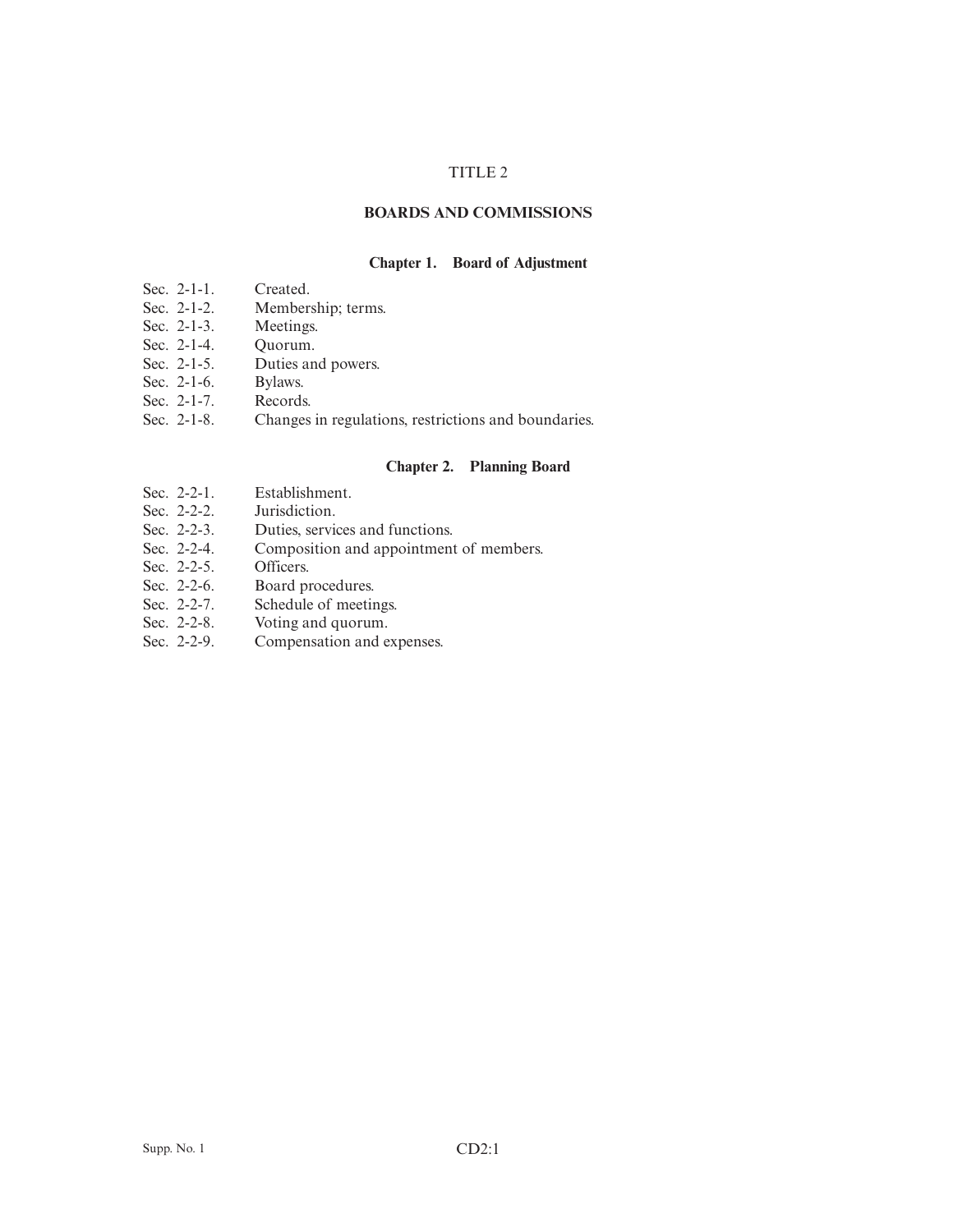# TITLE 2

## BOARDS AND COMMISSIONS

### Chapter 1. Board of Adjustment

Sec. 2-1-1. Created.
Sec. 2-1-2. Membership; terms.
Sec. 2-1-3. Meetings.
Sec. 2-1-4. Quorum.
Sec. 2-1-5. Duties and powers.
Sec. 2-1-6. Bylaws.
Sec. 2-1-7. Records.
Sec. 2-1-8. Changes in regulations, restrictions and boundaries.

### Chapter 2. Planning Board

Sec. 2-2-1. Establishment.
Sec. 2-2-2. Jurisdiction.
Sec. 2-2-3. Duties, services and functions.
Sec. 2-2-4. Composition and appointment of members.
Sec. 2-2-5. Officers.
Sec. 2-2-6. Board procedures.
Sec. 2-2-7. Schedule of meetings.
Sec. 2-2-8. Voting and quorum.
Sec. 2-2-9. Compensation and expenses.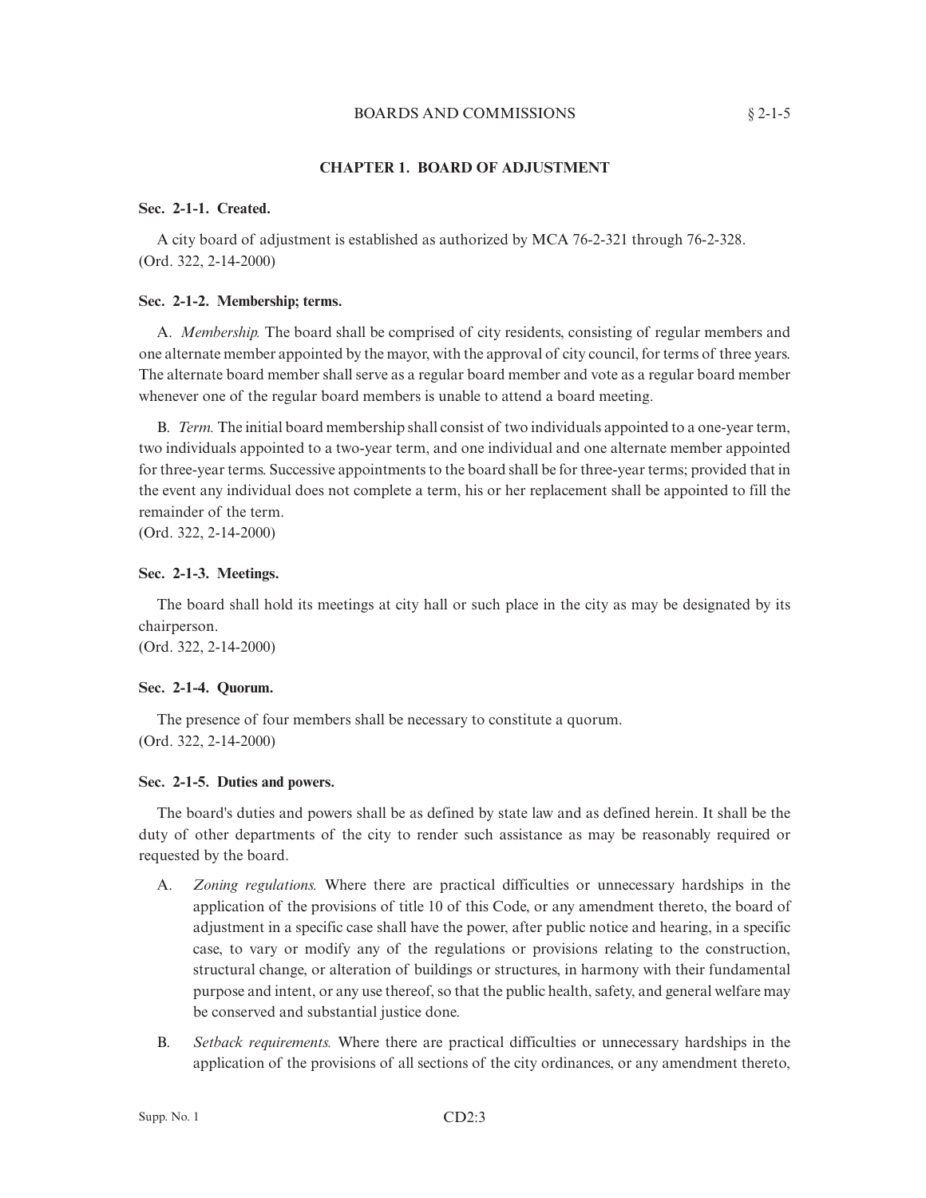## CHAPTER 1. BOARD OF ADJUSTMENT

### Sec. 2-1-1. Created.

A city board of adjustment is established as authorized by MCA 76-2-321 through 76-2-328.
(Ord. 322, 2-14-2000)

### Sec. 2-1-2. Membership; terms.

A. *Membership.* The board shall be comprised of city residents, consisting of regular members and one alternate member appointed by the mayor, with the approval of city council, for terms of three years. The alternate board member shall serve as a regular board member and vote as a regular board member whenever one of the regular board members is unable to attend a board meeting.

B. *Term.* The initial board membership shall consist of two individuals appointed to a one-year term, two individuals appointed to a two-year term, and one individual and one alternate member appointed for three-year terms. Successive appointments to the board shall be for three-year terms; provided that in the event any individual does not complete a term, his or her replacement shall be appointed to fill the remainder of the term.
(Ord. 322, 2-14-2000)

### Sec. 2-1-3. Meetings.

The board shall hold its meetings at city hall or such place in the city as may be designated by its chairperson.
(Ord. 322, 2-14-2000)

### Sec. 2-1-4. Quorum.

The presence of four members shall be necessary to constitute a quorum.
(Ord. 322, 2-14-2000)

### Sec. 2-1-5. Duties and powers.

The board's duties and powers shall be as defined by state law and as defined herein. It shall be the duty of other departments of the city to render such assistance as may be reasonably required or requested by the board.

A. *Zoning regulations.* Where there are practical difficulties or unnecessary hardships in the application of the provisions of title 10 of this Code, or any amendment thereto, the board of adjustment in a specific case shall have the power, after public notice and hearing, in a specific case, to vary or modify any of the regulations or provisions relating to the construction, structural change, or alteration of buildings or structures, in harmony with their fundamental purpose and intent, or any use thereof, so that the public health, safety, and general welfare may be conserved and substantial justice done.

B. *Setback requirements.* Where there are practical difficulties or unnecessary hardships in the application of the provisions of all sections of the city ordinances, or any amendment thereto,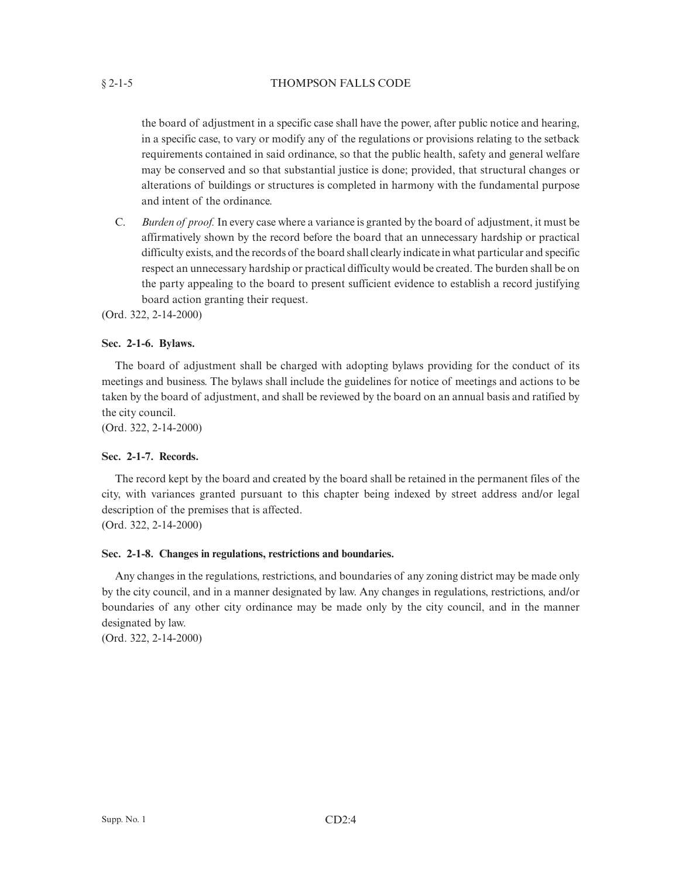the board of adjustment in a specific case shall have the power, after public notice and hearing, in a specific case, to vary or modify any of the regulations or provisions relating to the setback requirements contained in said ordinance, so that the public health, safety and general welfare may be conserved and so that substantial justice is done; provided, that structural changes or alterations of buildings or structures is completed in harmony with the fundamental purpose and intent of the ordinance.

C. *Burden of proof.* In every case where a variance is granted by the board of adjustment, it must be affirmatively shown by the record before the board that an unnecessary hardship or practical difficulty exists, and the records of the board shall clearly indicate in what particular and specific respect an unnecessary hardship or practical difficulty would be created. The burden shall be on the party appealing to the board to present sufficient evidence to establish a record justifying board action granting their request.

(Ord. 322, 2-14-2000)

**Sec. 2-1-6. Bylaws.**

The board of adjustment shall be charged with adopting bylaws providing for the conduct of its meetings and business. The bylaws shall include the guidelines for notice of meetings and actions to be taken by the board of adjustment, and shall be reviewed by the board on an annual basis and ratified by the city council.

(Ord. 322, 2-14-2000)

**Sec. 2-1-7. Records.**

The record kept by the board and created by the board shall be retained in the permanent files of the city, with variances granted pursuant to this chapter being indexed by street address and/or legal description of the premises that is affected.

(Ord. 322, 2-14-2000)

**Sec. 2-1-8. Changes in regulations, restrictions and boundaries.**

Any changes in the regulations, restrictions, and boundaries of any zoning district may be made only by the city council, and in a manner designated by law. Any changes in regulations, restrictions, and/or boundaries of any other city ordinance may be made only by the city council, and in the manner designated by law.

(Ord. 322, 2-14-2000)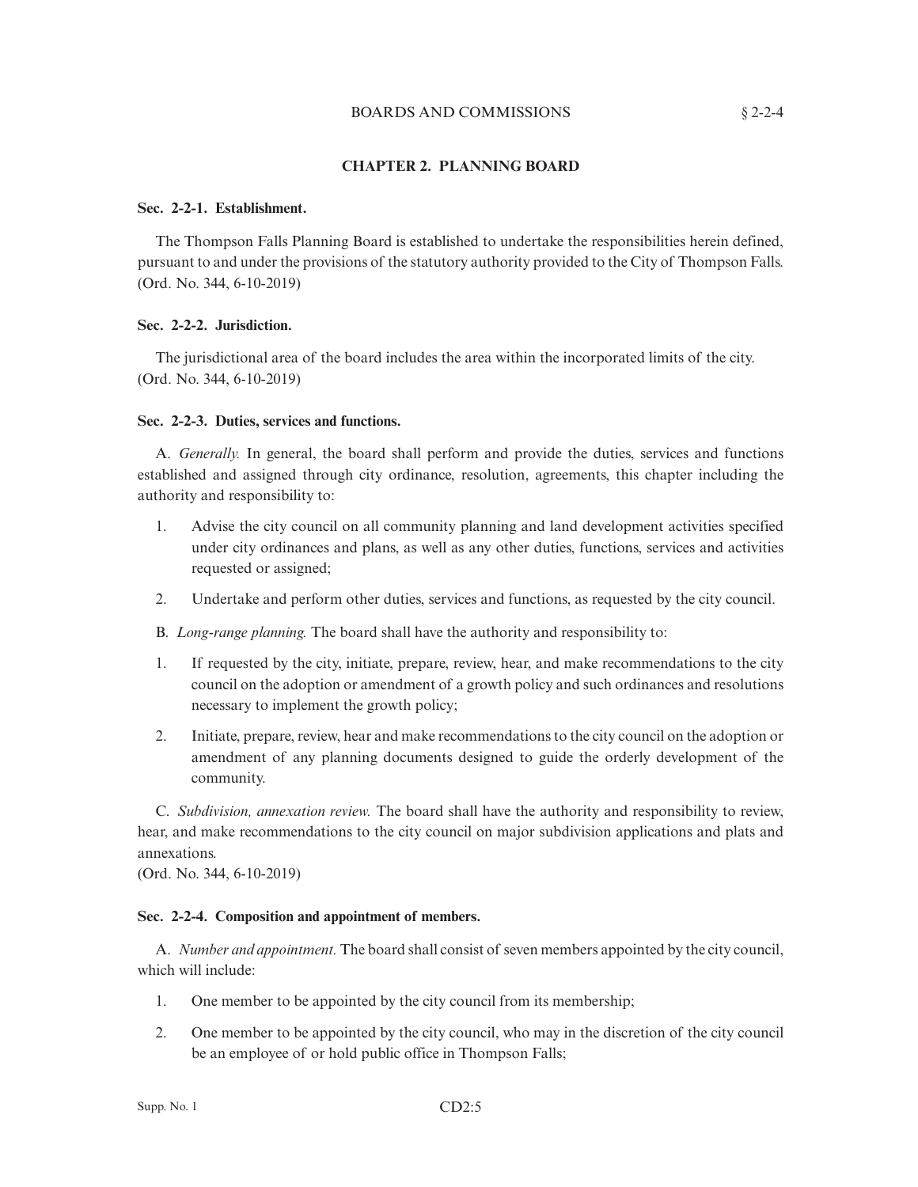## CHAPTER 2. PLANNING BOARD

**Sec. 2-2-1. Establishment.**

The Thompson Falls Planning Board is established to undertake the responsibilities herein defined, pursuant to and under the provisions of the statutory authority provided to the City of Thompson Falls.
(Ord. No. 344, 6-10-2019)

**Sec. 2-2-2. Jurisdiction.**

The jurisdictional area of the board includes the area within the incorporated limits of the city.
(Ord. No. 344, 6-10-2019)

**Sec. 2-2-3. Duties, services and functions.**

A. *Generally.* In general, the board shall perform and provide the duties, services and functions established and assigned through city ordinance, resolution, agreements, this chapter including the authority and responsibility to:

1. Advise the city council on all community planning and land development activities specified under city ordinances and plans, as well as any other duties, functions, services and activities requested or assigned;
2. Undertake and perform other duties, services and functions, as requested by the city council.

B. *Long-range planning.* The board shall have the authority and responsibility to:

1. If requested by the city, initiate, prepare, review, hear, and make recommendations to the city council on the adoption or amendment of a growth policy and such ordinances and resolutions necessary to implement the growth policy;
2. Initiate, prepare, review, hear and make recommendations to the city council on the adoption or amendment of any planning documents designed to guide the orderly development of the community.

C. *Subdivision, annexation review.* The board shall have the authority and responsibility to review, hear, and make recommendations to the city council on major subdivision applications and plats and annexations.
(Ord. No. 344, 6-10-2019)

**Sec. 2-2-4. Composition and appointment of members.**

A. *Number and appointment.* The board shall consist of seven members appointed by the city council, which will include:

1. One member to be appointed by the city council from its membership;
2. One member to be appointed by the city council, who may in the discretion of the city council be an employee of or hold public office in Thompson Falls;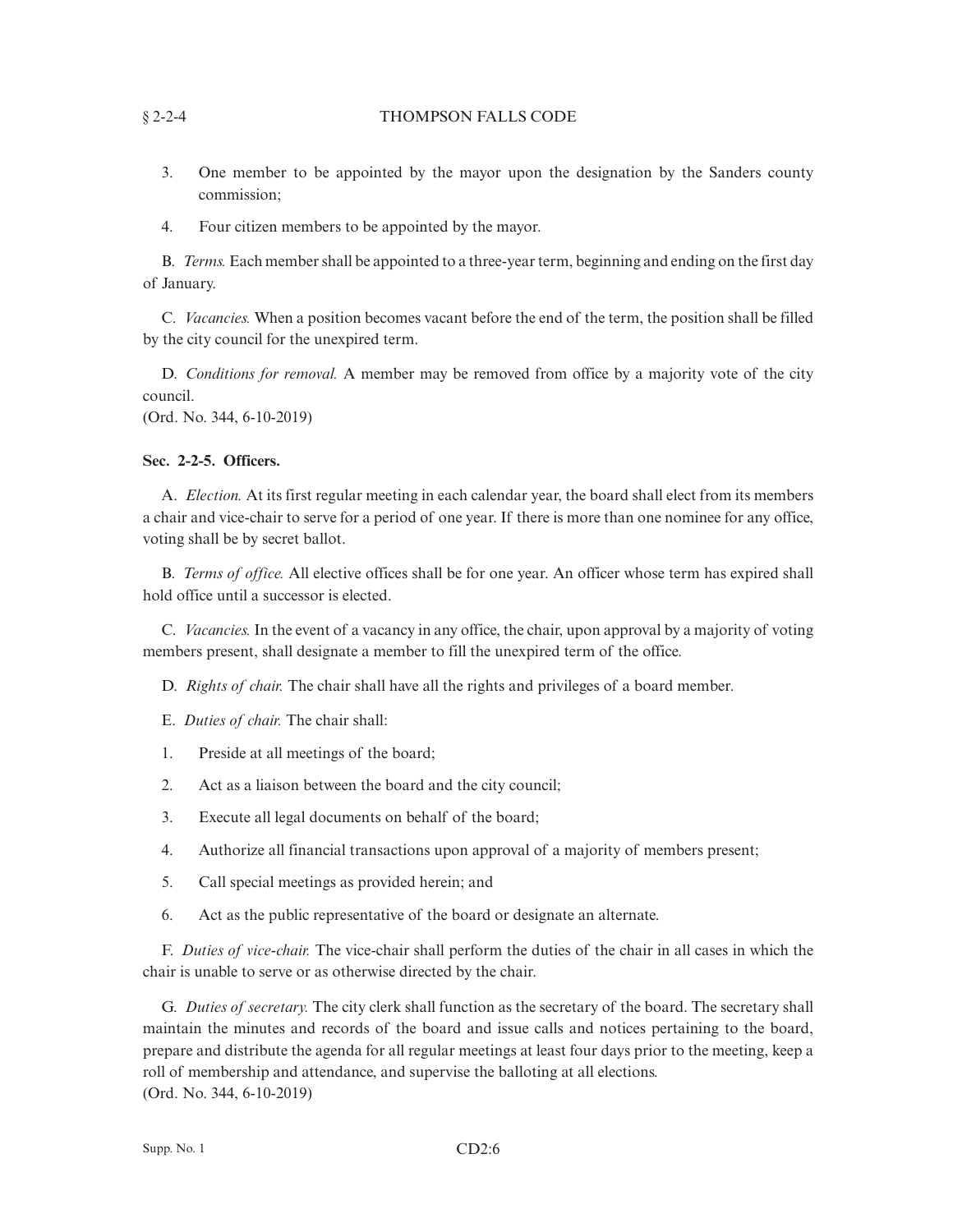3. One member to be appointed by the mayor upon the designation by the Sanders county commission;

4. Four citizen members to be appointed by the mayor.

B. *Terms.* Each member shall be appointed to a three-year term, beginning and ending on the first day of January.

C. *Vacancies.* When a position becomes vacant before the end of the term, the position shall be filled by the city council for the unexpired term.

D. *Conditions for removal.* A member may be removed from office by a majority vote of the city council.
(Ord. No. 344, 6-10-2019)

**Sec. 2-2-5. Officers.**

A. *Election.* At its first regular meeting in each calendar year, the board shall elect from its members a chair and vice-chair to serve for a period of one year. If there is more than one nominee for any office, voting shall be by secret ballot.

B. *Terms of office.* All elective offices shall be for one year. An officer whose term has expired shall hold office until a successor is elected.

C. *Vacancies.* In the event of a vacancy in any office, the chair, upon approval by a majority of voting members present, shall designate a member to fill the unexpired term of the office.

D. *Rights of chair.* The chair shall have all the rights and privileges of a board member.

E. *Duties of chair.* The chair shall:

1. Preside at all meetings of the board;

2. Act as a liaison between the board and the city council;

3. Execute all legal documents on behalf of the board;

4. Authorize all financial transactions upon approval of a majority of members present;

5. Call special meetings as provided herein; and

6. Act as the public representative of the board or designate an alternate.

F. *Duties of vice-chair.* The vice-chair shall perform the duties of the chair in all cases in which the chair is unable to serve or as otherwise directed by the chair.

G. *Duties of secretary.* The city clerk shall function as the secretary of the board. The secretary shall maintain the minutes and records of the board and issue calls and notices pertaining to the board, prepare and distribute the agenda for all regular meetings at least four days prior to the meeting, keep a roll of membership and attendance, and supervise the balloting at all elections.
(Ord. No. 344, 6-10-2019)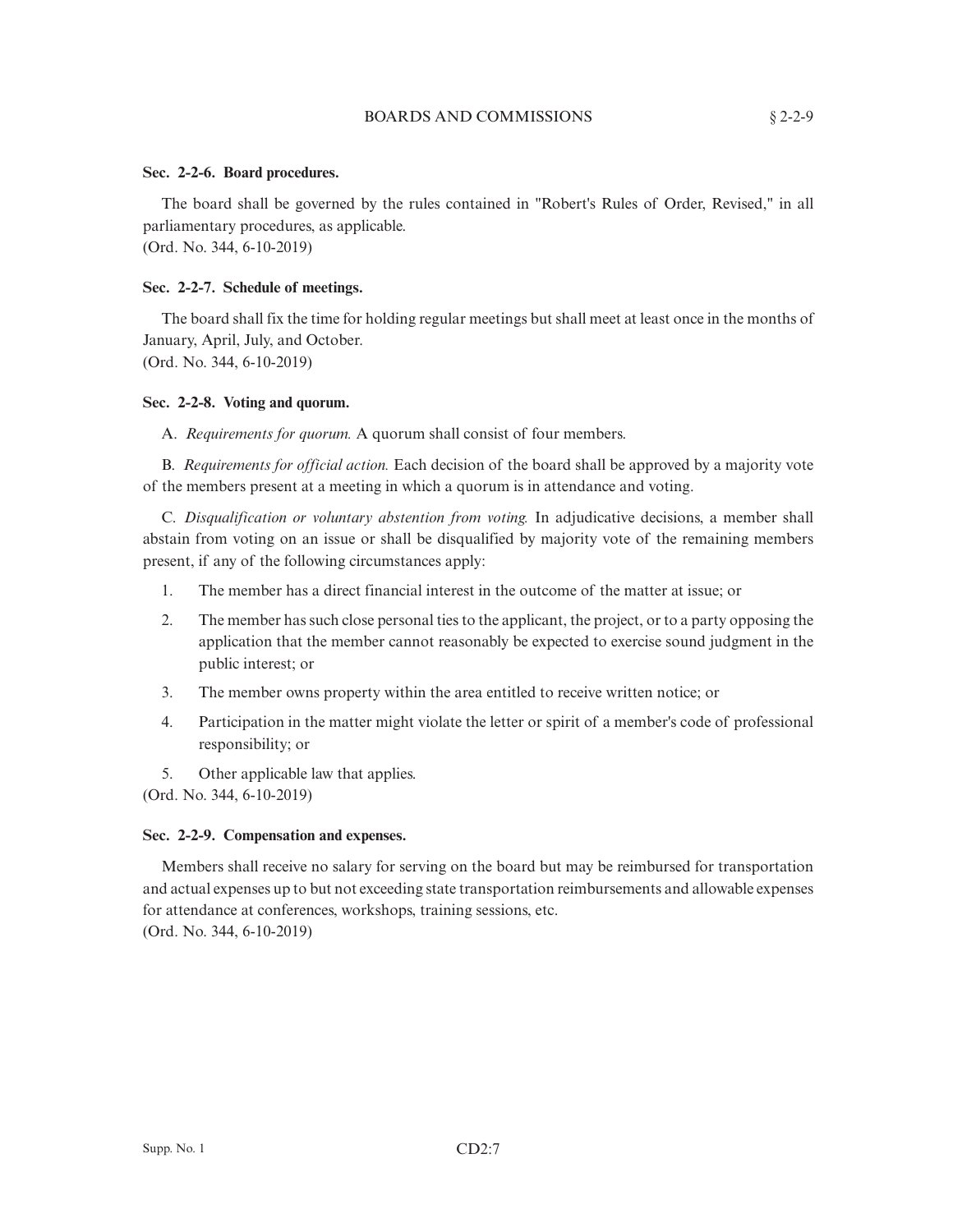### Sec. 2-2-6. Board procedures.

The board shall be governed by the rules contained in "Robert's Rules of Order, Revised," in all parliamentary procedures, as applicable.
(Ord. No. 344, 6-10-2019)

### Sec. 2-2-7. Schedule of meetings.

The board shall fix the time for holding regular meetings but shall meet at least once in the months of January, April, July, and October.
(Ord. No. 344, 6-10-2019)

### Sec. 2-2-8. Voting and quorum.

A. *Requirements for quorum.* A quorum shall consist of four members.

B. *Requirements for official action.* Each decision of the board shall be approved by a majority vote of the members present at a meeting in which a quorum is in attendance and voting.

C. *Disqualification or voluntary abstention from voting.* In adjudicative decisions, a member shall abstain from voting on an issue or shall be disqualified by majority vote of the remaining members present, if any of the following circumstances apply:

1. The member has a direct financial interest in the outcome of the matter at issue; or
2. The member has such close personal ties to the applicant, the project, or to a party opposing the application that the member cannot reasonably be expected to exercise sound judgment in the public interest; or
3. The member owns property within the area entitled to receive written notice; or
4. Participation in the matter might violate the letter or spirit of a member's code of professional responsibility; or
5. Other applicable law that applies.

(Ord. No. 344, 6-10-2019)

### Sec. 2-2-9. Compensation and expenses.

Members shall receive no salary for serving on the board but may be reimbursed for transportation and actual expenses up to but not exceeding state transportation reimbursements and allowable expenses for attendance at conferences, workshops, training sessions, etc.
(Ord. No. 344, 6-10-2019)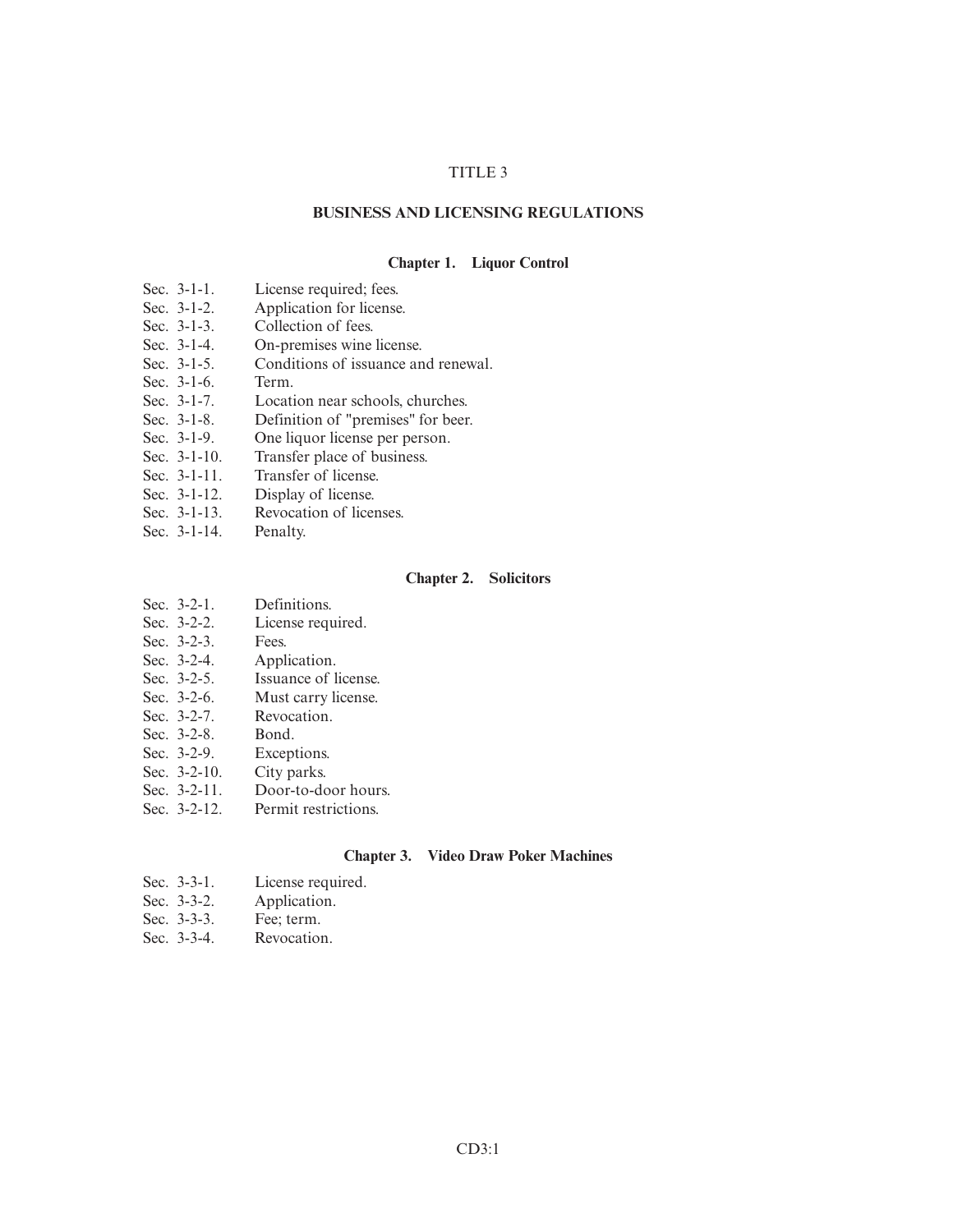# TITLE 3

# BUSINESS AND LICENSING REGULATIONS

## Chapter 1. Liquor Control

Sec. 3-1-1. License required; fees.
Sec. 3-1-2. Application for license.
Sec. 3-1-3. Collection of fees.
Sec. 3-1-4. On-premises wine license.
Sec. 3-1-5. Conditions of issuance and renewal.
Sec. 3-1-6. Term.
Sec. 3-1-7. Location near schools, churches.
Sec. 3-1-8. Definition of "premises" for beer.
Sec. 3-1-9. One liquor license per person.
Sec. 3-1-10. Transfer place of business.
Sec. 3-1-11. Transfer of license.
Sec. 3-1-12. Display of license.
Sec. 3-1-13. Revocation of licenses.
Sec. 3-1-14. Penalty.

## Chapter 2. Solicitors

Sec. 3-2-1. Definitions.
Sec. 3-2-2. License required.
Sec. 3-2-3. Fees.
Sec. 3-2-4. Application.
Sec. 3-2-5. Issuance of license.
Sec. 3-2-6. Must carry license.
Sec. 3-2-7. Revocation.
Sec. 3-2-8. Bond.
Sec. 3-2-9. Exceptions.
Sec. 3-2-10. City parks.
Sec. 3-2-11. Door-to-door hours.
Sec. 3-2-12. Permit restrictions.

## Chapter 3. Video Draw Poker Machines

Sec. 3-3-1. License required.
Sec. 3-3-2. Application.
Sec. 3-3-3. Fee; term.
Sec. 3-3-4. Revocation.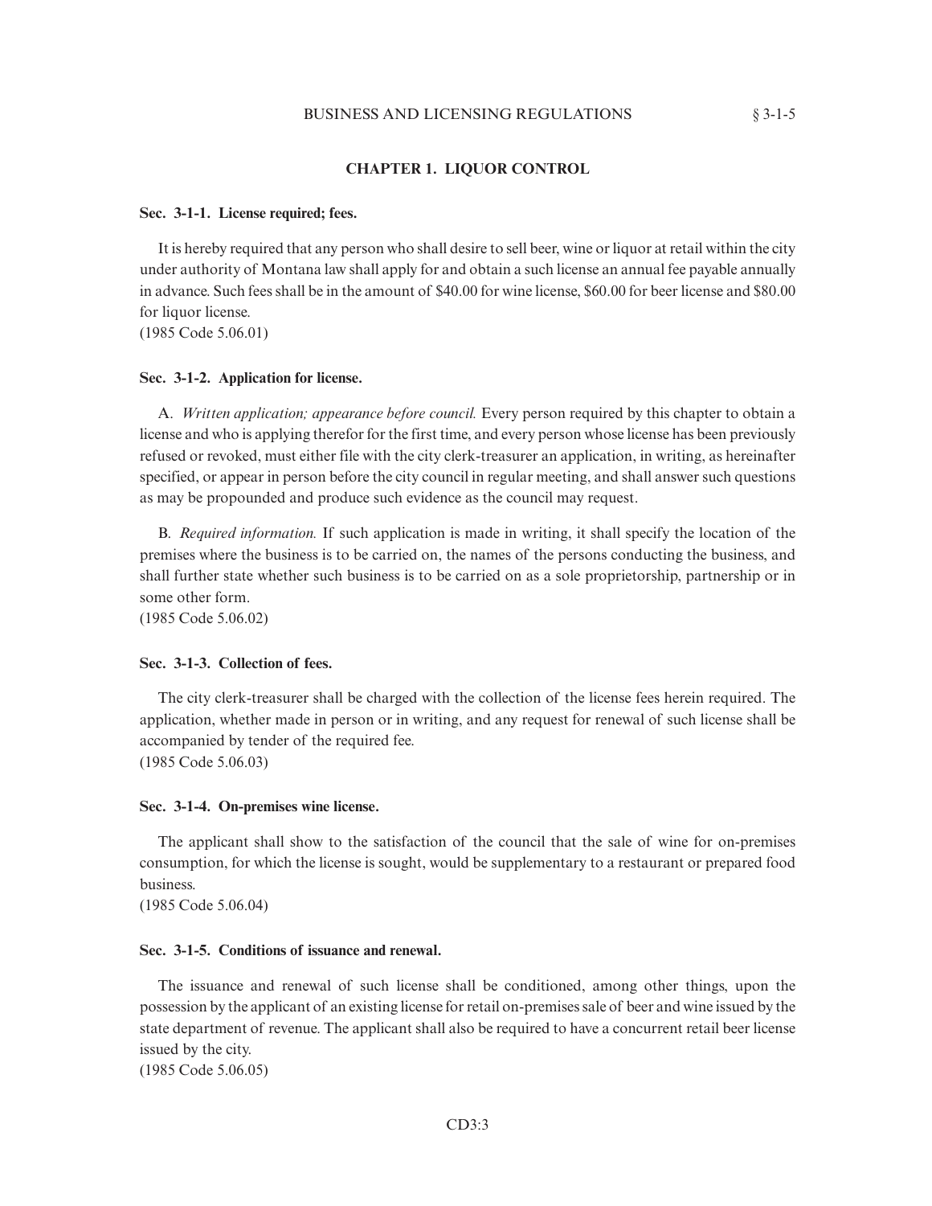## CHAPTER 1. LIQUOR CONTROL

### Sec. 3-1-1. License required; fees.

It is hereby required that any person who shall desire to sell beer, wine or liquor at retail within the city under authority of Montana law shall apply for and obtain a such license an annual fee payable annually in advance. Such fees shall be in the amount of $40.00 for wine license, $60.00 for beer license and $80.00 for liquor license.
(1985 Code 5.06.01)

### Sec. 3-1-2. Application for license.

A. *Written application; appearance before council.* Every person required by this chapter to obtain a license and who is applying therefor for the first time, and every person whose license has been previously refused or revoked, must either file with the city clerk-treasurer an application, in writing, as hereinafter specified, or appear in person before the city council in regular meeting, and shall answer such questions as may be propounded and produce such evidence as the council may request.

B. *Required information.* If such application is made in writing, it shall specify the location of the premises where the business is to be carried on, the names of the persons conducting the business, and shall further state whether such business is to be carried on as a sole proprietorship, partnership or in some other form.
(1985 Code 5.06.02)

### Sec. 3-1-3. Collection of fees.

The city clerk-treasurer shall be charged with the collection of the license fees herein required. The application, whether made in person or in writing, and any request for renewal of such license shall be accompanied by tender of the required fee.
(1985 Code 5.06.03)

### Sec. 3-1-4. On-premises wine license.

The applicant shall show to the satisfaction of the council that the sale of wine for on-premises consumption, for which the license is sought, would be supplementary to a restaurant or prepared food business.
(1985 Code 5.06.04)

### Sec. 3-1-5. Conditions of issuance and renewal.

The issuance and renewal of such license shall be conditioned, among other things, upon the possession by the applicant of an existing license for retail on-premises sale of beer and wine issued by the state department of revenue. The applicant shall also be required to have a concurrent retail beer license issued by the city.
(1985 Code 5.06.05)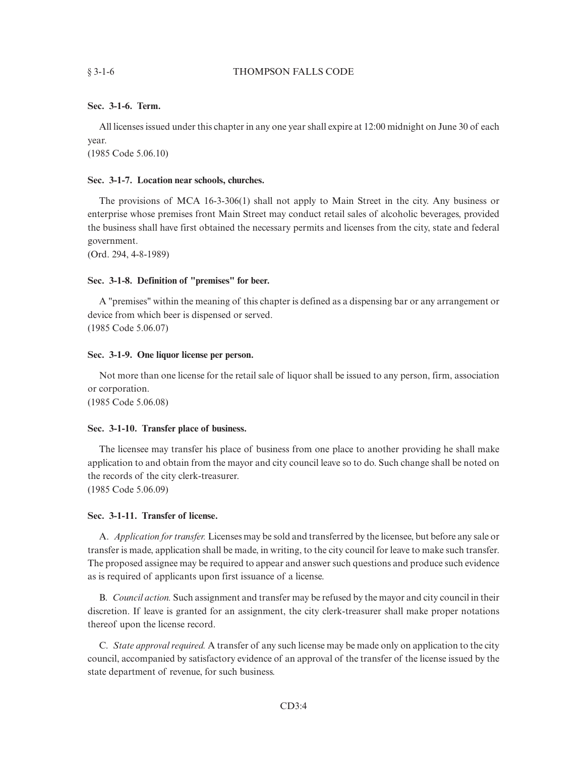### Sec. 3-1-6. Term.

All licenses issued under this chapter in any one year shall expire at 12:00 midnight on June 30 of each year.
(1985 Code 5.06.10)

### Sec. 3-1-7. Location near schools, churches.

The provisions of MCA 16-3-306(1) shall not apply to Main Street in the city. Any business or enterprise whose premises front Main Street may conduct retail sales of alcoholic beverages, provided the business shall have first obtained the necessary permits and licenses from the city, state and federal government.
(Ord. 294, 4-8-1989)

### Sec. 3-1-8. Definition of "premises" for beer.

A "premises" within the meaning of this chapter is defined as a dispensing bar or any arrangement or device from which beer is dispensed or served.
(1985 Code 5.06.07)

### Sec. 3-1-9. One liquor license per person.

Not more than one license for the retail sale of liquor shall be issued to any person, firm, association or corporation.
(1985 Code 5.06.08)

### Sec. 3-1-10. Transfer place of business.

The licensee may transfer his place of business from one place to another providing he shall make application to and obtain from the mayor and city council leave so to do. Such change shall be noted on the records of the city clerk-treasurer.
(1985 Code 5.06.09)

### Sec. 3-1-11. Transfer of license.

A. *Application for transfer.* Licenses may be sold and transferred by the licensee, but before any sale or transfer is made, application shall be made, in writing, to the city council for leave to make such transfer. The proposed assignee may be required to appear and answer such questions and produce such evidence as is required of applicants upon first issuance of a license.

B. *Council action.* Such assignment and transfer may be refused by the mayor and city council in their discretion. If leave is granted for an assignment, the city clerk-treasurer shall make proper notations thereof upon the license record.

C. *State approval required.* A transfer of any such license may be made only on application to the city council, accompanied by satisfactory evidence of an approval of the transfer of the license issued by the state department of revenue, for such business.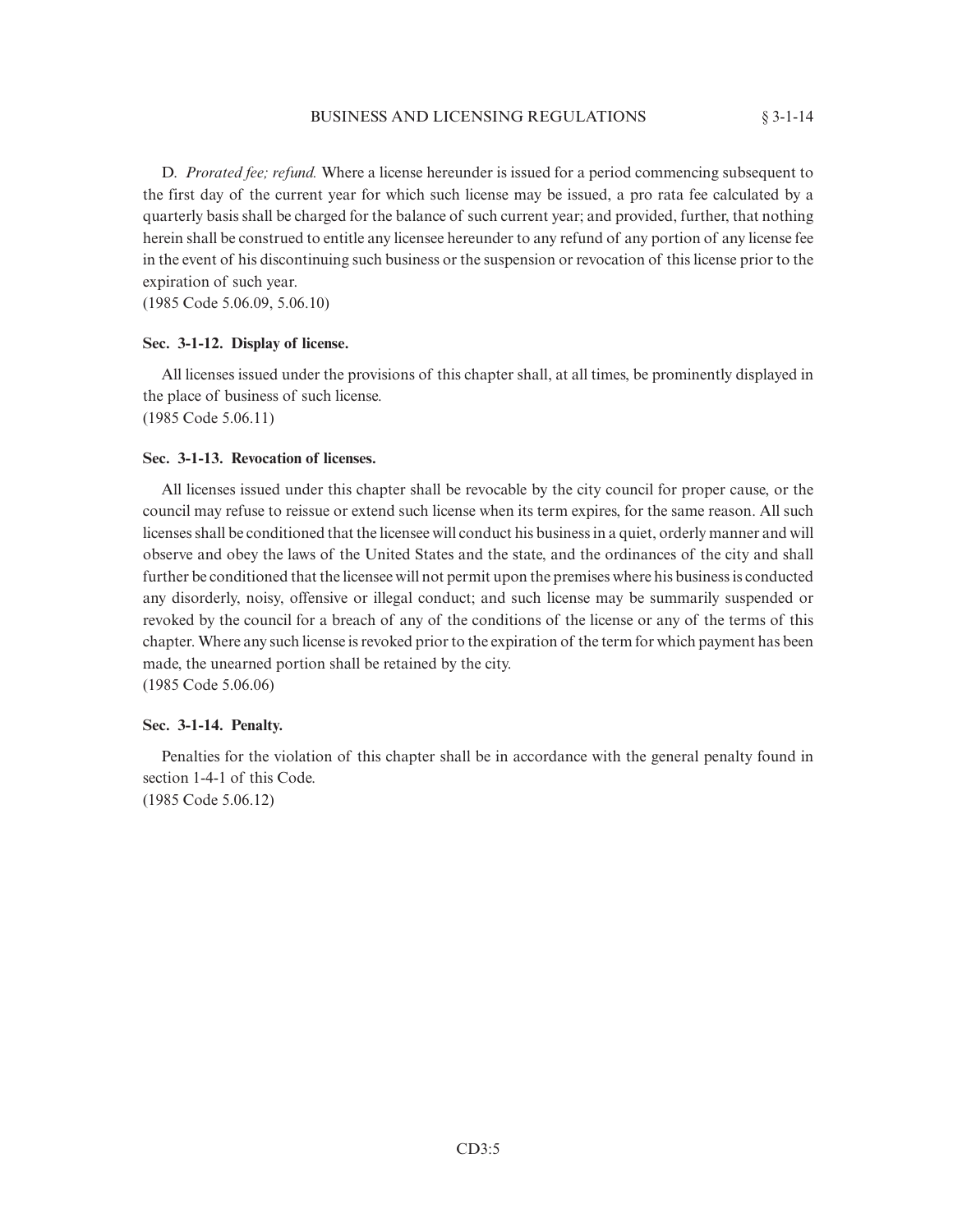D. *Prorated fee; refund.* Where a license hereunder is issued for a period commencing subsequent to the first day of the current year for which such license may be issued, a pro rata fee calculated by a quarterly basis shall be charged for the balance of such current year; and provided, further, that nothing herein shall be construed to entitle any licensee hereunder to any refund of any portion of any license fee in the event of his discontinuing such business or the suspension or revocation of this license prior to the expiration of such year.
(1985 Code 5.06.09, 5.06.10)

**Sec. 3-1-12. Display of license.**

All licenses issued under the provisions of this chapter shall, at all times, be prominently displayed in the place of business of such license.
(1985 Code 5.06.11)

**Sec. 3-1-13. Revocation of licenses.**

All licenses issued under this chapter shall be revocable by the city council for proper cause, or the council may refuse to reissue or extend such license when its term expires, for the same reason. All such licenses shall be conditioned that the licensee will conduct his business in a quiet, orderly manner and will observe and obey the laws of the United States and the state, and the ordinances of the city and shall further be conditioned that the licensee will not permit upon the premises where his business is conducted any disorderly, noisy, offensive or illegal conduct; and such license may be summarily suspended or revoked by the council for a breach of any of the conditions of the license or any of the terms of this chapter. Where any such license is revoked prior to the expiration of the term for which payment has been made, the unearned portion shall be retained by the city.
(1985 Code 5.06.06)

**Sec. 3-1-14. Penalty.**

Penalties for the violation of this chapter shall be in accordance with the general penalty found in section 1-4-1 of this Code.
(1985 Code 5.06.12)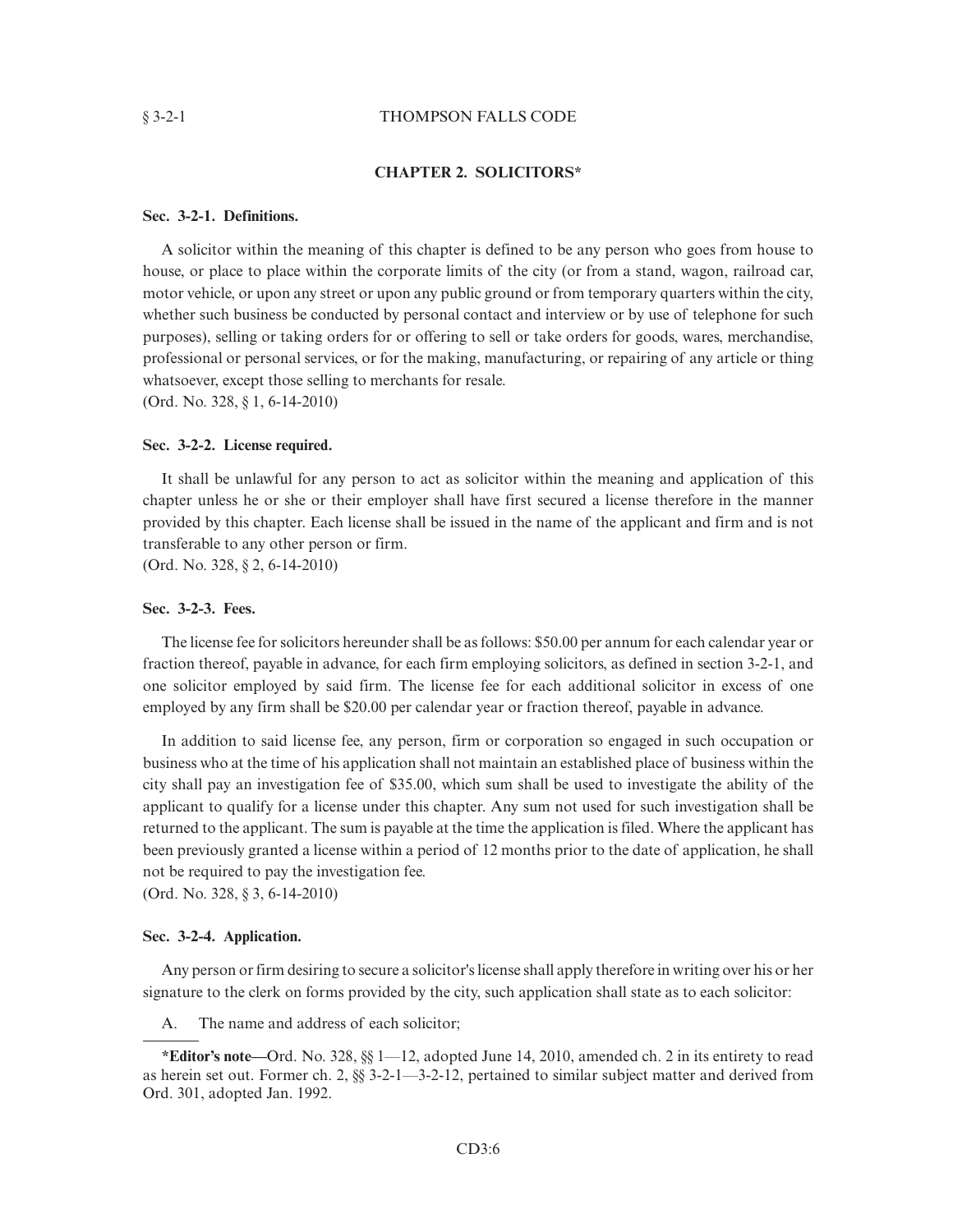## CHAPTER 2. SOLICITORS*

### Sec. 3-2-1. Definitions.

A solicitor within the meaning of this chapter is defined to be any person who goes from house to house, or place to place within the corporate limits of the city (or from a stand, wagon, railroad car, motor vehicle, or upon any street or upon any public ground or from temporary quarters within the city, whether such business be conducted by personal contact and interview or by use of telephone for such purposes), selling or taking orders for or offering to sell or take orders for goods, wares, merchandise, professional or personal services, or for the making, manufacturing, or repairing of any article or thing whatsoever, except those selling to merchants for resale.

(Ord. No. 328, § 1, 6-14-2010)

### Sec. 3-2-2. License required.

It shall be unlawful for any person to act as solicitor within the meaning and application of this chapter unless he or she or their employer shall have first secured a license therefore in the manner provided by this chapter. Each license shall be issued in the name of the applicant and firm and is not transferable to any other person or firm.

(Ord. No. 328, § 2, 6-14-2010)

### Sec. 3-2-3. Fees.

The license fee for solicitors hereunder shall be as follows: $50.00 per annum for each calendar year or fraction thereof, payable in advance, for each firm employing solicitors, as defined in section 3-2-1, and one solicitor employed by said firm. The license fee for each additional solicitor in excess of one employed by any firm shall be $20.00 per calendar year or fraction thereof, payable in advance.

In addition to said license fee, any person, firm or corporation so engaged in such occupation or business who at the time of his application shall not maintain an established place of business within the city shall pay an investigation fee of $35.00, which sum shall be used to investigate the ability of the applicant to qualify for a license under this chapter. Any sum not used for such investigation shall be returned to the applicant. The sum is payable at the time the application is filed. Where the applicant has been previously granted a license within a period of 12 months prior to the date of application, he shall not be required to pay the investigation fee.

(Ord. No. 328, § 3, 6-14-2010)

### Sec. 3-2-4. Application.

Any person or firm desiring to secure a solicitor's license shall apply therefore in writing over his or her signature to the clerk on forms provided by the city, such application shall state as to each solicitor:

A. The name and address of each solicitor;

---

**\*Editor's note**—Ord. No. 328, §§ 1—12, adopted June 14, 2010, amended ch. 2 in its entirety to read as herein set out. Former ch. 2, §§ 3-2-1—3-2-12, pertained to similar subject matter and derived from Ord. 301, adopted Jan. 1992.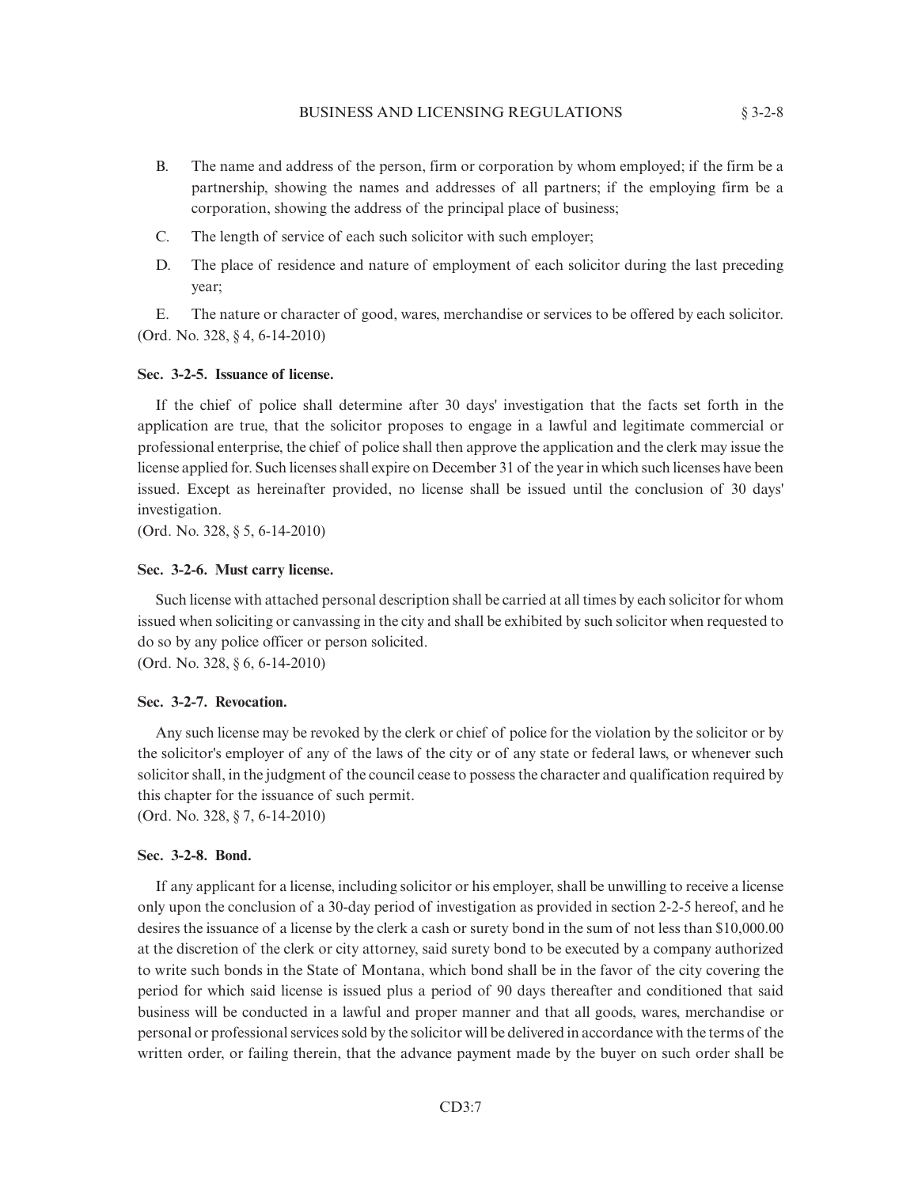B. The name and address of the person, firm or corporation by whom employed; if the firm be a partnership, showing the names and addresses of all partners; if the employing firm be a corporation, showing the address of the principal place of business;

C. The length of service of each such solicitor with such employer;

D. The place of residence and nature of employment of each solicitor during the last preceding year;

E. The nature or character of good, wares, merchandise or services to be offered by each solicitor.

(Ord. No. 328, § 4, 6-14-2010)

**Sec. 3-2-5. Issuance of license.**

If the chief of police shall determine after 30 days' investigation that the facts set forth in the application are true, that the solicitor proposes to engage in a lawful and legitimate commercial or professional enterprise, the chief of police shall then approve the application and the clerk may issue the license applied for. Such licenses shall expire on December 31 of the year in which such licenses have been issued. Except as hereinafter provided, no license shall be issued until the conclusion of 30 days' investigation.

(Ord. No. 328, § 5, 6-14-2010)

**Sec. 3-2-6. Must carry license.**

Such license with attached personal description shall be carried at all times by each solicitor for whom issued when soliciting or canvassing in the city and shall be exhibited by such solicitor when requested to do so by any police officer or person solicited.

(Ord. No. 328, § 6, 6-14-2010)

**Sec. 3-2-7. Revocation.**

Any such license may be revoked by the clerk or chief of police for the violation by the solicitor or by the solicitor's employer of any of the laws of the city or of any state or federal laws, or whenever such solicitor shall, in the judgment of the council cease to possess the character and qualification required by this chapter for the issuance of such permit.

(Ord. No. 328, § 7, 6-14-2010)

**Sec. 3-2-8. Bond.**

If any applicant for a license, including solicitor or his employer, shall be unwilling to receive a license only upon the conclusion of a 30-day period of investigation as provided in section 2-2-5 hereof, and he desires the issuance of a license by the clerk a cash or surety bond in the sum of not less than $10,000.00 at the discretion of the clerk or city attorney, said surety bond to be executed by a company authorized to write such bonds in the State of Montana, which bond shall be in the favor of the city covering the period for which said license is issued plus a period of 90 days thereafter and conditioned that said business will be conducted in a lawful and proper manner and that all goods, wares, merchandise or personal or professional services sold by the solicitor will be delivered in accordance with the terms of the written order, or failing therein, that the advance payment made by the buyer on such order shall be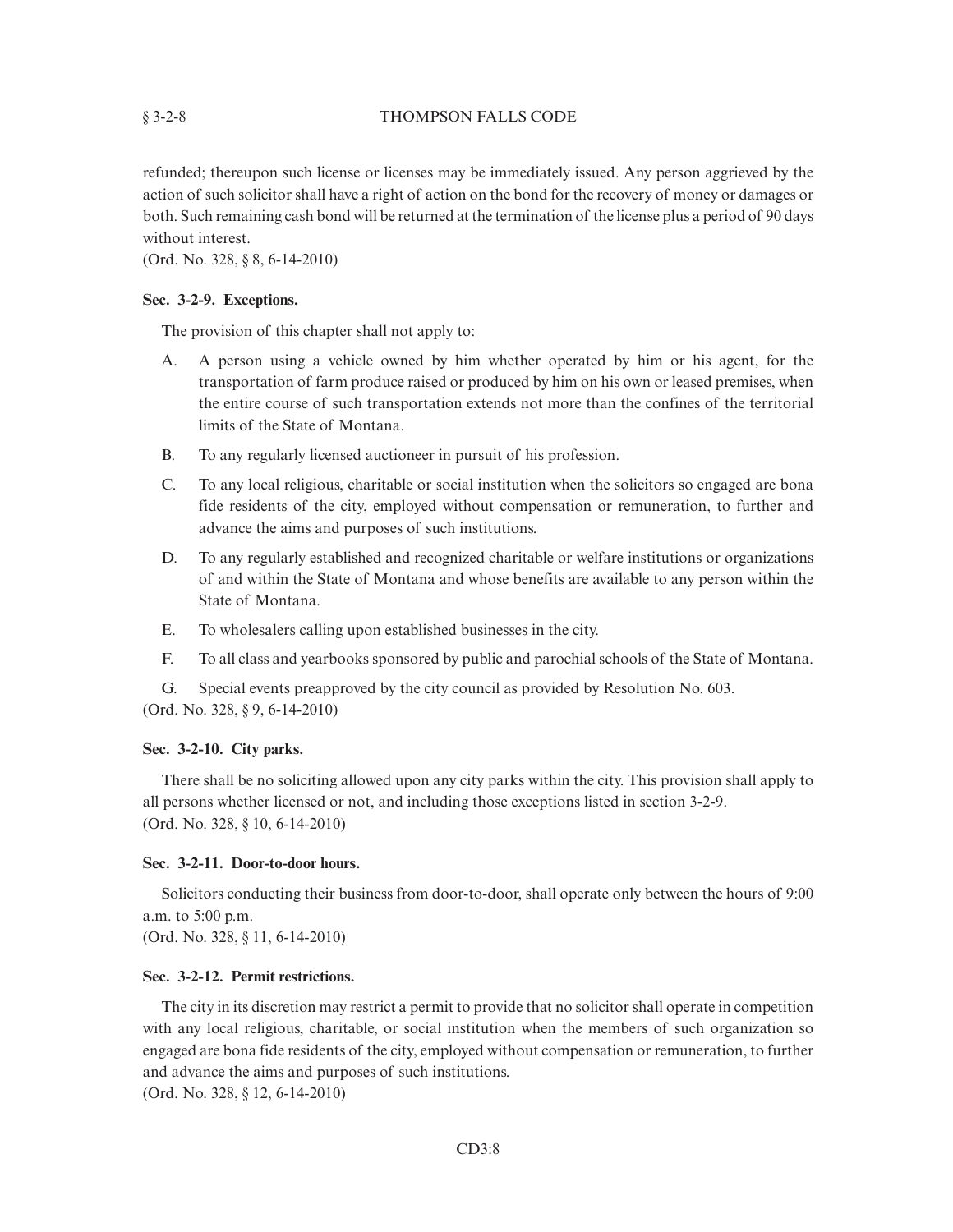refunded; thereupon such license or licenses may be immediately issued. Any person aggrieved by the action of such solicitor shall have a right of action on the bond for the recovery of money or damages or both. Such remaining cash bond will be returned at the termination of the license plus a period of 90 days without interest.

(Ord. No. 328, § 8, 6-14-2010)

**Sec. 3-2-9. Exceptions.**

The provision of this chapter shall not apply to:

A. A person using a vehicle owned by him whether operated by him or his agent, for the transportation of farm produce raised or produced by him on his own or leased premises, when the entire course of such transportation extends not more than the confines of the territorial limits of the State of Montana.

B. To any regularly licensed auctioneer in pursuit of his profession.

C. To any local religious, charitable or social institution when the solicitors so engaged are bona fide residents of the city, employed without compensation or remuneration, to further and advance the aims and purposes of such institutions.

D. To any regularly established and recognized charitable or welfare institutions or organizations of and within the State of Montana and whose benefits are available to any person within the State of Montana.

E. To wholesalers calling upon established businesses in the city.

F. To all class and yearbooks sponsored by public and parochial schools of the State of Montana.

G. Special events preapproved by the city council as provided by Resolution No. 603.

(Ord. No. 328, § 9, 6-14-2010)

**Sec. 3-2-10. City parks.**

There shall be no soliciting allowed upon any city parks within the city. This provision shall apply to all persons whether licensed or not, and including those exceptions listed in section 3-2-9.

(Ord. No. 328, § 10, 6-14-2010)

**Sec. 3-2-11. Door-to-door hours.**

Solicitors conducting their business from door-to-door, shall operate only between the hours of 9:00 a.m. to 5:00 p.m.

(Ord. No. 328, § 11, 6-14-2010)

**Sec. 3-2-12. Permit restrictions.**

The city in its discretion may restrict a permit to provide that no solicitor shall operate in competition with any local religious, charitable, or social institution when the members of such organization so engaged are bona fide residents of the city, employed without compensation or remuneration, to further and advance the aims and purposes of such institutions.

(Ord. No. 328, § 12, 6-14-2010)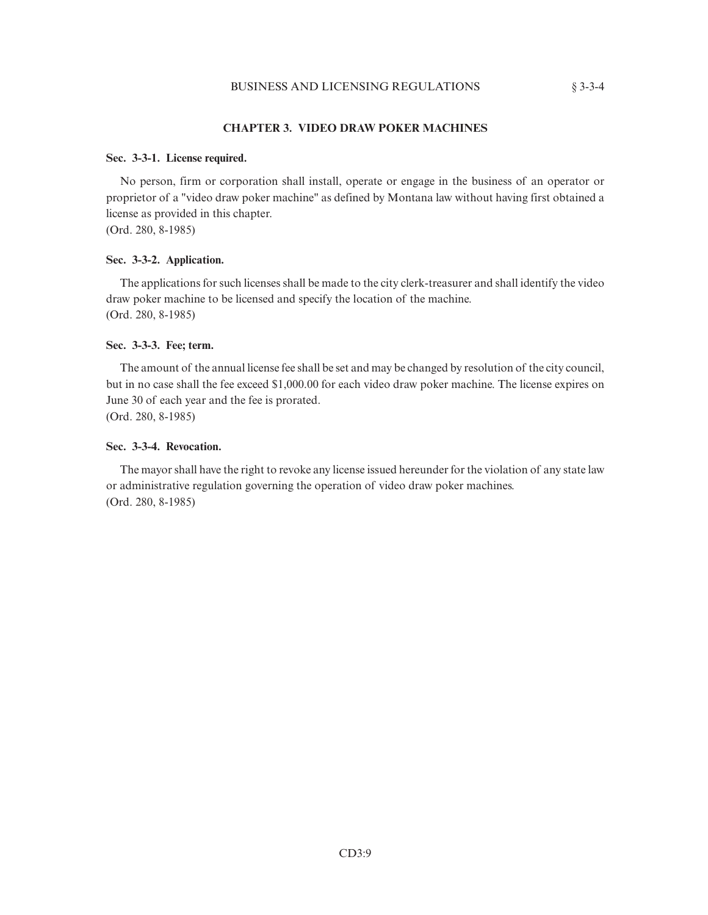## CHAPTER 3. VIDEO DRAW POKER MACHINES

**Sec. 3-3-1. License required.**

No person, firm or corporation shall install, operate or engage in the business of an operator or proprietor of a "video draw poker machine" as defined by Montana law without having first obtained a license as provided in this chapter.
(Ord. 280, 8-1985)

**Sec. 3-3-2. Application.**

The applications for such licenses shall be made to the city clerk-treasurer and shall identify the video draw poker machine to be licensed and specify the location of the machine.
(Ord. 280, 8-1985)

**Sec. 3-3-3. Fee; term.**

The amount of the annual license fee shall be set and may be changed by resolution of the city council, but in no case shall the fee exceed $1,000.00 for each video draw poker machine. The license expires on June 30 of each year and the fee is prorated.
(Ord. 280, 8-1985)

**Sec. 3-3-4. Revocation.**

The mayor shall have the right to revoke any license issued hereunder for the violation of any state law or administrative regulation governing the operation of video draw poker machines.
(Ord. 280, 8-1985)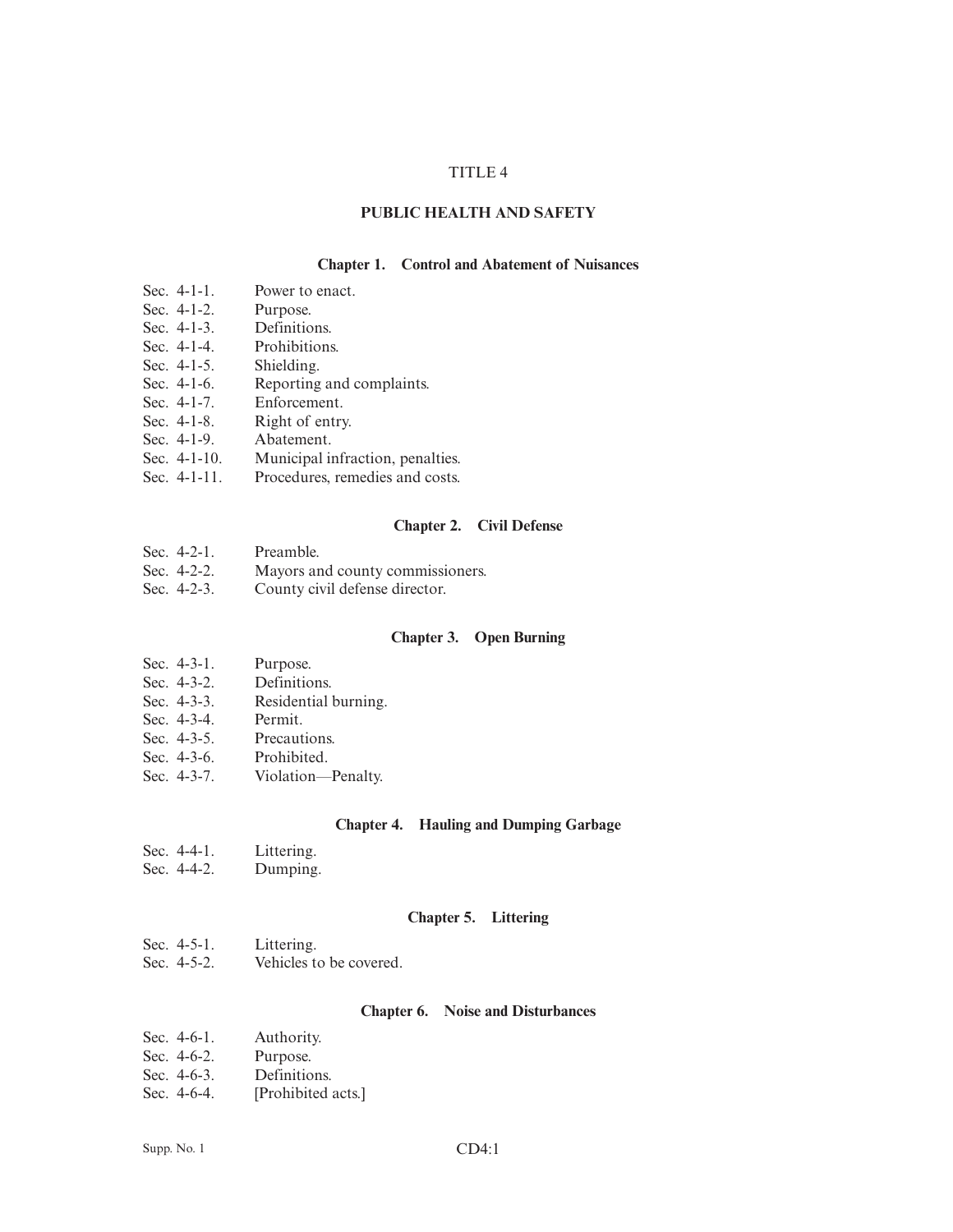# TITLE 4

# PUBLIC HEALTH AND SAFETY

## Chapter 1. Control and Abatement of Nuisances

Sec. 4-1-1. Power to enact.
Sec. 4-1-2. Purpose.
Sec. 4-1-3. Definitions.
Sec. 4-1-4. Prohibitions.
Sec. 4-1-5. Shielding.
Sec. 4-1-6. Reporting and complaints.
Sec. 4-1-7. Enforcement.
Sec. 4-1-8. Right of entry.
Sec. 4-1-9. Abatement.
Sec. 4-1-10. Municipal infraction, penalties.
Sec. 4-1-11. Procedures, remedies and costs.

## Chapter 2. Civil Defense

Sec. 4-2-1. Preamble.
Sec. 4-2-2. Mayors and county commissioners.
Sec. 4-2-3. County civil defense director.

## Chapter 3. Open Burning

Sec. 4-3-1. Purpose.
Sec. 4-3-2. Definitions.
Sec. 4-3-3. Residential burning.
Sec. 4-3-4. Permit.
Sec. 4-3-5. Precautions.
Sec. 4-3-6. Prohibited.
Sec. 4-3-7. Violation—Penalty.

## Chapter 4. Hauling and Dumping Garbage

Sec. 4-4-1. Littering.
Sec. 4-4-2. Dumping.

## Chapter 5. Littering

Sec. 4-5-1. Littering.
Sec. 4-5-2. Vehicles to be covered.

## Chapter 6. Noise and Disturbances

Sec. 4-6-1. Authority.
Sec. 4-6-2. Purpose.
Sec. 4-6-3. Definitions.
Sec. 4-6-4. [Prohibited acts.]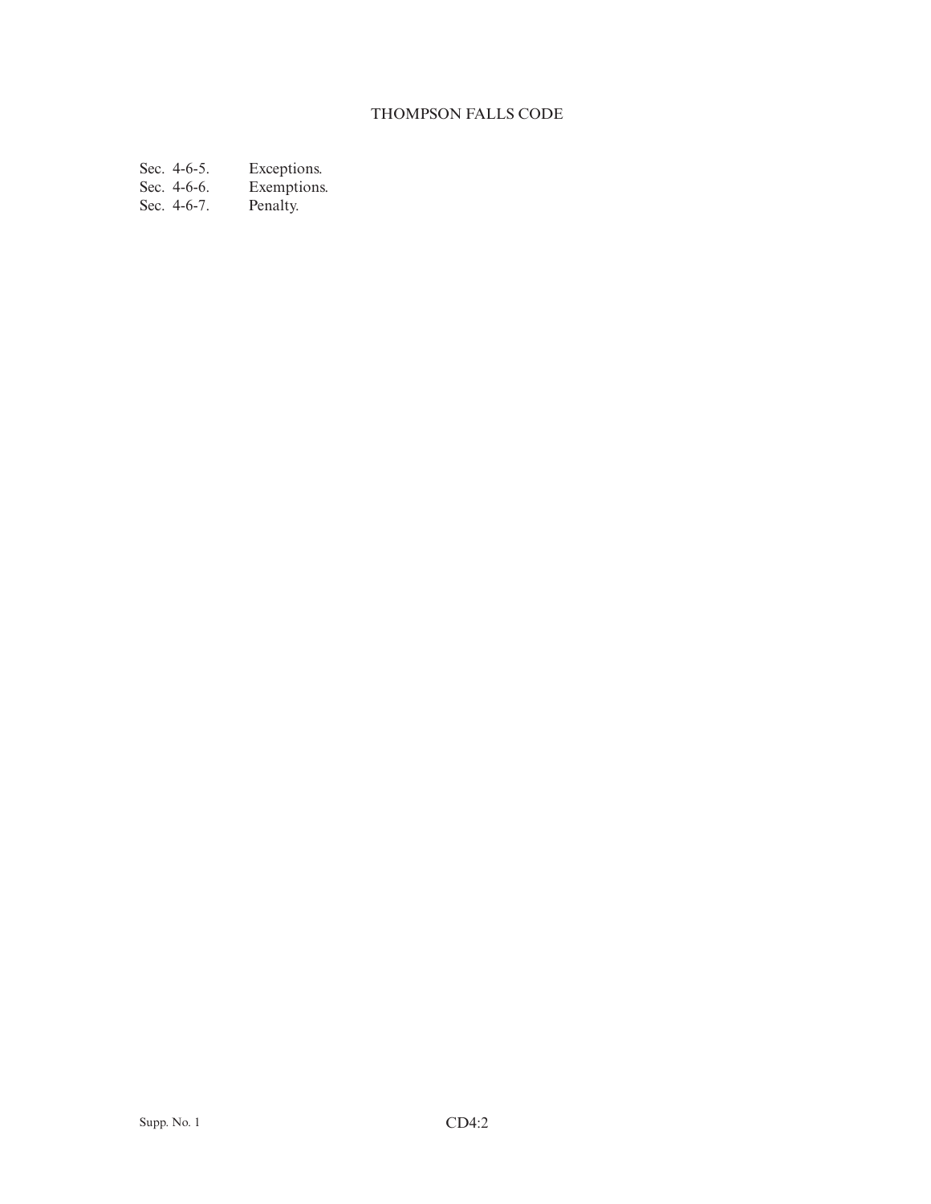Sec. 4-6-5. Exceptions.
Sec. 4-6-6. Exemptions.
Sec. 4-6-7. Penalty.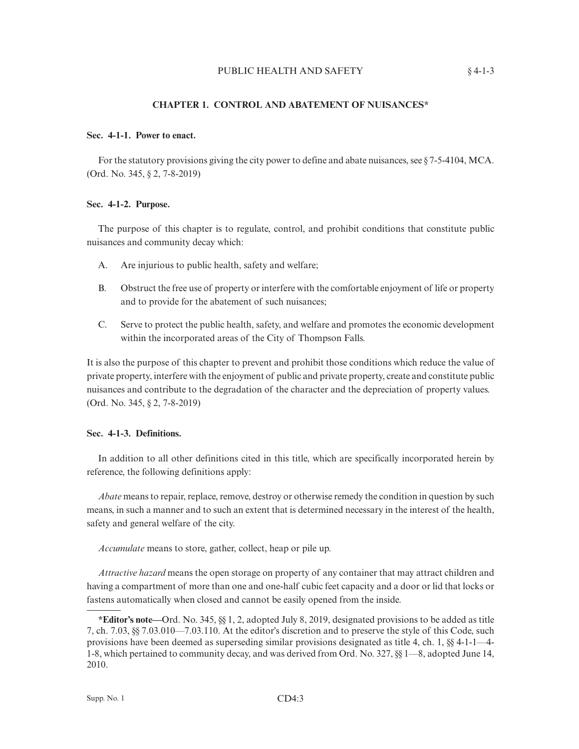## CHAPTER 1. CONTROL AND ABATEMENT OF NUISANCES*

### Sec. 4-1-1. Power to enact.

For the statutory provisions giving the city power to define and abate nuisances, see § 7-5-4104, MCA. (Ord. No. 345, § 2, 7-8-2019)

### Sec. 4-1-2. Purpose.

The purpose of this chapter is to regulate, control, and prohibit conditions that constitute public nuisances and community decay which:

A. Are injurious to public health, safety and welfare;

B. Obstruct the free use of property or interfere with the comfortable enjoyment of life or property and to provide for the abatement of such nuisances;

C. Serve to protect the public health, safety, and welfare and promotes the economic development within the incorporated areas of the City of Thompson Falls.

It is also the purpose of this chapter to prevent and prohibit those conditions which reduce the value of private property, interfere with the enjoyment of public and private property, create and constitute public nuisances and contribute to the degradation of the character and the depreciation of property values. (Ord. No. 345, § 2, 7-8-2019)

### Sec. 4-1-3. Definitions.

In addition to all other definitions cited in this title, which are specifically incorporated herein by reference, the following definitions apply:

*Abate* means to repair, replace, remove, destroy or otherwise remedy the condition in question by such means, in such a manner and to such an extent that is determined necessary in the interest of the health, safety and general welfare of the city.

*Accumulate* means to store, gather, collect, heap or pile up.

*Attractive hazard* means the open storage on property of any container that may attract children and having a compartment of more than one and one-half cubic feet capacity and a door or lid that locks or fastens automatically when closed and cannot be easily opened from the inside.

---

***Editor's note—**Ord. No. 345, §§ 1, 2, adopted July 8, 2019, designated provisions to be added as title 7, ch. 7.03, §§ 7.03.010—7.03.110. At the editor's discretion and to preserve the style of this Code, such provisions have been deemed as superseding similar provisions designated as title 4, ch. 1, §§ 4-1-1—4-1-8, which pertained to community decay, and was derived from Ord. No. 327, §§ 1—8, adopted June 14, 2010.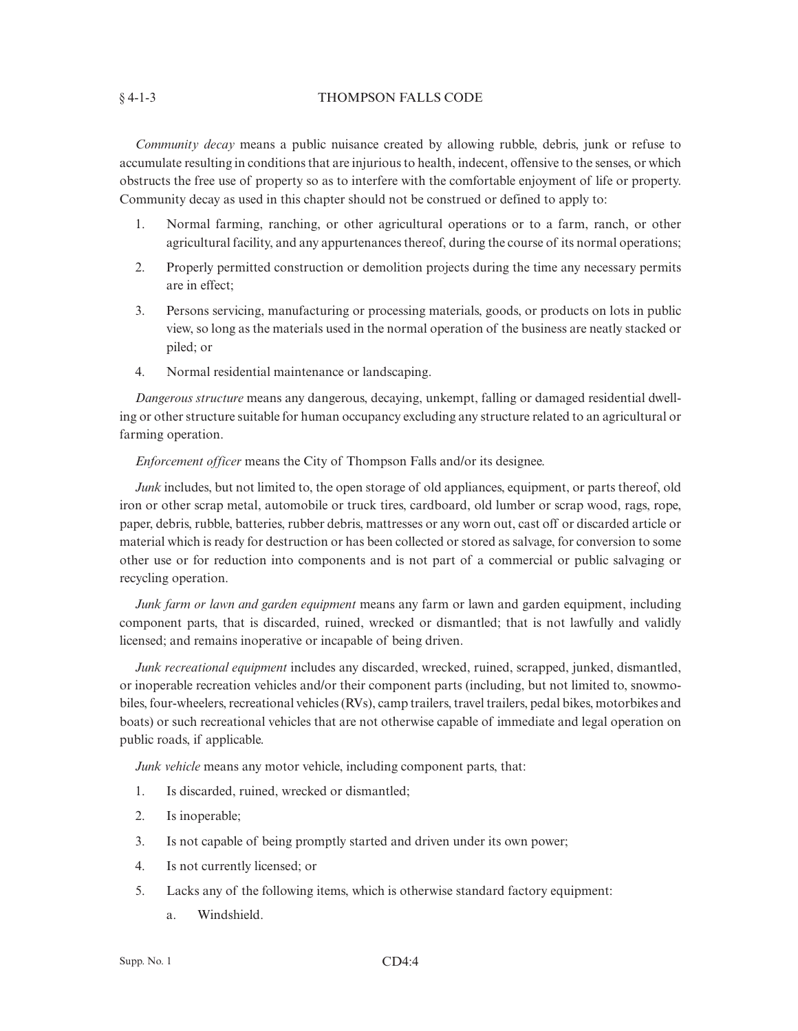*Community decay* means a public nuisance created by allowing rubble, debris, junk or refuse to accumulate resulting in conditions that are injurious to health, indecent, offensive to the senses, or which obstructs the free use of property so as to interfere with the comfortable enjoyment of life or property. Community decay as used in this chapter should not be construed or defined to apply to:

1. Normal farming, ranching, or other agricultural operations or to a farm, ranch, or other agricultural facility, and any appurtenances thereof, during the course of its normal operations;
2. Properly permitted construction or demolition projects during the time any necessary permits are in effect;
3. Persons servicing, manufacturing or processing materials, goods, or products on lots in public view, so long as the materials used in the normal operation of the business are neatly stacked or piled; or
4. Normal residential maintenance or landscaping.

*Dangerous structure* means any dangerous, decaying, unkempt, falling or damaged residential dwelling or other structure suitable for human occupancy excluding any structure related to an agricultural or farming operation.

*Enforcement officer* means the City of Thompson Falls and/or its designee.

*Junk* includes, but not limited to, the open storage of old appliances, equipment, or parts thereof, old iron or other scrap metal, automobile or truck tires, cardboard, old lumber or scrap wood, rags, rope, paper, debris, rubble, batteries, rubber debris, mattresses or any worn out, cast off or discarded article or material which is ready for destruction or has been collected or stored as salvage, for conversion to some other use or for reduction into components and is not part of a commercial or public salvaging or recycling operation.

*Junk farm or lawn and garden equipment* means any farm or lawn and garden equipment, including component parts, that is discarded, ruined, wrecked or dismantled; that is not lawfully and validly licensed; and remains inoperative or incapable of being driven.

*Junk recreational equipment* includes any discarded, wrecked, ruined, scrapped, junked, dismantled, or inoperable recreation vehicles and/or their component parts (including, but not limited to, snowmobiles, four-wheelers, recreational vehicles (RVs), camp trailers, travel trailers, pedal bikes, motorbikes and boats) or such recreational vehicles that are not otherwise capable of immediate and legal operation on public roads, if applicable.

*Junk vehicle* means any motor vehicle, including component parts, that:

1. Is discarded, ruined, wrecked or dismantled;
2. Is inoperable;
3. Is not capable of being promptly started and driven under its own power;
4. Is not currently licensed; or
5. Lacks any of the following items, which is otherwise standard factory equipment:
   a. Windshield.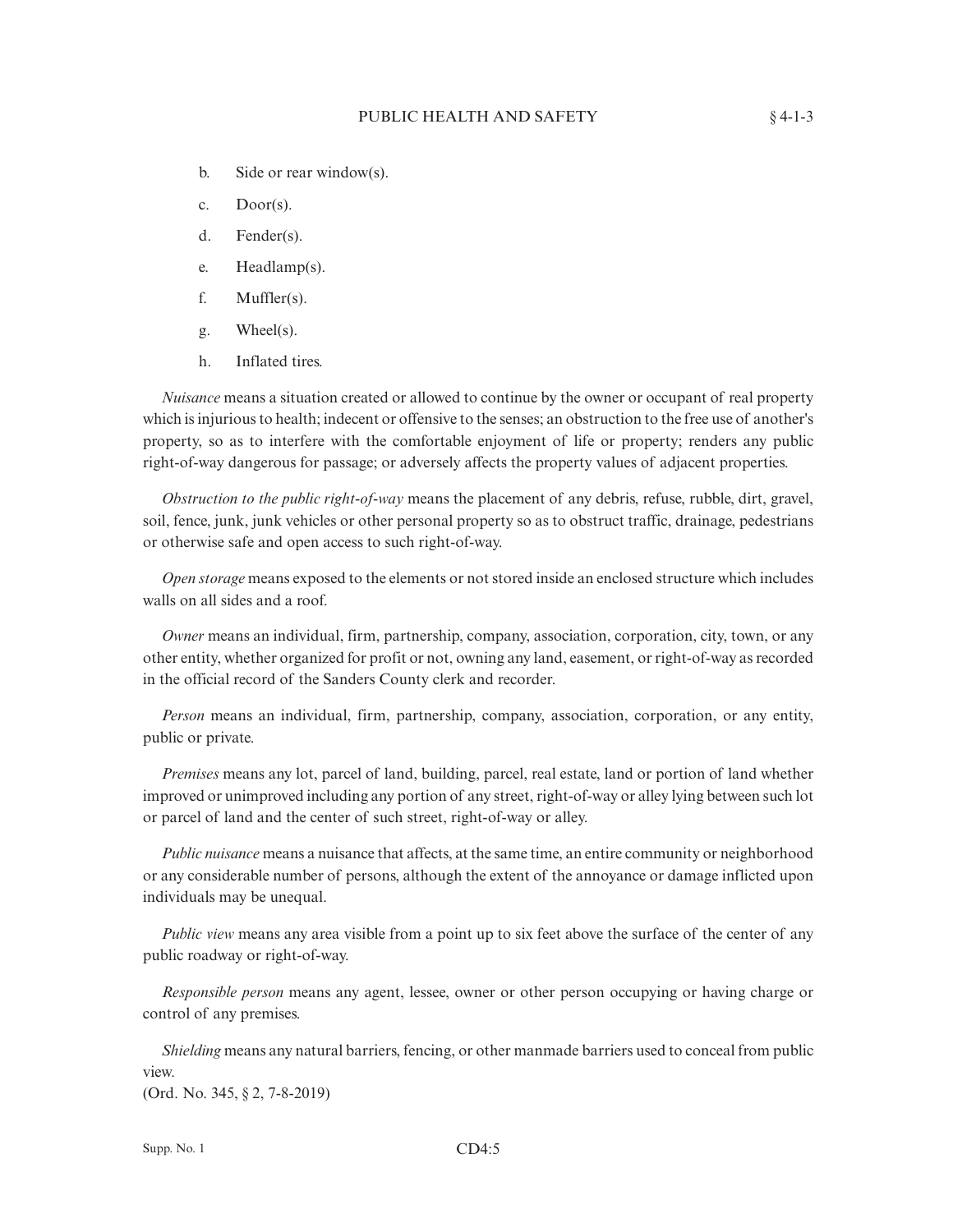b. Side or rear window(s).

c. Door(s).

d. Fender(s).

e. Headlamp(s).

f. Muffler(s).

g. Wheel(s).

h. Inflated tires.

*Nuisance* means a situation created or allowed to continue by the owner or occupant of real property which is injurious to health; indecent or offensive to the senses; an obstruction to the free use of another's property, so as to interfere with the comfortable enjoyment of life or property; renders any public right-of-way dangerous for passage; or adversely affects the property values of adjacent properties.

*Obstruction to the public right-of-way* means the placement of any debris, refuse, rubble, dirt, gravel, soil, fence, junk, junk vehicles or other personal property so as to obstruct traffic, drainage, pedestrians or otherwise safe and open access to such right-of-way.

*Open storage* means exposed to the elements or not stored inside an enclosed structure which includes walls on all sides and a roof.

*Owner* means an individual, firm, partnership, company, association, corporation, city, town, or any other entity, whether organized for profit or not, owning any land, easement, or right-of-way as recorded in the official record of the Sanders County clerk and recorder.

*Person* means an individual, firm, partnership, company, association, corporation, or any entity, public or private.

*Premises* means any lot, parcel of land, building, parcel, real estate, land or portion of land whether improved or unimproved including any portion of any street, right-of-way or alley lying between such lot or parcel of land and the center of such street, right-of-way or alley.

*Public nuisance* means a nuisance that affects, at the same time, an entire community or neighborhood or any considerable number of persons, although the extent of the annoyance or damage inflicted upon individuals may be unequal.

*Public view* means any area visible from a point up to six feet above the surface of the center of any public roadway or right-of-way.

*Responsible person* means any agent, lessee, owner or other person occupying or having charge or control of any premises.

*Shielding* means any natural barriers, fencing, or other manmade barriers used to conceal from public view.

(Ord. No. 345, § 2, 7-8-2019)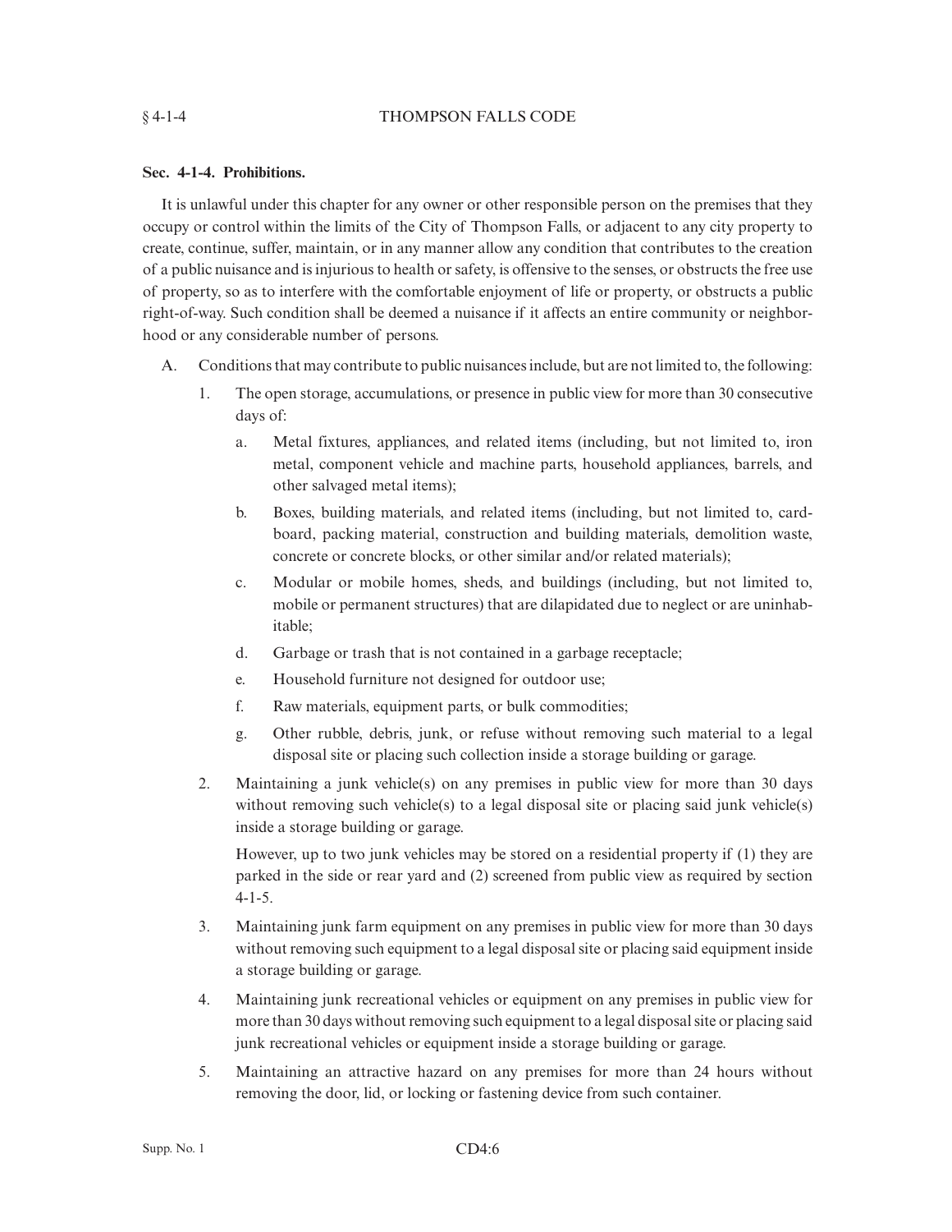**Sec. 4-1-4. Prohibitions.**

It is unlawful under this chapter for any owner or other responsible person on the premises that they occupy or control within the limits of the City of Thompson Falls, or adjacent to any city property to create, continue, suffer, maintain, or in any manner allow any condition that contributes to the creation of a public nuisance and is injurious to health or safety, is offensive to the senses, or obstructs the free use of property, so as to interfere with the comfortable enjoyment of life or property, or obstructs a public right-of-way. Such condition shall be deemed a nuisance if it affects an entire community or neighborhood or any considerable number of persons.

A. Conditions that may contribute to public nuisances include, but are not limited to, the following:

   1. The open storage, accumulations, or presence in public view for more than 30 consecutive days of:

      a. Metal fixtures, appliances, and related items (including, but not limited to, iron metal, component vehicle and machine parts, household appliances, barrels, and other salvaged metal items);

      b. Boxes, building materials, and related items (including, but not limited to, cardboard, packing material, construction and building materials, demolition waste, concrete or concrete blocks, or other similar and/or related materials);

      c. Modular or mobile homes, sheds, and buildings (including, but not limited to, mobile or permanent structures) that are dilapidated due to neglect or are uninhabitable;

      d. Garbage or trash that is not contained in a garbage receptacle;

      e. Household furniture not designed for outdoor use;

      f. Raw materials, equipment parts, or bulk commodities;

      g. Other rubble, debris, junk, or refuse without removing such material to a legal disposal site or placing such collection inside a storage building or garage.

   2. Maintaining a junk vehicle(s) on any premises in public view for more than 30 days without removing such vehicle(s) to a legal disposal site or placing said junk vehicle(s) inside a storage building or garage.

      However, up to two junk vehicles may be stored on a residential property if (1) they are parked in the side or rear yard and (2) screened from public view as required by section 4-1-5.

   3. Maintaining junk farm equipment on any premises in public view for more than 30 days without removing such equipment to a legal disposal site or placing said equipment inside a storage building or garage.

   4. Maintaining junk recreational vehicles or equipment on any premises in public view for more than 30 days without removing such equipment to a legal disposal site or placing said junk recreational vehicles or equipment inside a storage building or garage.

   5. Maintaining an attractive hazard on any premises for more than 24 hours without removing the door, lid, or locking or fastening device from such container.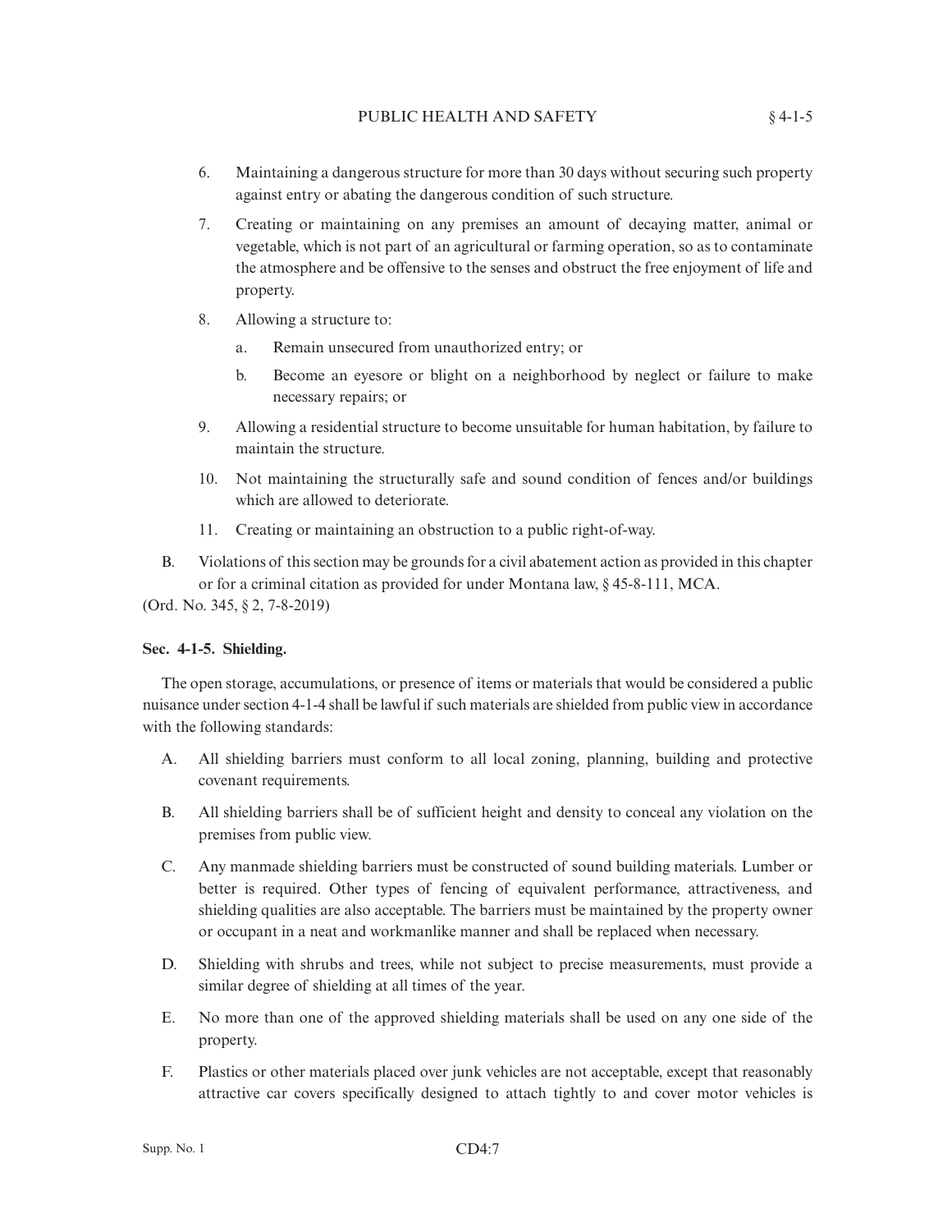6. Maintaining a dangerous structure for more than 30 days without securing such property against entry or abating the dangerous condition of such structure.

7. Creating or maintaining on any premises an amount of decaying matter, animal or vegetable, which is not part of an agricultural or farming operation, so as to contaminate the atmosphere and be offensive to the senses and obstruct the free enjoyment of life and property.

8. Allowing a structure to:

   a. Remain unsecured from unauthorized entry; or

   b. Become an eyesore or blight on a neighborhood by neglect or failure to make necessary repairs; or

9. Allowing a residential structure to become unsuitable for human habitation, by failure to maintain the structure.

10. Not maintaining the structurally safe and sound condition of fences and/or buildings which are allowed to deteriorate.

11. Creating or maintaining an obstruction to a public right-of-way.

B. Violations of this section may be grounds for a civil abatement action as provided in this chapter or for a criminal citation as provided for under Montana law, § 45-8-111, MCA.

(Ord. No. 345, § 2, 7-8-2019)

**Sec. 4-1-5. Shielding.**

The open storage, accumulations, or presence of items or materials that would be considered a public nuisance under section 4-1-4 shall be lawful if such materials are shielded from public view in accordance with the following standards:

A. All shielding barriers must conform to all local zoning, planning, building and protective covenant requirements.

B. All shielding barriers shall be of sufficient height and density to conceal any violation on the premises from public view.

C. Any manmade shielding barriers must be constructed of sound building materials. Lumber or better is required. Other types of fencing of equivalent performance, attractiveness, and shielding qualities are also acceptable. The barriers must be maintained by the property owner or occupant in a neat and workmanlike manner and shall be replaced when necessary.

D. Shielding with shrubs and trees, while not subject to precise measurements, must provide a similar degree of shielding at all times of the year.

E. No more than one of the approved shielding materials shall be used on any one side of the property.

F. Plastics or other materials placed over junk vehicles are not acceptable, except that reasonably attractive car covers specifically designed to attach tightly to and cover motor vehicles is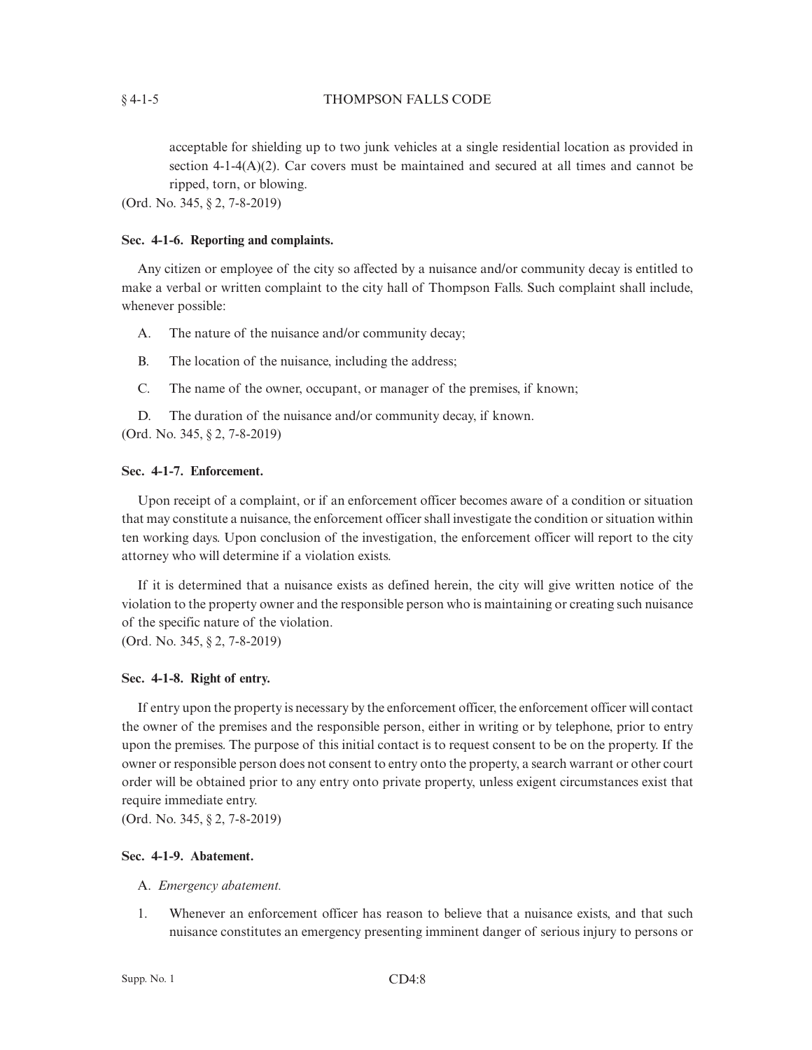acceptable for shielding up to two junk vehicles at a single residential location as provided in section 4-1-4(A)(2). Car covers must be maintained and secured at all times and cannot be ripped, torn, or blowing.

(Ord. No. 345, § 2, 7-8-2019)

**Sec. 4-1-6. Reporting and complaints.**

Any citizen or employee of the city so affected by a nuisance and/or community decay is entitled to make a verbal or written complaint to the city hall of Thompson Falls. Such complaint shall include, whenever possible:

A. The nature of the nuisance and/or community decay;

B. The location of the nuisance, including the address;

C. The name of the owner, occupant, or manager of the premises, if known;

D. The duration of the nuisance and/or community decay, if known.

(Ord. No. 345, § 2, 7-8-2019)

**Sec. 4-1-7. Enforcement.**

Upon receipt of a complaint, or if an enforcement officer becomes aware of a condition or situation that may constitute a nuisance, the enforcement officer shall investigate the condition or situation within ten working days. Upon conclusion of the investigation, the enforcement officer will report to the city attorney who will determine if a violation exists.

If it is determined that a nuisance exists as defined herein, the city will give written notice of the violation to the property owner and the responsible person who is maintaining or creating such nuisance of the specific nature of the violation.

(Ord. No. 345, § 2, 7-8-2019)

**Sec. 4-1-8. Right of entry.**

If entry upon the property is necessary by the enforcement officer, the enforcement officer will contact the owner of the premises and the responsible person, either in writing or by telephone, prior to entry upon the premises. The purpose of this initial contact is to request consent to be on the property. If the owner or responsible person does not consent to entry onto the property, a search warrant or other court order will be obtained prior to any entry onto private property, unless exigent circumstances exist that require immediate entry.

(Ord. No. 345, § 2, 7-8-2019)

**Sec. 4-1-9. Abatement.**

A. *Emergency abatement.*

1. Whenever an enforcement officer has reason to believe that a nuisance exists, and that such nuisance constitutes an emergency presenting imminent danger of serious injury to persons or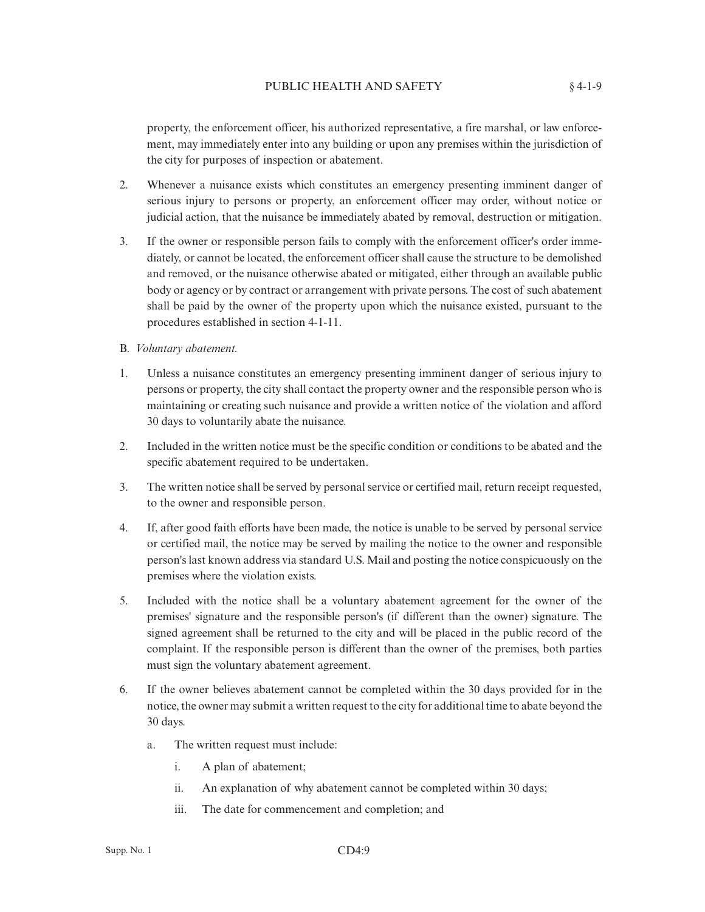property, the enforcement officer, his authorized representative, a fire marshal, or law enforcement, may immediately enter into any building or upon any premises within the jurisdiction of the city for purposes of inspection or abatement.

2. Whenever a nuisance exists which constitutes an emergency presenting imminent danger of serious injury to persons or property, an enforcement officer may order, without notice or judicial action, that the nuisance be immediately abated by removal, destruction or mitigation.

3. If the owner or responsible person fails to comply with the enforcement officer's order immediately, or cannot be located, the enforcement officer shall cause the structure to be demolished and removed, or the nuisance otherwise abated or mitigated, either through an available public body or agency or by contract or arrangement with private persons. The cost of such abatement shall be paid by the owner of the property upon which the nuisance existed, pursuant to the procedures established in section 4-1-11.

B. *Voluntary abatement.*

1. Unless a nuisance constitutes an emergency presenting imminent danger of serious injury to persons or property, the city shall contact the property owner and the responsible person who is maintaining or creating such nuisance and provide a written notice of the violation and afford 30 days to voluntarily abate the nuisance.

2. Included in the written notice must be the specific condition or conditions to be abated and the specific abatement required to be undertaken.

3. The written notice shall be served by personal service or certified mail, return receipt requested, to the owner and responsible person.

4. If, after good faith efforts have been made, the notice is unable to be served by personal service or certified mail, the notice may be served by mailing the notice to the owner and responsible person's last known address via standard U.S. Mail and posting the notice conspicuously on the premises where the violation exists.

5. Included with the notice shall be a voluntary abatement agreement for the owner of the premises' signature and the responsible person's (if different than the owner) signature. The signed agreement shall be returned to the city and will be placed in the public record of the complaint. If the responsible person is different than the owner of the premises, both parties must sign the voluntary abatement agreement.

6. If the owner believes abatement cannot be completed within the 30 days provided for in the notice, the owner may submit a written request to the city for additional time to abate beyond the 30 days.

   a. The written request must include:

      i. A plan of abatement;

      ii. An explanation of why abatement cannot be completed within 30 days;

      iii. The date for commencement and completion; and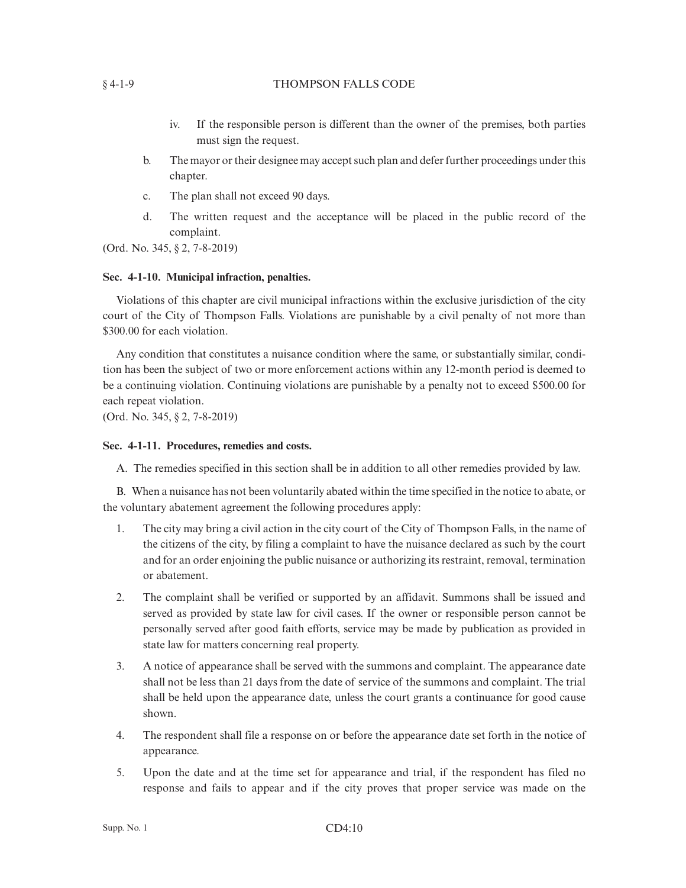iv. If the responsible person is different than the owner of the premises, both parties must sign the request.

b. The mayor or their designee may accept such plan and defer further proceedings under this chapter.

c. The plan shall not exceed 90 days.

d. The written request and the acceptance will be placed in the public record of the complaint.

(Ord. No. 345, § 2, 7-8-2019)

**Sec. 4-1-10. Municipal infraction, penalties.**

Violations of this chapter are civil municipal infractions within the exclusive jurisdiction of the city court of the City of Thompson Falls. Violations are punishable by a civil penalty of not more than $300.00 for each violation.

Any condition that constitutes a nuisance condition where the same, or substantially similar, condition has been the subject of two or more enforcement actions within any 12-month period is deemed to be a continuing violation. Continuing violations are punishable by a penalty not to exceed $500.00 for each repeat violation.

(Ord. No. 345, § 2, 7-8-2019)

**Sec. 4-1-11. Procedures, remedies and costs.**

A. The remedies specified in this section shall be in addition to all other remedies provided by law.

B. When a nuisance has not been voluntarily abated within the time specified in the notice to abate, or the voluntary abatement agreement the following procedures apply:

1. The city may bring a civil action in the city court of the City of Thompson Falls, in the name of the citizens of the city, by filing a complaint to have the nuisance declared as such by the court and for an order enjoining the public nuisance or authorizing its restraint, removal, termination or abatement.

2. The complaint shall be verified or supported by an affidavit. Summons shall be issued and served as provided by state law for civil cases. If the owner or responsible person cannot be personally served after good faith efforts, service may be made by publication as provided in state law for matters concerning real property.

3. A notice of appearance shall be served with the summons and complaint. The appearance date shall not be less than 21 days from the date of service of the summons and complaint. The trial shall be held upon the appearance date, unless the court grants a continuance for good cause shown.

4. The respondent shall file a response on or before the appearance date set forth in the notice of appearance.

5. Upon the date and at the time set for appearance and trial, if the respondent has filed no response and fails to appear and if the city proves that proper service was made on the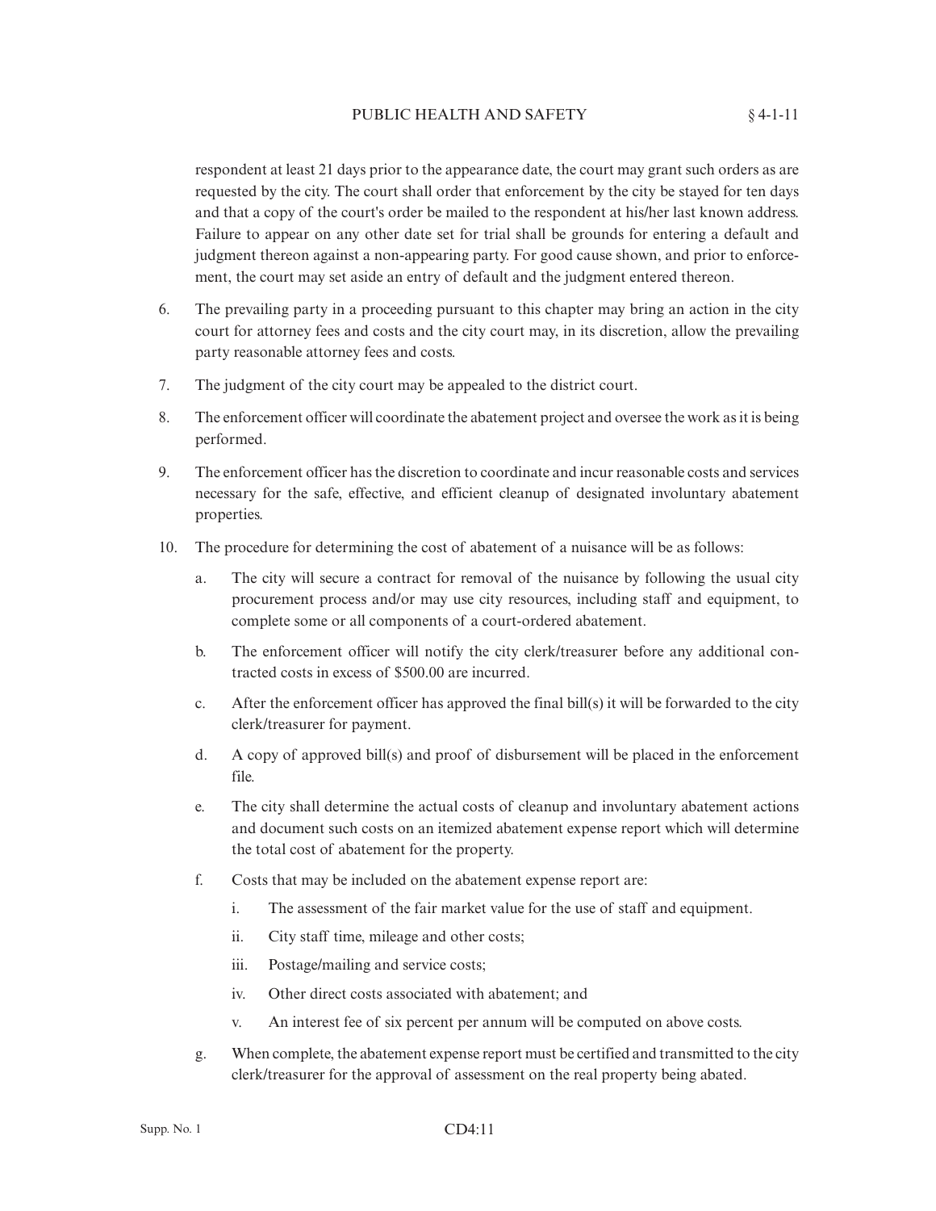respondent at least 21 days prior to the appearance date, the court may grant such orders as are requested by the city. The court shall order that enforcement by the city be stayed for ten days and that a copy of the court's order be mailed to the respondent at his/her last known address. Failure to appear on any other date set for trial shall be grounds for entering a default and judgment thereon against a non-appearing party. For good cause shown, and prior to enforcement, the court may set aside an entry of default and the judgment entered thereon.

6. The prevailing party in a proceeding pursuant to this chapter may bring an action in the city court for attorney fees and costs and the city court may, in its discretion, allow the prevailing party reasonable attorney fees and costs.

7. The judgment of the city court may be appealed to the district court.

8. The enforcement officer will coordinate the abatement project and oversee the work as it is being performed.

9. The enforcement officer has the discretion to coordinate and incur reasonable costs and services necessary for the safe, effective, and efficient cleanup of designated involuntary abatement properties.

10. The procedure for determining the cost of abatement of a nuisance will be as follows:

    a. The city will secure a contract for removal of the nuisance by following the usual city procurement process and/or may use city resources, including staff and equipment, to complete some or all components of a court-ordered abatement.

    b. The enforcement officer will notify the city clerk/treasurer before any additional contracted costs in excess of $500.00 are incurred.

    c. After the enforcement officer has approved the final bill(s) it will be forwarded to the city clerk/treasurer for payment.

    d. A copy of approved bill(s) and proof of disbursement will be placed in the enforcement file.

    e. The city shall determine the actual costs of cleanup and involuntary abatement actions and document such costs on an itemized abatement expense report which will determine the total cost of abatement for the property.

    f. Costs that may be included on the abatement expense report are:

        i. The assessment of the fair market value for the use of staff and equipment.

        ii. City staff time, mileage and other costs;

        iii. Postage/mailing and service costs;

        iv. Other direct costs associated with abatement; and

        v. An interest fee of six percent per annum will be computed on above costs.

    g. When complete, the abatement expense report must be certified and transmitted to the city clerk/treasurer for the approval of assessment on the real property being abated.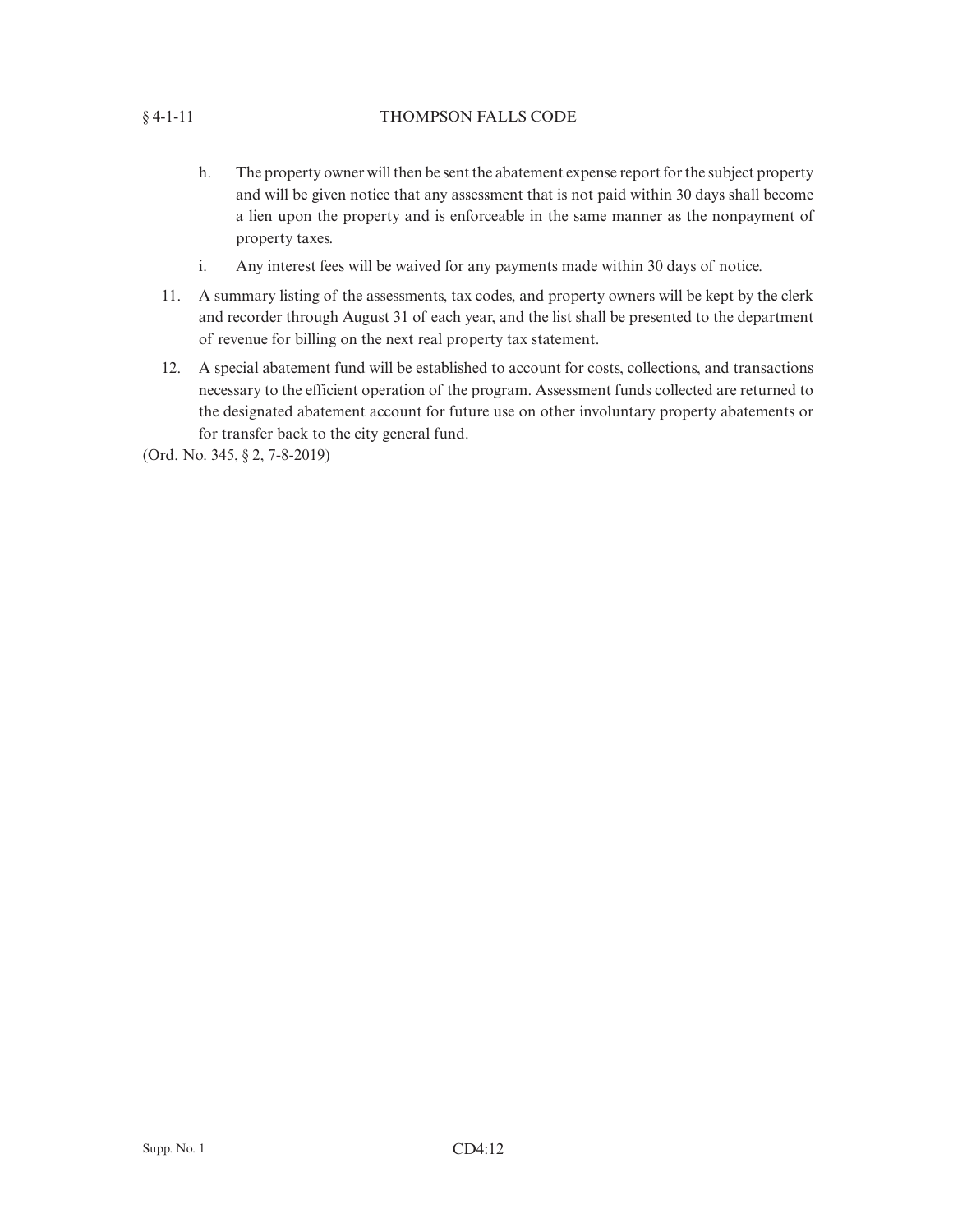h. The property owner will then be sent the abatement expense report for the subject property and will be given notice that any assessment that is not paid within 30 days shall become a lien upon the property and is enforceable in the same manner as the nonpayment of property taxes.

i. Any interest fees will be waived for any payments made within 30 days of notice.

11. A summary listing of the assessments, tax codes, and property owners will be kept by the clerk and recorder through August 31 of each year, and the list shall be presented to the department of revenue for billing on the next real property tax statement.

12. A special abatement fund will be established to account for costs, collections, and transactions necessary to the efficient operation of the program. Assessment funds collected are returned to the designated abatement account for future use on other involuntary property abatements or for transfer back to the city general fund.

(Ord. No. 345, § 2, 7-8-2019)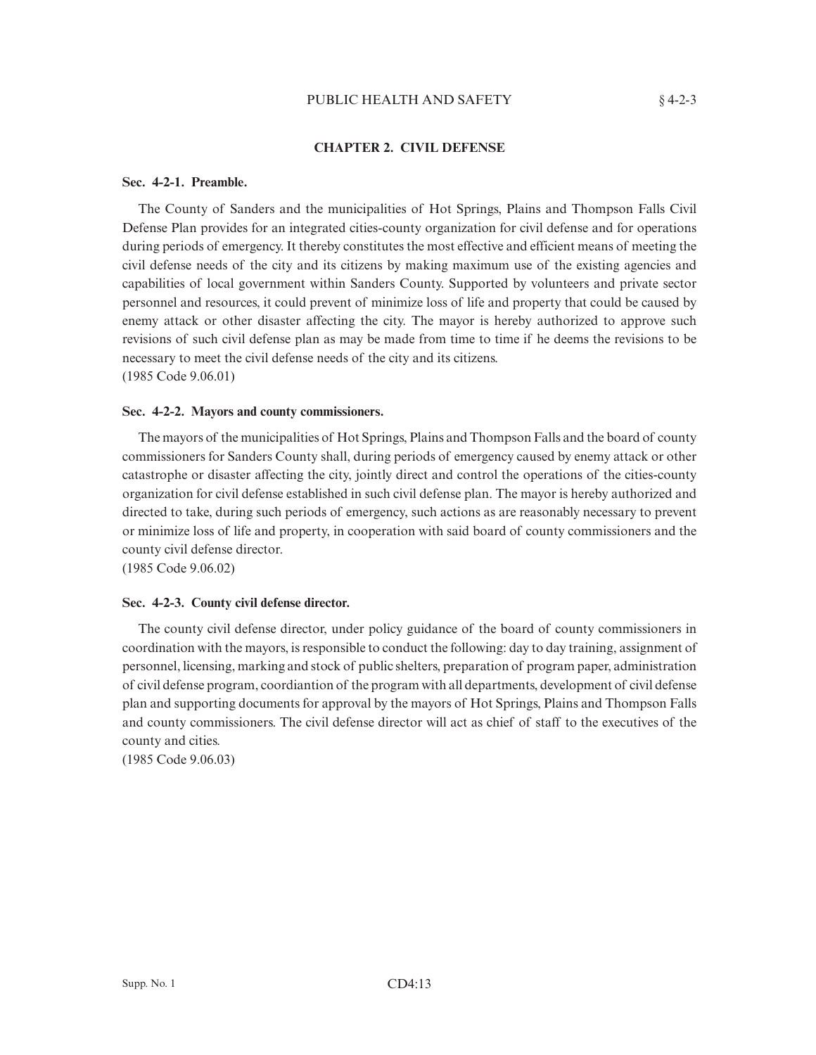## CHAPTER 2. CIVIL DEFENSE

### Sec. 4-2-1. Preamble.

The County of Sanders and the municipalities of Hot Springs, Plains and Thompson Falls Civil Defense Plan provides for an integrated cities-county organization for civil defense and for operations during periods of emergency. It thereby constitutes the most effective and efficient means of meeting the civil defense needs of the city and its citizens by making maximum use of the existing agencies and capabilities of local government within Sanders County. Supported by volunteers and private sector personnel and resources, it could prevent of minimize loss of life and property that could be caused by enemy attack or other disaster affecting the city. The mayor is hereby authorized to approve such revisions of such civil defense plan as may be made from time to time if he deems the revisions to be necessary to meet the civil defense needs of the city and its citizens.
(1985 Code 9.06.01)

### Sec. 4-2-2. Mayors and county commissioners.

The mayors of the municipalities of Hot Springs, Plains and Thompson Falls and the board of county commissioners for Sanders County shall, during periods of emergency caused by enemy attack or other catastrophe or disaster affecting the city, jointly direct and control the operations of the cities-county organization for civil defense established in such civil defense plan. The mayor is hereby authorized and directed to take, during such periods of emergency, such actions as are reasonably necessary to prevent or minimize loss of life and property, in cooperation with said board of county commissioners and the county civil defense director.
(1985 Code 9.06.02)

### Sec. 4-2-3. County civil defense director.

The county civil defense director, under policy guidance of the board of county commissioners in coordination with the mayors, is responsible to conduct the following: day to day training, assignment of personnel, licensing, marking and stock of public shelters, preparation of program paper, administration of civil defense program, coordiantion of the program with all departments, development of civil defense plan and supporting documents for approval by the mayors of Hot Springs, Plains and Thompson Falls and county commissioners. The civil defense director will act as chief of staff to the executives of the county and cities.
(1985 Code 9.06.03)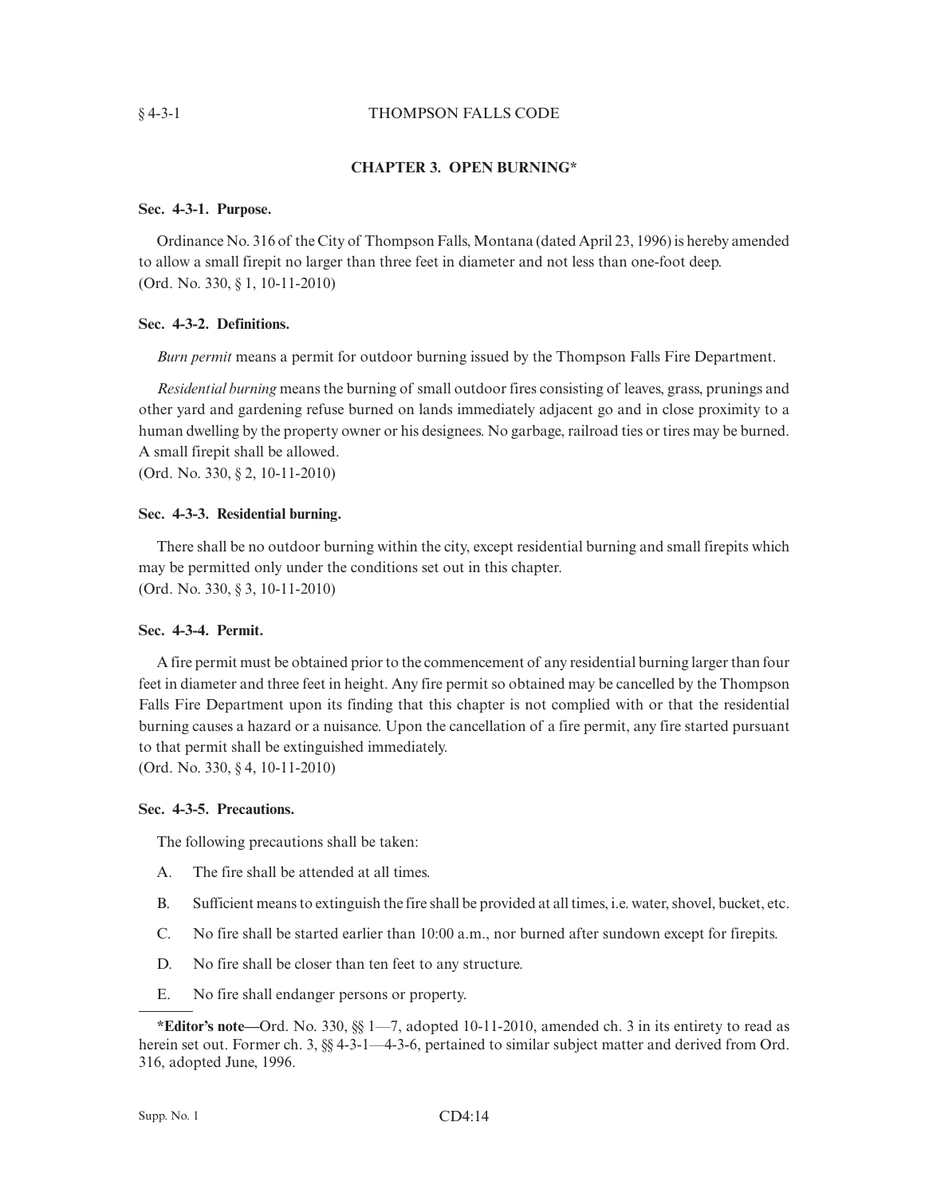## CHAPTER 3. OPEN BURNING*

### Sec. 4-3-1. Purpose.

Ordinance No. 316 of the City of Thompson Falls, Montana (dated April 23, 1996) is hereby amended to allow a small firepit no larger than three feet in diameter and not less than one-foot deep.
(Ord. No. 330, § 1, 10-11-2010)

### Sec. 4-3-2. Definitions.

*Burn permit* means a permit for outdoor burning issued by the Thompson Falls Fire Department.

*Residential burning* means the burning of small outdoor fires consisting of leaves, grass, prunings and other yard and gardening refuse burned on lands immediately adjacent go and in close proximity to a human dwelling by the property owner or his designees. No garbage, railroad ties or tires may be burned. A small firepit shall be allowed.
(Ord. No. 330, § 2, 10-11-2010)

### Sec. 4-3-3. Residential burning.

There shall be no outdoor burning within the city, except residential burning and small firepits which may be permitted only under the conditions set out in this chapter.
(Ord. No. 330, § 3, 10-11-2010)

### Sec. 4-3-4. Permit.

A fire permit must be obtained prior to the commencement of any residential burning larger than four feet in diameter and three feet in height. Any fire permit so obtained may be cancelled by the Thompson Falls Fire Department upon its finding that this chapter is not complied with or that the residential burning causes a hazard or a nuisance. Upon the cancellation of a fire permit, any fire started pursuant to that permit shall be extinguished immediately.
(Ord. No. 330, § 4, 10-11-2010)

### Sec. 4-3-5. Precautions.

The following precautions shall be taken:

A. The fire shall be attended at all times.

B. Sufficient means to extinguish the fire shall be provided at all times, i.e. water, shovel, bucket, etc.

C. No fire shall be started earlier than 10:00 a.m., nor burned after sundown except for firepits.

D. No fire shall be closer than ten feet to any structure.

E. No fire shall endanger persons or property.

---

***Editor's note**—Ord. No. 330, §§ 1—7, adopted 10-11-2010, amended ch. 3 in its entirety to read as herein set out. Former ch. 3, §§ 4-3-1—4-3-6, pertained to similar subject matter and derived from Ord. 316, adopted June, 1996.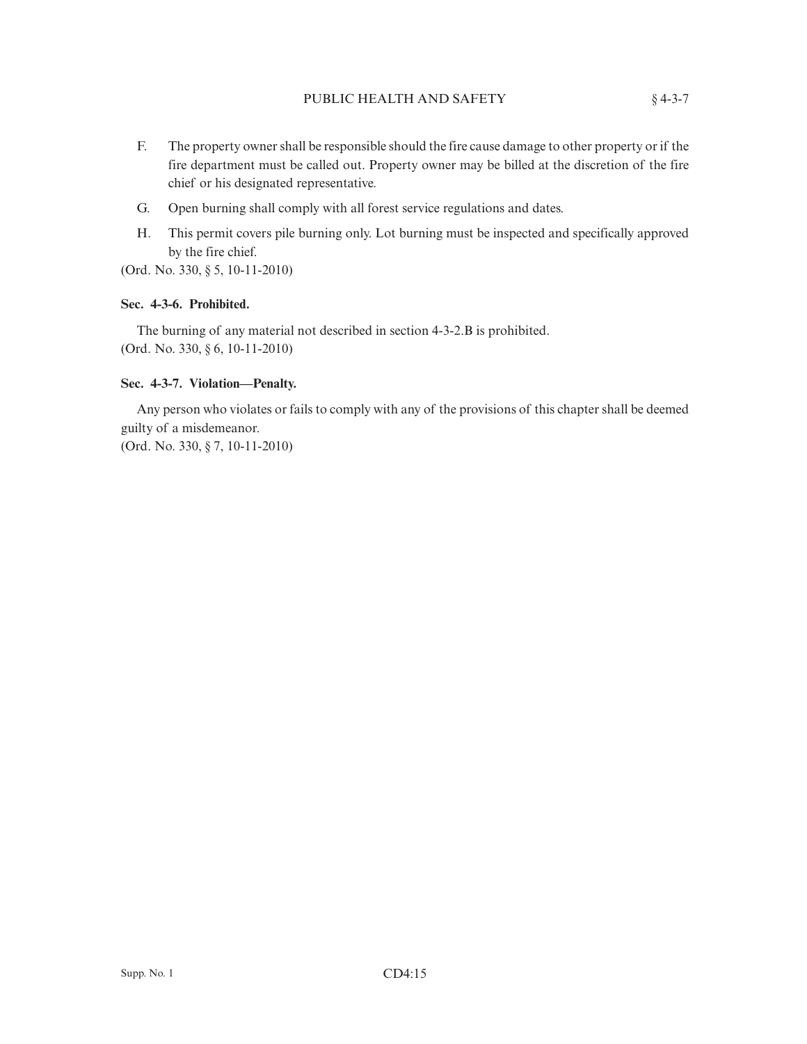F. The property owner shall be responsible should the fire cause damage to other property or if the fire department must be called out. Property owner may be billed at the discretion of the fire chief or his designated representative.

G. Open burning shall comply with all forest service regulations and dates.

H. This permit covers pile burning only. Lot burning must be inspected and specifically approved by the fire chief.

(Ord. No. 330, § 5, 10-11-2010)

**Sec. 4-3-6. Prohibited.**

The burning of any material not described in section 4-3-2.B is prohibited.
(Ord. No. 330, § 6, 10-11-2010)

**Sec. 4-3-7. Violation—Penalty.**

Any person who violates or fails to comply with any of the provisions of this chapter shall be deemed guilty of a misdemeanor.
(Ord. No. 330, § 7, 10-11-2010)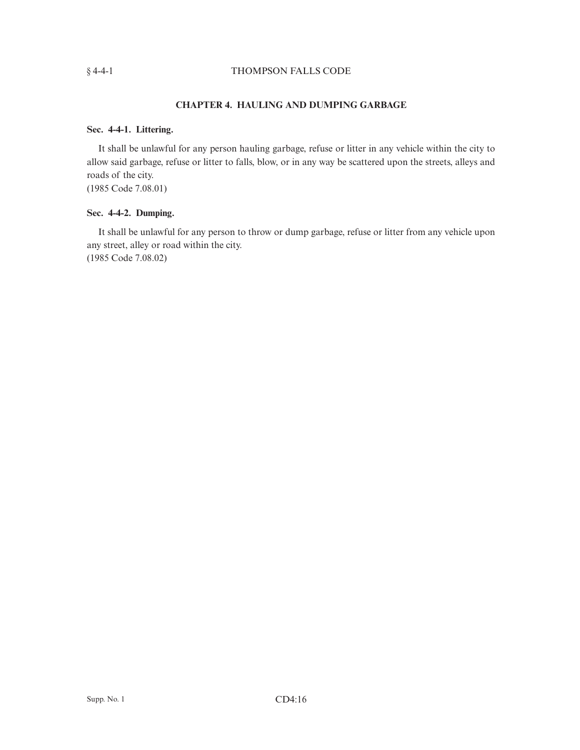## CHAPTER 4. HAULING AND DUMPING GARBAGE

**Sec. 4-4-1. Littering.**

It shall be unlawful for any person hauling garbage, refuse or litter in any vehicle within the city to allow said garbage, refuse or litter to falls, blow, or in any way be scattered upon the streets, alleys and roads of the city.
(1985 Code 7.08.01)

**Sec. 4-4-2. Dumping.**

It shall be unlawful for any person to throw or dump garbage, refuse or litter from any vehicle upon any street, alley or road within the city.
(1985 Code 7.08.02)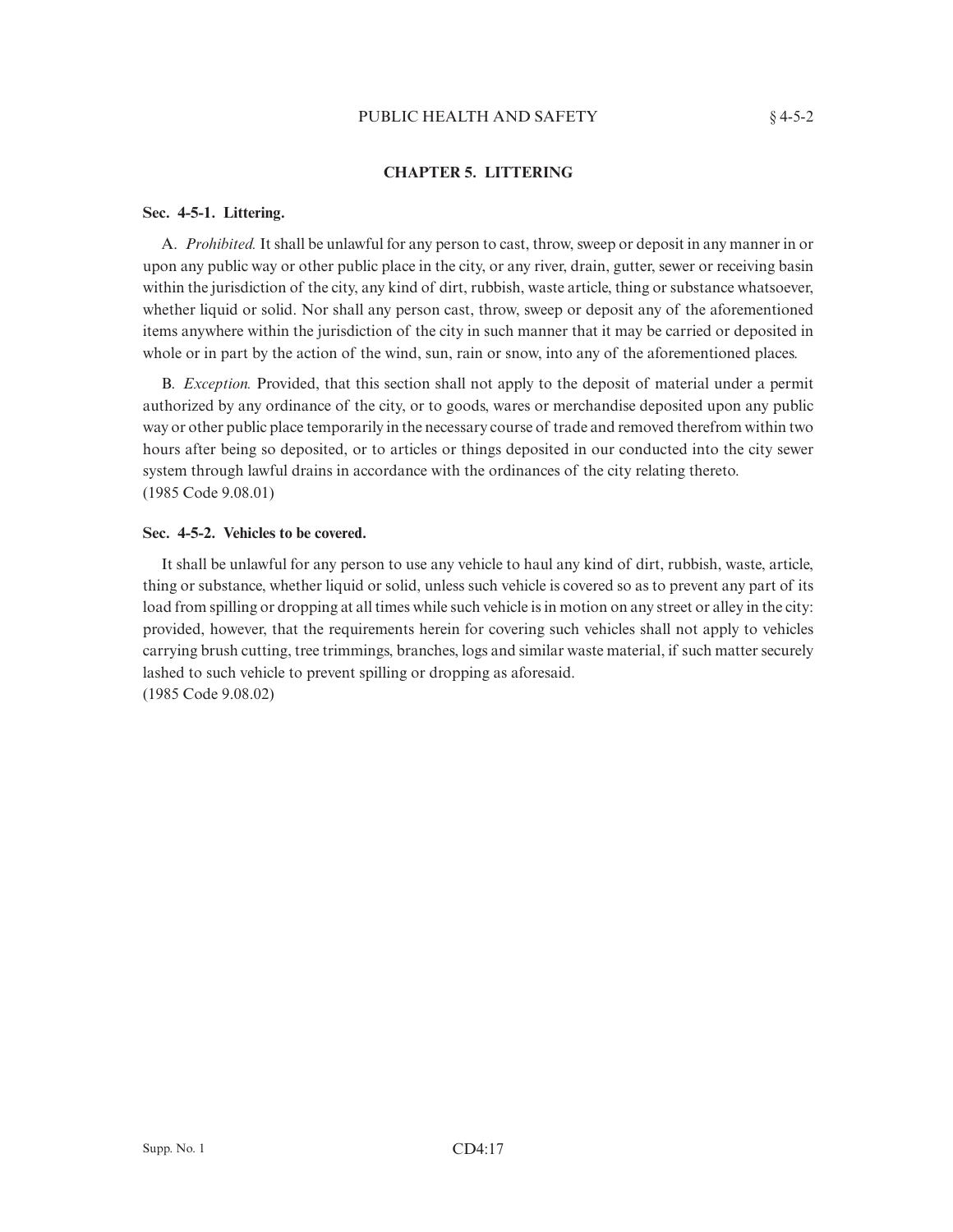## CHAPTER 5. LITTERING

### Sec. 4-5-1. Littering.

A. *Prohibited.* It shall be unlawful for any person to cast, throw, sweep or deposit in any manner in or upon any public way or other public place in the city, or any river, drain, gutter, sewer or receiving basin within the jurisdiction of the city, any kind of dirt, rubbish, waste article, thing or substance whatsoever, whether liquid or solid. Nor shall any person cast, throw, sweep or deposit any of the aforementioned items anywhere within the jurisdiction of the city in such manner that it may be carried or deposited in whole or in part by the action of the wind, sun, rain or snow, into any of the aforementioned places.

B. *Exception.* Provided, that this section shall not apply to the deposit of material under a permit authorized by any ordinance of the city, or to goods, wares or merchandise deposited upon any public way or other public place temporarily in the necessary course of trade and removed therefrom within two hours after being so deposited, or to articles or things deposited in our conducted into the city sewer system through lawful drains in accordance with the ordinances of the city relating thereto.
(1985 Code 9.08.01)

### Sec. 4-5-2. Vehicles to be covered.

It shall be unlawful for any person to use any vehicle to haul any kind of dirt, rubbish, waste, article, thing or substance, whether liquid or solid, unless such vehicle is covered so as to prevent any part of its load from spilling or dropping at all times while such vehicle is in motion on any street or alley in the city: provided, however, that the requirements herein for covering such vehicles shall not apply to vehicles carrying brush cutting, tree trimmings, branches, logs and similar waste material, if such matter securely lashed to such vehicle to prevent spilling or dropping as aforesaid.
(1985 Code 9.08.02)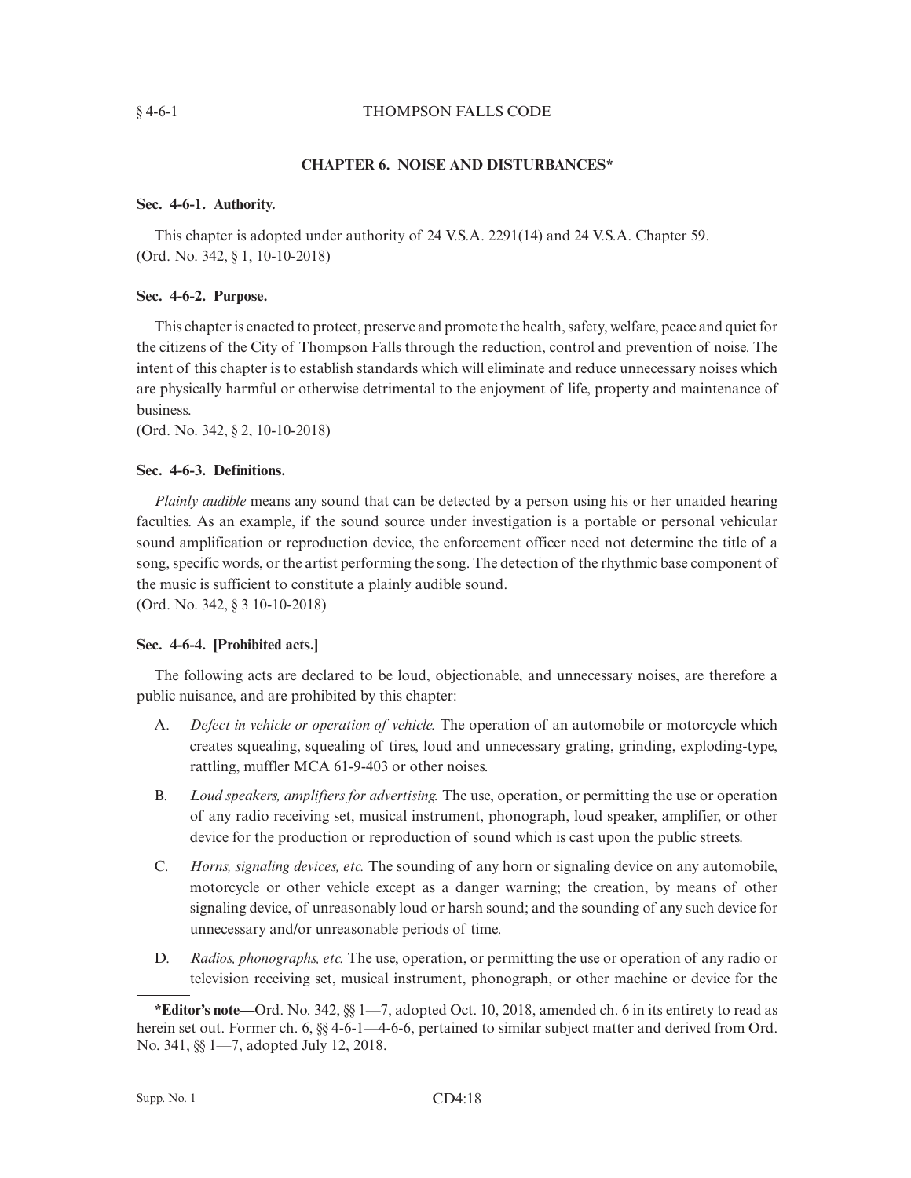## CHAPTER 6. NOISE AND DISTURBANCES*

### Sec. 4-6-1. Authority.

This chapter is adopted under authority of 24 V.S.A. 2291(14) and 24 V.S.A. Chapter 59.
(Ord. No. 342, § 1, 10-10-2018)

### Sec. 4-6-2. Purpose.

This chapter is enacted to protect, preserve and promote the health, safety, welfare, peace and quiet for the citizens of the City of Thompson Falls through the reduction, control and prevention of noise. The intent of this chapter is to establish standards which will eliminate and reduce unnecessary noises which are physically harmful or otherwise detrimental to the enjoyment of life, property and maintenance of business.
(Ord. No. 342, § 2, 10-10-2018)

### Sec. 4-6-3. Definitions.

*Plainly audible* means any sound that can be detected by a person using his or her unaided hearing faculties. As an example, if the sound source under investigation is a portable or personal vehicular sound amplification or reproduction device, the enforcement officer need not determine the title of a song, specific words, or the artist performing the song. The detection of the rhythmic base component of the music is sufficient to constitute a plainly audible sound.
(Ord. No. 342, § 3 10-10-2018)

### Sec. 4-6-4. [Prohibited acts.]

The following acts are declared to be loud, objectionable, and unnecessary noises, are therefore a public nuisance, and are prohibited by this chapter:

A. *Defect in vehicle or operation of vehicle.* The operation of an automobile or motorcycle which creates squealing, squealing of tires, loud and unnecessary grating, grinding, exploding-type, rattling, muffler MCA 61-9-403 or other noises.

B. *Loud speakers, amplifiers for advertising.* The use, operation, or permitting the use or operation of any radio receiving set, musical instrument, phonograph, loud speaker, amplifier, or other device for the production or reproduction of sound which is cast upon the public streets.

C. *Horns, signaling devices, etc.* The sounding of any horn or signaling device on any automobile, motorcycle or other vehicle except as a danger warning; the creation, by means of other signaling device, of unreasonably loud or harsh sound; and the sounding of any such device for unnecessary and/or unreasonable periods of time.

D. *Radios, phonographs, etc.* The use, operation, or permitting the use or operation of any radio or television receiving set, musical instrument, phonograph, or other machine or device for the

---

***Editor's note—**Ord. No. 342, §§ 1—7, adopted Oct. 10, 2018, amended ch. 6 in its entirety to read as herein set out. Former ch. 6, §§ 4-6-1—4-6-6, pertained to similar subject matter and derived from Ord. No. 341, §§ 1—7, adopted July 12, 2018.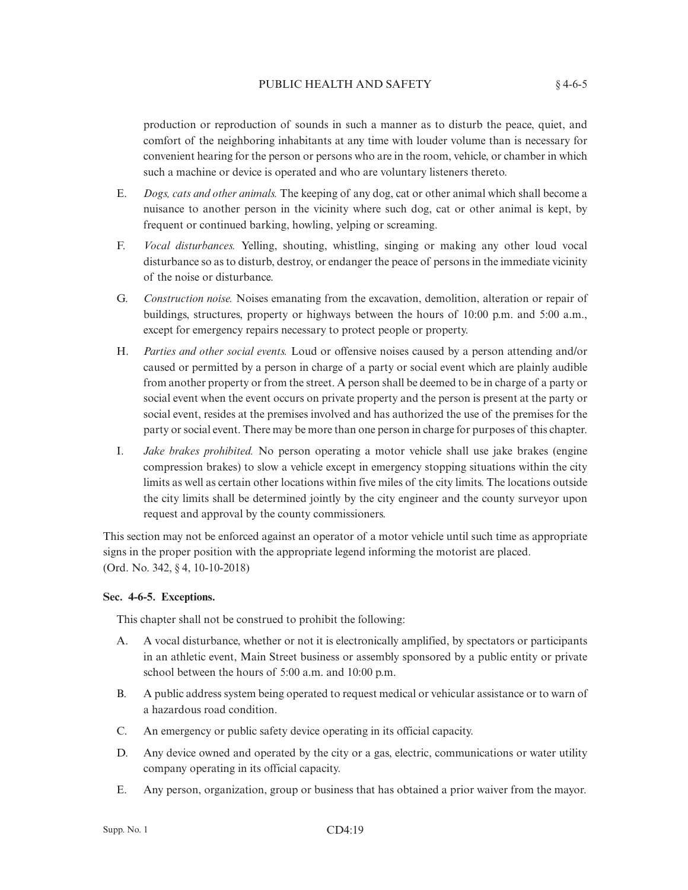production or reproduction of sounds in such a manner as to disturb the peace, quiet, and comfort of the neighboring inhabitants at any time with louder volume than is necessary for convenient hearing for the person or persons who are in the room, vehicle, or chamber in which such a machine or device is operated and who are voluntary listeners thereto.

E. *Dogs, cats and other animals.* The keeping of any dog, cat or other animal which shall become a nuisance to another person in the vicinity where such dog, cat or other animal is kept, by frequent or continued barking, howling, yelping or screaming.

F. *Vocal disturbances.* Yelling, shouting, whistling, singing or making any other loud vocal disturbance so as to disturb, destroy, or endanger the peace of persons in the immediate vicinity of the noise or disturbance.

G. *Construction noise.* Noises emanating from the excavation, demolition, alteration or repair of buildings, structures, property or highways between the hours of 10:00 p.m. and 5:00 a.m., except for emergency repairs necessary to protect people or property.

H. *Parties and other social events.* Loud or offensive noises caused by a person attending and/or caused or permitted by a person in charge of a party or social event which are plainly audible from another property or from the street. A person shall be deemed to be in charge of a party or social event when the event occurs on private property and the person is present at the party or social event, resides at the premises involved and has authorized the use of the premises for the party or social event. There may be more than one person in charge for purposes of this chapter.

I. *Jake brakes prohibited.* No person operating a motor vehicle shall use jake brakes (engine compression brakes) to slow a vehicle except in emergency stopping situations within the city limits as well as certain other locations within five miles of the city limits. The locations outside the city limits shall be determined jointly by the city engineer and the county surveyor upon request and approval by the county commissioners.

This section may not be enforced against an operator of a motor vehicle until such time as appropriate signs in the proper position with the appropriate legend informing the motorist are placed.
(Ord. No. 342, § 4, 10-10-2018)

**Sec. 4-6-5. Exceptions.**

This chapter shall not be construed to prohibit the following:

A. A vocal disturbance, whether or not it is electronically amplified, by spectators or participants in an athletic event, Main Street business or assembly sponsored by a public entity or private school between the hours of 5:00 a.m. and 10:00 p.m.

B. A public address system being operated to request medical or vehicular assistance or to warn of a hazardous road condition.

C. An emergency or public safety device operating in its official capacity.

D. Any device owned and operated by the city or a gas, electric, communications or water utility company operating in its official capacity.

E. Any person, organization, group or business that has obtained a prior waiver from the mayor.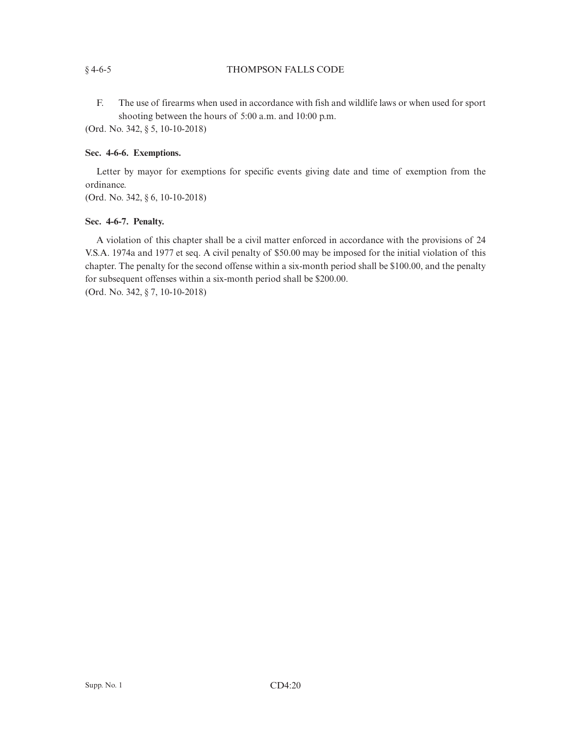F. The use of firearms when used in accordance with fish and wildlife laws or when used for sport shooting between the hours of 5:00 a.m. and 10:00 p.m.

(Ord. No. 342, § 5, 10-10-2018)

**Sec. 4-6-6. Exemptions.**

Letter by mayor for exemptions for specific events giving date and time of exemption from the ordinance.

(Ord. No. 342, § 6, 10-10-2018)

**Sec. 4-6-7. Penalty.**

A violation of this chapter shall be a civil matter enforced in accordance with the provisions of 24 V.S.A. 1974a and 1977 et seq. A civil penalty of $50.00 may be imposed for the initial violation of this chapter. The penalty for the second offense within a six-month period shall be $100.00, and the penalty for subsequent offenses within a six-month period shall be $200.00.

(Ord. No. 342, § 7, 10-10-2018)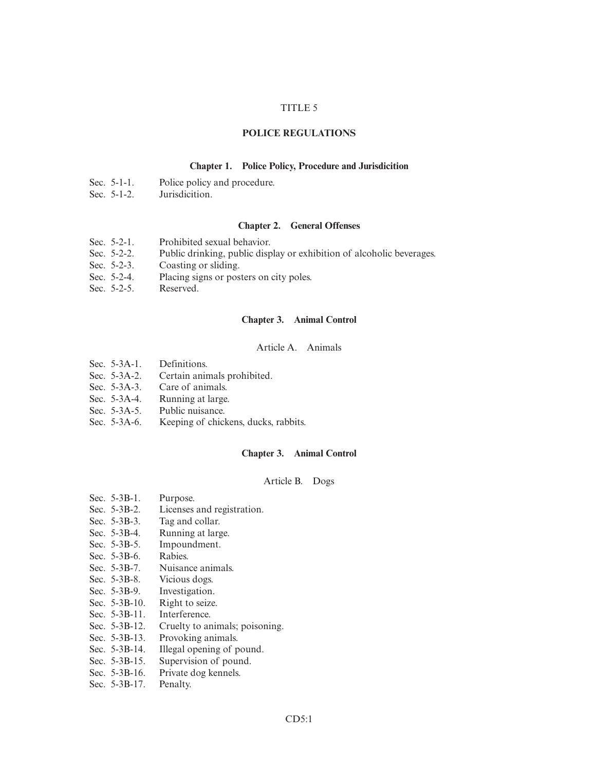# TITLE 5

## POLICE REGULATIONS

### Chapter 1. Police Policy, Procedure and Jurisdicition

Sec. 5-1-1. Police policy and procedure.
Sec. 5-1-2. Jurisdicition.

### Chapter 2. General Offenses

Sec. 5-2-1. Prohibited sexual behavior.
Sec. 5-2-2. Public drinking, public display or exhibition of alcoholic beverages.
Sec. 5-2-3. Coasting or sliding.
Sec. 5-2-4. Placing signs or posters on city poles.
Sec. 5-2-5. Reserved.

### Chapter 3. Animal Control

Article A. Animals

Sec. 5-3A-1. Definitions.
Sec. 5-3A-2. Certain animals prohibited.
Sec. 5-3A-3. Care of animals.
Sec. 5-3A-4. Running at large.
Sec. 5-3A-5. Public nuisance.
Sec. 5-3A-6. Keeping of chickens, ducks, rabbits.

### Chapter 3. Animal Control

Article B. Dogs

Sec. 5-3B-1. Purpose.
Sec. 5-3B-2. Licenses and registration.
Sec. 5-3B-3. Tag and collar.
Sec. 5-3B-4. Running at large.
Sec. 5-3B-5. Impoundment.
Sec. 5-3B-6. Rabies.
Sec. 5-3B-7. Nuisance animals.
Sec. 5-3B-8. Vicious dogs.
Sec. 5-3B-9. Investigation.
Sec. 5-3B-10. Right to seize.
Sec. 5-3B-11. Interference.
Sec. 5-3B-12. Cruelty to animals; poisoning.
Sec. 5-3B-13. Provoking animals.
Sec. 5-3B-14. Illegal opening of pound.
Sec. 5-3B-15. Supervision of pound.
Sec. 5-3B-16. Private dog kennels.
Sec. 5-3B-17. Penalty.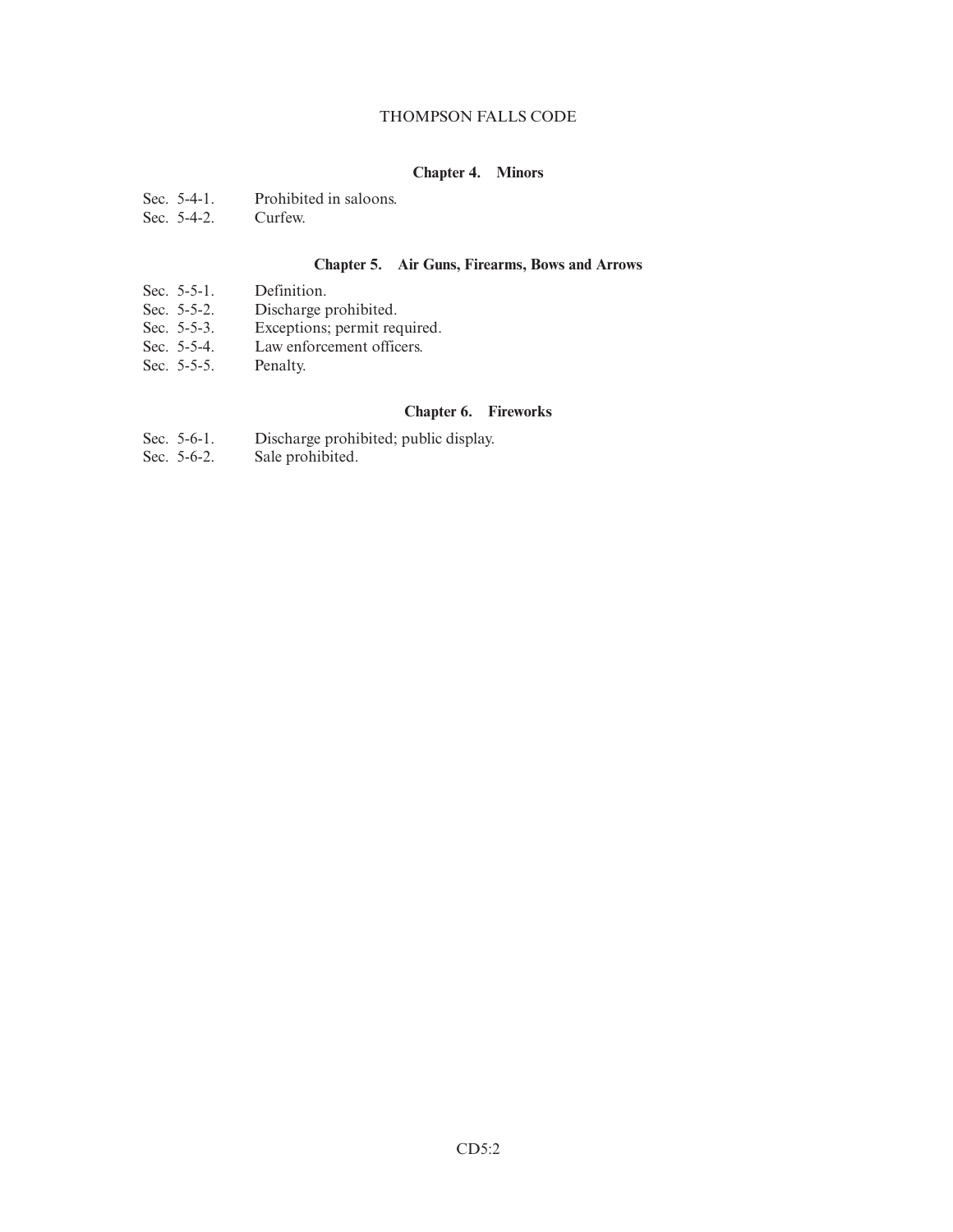## Chapter 4. Minors

Sec. 5-4-1. Prohibited in saloons.
Sec. 5-4-2. Curfew.

## Chapter 5. Air Guns, Firearms, Bows and Arrows

Sec. 5-5-1. Definition.
Sec. 5-5-2. Discharge prohibited.
Sec. 5-5-3. Exceptions; permit required.
Sec. 5-5-4. Law enforcement officers.
Sec. 5-5-5. Penalty.

## Chapter 6. Fireworks

Sec. 5-6-1. Discharge prohibited; public display.
Sec. 5-6-2. Sale prohibited.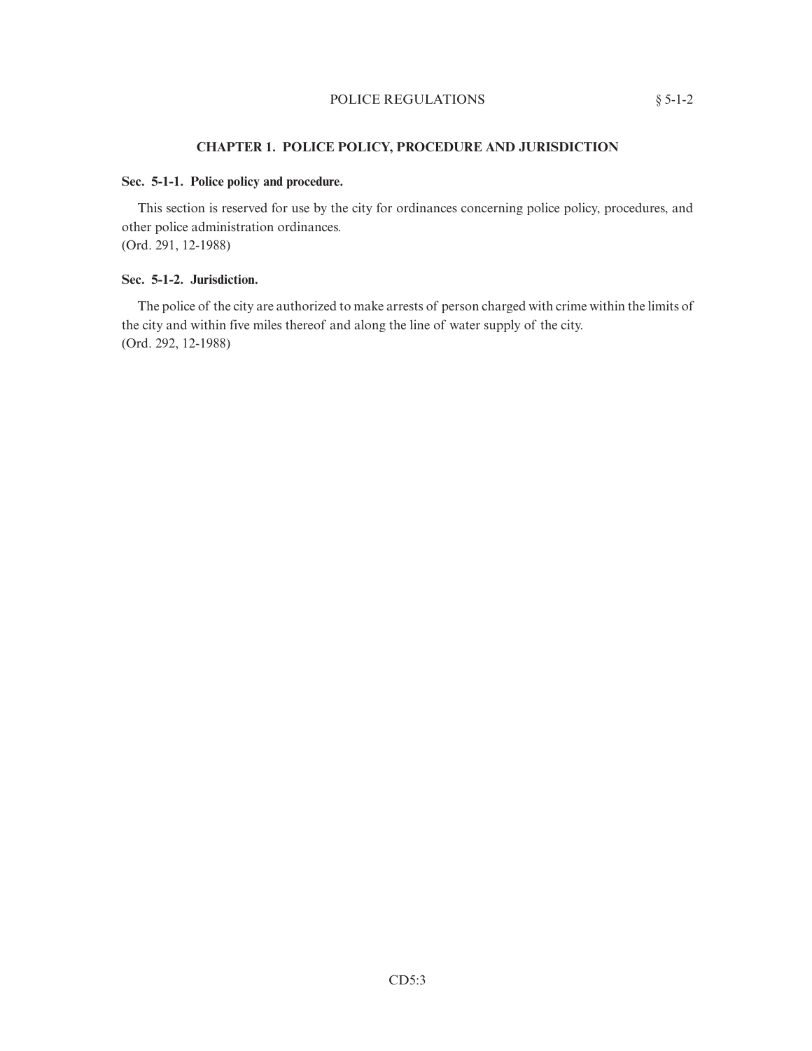## CHAPTER 1. POLICE POLICY, PROCEDURE AND JURISDICTION

### Sec. 5-1-1. Police policy and procedure.

This section is reserved for use by the city for ordinances concerning police policy, procedures, and other police administration ordinances.
(Ord. 291, 12-1988)

### Sec. 5-1-2. Jurisdiction.

The police of the city are authorized to make arrests of person charged with crime within the limits of the city and within five miles thereof and along the line of water supply of the city.
(Ord. 292, 12-1988)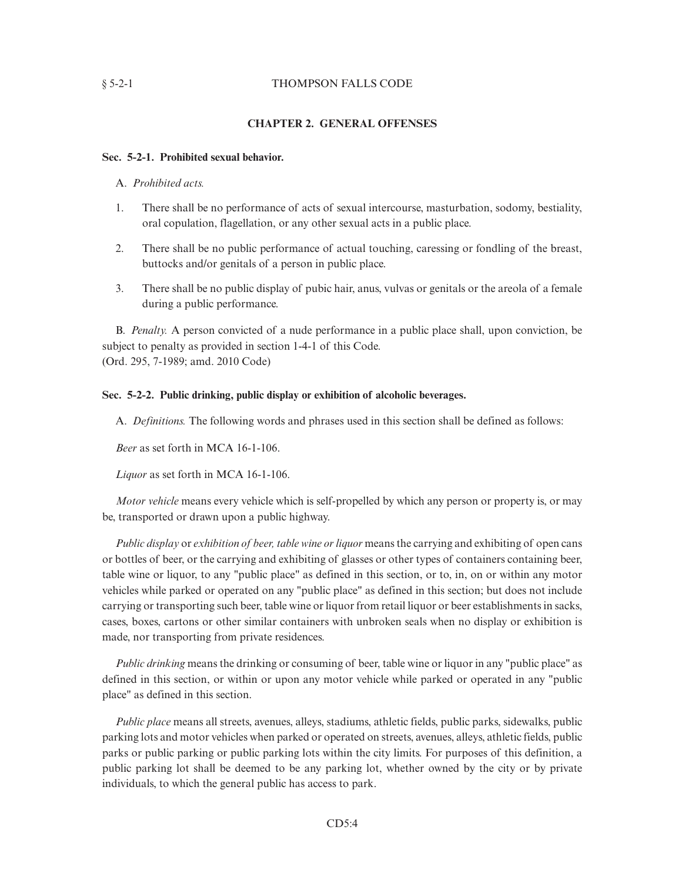## CHAPTER 2. GENERAL OFFENSES

### Sec. 5-2-1. Prohibited sexual behavior.

A. *Prohibited acts.*

1. There shall be no performance of acts of sexual intercourse, masturbation, sodomy, bestiality, oral copulation, flagellation, or any other sexual acts in a public place.

2. There shall be no public performance of actual touching, caressing or fondling of the breast, buttocks and/or genitals of a person in public place.

3. There shall be no public display of pubic hair, anus, vulvas or genitals or the areola of a female during a public performance.

B. *Penalty.* A person convicted of a nude performance in a public place shall, upon conviction, be subject to penalty as provided in section 1-4-1 of this Code.
(Ord. 295, 7-1989; amd. 2010 Code)

### Sec. 5-2-2. Public drinking, public display or exhibition of alcoholic beverages.

A. *Definitions.* The following words and phrases used in this section shall be defined as follows:

*Beer* as set forth in MCA 16-1-106.

*Liquor* as set forth in MCA 16-1-106.

*Motor vehicle* means every vehicle which is self-propelled by which any person or property is, or may be, transported or drawn upon a public highway.

*Public display* or *exhibition of beer, table wine or liquor* means the carrying and exhibiting of open cans or bottles of beer, or the carrying and exhibiting of glasses or other types of containers containing beer, table wine or liquor, to any "public place" as defined in this section, or to, in, on or within any motor vehicles while parked or operated on any "public place" as defined in this section; but does not include carrying or transporting such beer, table wine or liquor from retail liquor or beer establishments in sacks, cases, boxes, cartons or other similar containers with unbroken seals when no display or exhibition is made, nor transporting from private residences.

*Public drinking* means the drinking or consuming of beer, table wine or liquor in any "public place" as defined in this section, or within or upon any motor vehicle while parked or operated in any "public place" as defined in this section.

*Public place* means all streets, avenues, alleys, stadiums, athletic fields, public parks, sidewalks, public parking lots and motor vehicles when parked or operated on streets, avenues, alleys, athletic fields, public parks or public parking or public parking lots within the city limits. For purposes of this definition, a public parking lot shall be deemed to be any parking lot, whether owned by the city or by private individuals, to which the general public has access to park.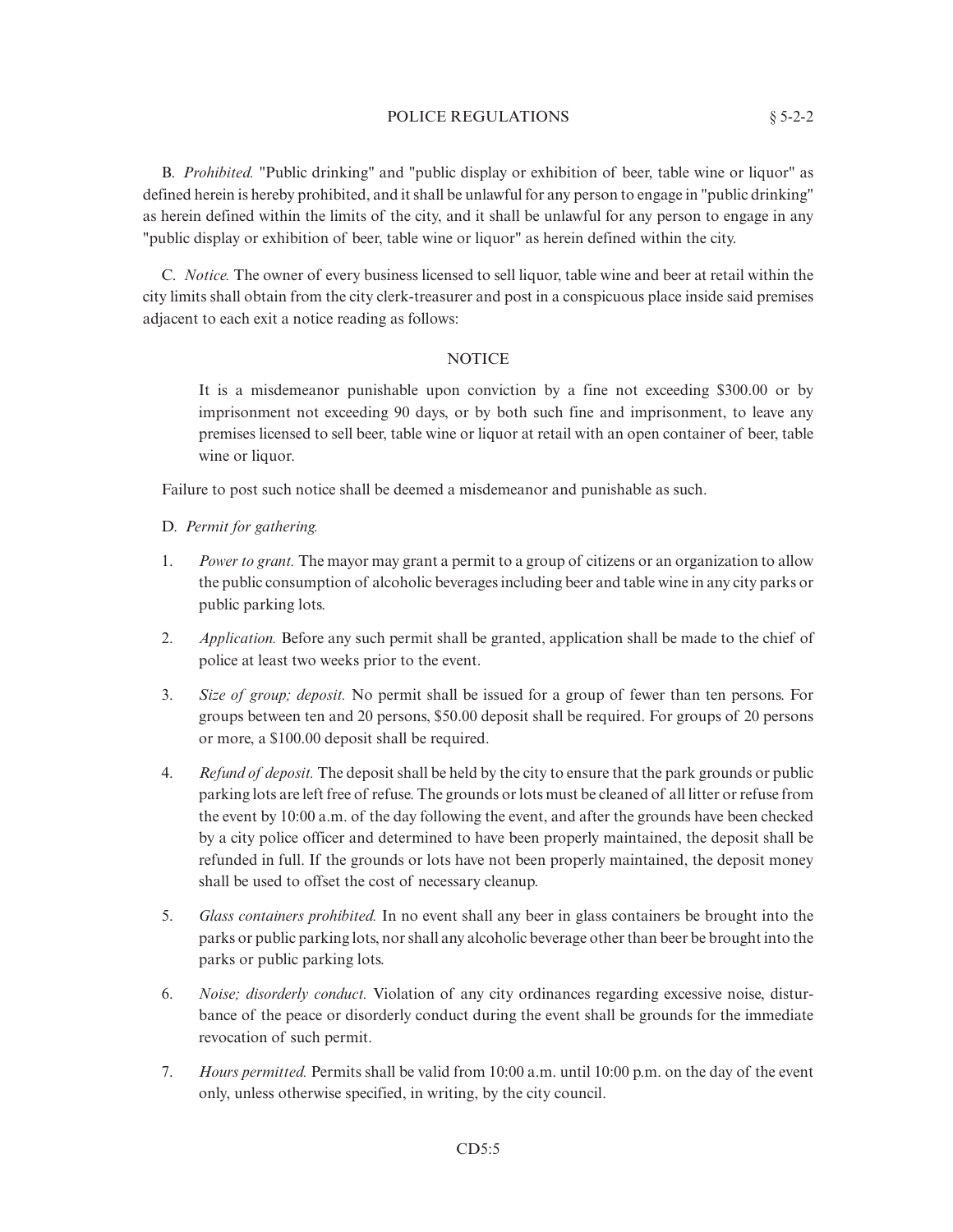B. *Prohibited.* "Public drinking" and "public display or exhibition of beer, table wine or liquor" as defined herein is hereby prohibited, and it shall be unlawful for any person to engage in "public drinking" as herein defined within the limits of the city, and it shall be unlawful for any person to engage in any "public display or exhibition of beer, table wine or liquor" as herein defined within the city.

C. *Notice.* The owner of every business licensed to sell liquor, table wine and beer at retail within the city limits shall obtain from the city clerk-treasurer and post in a conspicuous place inside said premises adjacent to each exit a notice reading as follows:

NOTICE

> It is a misdemeanor punishable upon conviction by a fine not exceeding $300.00 or by imprisonment not exceeding 90 days, or by both such fine and imprisonment, to leave any premises licensed to sell beer, table wine or liquor at retail with an open container of beer, table wine or liquor.

Failure to post such notice shall be deemed a misdemeanor and punishable as such.

D. *Permit for gathering.*

1. *Power to grant.* The mayor may grant a permit to a group of citizens or an organization to allow the public consumption of alcoholic beverages including beer and table wine in any city parks or public parking lots.

2. *Application.* Before any such permit shall be granted, application shall be made to the chief of police at least two weeks prior to the event.

3. *Size of group; deposit.* No permit shall be issued for a group of fewer than ten persons. For groups between ten and 20 persons, $50.00 deposit shall be required. For groups of 20 persons or more, a $100.00 deposit shall be required.

4. *Refund of deposit.* The deposit shall be held by the city to ensure that the park grounds or public parking lots are left free of refuse. The grounds or lots must be cleaned of all litter or refuse from the event by 10:00 a.m. of the day following the event, and after the grounds have been checked by a city police officer and determined to have been properly maintained, the deposit shall be refunded in full. If the grounds or lots have not been properly maintained, the deposit money shall be used to offset the cost of necessary cleanup.

5. *Glass containers prohibited.* In no event shall any beer in glass containers be brought into the parks or public parking lots, nor shall any alcoholic beverage other than beer be brought into the parks or public parking lots.

6. *Noise; disorderly conduct.* Violation of any city ordinances regarding excessive noise, disturbance of the peace or disorderly conduct during the event shall be grounds for the immediate revocation of such permit.

7. *Hours permitted.* Permits shall be valid from 10:00 a.m. until 10:00 p.m. on the day of the event only, unless otherwise specified, in writing, by the city council.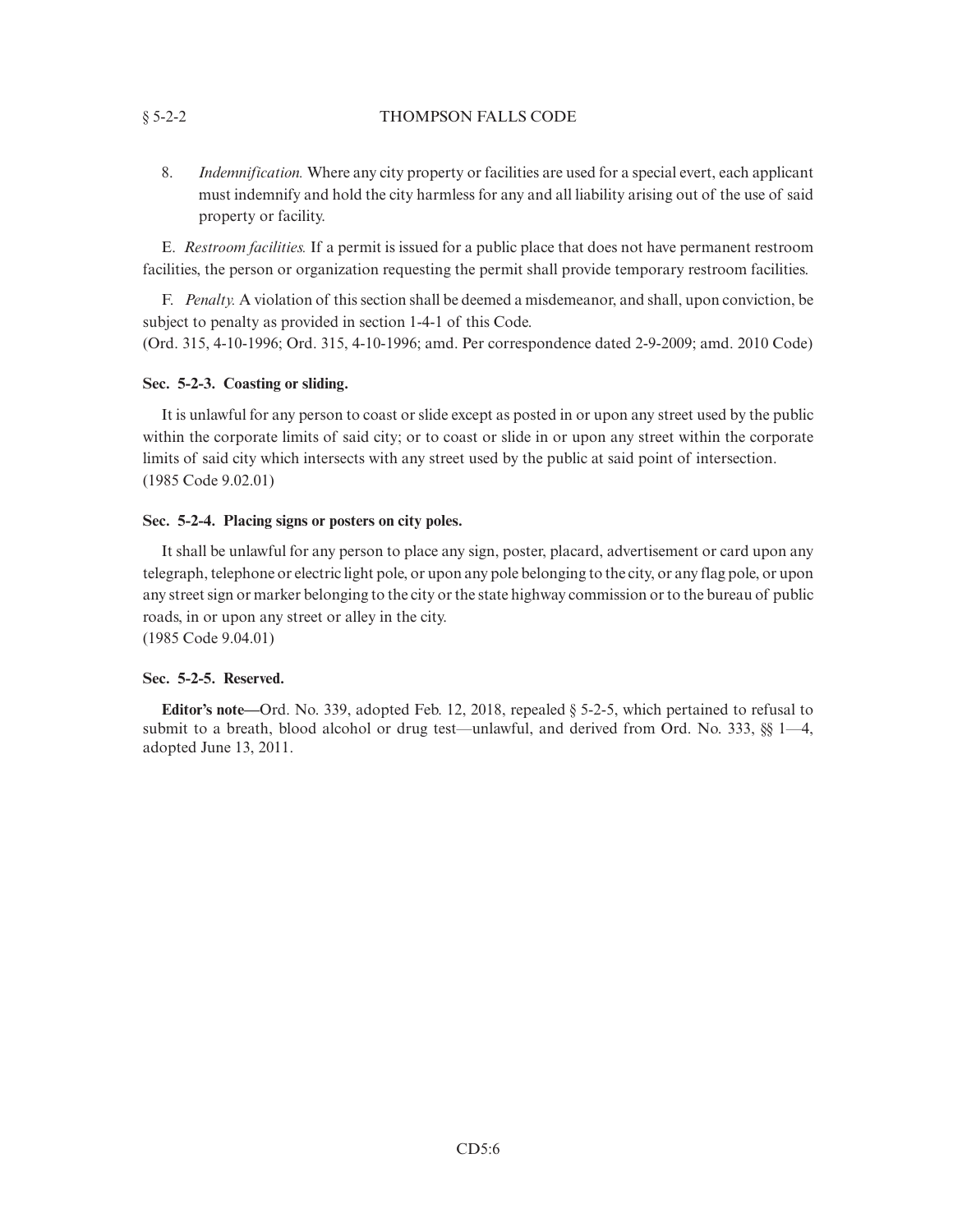8. *Indemnification.* Where any city property or facilities are used for a special evert, each applicant must indemnify and hold the city harmless for any and all liability arising out of the use of said property or facility.

E. *Restroom facilities.* If a permit is issued for a public place that does not have permanent restroom facilities, the person or organization requesting the permit shall provide temporary restroom facilities.

F. *Penalty.* A violation of this section shall be deemed a misdemeanor, and shall, upon conviction, be subject to penalty as provided in section 1-4-1 of this Code.
(Ord. 315, 4-10-1996; Ord. 315, 4-10-1996; amd. Per correspondence dated 2-9-2009; amd. 2010 Code)

**Sec. 5-2-3. Coasting or sliding.**

It is unlawful for any person to coast or slide except as posted in or upon any street used by the public within the corporate limits of said city; or to coast or slide in or upon any street within the corporate limits of said city which intersects with any street used by the public at said point of intersection.
(1985 Code 9.02.01)

**Sec. 5-2-4. Placing signs or posters on city poles.**

It shall be unlawful for any person to place any sign, poster, placard, advertisement or card upon any telegraph, telephone or electric light pole, or upon any pole belonging to the city, or any flag pole, or upon any street sign or marker belonging to the city or the state highway commission or to the bureau of public roads, in or upon any street or alley in the city.
(1985 Code 9.04.01)

**Sec. 5-2-5. Reserved.**

**Editor's note—**Ord. No. 339, adopted Feb. 12, 2018, repealed § 5-2-5, which pertained to refusal to submit to a breath, blood alcohol or drug test—unlawful, and derived from Ord. No. 333, §§ 1—4, adopted June 13, 2011.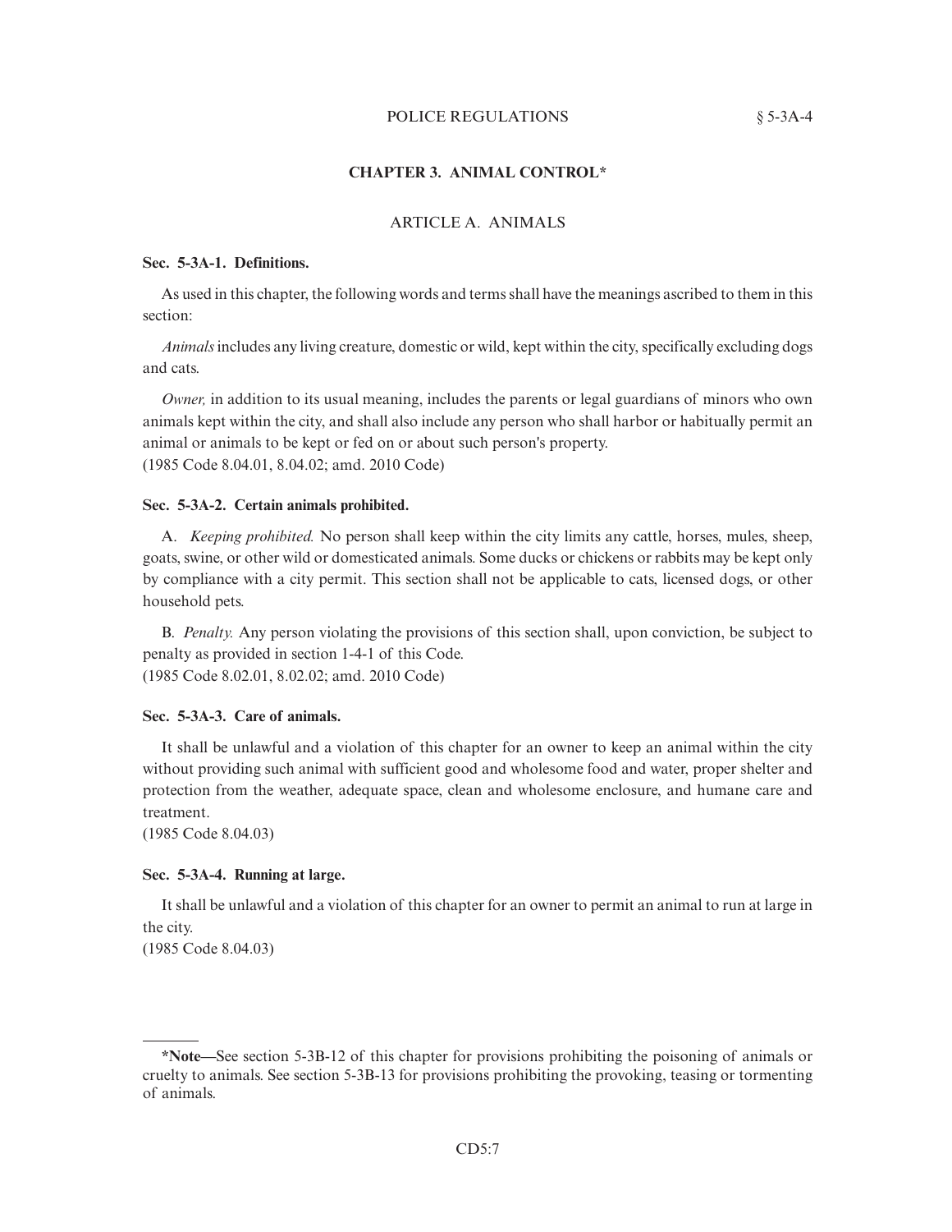## CHAPTER 3. ANIMAL CONTROL*

### ARTICLE A. ANIMALS

**Sec. 5-3A-1. Definitions.**

As used in this chapter, the following words and terms shall have the meanings ascribed to them in this section:

*Animals* includes any living creature, domestic or wild, kept within the city, specifically excluding dogs and cats.

*Owner,* in addition to its usual meaning, includes the parents or legal guardians of minors who own animals kept within the city, and shall also include any person who shall harbor or habitually permit an animal or animals to be kept or fed on or about such person's property.
(1985 Code 8.04.01, 8.04.02; amd. 2010 Code)

**Sec. 5-3A-2. Certain animals prohibited.**

A. *Keeping prohibited.* No person shall keep within the city limits any cattle, horses, mules, sheep, goats, swine, or other wild or domesticated animals. Some ducks or chickens or rabbits may be kept only by compliance with a city permit. This section shall not be applicable to cats, licensed dogs, or other household pets.

B. *Penalty.* Any person violating the provisions of this section shall, upon conviction, be subject to penalty as provided in section 1-4-1 of this Code.
(1985 Code 8.02.01, 8.02.02; amd. 2010 Code)

**Sec. 5-3A-3. Care of animals.**

It shall be unlawful and a violation of this chapter for an owner to keep an animal within the city without providing such animal with sufficient good and wholesome food and water, proper shelter and protection from the weather, adequate space, clean and wholesome enclosure, and humane care and treatment.
(1985 Code 8.04.03)

**Sec. 5-3A-4. Running at large.**

It shall be unlawful and a violation of this chapter for an owner to permit an animal to run at large in the city.
(1985 Code 8.04.03)

---

***Note**—See section 5-3B-12 of this chapter for provisions prohibiting the poisoning of animals or cruelty to animals. See section 5-3B-13 for provisions prohibiting the provoking, teasing or tormenting of animals.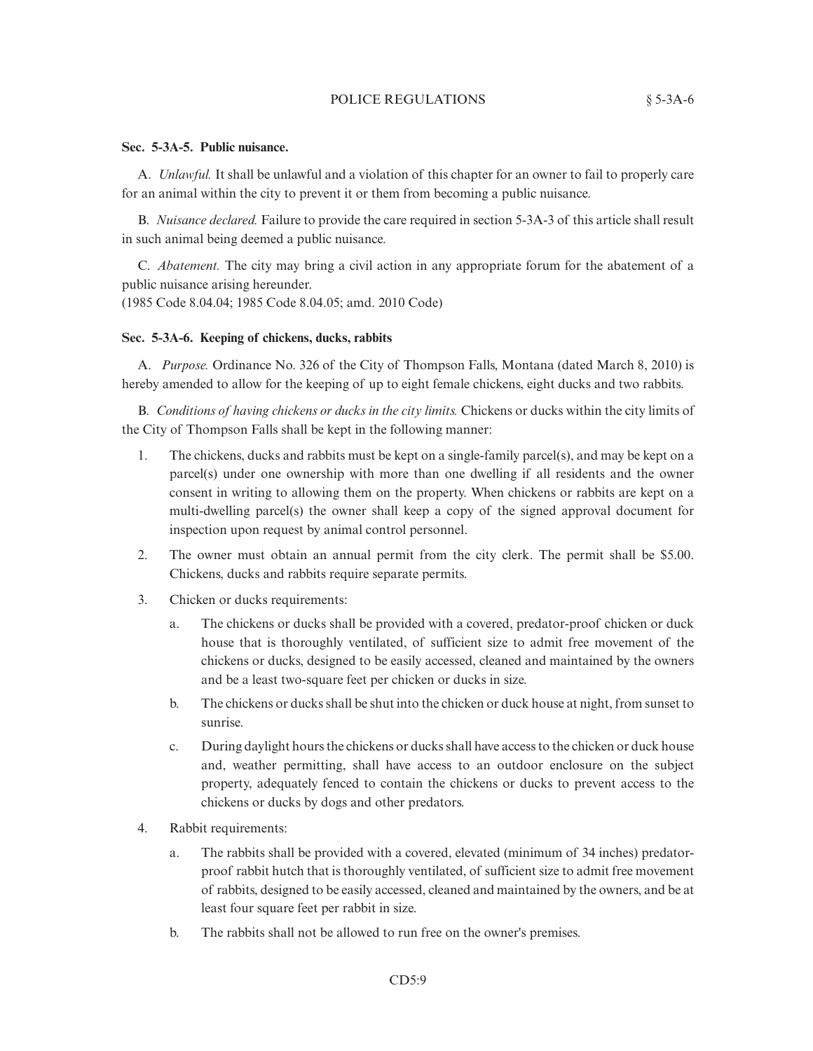### Sec. 5-3A-5. Public nuisance.

A. *Unlawful.* It shall be unlawful and a violation of this chapter for an owner to fail to properly care for an animal within the city to prevent it or them from becoming a public nuisance.

B. *Nuisance declared.* Failure to provide the care required in section 5-3A-3 of this article shall result in such animal being deemed a public nuisance.

C. *Abatement.* The city may bring a civil action in any appropriate forum for the abatement of a public nuisance arising hereunder.

(1985 Code 8.04.04; 1985 Code 8.04.05; amd. 2010 Code)

### Sec. 5-3A-6. Keeping of chickens, ducks, rabbits

A. *Purpose.* Ordinance No. 326 of the City of Thompson Falls, Montana (dated March 8, 2010) is hereby amended to allow for the keeping of up to eight female chickens, eight ducks and two rabbits.

B. *Conditions of having chickens or ducks in the city limits.* Chickens or ducks within the city limits of the City of Thompson Falls shall be kept in the following manner:

1. The chickens, ducks and rabbits must be kept on a single-family parcel(s), and may be kept on a parcel(s) under one ownership with more than one dwelling if all residents and the owner consent in writing to allowing them on the property. When chickens or rabbits are kept on a multi-dwelling parcel(s) the owner shall keep a copy of the signed approval document for inspection upon request by animal control personnel.
2. The owner must obtain an annual permit from the city clerk. The permit shall be $5.00. Chickens, ducks and rabbits require separate permits.
3. Chicken or ducks requirements:
   a. The chickens or ducks shall be provided with a covered, predator-proof chicken or duck house that is thoroughly ventilated, of sufficient size to admit free movement of the chickens or ducks, designed to be easily accessed, cleaned and maintained by the owners and be a least two-square feet per chicken or ducks in size.
   b. The chickens or ducks shall be shut into the chicken or duck house at night, from sunset to sunrise.
   c. During daylight hours the chickens or ducks shall have access to the chicken or duck house and, weather permitting, shall have access to an outdoor enclosure on the subject property, adequately fenced to contain the chickens or ducks to prevent access to the chickens or ducks by dogs and other predators.
4. Rabbit requirements:
   a. The rabbits shall be provided with a covered, elevated (minimum of 34 inches) predator-proof rabbit hutch that is thoroughly ventilated, of sufficient size to admit free movement of rabbits, designed to be easily accessed, cleaned and maintained by the owners, and be at least four square feet per rabbit in size.
   b. The rabbits shall not be allowed to run free on the owner's premises.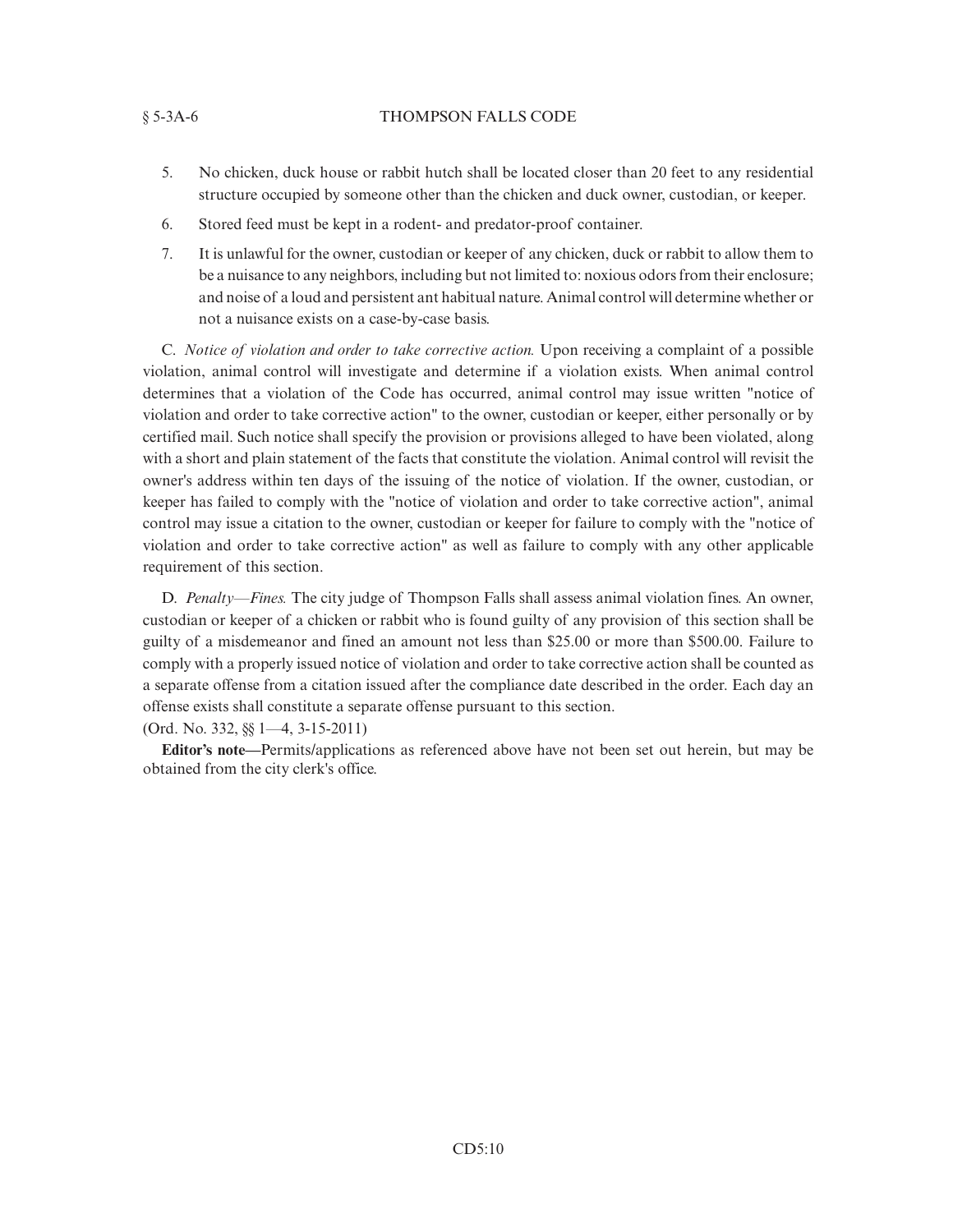5. No chicken, duck house or rabbit hutch shall be located closer than 20 feet to any residential structure occupied by someone other than the chicken and duck owner, custodian, or keeper.
6. Stored feed must be kept in a rodent- and predator-proof container.
7. It is unlawful for the owner, custodian or keeper of any chicken, duck or rabbit to allow them to be a nuisance to any neighbors, including but not limited to: noxious odors from their enclosure; and noise of a loud and persistent ant habitual nature. Animal control will determine whether or not a nuisance exists on a case-by-case basis.

C. *Notice of violation and order to take corrective action.* Upon receiving a complaint of a possible violation, animal control will investigate and determine if a violation exists. When animal control determines that a violation of the Code has occurred, animal control may issue written "notice of violation and order to take corrective action" to the owner, custodian or keeper, either personally or by certified mail. Such notice shall specify the provision or provisions alleged to have been violated, along with a short and plain statement of the facts that constitute the violation. Animal control will revisit the owner's address within ten days of the issuing of the notice of violation. If the owner, custodian, or keeper has failed to comply with the "notice of violation and order to take corrective action", animal control may issue a citation to the owner, custodian or keeper for failure to comply with the "notice of violation and order to take corrective action" as well as failure to comply with any other applicable requirement of this section.

D. *Penalty—Fines.* The city judge of Thompson Falls shall assess animal violation fines. An owner, custodian or keeper of a chicken or rabbit who is found guilty of any provision of this section shall be guilty of a misdemeanor and fined an amount not less than $25.00 or more than $500.00. Failure to comply with a properly issued notice of violation and order to take corrective action shall be counted as a separate offense from a citation issued after the compliance date described in the order. Each day an offense exists shall constitute a separate offense pursuant to this section.

(Ord. No. 332, §§ 1—4, 3-15-2011)

**Editor's note—**Permits/applications as referenced above have not been set out herein, but may be obtained from the city clerk's office.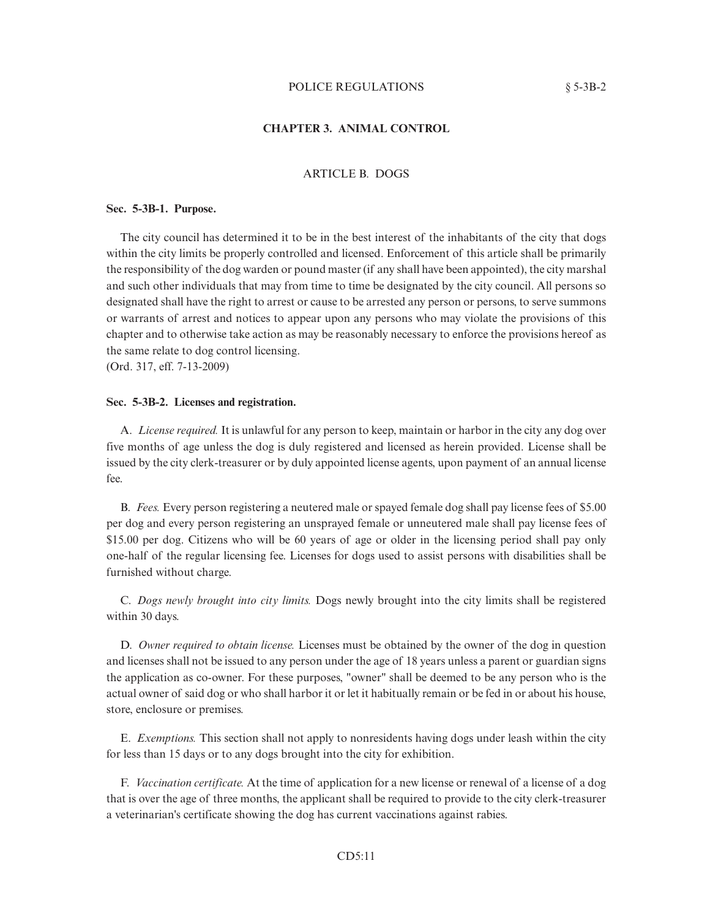## CHAPTER 3. ANIMAL CONTROL

### ARTICLE B. DOGS

**Sec. 5-3B-1. Purpose.**

The city council has determined it to be in the best interest of the inhabitants of the city that dogs within the city limits be properly controlled and licensed. Enforcement of this article shall be primarily the responsibility of the dog warden or pound master (if any shall have been appointed), the city marshal and such other individuals that may from time to time be designated by the city council. All persons so designated shall have the right to arrest or cause to be arrested any person or persons, to serve summons or warrants of arrest and notices to appear upon any persons who may violate the provisions of this chapter and to otherwise take action as may be reasonably necessary to enforce the provisions hereof as the same relate to dog control licensing.
(Ord. 317, eff. 7-13-2009)

**Sec. 5-3B-2. Licenses and registration.**

A. *License required.* It is unlawful for any person to keep, maintain or harbor in the city any dog over five months of age unless the dog is duly registered and licensed as herein provided. License shall be issued by the city clerk-treasurer or by duly appointed license agents, upon payment of an annual license fee.

B. *Fees.* Every person registering a neutered male or spayed female dog shall pay license fees of $5.00 per dog and every person registering an unsprayed female or unneutered male shall pay license fees of $15.00 per dog. Citizens who will be 60 years of age or older in the licensing period shall pay only one-half of the regular licensing fee. Licenses for dogs used to assist persons with disabilities shall be furnished without charge.

C. *Dogs newly brought into city limits.* Dogs newly brought into the city limits shall be registered within 30 days.

D. *Owner required to obtain license.* Licenses must be obtained by the owner of the dog in question and licenses shall not be issued to any person under the age of 18 years unless a parent or guardian signs the application as co-owner. For these purposes, "owner" shall be deemed to be any person who is the actual owner of said dog or who shall harbor it or let it habitually remain or be fed in or about his house, store, enclosure or premises.

E. *Exemptions.* This section shall not apply to nonresidents having dogs under leash within the city for less than 15 days or to any dogs brought into the city for exhibition.

F. *Vaccination certificate.* At the time of application for a new license or renewal of a license of a dog that is over the age of three months, the applicant shall be required to provide to the city clerk-treasurer a veterinarian's certificate showing the dog has current vaccinations against rabies.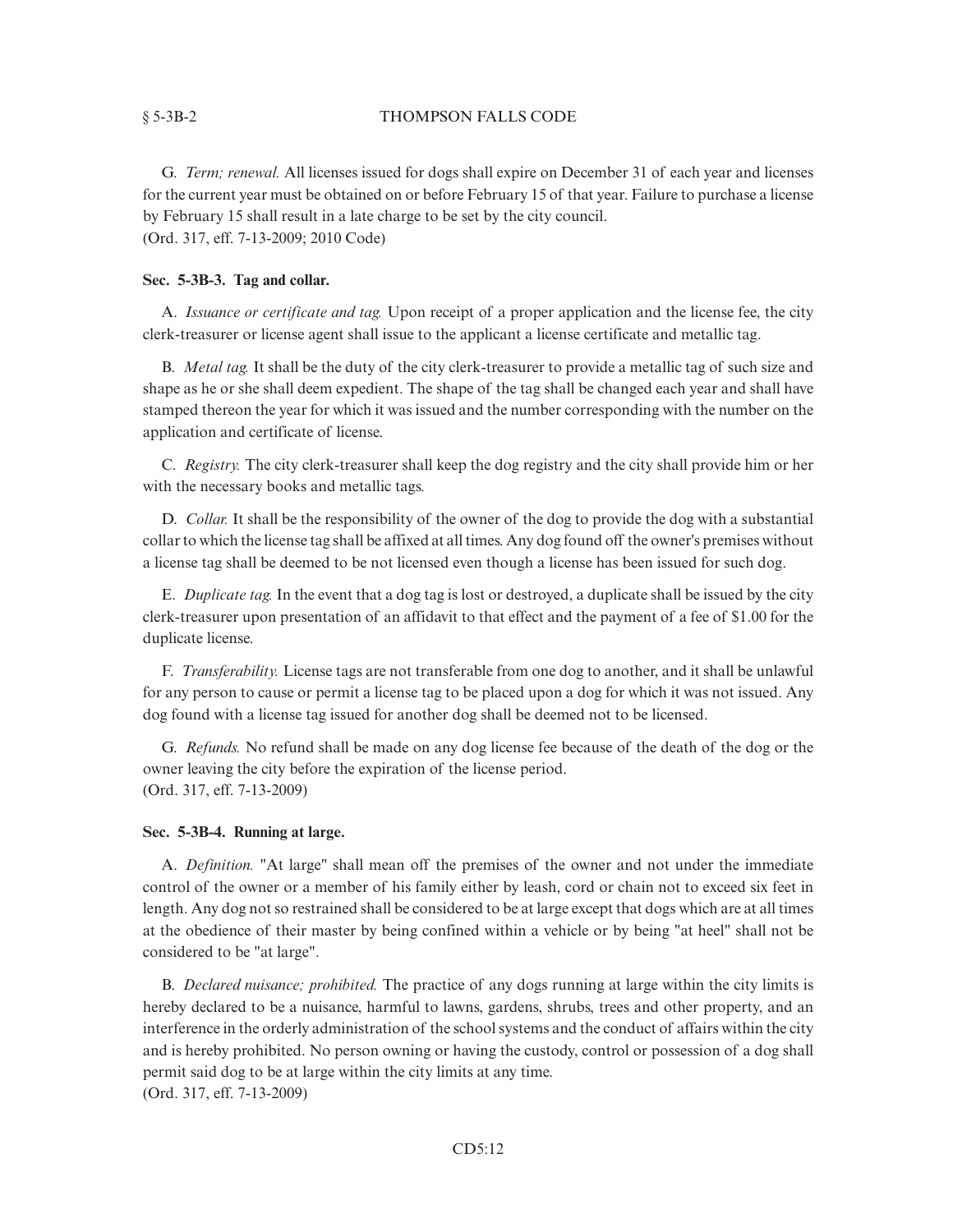G. *Term; renewal.* All licenses issued for dogs shall expire on December 31 of each year and licenses for the current year must be obtained on or before February 15 of that year. Failure to purchase a license by February 15 shall result in a late charge to be set by the city council.
(Ord. 317, eff. 7-13-2009; 2010 Code)

**Sec. 5-3B-3. Tag and collar.**

A. *Issuance or certificate and tag.* Upon receipt of a proper application and the license fee, the city clerk-treasurer or license agent shall issue to the applicant a license certificate and metallic tag.

B. *Metal tag.* It shall be the duty of the city clerk-treasurer to provide a metallic tag of such size and shape as he or she shall deem expedient. The shape of the tag shall be changed each year and shall have stamped thereon the year for which it was issued and the number corresponding with the number on the application and certificate of license.

C. *Registry.* The city clerk-treasurer shall keep the dog registry and the city shall provide him or her with the necessary books and metallic tags.

D. *Collar.* It shall be the responsibility of the owner of the dog to provide the dog with a substantial collar to which the license tag shall be affixed at all times. Any dog found off the owner's premises without a license tag shall be deemed to be not licensed even though a license has been issued for such dog.

E. *Duplicate tag.* In the event that a dog tag is lost or destroyed, a duplicate shall be issued by the city clerk-treasurer upon presentation of an affidavit to that effect and the payment of a fee of $1.00 for the duplicate license.

F. *Transferability.* License tags are not transferable from one dog to another, and it shall be unlawful for any person to cause or permit a license tag to be placed upon a dog for which it was not issued. Any dog found with a license tag issued for another dog shall be deemed not to be licensed.

G. *Refunds.* No refund shall be made on any dog license fee because of the death of the dog or the owner leaving the city before the expiration of the license period.
(Ord. 317, eff. 7-13-2009)

**Sec. 5-3B-4. Running at large.**

A. *Definition.* "At large" shall mean off the premises of the owner and not under the immediate control of the owner or a member of his family either by leash, cord or chain not to exceed six feet in length. Any dog not so restrained shall be considered to be at large except that dogs which are at all times at the obedience of their master by being confined within a vehicle or by being "at heel" shall not be considered to be "at large".

B. *Declared nuisance; prohibited.* The practice of any dogs running at large within the city limits is hereby declared to be a nuisance, harmful to lawns, gardens, shrubs, trees and other property, and an interference in the orderly administration of the school systems and the conduct of affairs within the city and is hereby prohibited. No person owning or having the custody, control or possession of a dog shall permit said dog to be at large within the city limits at any time.
(Ord. 317, eff. 7-13-2009)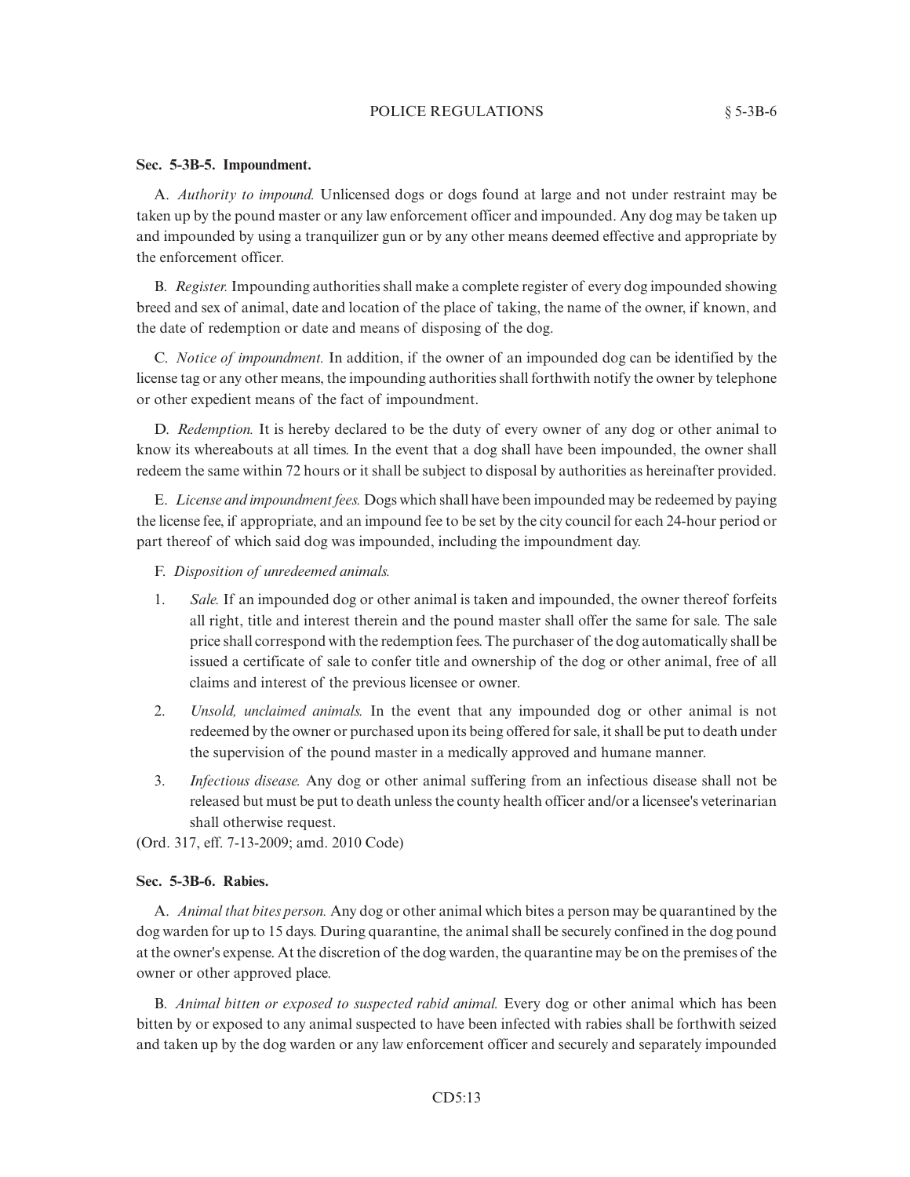**Sec. 5-3B-5. Impoundment.**

A. *Authority to impound.* Unlicensed dogs or dogs found at large and not under restraint may be taken up by the pound master or any law enforcement officer and impounded. Any dog may be taken up and impounded by using a tranquilizer gun or by any other means deemed effective and appropriate by the enforcement officer.

B. *Register.* Impounding authorities shall make a complete register of every dog impounded showing breed and sex of animal, date and location of the place of taking, the name of the owner, if known, and the date of redemption or date and means of disposing of the dog.

C. *Notice of impoundment.* In addition, if the owner of an impounded dog can be identified by the license tag or any other means, the impounding authorities shall forthwith notify the owner by telephone or other expedient means of the fact of impoundment.

D. *Redemption.* It is hereby declared to be the duty of every owner of any dog or other animal to know its whereabouts at all times. In the event that a dog shall have been impounded, the owner shall redeem the same within 72 hours or it shall be subject to disposal by authorities as hereinafter provided.

E. *License and impoundment fees.* Dogs which shall have been impounded may be redeemed by paying the license fee, if appropriate, and an impound fee to be set by the city council for each 24-hour period or part thereof of which said dog was impounded, including the impoundment day.

F. *Disposition of unredeemed animals.*

1. *Sale.* If an impounded dog or other animal is taken and impounded, the owner thereof forfeits all right, title and interest therein and the pound master shall offer the same for sale. The sale price shall correspond with the redemption fees. The purchaser of the dog automatically shall be issued a certificate of sale to confer title and ownership of the dog or other animal, free of all claims and interest of the previous licensee or owner.
2. *Unsold, unclaimed animals.* In the event that any impounded dog or other animal is not redeemed by the owner or purchased upon its being offered for sale, it shall be put to death under the supervision of the pound master in a medically approved and humane manner.
3. *Infectious disease.* Any dog or other animal suffering from an infectious disease shall not be released but must be put to death unless the county health officer and/or a licensee's veterinarian shall otherwise request.

(Ord. 317, eff. 7-13-2009; amd. 2010 Code)

**Sec. 5-3B-6. Rabies.**

A. *Animal that bites person.* Any dog or other animal which bites a person may be quarantined by the dog warden for up to 15 days. During quarantine, the animal shall be securely confined in the dog pound at the owner's expense. At the discretion of the dog warden, the quarantine may be on the premises of the owner or other approved place.

B. *Animal bitten or exposed to suspected rabid animal.* Every dog or other animal which has been bitten by or exposed to any animal suspected to have been infected with rabies shall be forthwith seized and taken up by the dog warden or any law enforcement officer and securely and separately impounded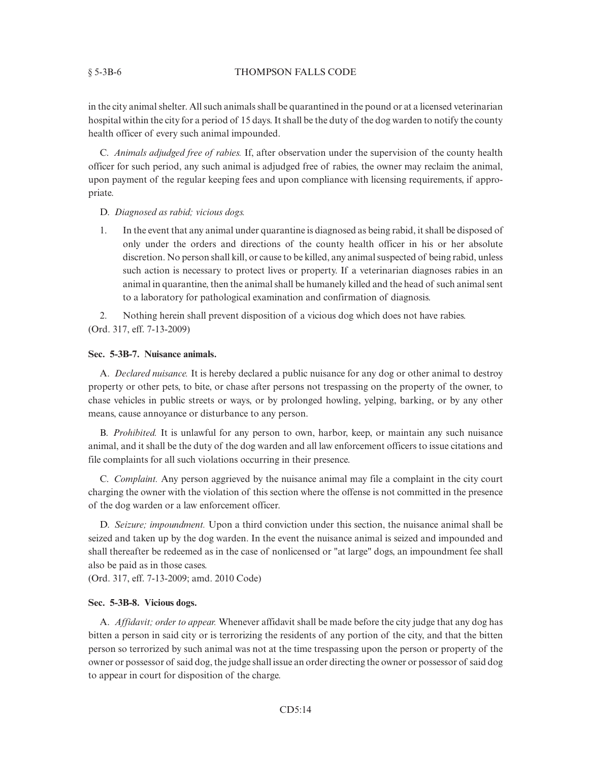in the city animal shelter. All such animals shall be quarantined in the pound or at a licensed veterinarian hospital within the city for a period of 15 days. It shall be the duty of the dog warden to notify the county health officer of every such animal impounded.

C. *Animals adjudged free of rabies.* If, after observation under the supervision of the county health officer for such period, any such animal is adjudged free of rabies, the owner may reclaim the animal, upon payment of the regular keeping fees and upon compliance with licensing requirements, if appropriate.

D. *Diagnosed as rabid; vicious dogs.*

1. In the event that any animal under quarantine is diagnosed as being rabid, it shall be disposed of only under the orders and directions of the county health officer in his or her absolute discretion. No person shall kill, or cause to be killed, any animal suspected of being rabid, unless such action is necessary to protect lives or property. If a veterinarian diagnoses rabies in an animal in quarantine, then the animal shall be humanely killed and the head of such animal sent to a laboratory for pathological examination and confirmation of diagnosis.

2. Nothing herein shall prevent disposition of a vicious dog which does not have rabies.

(Ord. 317, eff. 7-13-2009)

**Sec. 5-3B-7. Nuisance animals.**

A. *Declared nuisance.* It is hereby declared a public nuisance for any dog or other animal to destroy property or other pets, to bite, or chase after persons not trespassing on the property of the owner, to chase vehicles in public streets or ways, or by prolonged howling, yelping, barking, or by any other means, cause annoyance or disturbance to any person.

B. *Prohibited.* It is unlawful for any person to own, harbor, keep, or maintain any such nuisance animal, and it shall be the duty of the dog warden and all law enforcement officers to issue citations and file complaints for all such violations occurring in their presence.

C. *Complaint.* Any person aggrieved by the nuisance animal may file a complaint in the city court charging the owner with the violation of this section where the offense is not committed in the presence of the dog warden or a law enforcement officer.

D. *Seizure; impoundment.* Upon a third conviction under this section, the nuisance animal shall be seized and taken up by the dog warden. In the event the nuisance animal is seized and impounded and shall thereafter be redeemed as in the case of nonlicensed or "at large" dogs, an impoundment fee shall also be paid as in those cases.

(Ord. 317, eff. 7-13-2009; amd. 2010 Code)

**Sec. 5-3B-8. Vicious dogs.**

A. *Affidavit; order to appear.* Whenever affidavit shall be made before the city judge that any dog has bitten a person in said city or is terrorizing the residents of any portion of the city, and that the bitten person so terrorized by such animal was not at the time trespassing upon the person or property of the owner or possessor of said dog, the judge shall issue an order directing the owner or possessor of said dog to appear in court for disposition of the charge.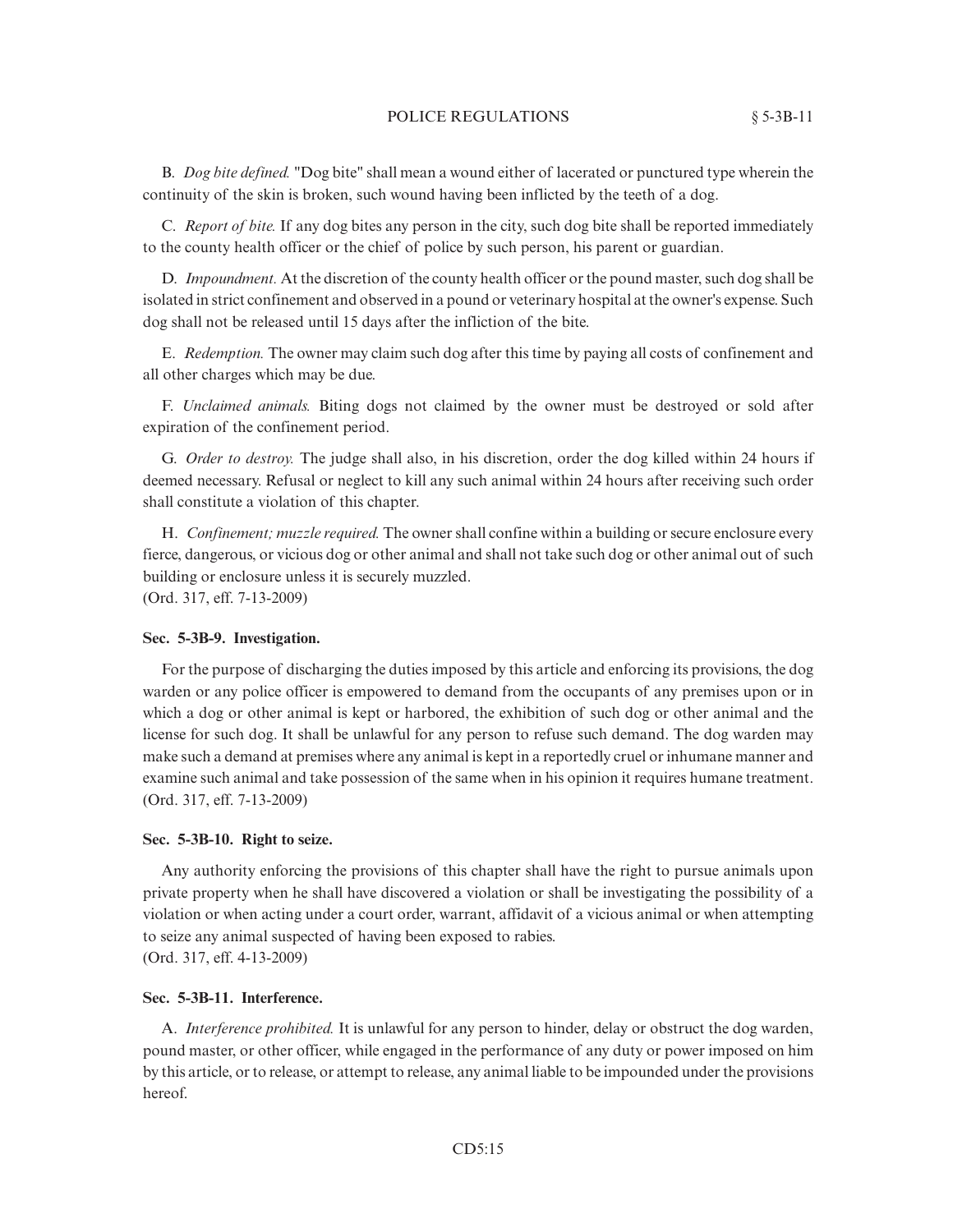B. *Dog bite defined.* "Dog bite" shall mean a wound either of lacerated or punctured type wherein the continuity of the skin is broken, such wound having been inflicted by the teeth of a dog.

C. *Report of bite.* If any dog bites any person in the city, such dog bite shall be reported immediately to the county health officer or the chief of police by such person, his parent or guardian.

D. *Impoundment.* At the discretion of the county health officer or the pound master, such dog shall be isolated in strict confinement and observed in a pound or veterinary hospital at the owner's expense. Such dog shall not be released until 15 days after the infliction of the bite.

E. *Redemption.* The owner may claim such dog after this time by paying all costs of confinement and all other charges which may be due.

F. *Unclaimed animals.* Biting dogs not claimed by the owner must be destroyed or sold after expiration of the confinement period.

G. *Order to destroy.* The judge shall also, in his discretion, order the dog killed within 24 hours if deemed necessary. Refusal or neglect to kill any such animal within 24 hours after receiving such order shall constitute a violation of this chapter.

H. *Confinement; muzzle required.* The owner shall confine within a building or secure enclosure every fierce, dangerous, or vicious dog or other animal and shall not take such dog or other animal out of such building or enclosure unless it is securely muzzled.
(Ord. 317, eff. 7-13-2009)

**Sec. 5-3B-9. Investigation.**

For the purpose of discharging the duties imposed by this article and enforcing its provisions, the dog warden or any police officer is empowered to demand from the occupants of any premises upon or in which a dog or other animal is kept or harbored, the exhibition of such dog or other animal and the license for such dog. It shall be unlawful for any person to refuse such demand. The dog warden may make such a demand at premises where any animal is kept in a reportedly cruel or inhumane manner and examine such animal and take possession of the same when in his opinion it requires humane treatment.
(Ord. 317, eff. 7-13-2009)

**Sec. 5-3B-10. Right to seize.**

Any authority enforcing the provisions of this chapter shall have the right to pursue animals upon private property when he shall have discovered a violation or shall be investigating the possibility of a violation or when acting under a court order, warrant, affidavit of a vicious animal or when attempting to seize any animal suspected of having been exposed to rabies.
(Ord. 317, eff. 4-13-2009)

**Sec. 5-3B-11. Interference.**

A. *Interference prohibited.* It is unlawful for any person to hinder, delay or obstruct the dog warden, pound master, or other officer, while engaged in the performance of any duty or power imposed on him by this article, or to release, or attempt to release, any animal liable to be impounded under the provisions hereof.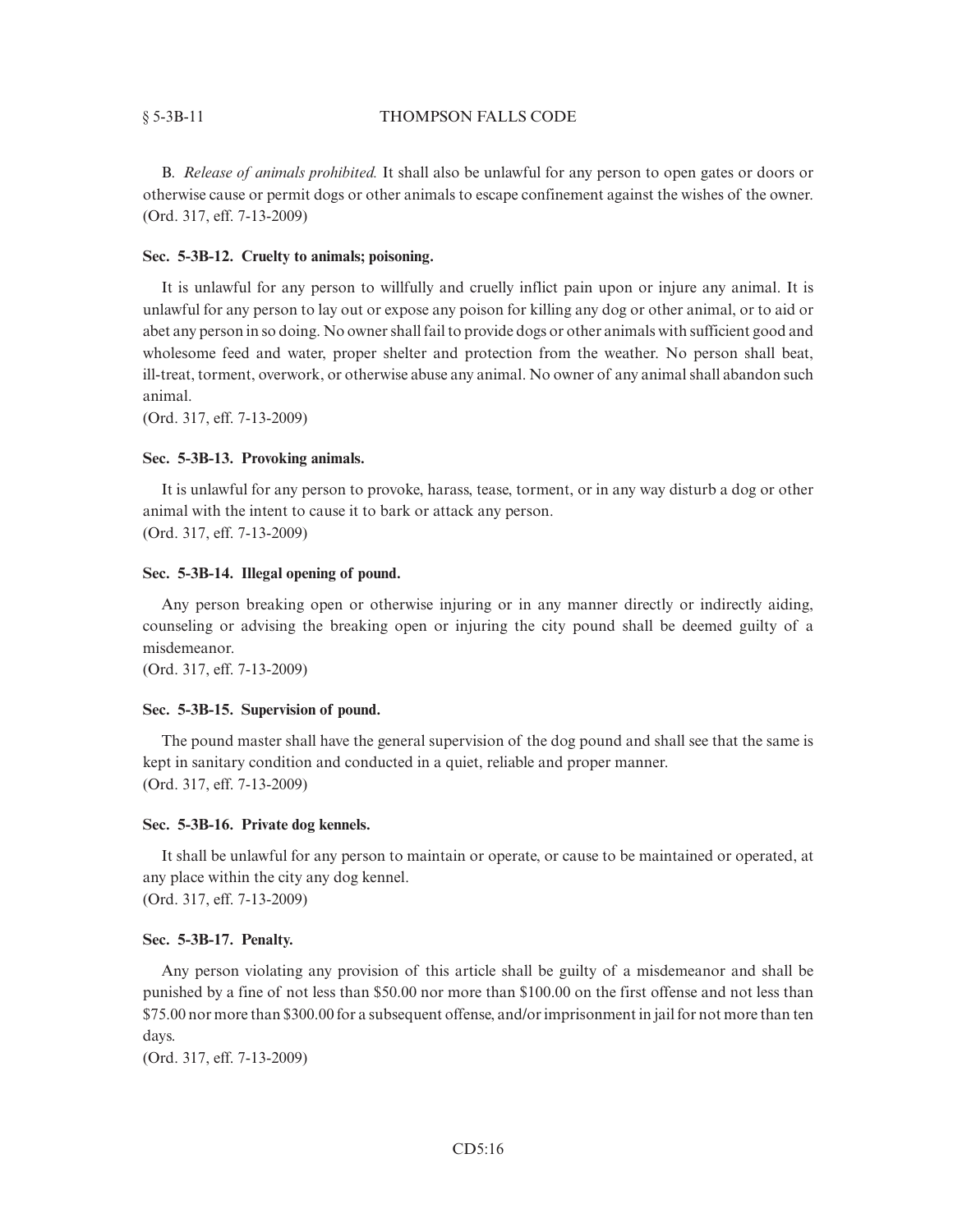B. *Release of animals prohibited.* It shall also be unlawful for any person to open gates or doors or otherwise cause or permit dogs or other animals to escape confinement against the wishes of the owner.
(Ord. 317, eff. 7-13-2009)

**Sec. 5-3B-12. Cruelty to animals; poisoning.**

It is unlawful for any person to willfully and cruelly inflict pain upon or injure any animal. It is unlawful for any person to lay out or expose any poison for killing any dog or other animal, or to aid or abet any person in so doing. No owner shall fail to provide dogs or other animals with sufficient good and wholesome feed and water, proper shelter and protection from the weather. No person shall beat, ill-treat, torment, overwork, or otherwise abuse any animal. No owner of any animal shall abandon such animal.
(Ord. 317, eff. 7-13-2009)

**Sec. 5-3B-13. Provoking animals.**

It is unlawful for any person to provoke, harass, tease, torment, or in any way disturb a dog or other animal with the intent to cause it to bark or attack any person.
(Ord. 317, eff. 7-13-2009)

**Sec. 5-3B-14. Illegal opening of pound.**

Any person breaking open or otherwise injuring or in any manner directly or indirectly aiding, counseling or advising the breaking open or injuring the city pound shall be deemed guilty of a misdemeanor.
(Ord. 317, eff. 7-13-2009)

**Sec. 5-3B-15. Supervision of pound.**

The pound master shall have the general supervision of the dog pound and shall see that the same is kept in sanitary condition and conducted in a quiet, reliable and proper manner.
(Ord. 317, eff. 7-13-2009)

**Sec. 5-3B-16. Private dog kennels.**

It shall be unlawful for any person to maintain or operate, or cause to be maintained or operated, at any place within the city any dog kennel.
(Ord. 317, eff. 7-13-2009)

**Sec. 5-3B-17. Penalty.**

Any person violating any provision of this article shall be guilty of a misdemeanor and shall be punished by a fine of not less than $50.00 nor more than $100.00 on the first offense and not less than $75.00 nor more than $300.00 for a subsequent offense, and/or imprisonment in jail for not more than ten days.
(Ord. 317, eff. 7-13-2009)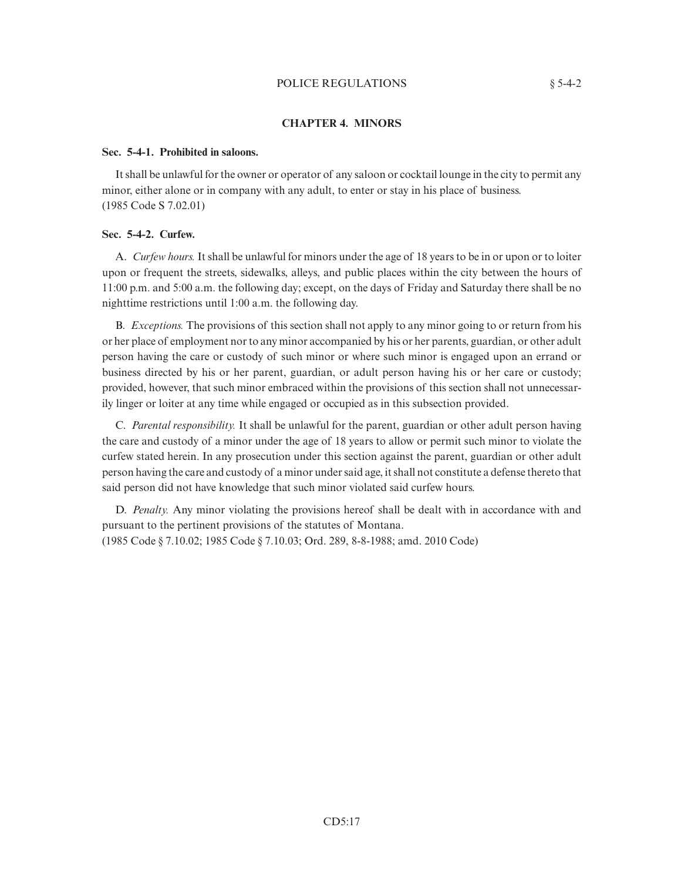## CHAPTER 4. MINORS

### Sec. 5-4-1. Prohibited in saloons.

It shall be unlawful for the owner or operator of any saloon or cocktail lounge in the city to permit any minor, either alone or in company with any adult, to enter or stay in his place of business.
(1985 Code S 7.02.01)

### Sec. 5-4-2. Curfew.

A. *Curfew hours.* It shall be unlawful for minors under the age of 18 years to be in or upon or to loiter upon or frequent the streets, sidewalks, alleys, and public places within the city between the hours of 11:00 p.m. and 5:00 a.m. the following day; except, on the days of Friday and Saturday there shall be no nighttime restrictions until 1:00 a.m. the following day.

B. *Exceptions.* The provisions of this section shall not apply to any minor going to or return from his or her place of employment nor to any minor accompanied by his or her parents, guardian, or other adult person having the care or custody of such minor or where such minor is engaged upon an errand or business directed by his or her parent, guardian, or adult person having his or her care or custody; provided, however, that such minor embraced within the provisions of this section shall not unnecessarily linger or loiter at any time while engaged or occupied as in this subsection provided.

C. *Parental responsibility.* It shall be unlawful for the parent, guardian or other adult person having the care and custody of a minor under the age of 18 years to allow or permit such minor to violate the curfew stated herein. In any prosecution under this section against the parent, guardian or other adult person having the care and custody of a minor under said age, it shall not constitute a defense thereto that said person did not have knowledge that such minor violated said curfew hours.

D. *Penalty.* Any minor violating the provisions hereof shall be dealt with in accordance with and pursuant to the pertinent provisions of the statutes of Montana.
(1985 Code § 7.10.02; 1985 Code § 7.10.03; Ord. 289, 8-8-1988; amd. 2010 Code)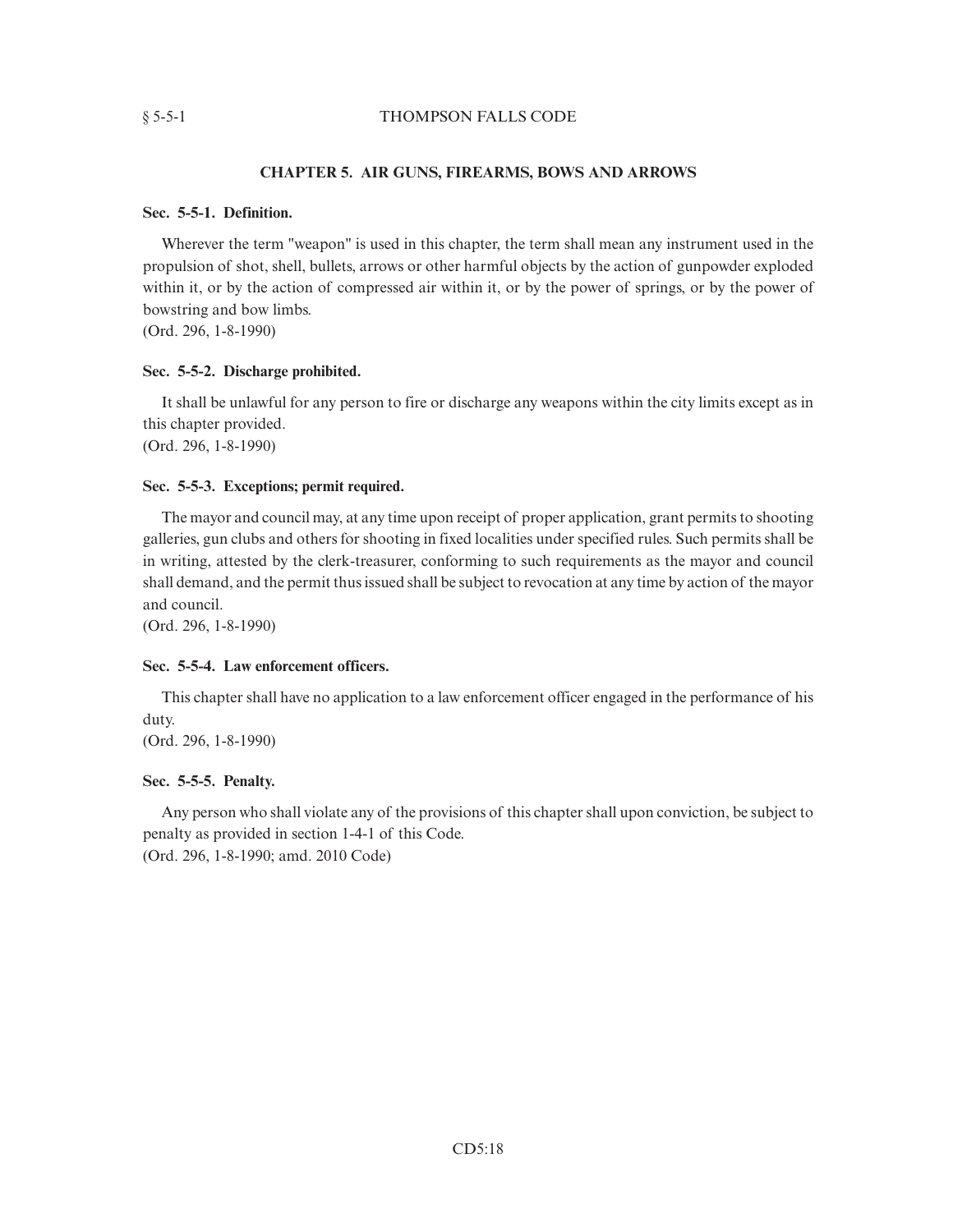## CHAPTER 5. AIR GUNS, FIREARMS, BOWS AND ARROWS

### Sec. 5-5-1. Definition.

Wherever the term "weapon" is used in this chapter, the term shall mean any instrument used in the propulsion of shot, shell, bullets, arrows or other harmful objects by the action of gunpowder exploded within it, or by the action of compressed air within it, or by the power of springs, or by the power of bowstring and bow limbs.
(Ord. 296, 1-8-1990)

### Sec. 5-5-2. Discharge prohibited.

It shall be unlawful for any person to fire or discharge any weapons within the city limits except as in this chapter provided.
(Ord. 296, 1-8-1990)

### Sec. 5-5-3. Exceptions; permit required.

The mayor and council may, at any time upon receipt of proper application, grant permits to shooting galleries, gun clubs and others for shooting in fixed localities under specified rules. Such permits shall be in writing, attested by the clerk-treasurer, conforming to such requirements as the mayor and council shall demand, and the permit thus issued shall be subject to revocation at any time by action of the mayor and council.
(Ord. 296, 1-8-1990)

### Sec. 5-5-4. Law enforcement officers.

This chapter shall have no application to a law enforcement officer engaged in the performance of his duty.
(Ord. 296, 1-8-1990)

### Sec. 5-5-5. Penalty.

Any person who shall violate any of the provisions of this chapter shall upon conviction, be subject to penalty as provided in section 1-4-1 of this Code.
(Ord. 296, 1-8-1990; amd. 2010 Code)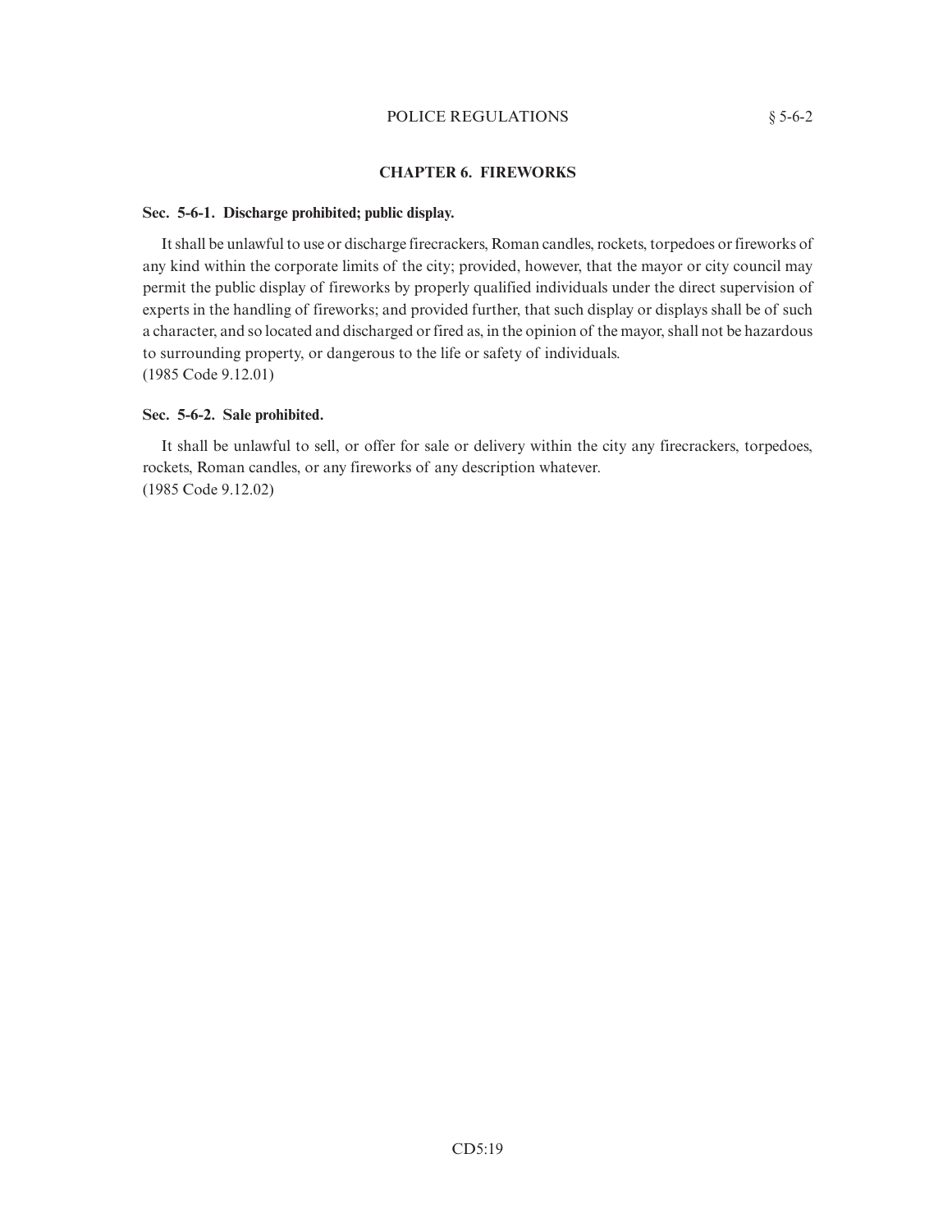## CHAPTER 6. FIREWORKS

### Sec. 5-6-1. Discharge prohibited; public display.

It shall be unlawful to use or discharge firecrackers, Roman candles, rockets, torpedoes or fireworks of any kind within the corporate limits of the city; provided, however, that the mayor or city council may permit the public display of fireworks by properly qualified individuals under the direct supervision of experts in the handling of fireworks; and provided further, that such display or displays shall be of such a character, and so located and discharged or fired as, in the opinion of the mayor, shall not be hazardous to surrounding property, or dangerous to the life or safety of individuals.
(1985 Code 9.12.01)

### Sec. 5-6-2. Sale prohibited.

It shall be unlawful to sell, or offer for sale or delivery within the city any firecrackers, torpedoes, rockets, Roman candles, or any fireworks of any description whatever.
(1985 Code 9.12.02)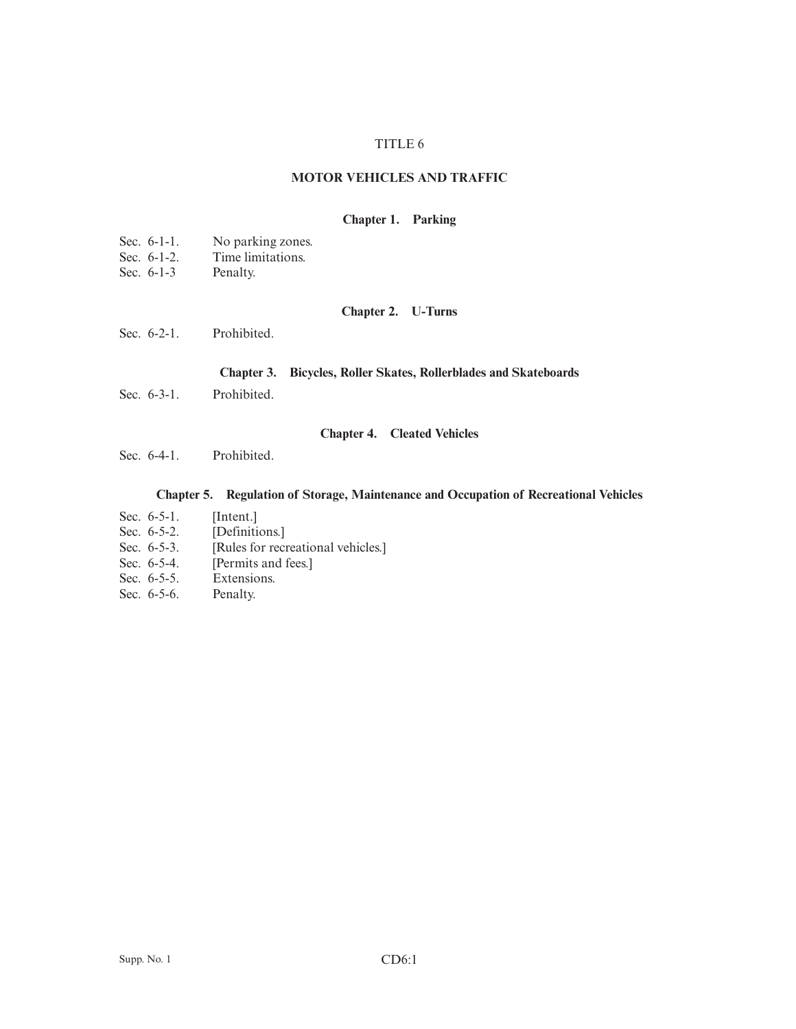TITLE 6

# MOTOR VEHICLES AND TRAFFIC

## Chapter 1. Parking

Sec. 6-1-1. No parking zones.
Sec. 6-1-2. Time limitations.
Sec. 6-1-3 Penalty.

## Chapter 2. U-Turns

Sec. 6-2-1. Prohibited.

## Chapter 3. Bicycles, Roller Skates, Rollerblades and Skateboards

Sec. 6-3-1. Prohibited.

## Chapter 4. Cleated Vehicles

Sec. 6-4-1. Prohibited.

## Chapter 5. Regulation of Storage, Maintenance and Occupation of Recreational Vehicles

Sec. 6-5-1. [Intent.]
Sec. 6-5-2. [Definitions.]
Sec. 6-5-3. [Rules for recreational vehicles.]
Sec. 6-5-4. [Permits and fees.]
Sec. 6-5-5. Extensions.
Sec. 6-5-6. Penalty.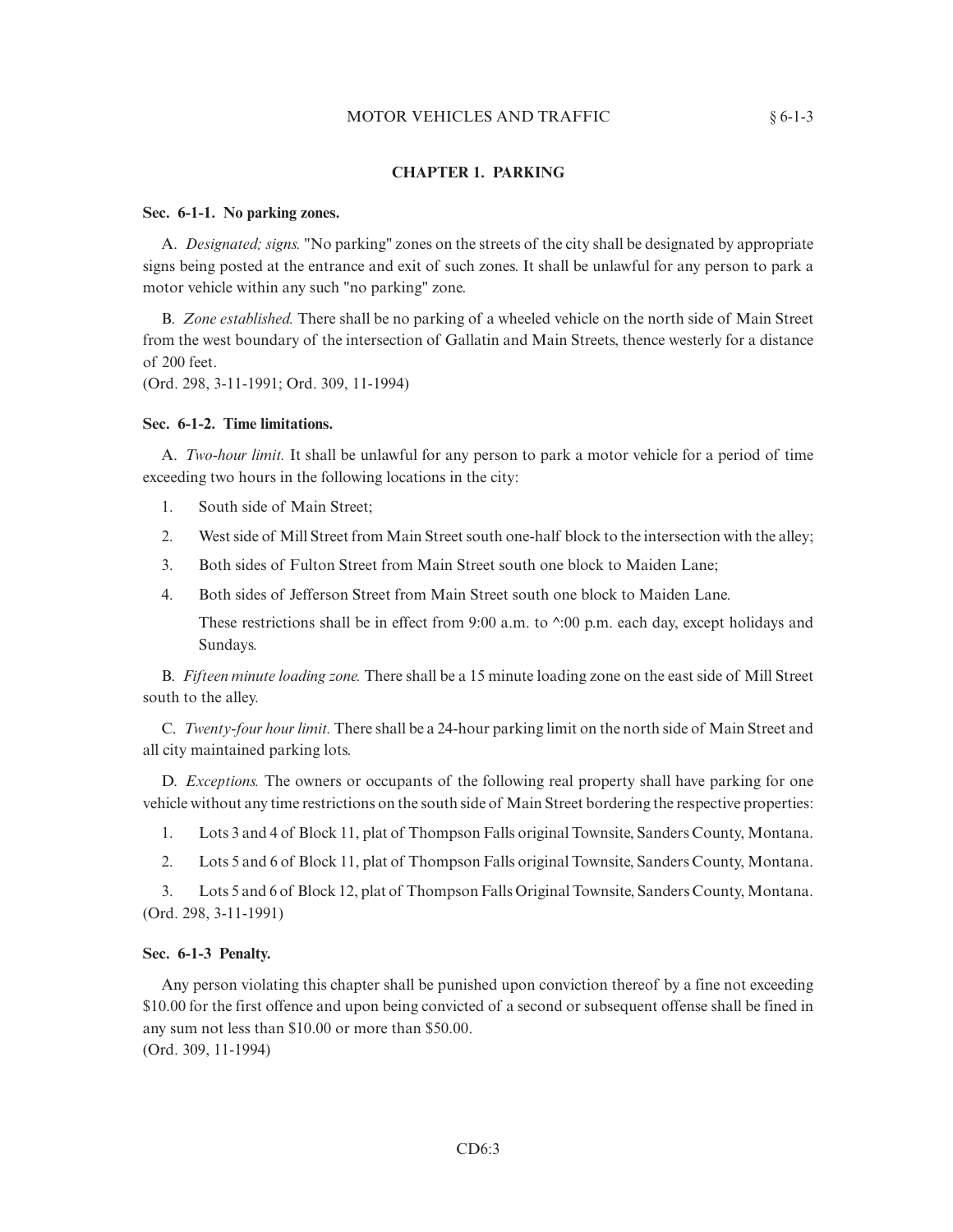## CHAPTER 1. PARKING

**Sec. 6-1-1. No parking zones.**

A. *Designated; signs.* "No parking" zones on the streets of the city shall be designated by appropriate signs being posted at the entrance and exit of such zones. It shall be unlawful for any person to park a motor vehicle within any such "no parking" zone.

B. *Zone established.* There shall be no parking of a wheeled vehicle on the north side of Main Street from the west boundary of the intersection of Gallatin and Main Streets, thence westerly for a distance of 200 feet.
(Ord. 298, 3-11-1991; Ord. 309, 11-1994)

**Sec. 6-1-2. Time limitations.**

A. *Two-hour limit.* It shall be unlawful for any person to park a motor vehicle for a period of time exceeding two hours in the following locations in the city:

1. South side of Main Street;
2. West side of Mill Street from Main Street south one-half block to the intersection with the alley;
3. Both sides of Fulton Street from Main Street south one block to Maiden Lane;
4. Both sides of Jefferson Street from Main Street south one block to Maiden Lane.

   These restrictions shall be in effect from 9:00 a.m. to ^:00 p.m. each day, except holidays and Sundays.

B. *Fifteen minute loading zone.* There shall be a 15 minute loading zone on the east side of Mill Street south to the alley.

C. *Twenty-four hour limit.* There shall be a 24-hour parking limit on the north side of Main Street and all city maintained parking lots.

D. *Exceptions.* The owners or occupants of the following real property shall have parking for one vehicle without any time restrictions on the south side of Main Street bordering the respective properties:

1. Lots 3 and 4 of Block 11, plat of Thompson Falls original Townsite, Sanders County, Montana.
2. Lots 5 and 6 of Block 11, plat of Thompson Falls original Townsite, Sanders County, Montana.
3. Lots 5 and 6 of Block 12, plat of Thompson Falls Original Townsite, Sanders County, Montana.

(Ord. 298, 3-11-1991)

**Sec. 6-1-3 Penalty.**

Any person violating this chapter shall be punished upon conviction thereof by a fine not exceeding $10.00 for the first offence and upon being convicted of a second or subsequent offense shall be fined in any sum not less than $10.00 or more than $50.00.
(Ord. 309, 11-1994)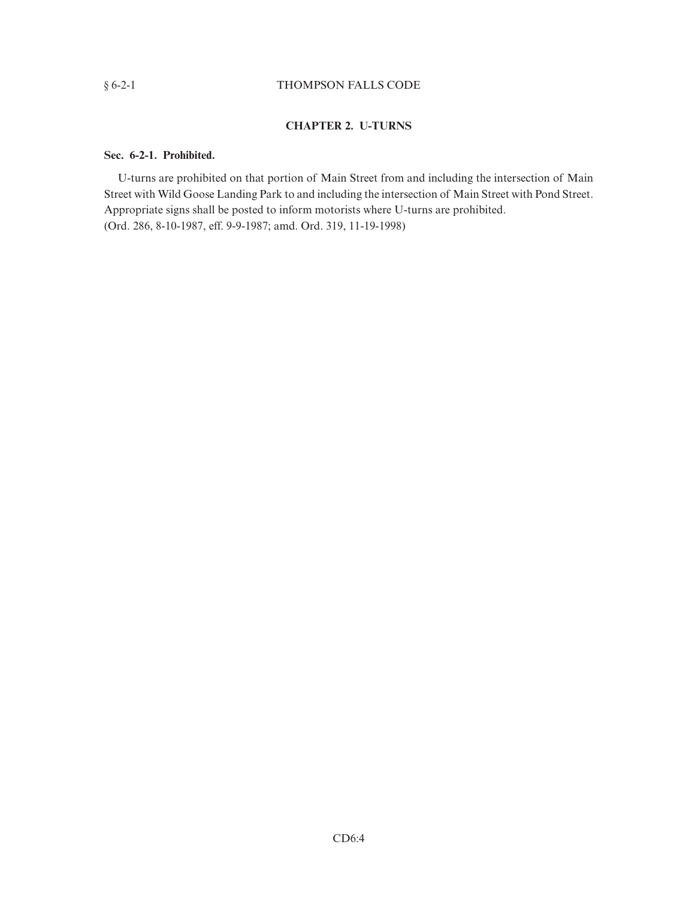## CHAPTER 2. U-TURNS

### Sec. 6-2-1. Prohibited.

U-turns are prohibited on that portion of Main Street from and including the intersection of Main Street with Wild Goose Landing Park to and including the intersection of Main Street with Pond Street. Appropriate signs shall be posted to inform motorists where U-turns are prohibited.
(Ord. 286, 8-10-1987, eff. 9-9-1987; amd. Ord. 319, 11-19-1998)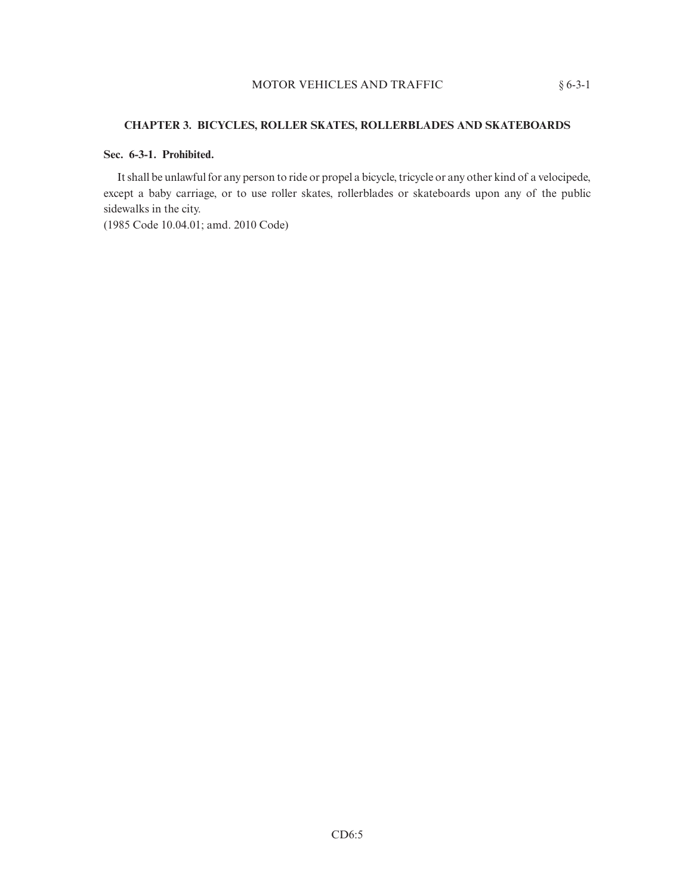## CHAPTER 3. BICYCLES, ROLLER SKATES, ROLLERBLADES AND SKATEBOARDS

### Sec. 6-3-1. Prohibited.

It shall be unlawful for any person to ride or propel a bicycle, tricycle or any other kind of a velocipede, except a baby carriage, or to use roller skates, rollerblades or skateboards upon any of the public sidewalks in the city.
(1985 Code 10.04.01; amd. 2010 Code)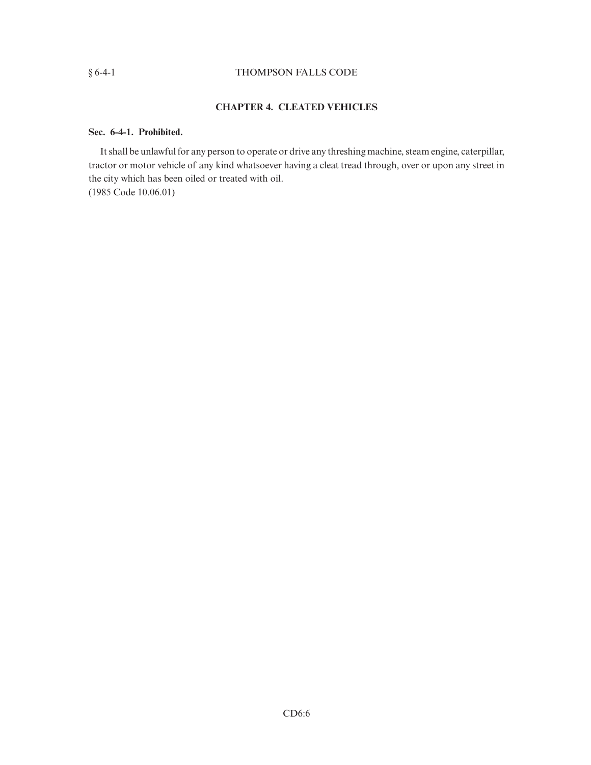## CHAPTER 4. CLEATED VEHICLES

**Sec. 6-4-1. Prohibited.**

It shall be unlawful for any person to operate or drive any threshing machine, steam engine, caterpillar, tractor or motor vehicle of any kind whatsoever having a cleat tread through, over or upon any street in the city which has been oiled or treated with oil.
(1985 Code 10.06.01)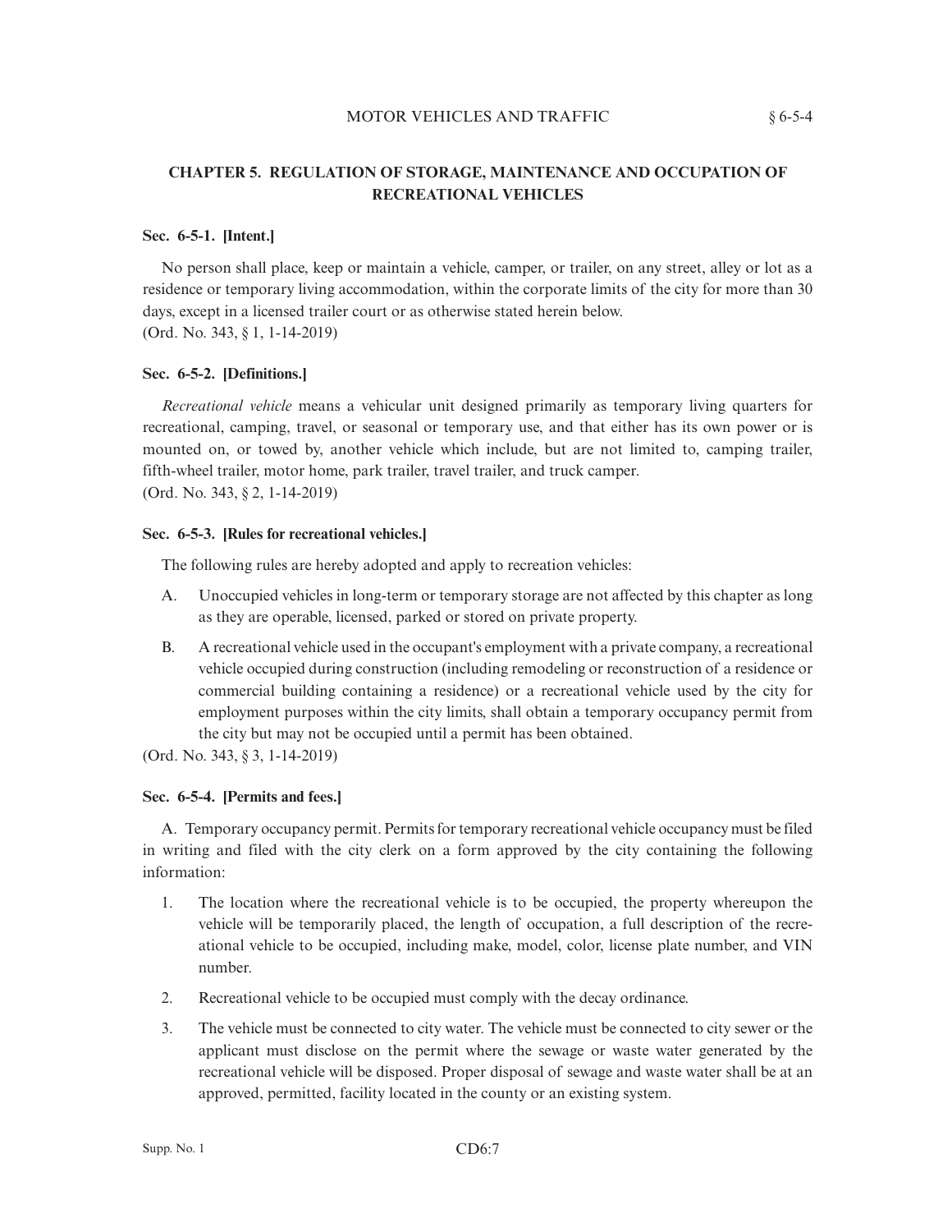## CHAPTER 5. REGULATION OF STORAGE, MAINTENANCE AND OCCUPATION OF RECREATIONAL VEHICLES

### Sec. 6-5-1. [Intent.]

No person shall place, keep or maintain a vehicle, camper, or trailer, on any street, alley or lot as a residence or temporary living accommodation, within the corporate limits of the city for more than 30 days, except in a licensed trailer court or as otherwise stated herein below.
(Ord. No. 343, § 1, 1-14-2019)

### Sec. 6-5-2. [Definitions.]

*Recreational vehicle* means a vehicular unit designed primarily as temporary living quarters for recreational, camping, travel, or seasonal or temporary use, and that either has its own power or is mounted on, or towed by, another vehicle which include, but are not limited to, camping trailer, fifth-wheel trailer, motor home, park trailer, travel trailer, and truck camper.
(Ord. No. 343, § 2, 1-14-2019)

### Sec. 6-5-3. [Rules for recreational vehicles.]

The following rules are hereby adopted and apply to recreation vehicles:

A. Unoccupied vehicles in long-term or temporary storage are not affected by this chapter as long as they are operable, licensed, parked or stored on private property.

B. A recreational vehicle used in the occupant's employment with a private company, a recreational vehicle occupied during construction (including remodeling or reconstruction of a residence or commercial building containing a residence) or a recreational vehicle used by the city for employment purposes within the city limits, shall obtain a temporary occupancy permit from the city but may not be occupied until a permit has been obtained.

(Ord. No. 343, § 3, 1-14-2019)

### Sec. 6-5-4. [Permits and fees.]

A. Temporary occupancy permit. Permits for temporary recreational vehicle occupancy must be filed in writing and filed with the city clerk on a form approved by the city containing the following information:

1. The location where the recreational vehicle is to be occupied, the property whereupon the vehicle will be temporarily placed, the length of occupation, a full description of the recreational vehicle to be occupied, including make, model, color, license plate number, and VIN number.

2. Recreational vehicle to be occupied must comply with the decay ordinance.

3. The vehicle must be connected to city water. The vehicle must be connected to city sewer or the applicant must disclose on the permit where the sewage or waste water generated by the recreational vehicle will be disposed. Proper disposal of sewage and waste water shall be at an approved, permitted, facility located in the county or an existing system.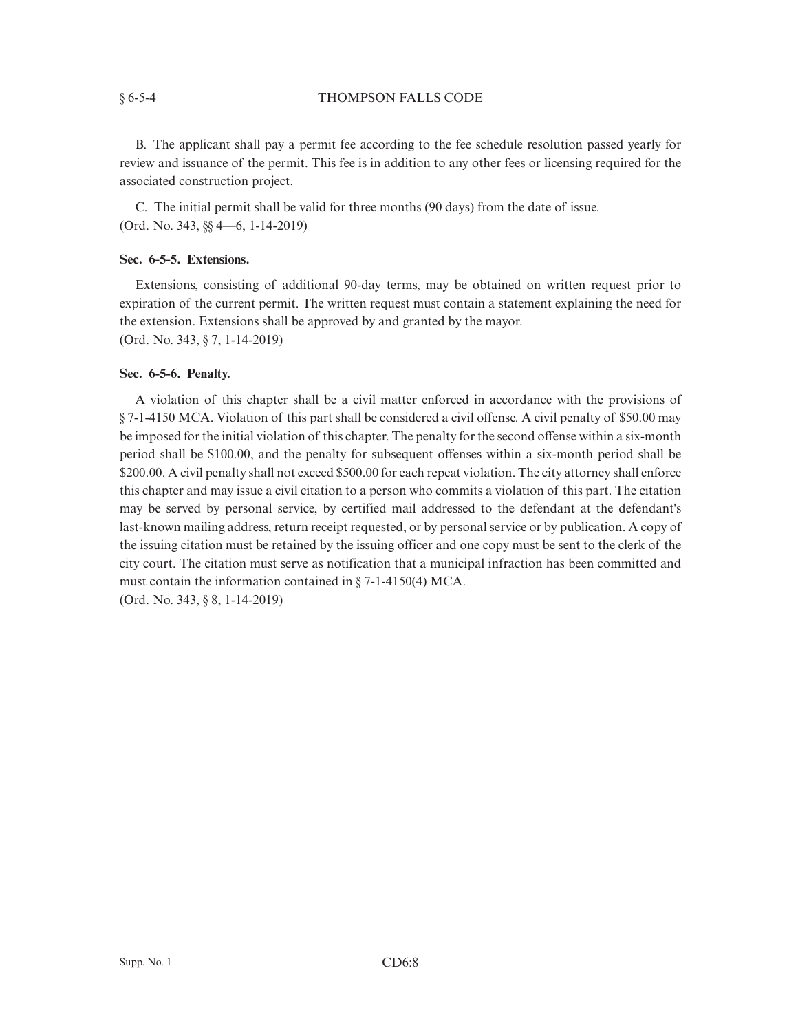B. The applicant shall pay a permit fee according to the fee schedule resolution passed yearly for review and issuance of the permit. This fee is in addition to any other fees or licensing required for the associated construction project.

C. The initial permit shall be valid for three months (90 days) from the date of issue.
(Ord. No. 343, §§ 4—6, 1-14-2019)

**Sec. 6-5-5. Extensions.**

Extensions, consisting of additional 90-day terms, may be obtained on written request prior to expiration of the current permit. The written request must contain a statement explaining the need for the extension. Extensions shall be approved by and granted by the mayor.
(Ord. No. 343, § 7, 1-14-2019)

**Sec. 6-5-6. Penalty.**

A violation of this chapter shall be a civil matter enforced in accordance with the provisions of § 7-1-4150 MCA. Violation of this part shall be considered a civil offense. A civil penalty of $50.00 may be imposed for the initial violation of this chapter. The penalty for the second offense within a six-month period shall be $100.00, and the penalty for subsequent offenses within a six-month period shall be $200.00. A civil penalty shall not exceed $500.00 for each repeat violation. The city attorney shall enforce this chapter and may issue a civil citation to a person who commits a violation of this part. The citation may be served by personal service, by certified mail addressed to the defendant at the defendant's last-known mailing address, return receipt requested, or by personal service or by publication. A copy of the issuing citation must be retained by the issuing officer and one copy must be sent to the clerk of the city court. The citation must serve as notification that a municipal infraction has been committed and must contain the information contained in § 7-1-4150(4) MCA.
(Ord. No. 343, § 8, 1-14-2019)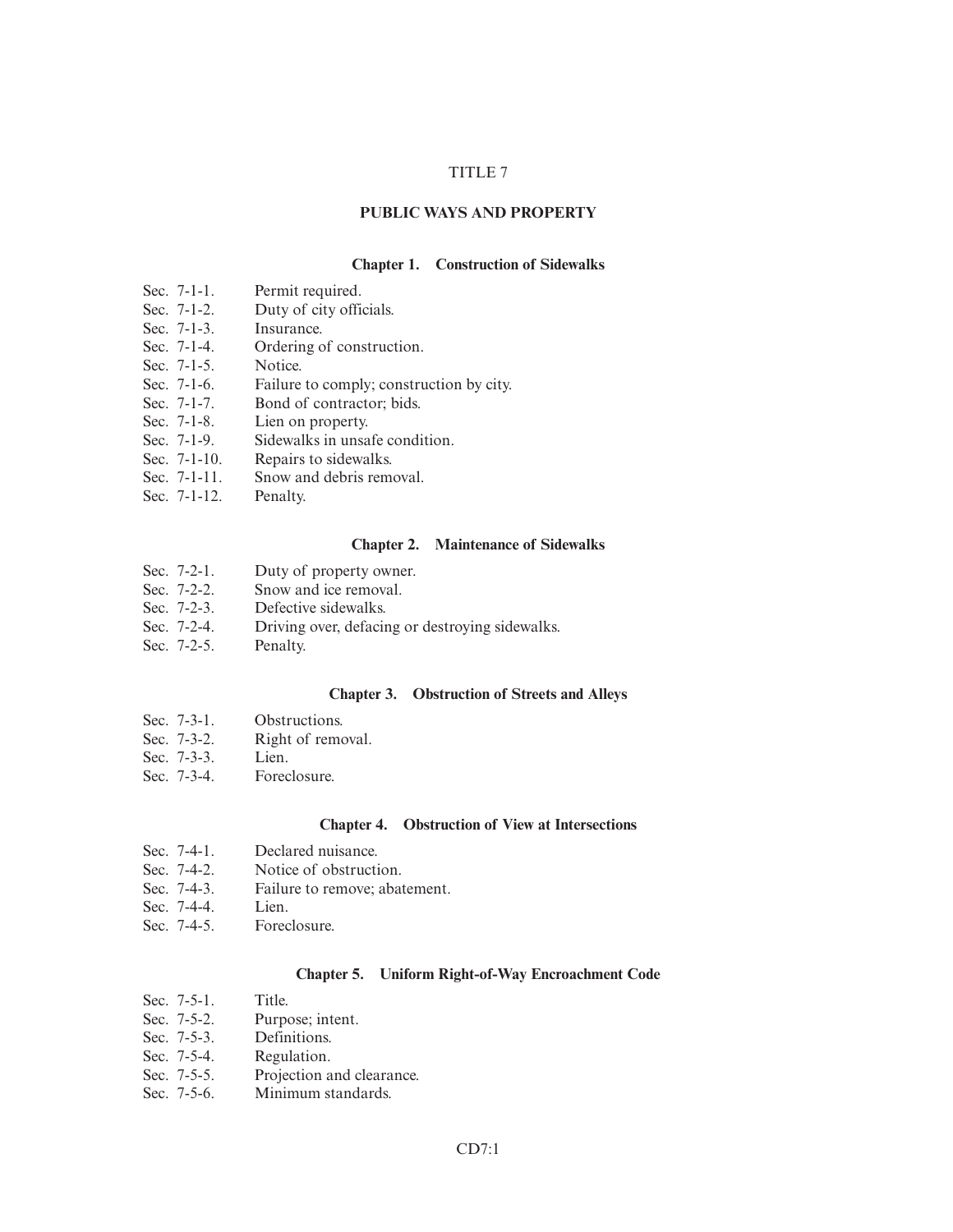# TITLE 7

## PUBLIC WAYS AND PROPERTY

### Chapter 1. Construction of Sidewalks

Sec. 7-1-1. Permit required.
Sec. 7-1-2. Duty of city officials.
Sec. 7-1-3. Insurance.
Sec. 7-1-4. Ordering of construction.
Sec. 7-1-5. Notice.
Sec. 7-1-6. Failure to comply; construction by city.
Sec. 7-1-7. Bond of contractor; bids.
Sec. 7-1-8. Lien on property.
Sec. 7-1-9. Sidewalks in unsafe condition.
Sec. 7-1-10. Repairs to sidewalks.
Sec. 7-1-11. Snow and debris removal.
Sec. 7-1-12. Penalty.

### Chapter 2. Maintenance of Sidewalks

Sec. 7-2-1. Duty of property owner.
Sec. 7-2-2. Snow and ice removal.
Sec. 7-2-3. Defective sidewalks.
Sec. 7-2-4. Driving over, defacing or destroying sidewalks.
Sec. 7-2-5. Penalty.

### Chapter 3. Obstruction of Streets and Alleys

Sec. 7-3-1. Obstructions.
Sec. 7-3-2. Right of removal.
Sec. 7-3-3. Lien.
Sec. 7-3-4. Foreclosure.

### Chapter 4. Obstruction of View at Intersections

Sec. 7-4-1. Declared nuisance.
Sec. 7-4-2. Notice of obstruction.
Sec. 7-4-3. Failure to remove; abatement.
Sec. 7-4-4. Lien.
Sec. 7-4-5. Foreclosure.

### Chapter 5. Uniform Right-of-Way Encroachment Code

Sec. 7-5-1. Title.
Sec. 7-5-2. Purpose; intent.
Sec. 7-5-3. Definitions.
Sec. 7-5-4. Regulation.
Sec. 7-5-5. Projection and clearance.
Sec. 7-5-6. Minimum standards.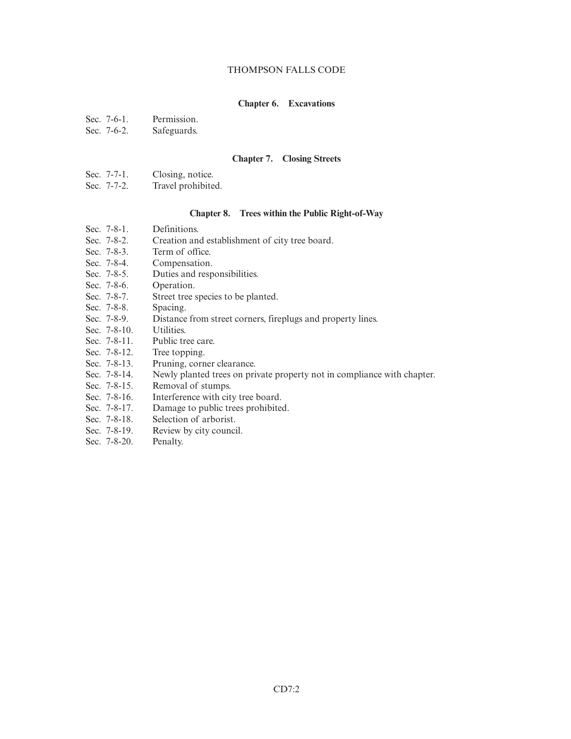## Chapter 6. Excavations

Sec. 7-6-1. Permission.
Sec. 7-6-2. Safeguards.

## Chapter 7. Closing Streets

Sec. 7-7-1. Closing, notice.
Sec. 7-7-2. Travel prohibited.

## Chapter 8. Trees within the Public Right-of-Way

Sec. 7-8-1. Definitions.
Sec. 7-8-2. Creation and establishment of city tree board.
Sec. 7-8-3. Term of office.
Sec. 7-8-4. Compensation.
Sec. 7-8-5. Duties and responsibilities.
Sec. 7-8-6. Operation.
Sec. 7-8-7. Street tree species to be planted.
Sec. 7-8-8. Spacing.
Sec. 7-8-9. Distance from street corners, fireplugs and property lines.
Sec. 7-8-10. Utilities.
Sec. 7-8-11. Public tree care.
Sec. 7-8-12. Tree topping.
Sec. 7-8-13. Pruning, corner clearance.
Sec. 7-8-14. Newly planted trees on private property not in compliance with chapter.
Sec. 7-8-15. Removal of stumps.
Sec. 7-8-16. Interference with city tree board.
Sec. 7-8-17. Damage to public trees prohibited.
Sec. 7-8-18. Selection of arborist.
Sec. 7-8-19. Review by city council.
Sec. 7-8-20. Penalty.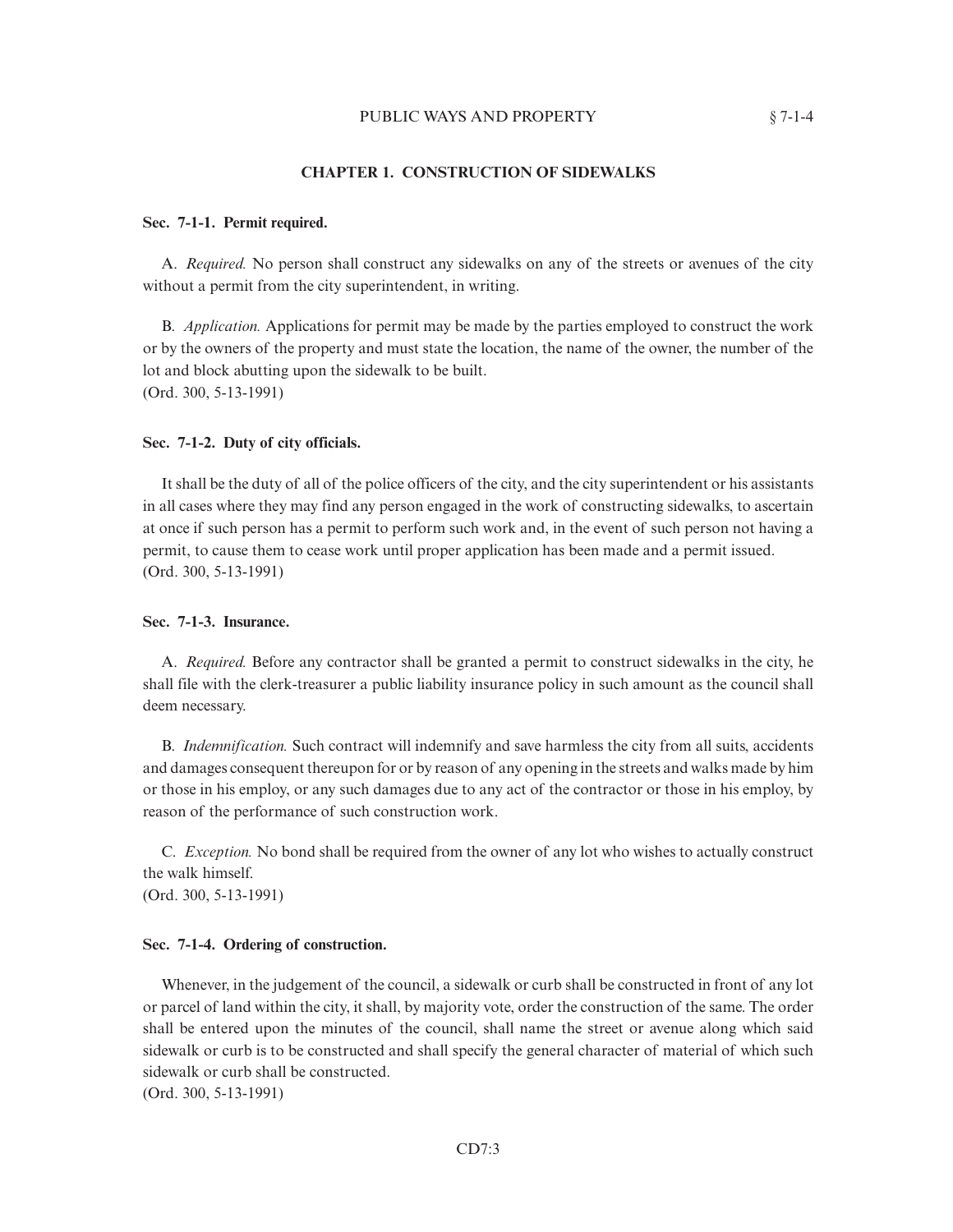## CHAPTER 1. CONSTRUCTION OF SIDEWALKS

### Sec. 7-1-1. Permit required.

A. *Required.* No person shall construct any sidewalks on any of the streets or avenues of the city without a permit from the city superintendent, in writing.

B. *Application.* Applications for permit may be made by the parties employed to construct the work or by the owners of the property and must state the location, the name of the owner, the number of the lot and block abutting upon the sidewalk to be built.
(Ord. 300, 5-13-1991)

### Sec. 7-1-2. Duty of city officials.

It shall be the duty of all of the police officers of the city, and the city superintendent or his assistants in all cases where they may find any person engaged in the work of constructing sidewalks, to ascertain at once if such person has a permit to perform such work and, in the event of such person not having a permit, to cause them to cease work until proper application has been made and a permit issued.
(Ord. 300, 5-13-1991)

### Sec. 7-1-3. Insurance.

A. *Required.* Before any contractor shall be granted a permit to construct sidewalks in the city, he shall file with the clerk-treasurer a public liability insurance policy in such amount as the council shall deem necessary.

B. *Indemnification.* Such contract will indemnify and save harmless the city from all suits, accidents and damages consequent thereupon for or by reason of any opening in the streets and walks made by him or those in his employ, or any such damages due to any act of the contractor or those in his employ, by reason of the performance of such construction work.

C. *Exception.* No bond shall be required from the owner of any lot who wishes to actually construct the walk himself.
(Ord. 300, 5-13-1991)

### Sec. 7-1-4. Ordering of construction.

Whenever, in the judgement of the council, a sidewalk or curb shall be constructed in front of any lot or parcel of land within the city, it shall, by majority vote, order the construction of the same. The order shall be entered upon the minutes of the council, shall name the street or avenue along which said sidewalk or curb is to be constructed and shall specify the general character of material of which such sidewalk or curb shall be constructed.
(Ord. 300, 5-13-1991)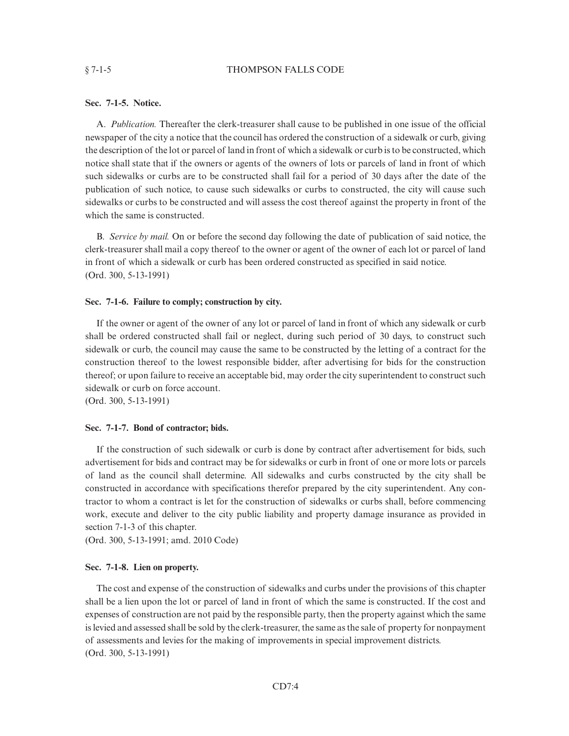**Sec. 7-1-5. Notice.**

A. *Publication.* Thereafter the clerk-treasurer shall cause to be published in one issue of the official newspaper of the city a notice that the council has ordered the construction of a sidewalk or curb, giving the description of the lot or parcel of land in front of which a sidewalk or curb is to be constructed, which notice shall state that if the owners or agents of the owners of lots or parcels of land in front of which such sidewalks or curbs are to be constructed shall fail for a period of 30 days after the date of the publication of such notice, to cause such sidewalks or curbs to constructed, the city will cause such sidewalks or curbs to be constructed and will assess the cost thereof against the property in front of the which the same is constructed.

B. *Service by mail.* On or before the second day following the date of publication of said notice, the clerk-treasurer shall mail a copy thereof to the owner or agent of the owner of each lot or parcel of land in front of which a sidewalk or curb has been ordered constructed as specified in said notice.
(Ord. 300, 5-13-1991)

**Sec. 7-1-6. Failure to comply; construction by city.**

If the owner or agent of the owner of any lot or parcel of land in front of which any sidewalk or curb shall be ordered constructed shall fail or neglect, during such period of 30 days, to construct such sidewalk or curb, the council may cause the same to be constructed by the letting of a contract for the construction thereof to the lowest responsible bidder, after advertising for bids for the construction thereof; or upon failure to receive an acceptable bid, may order the city superintendent to construct such sidewalk or curb on force account.
(Ord. 300, 5-13-1991)

**Sec. 7-1-7. Bond of contractor; bids.**

If the construction of such sidewalk or curb is done by contract after advertisement for bids, such advertisement for bids and contract may be for sidewalks or curb in front of one or more lots or parcels of land as the council shall determine. All sidewalks and curbs constructed by the city shall be constructed in accordance with specifications therefor prepared by the city superintendent. Any contractor to whom a contract is let for the construction of sidewalks or curbs shall, before commencing work, execute and deliver to the city public liability and property damage insurance as provided in section 7-1-3 of this chapter.
(Ord. 300, 5-13-1991; amd. 2010 Code)

**Sec. 7-1-8. Lien on property.**

The cost and expense of the construction of sidewalks and curbs under the provisions of this chapter shall be a lien upon the lot or parcel of land in front of which the same is constructed. If the cost and expenses of construction are not paid by the responsible party, then the property against which the same is levied and assessed shall be sold by the clerk-treasurer, the same as the sale of property for nonpayment of assessments and levies for the making of improvements in special improvement districts.
(Ord. 300, 5-13-1991)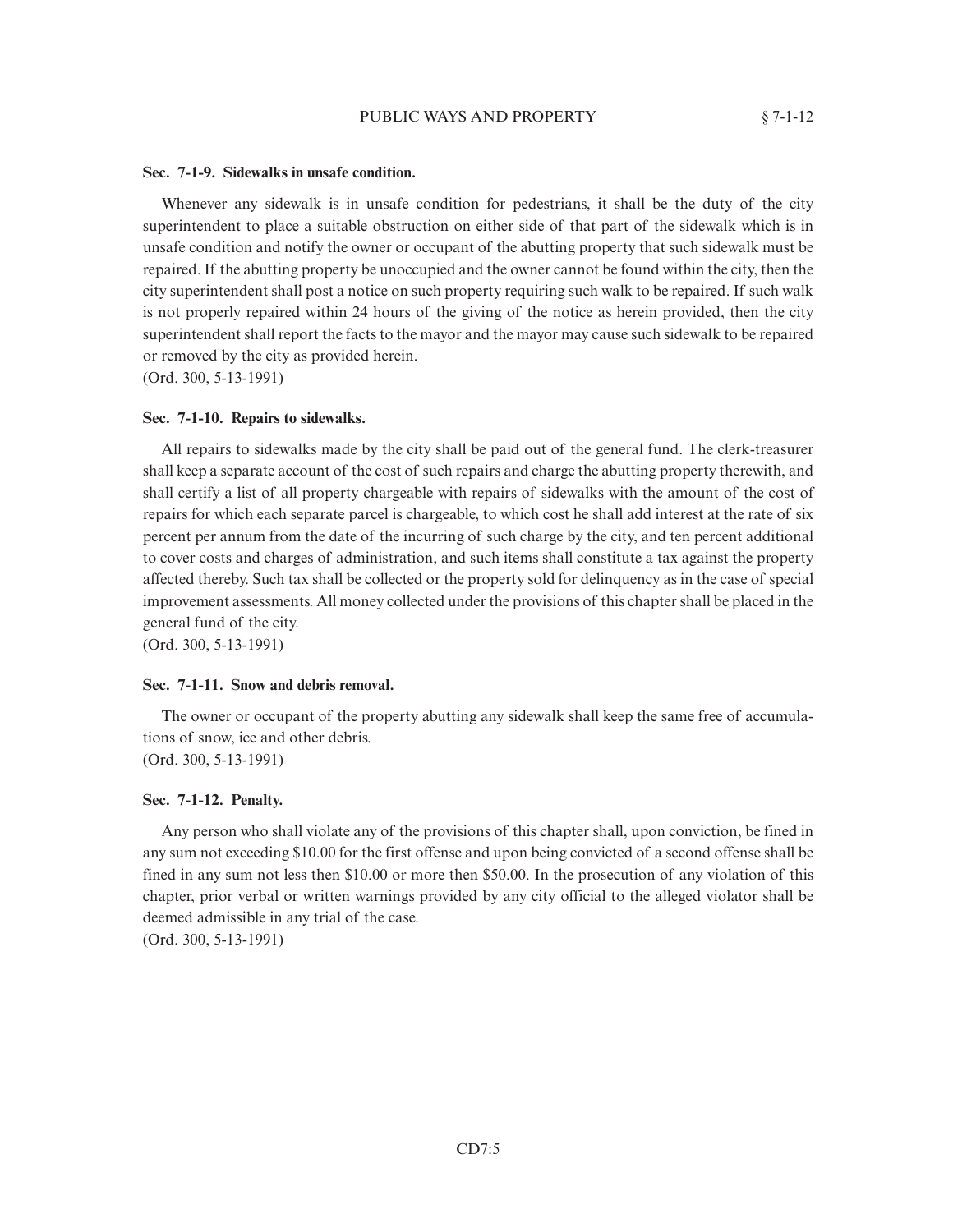### Sec. 7-1-9. Sidewalks in unsafe condition.

Whenever any sidewalk is in unsafe condition for pedestrians, it shall be the duty of the city superintendent to place a suitable obstruction on either side of that part of the sidewalk which is in unsafe condition and notify the owner or occupant of the abutting property that such sidewalk must be repaired. If the abutting property be unoccupied and the owner cannot be found within the city, then the city superintendent shall post a notice on such property requiring such walk to be repaired. If such walk is not properly repaired within 24 hours of the giving of the notice as herein provided, then the city superintendent shall report the facts to the mayor and the mayor may cause such sidewalk to be repaired or removed by the city as provided herein.
(Ord. 300, 5-13-1991)

### Sec. 7-1-10. Repairs to sidewalks.

All repairs to sidewalks made by the city shall be paid out of the general fund. The clerk-treasurer shall keep a separate account of the cost of such repairs and charge the abutting property therewith, and shall certify a list of all property chargeable with repairs of sidewalks with the amount of the cost of repairs for which each separate parcel is chargeable, to which cost he shall add interest at the rate of six percent per annum from the date of the incurring of such charge by the city, and ten percent additional to cover costs and charges of administration, and such items shall constitute a tax against the property affected thereby. Such tax shall be collected or the property sold for delinquency as in the case of special improvement assessments. All money collected under the provisions of this chapter shall be placed in the general fund of the city.
(Ord. 300, 5-13-1991)

### Sec. 7-1-11. Snow and debris removal.

The owner or occupant of the property abutting any sidewalk shall keep the same free of accumulations of snow, ice and other debris.
(Ord. 300, 5-13-1991)

### Sec. 7-1-12. Penalty.

Any person who shall violate any of the provisions of this chapter shall, upon conviction, be fined in any sum not exceeding $10.00 for the first offense and upon being convicted of a second offense shall be fined in any sum not less then $10.00 or more then $50.00. In the prosecution of any violation of this chapter, prior verbal or written warnings provided by any city official to the alleged violator shall be deemed admissible in any trial of the case.
(Ord. 300, 5-13-1991)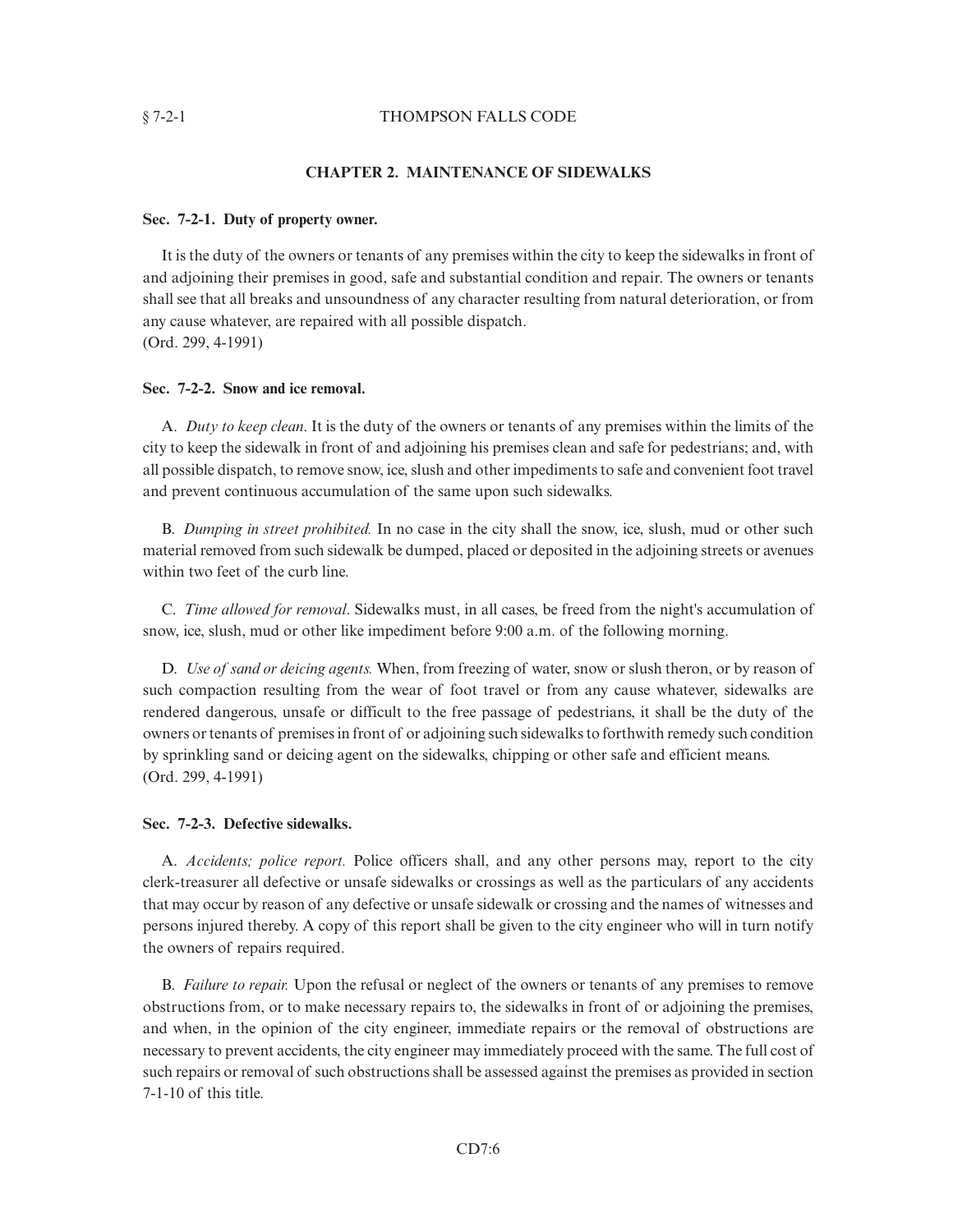## CHAPTER 2. MAINTENANCE OF SIDEWALKS

**Sec. 7-2-1. Duty of property owner.**

It is the duty of the owners or tenants of any premises within the city to keep the sidewalks in front of and adjoining their premises in good, safe and substantial condition and repair. The owners or tenants shall see that all breaks and unsoundness of any character resulting from natural deterioration, or from any cause whatever, are repaired with all possible dispatch.
(Ord. 299, 4-1991)

**Sec. 7-2-2. Snow and ice removal.**

A. *Duty to keep clean*. It is the duty of the owners or tenants of any premises within the limits of the city to keep the sidewalk in front of and adjoining his premises clean and safe for pedestrians; and, with all possible dispatch, to remove snow, ice, slush and other impediments to safe and convenient foot travel and prevent continuous accumulation of the same upon such sidewalks.

B. *Dumping in street prohibited.* In no case in the city shall the snow, ice, slush, mud or other such material removed from such sidewalk be dumped, placed or deposited in the adjoining streets or avenues within two feet of the curb line.

C. *Time allowed for removal*. Sidewalks must, in all cases, be freed from the night's accumulation of snow, ice, slush, mud or other like impediment before 9:00 a.m. of the following morning.

D. *Use of sand or deicing agents.* When, from freezing of water, snow or slush theron, or by reason of such compaction resulting from the wear of foot travel or from any cause whatever, sidewalks are rendered dangerous, unsafe or difficult to the free passage of pedestrians, it shall be the duty of the owners or tenants of premises in front of or adjoining such sidewalks to forthwith remedy such condition by sprinkling sand or deicing agent on the sidewalks, chipping or other safe and efficient means.
(Ord. 299, 4-1991)

**Sec. 7-2-3. Defective sidewalks.**

A. *Accidents; police report.* Police officers shall, and any other persons may, report to the city clerk-treasurer all defective or unsafe sidewalks or crossings as well as the particulars of any accidents that may occur by reason of any defective or unsafe sidewalk or crossing and the names of witnesses and persons injured thereby. A copy of this report shall be given to the city engineer who will in turn notify the owners of repairs required.

B. *Failure to repair.* Upon the refusal or neglect of the owners or tenants of any premises to remove obstructions from, or to make necessary repairs to, the sidewalks in front of or adjoining the premises, and when, in the opinion of the city engineer, immediate repairs or the removal of obstructions are necessary to prevent accidents, the city engineer may immediately proceed with the same. The full cost of such repairs or removal of such obstructions shall be assessed against the premises as provided in section 7-1-10 of this title.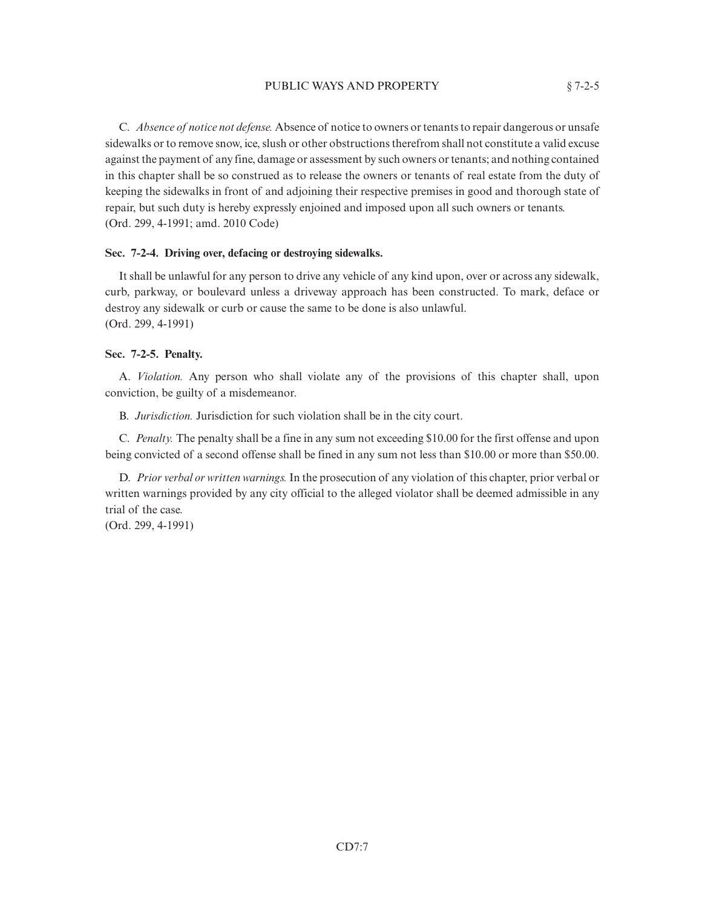C. *Absence of notice not defense.* Absence of notice to owners or tenants to repair dangerous or unsafe sidewalks or to remove snow, ice, slush or other obstructions therefrom shall not constitute a valid excuse against the payment of any fine, damage or assessment by such owners or tenants; and nothing contained in this chapter shall be so construed as to release the owners or tenants of real estate from the duty of keeping the sidewalks in front of and adjoining their respective premises in good and thorough state of repair, but such duty is hereby expressly enjoined and imposed upon all such owners or tenants.
(Ord. 299, 4-1991; amd. 2010 Code)

**Sec. 7-2-4. Driving over, defacing or destroying sidewalks.**

It shall be unlawful for any person to drive any vehicle of any kind upon, over or across any sidewalk, curb, parkway, or boulevard unless a driveway approach has been constructed. To mark, deface or destroy any sidewalk or curb or cause the same to be done is also unlawful.
(Ord. 299, 4-1991)

**Sec. 7-2-5. Penalty.**

A. *Violation.* Any person who shall violate any of the provisions of this chapter shall, upon conviction, be guilty of a misdemeanor.

B. *Jurisdiction.* Jurisdiction for such violation shall be in the city court.

C. *Penalty.* The penalty shall be a fine in any sum not exceeding $10.00 for the first offense and upon being convicted of a second offense shall be fined in any sum not less than $10.00 or more than $50.00.

D. *Prior verbal or written warnings.* In the prosecution of any violation of this chapter, prior verbal or written warnings provided by any city official to the alleged violator shall be deemed admissible in any trial of the case.
(Ord. 299, 4-1991)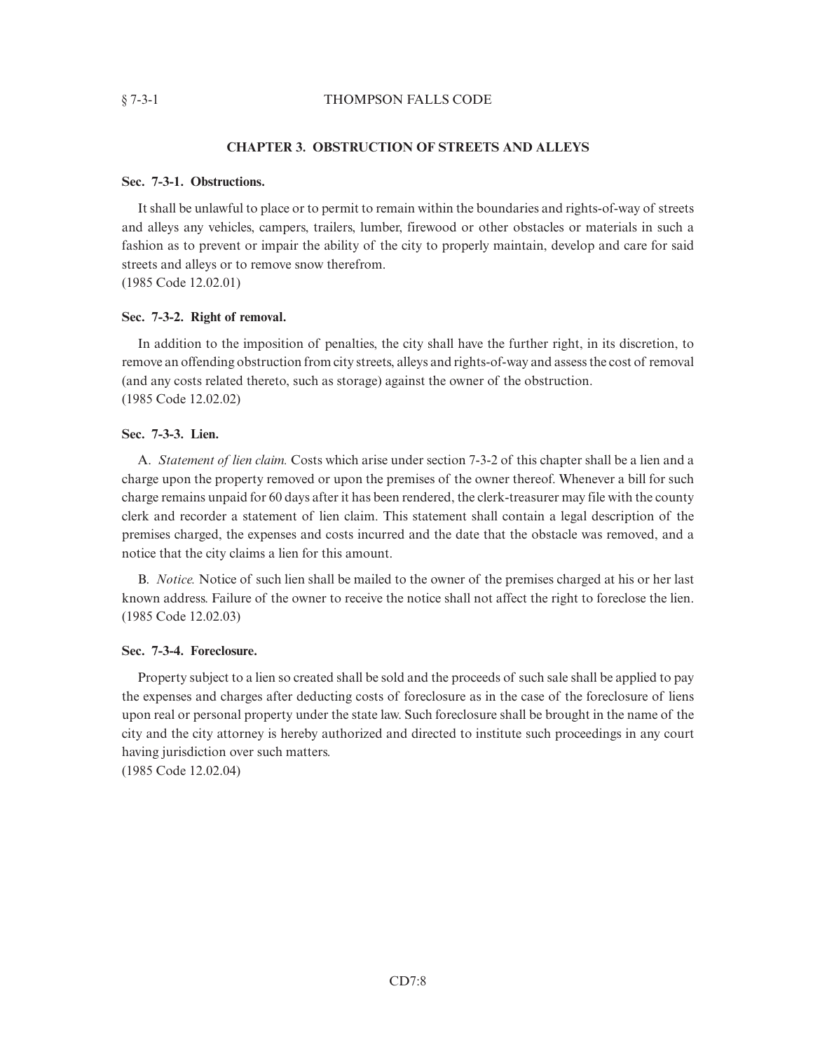## CHAPTER 3. OBSTRUCTION OF STREETS AND ALLEYS

### Sec. 7-3-1. Obstructions.

It shall be unlawful to place or to permit to remain within the boundaries and rights-of-way of streets and alleys any vehicles, campers, trailers, lumber, firewood or other obstacles or materials in such a fashion as to prevent or impair the ability of the city to properly maintain, develop and care for said streets and alleys or to remove snow therefrom.
(1985 Code 12.02.01)

### Sec. 7-3-2. Right of removal.

In addition to the imposition of penalties, the city shall have the further right, in its discretion, to remove an offending obstruction from city streets, alleys and rights-of-way and assess the cost of removal (and any costs related thereto, such as storage) against the owner of the obstruction.
(1985 Code 12.02.02)

### Sec. 7-3-3. Lien.

A. *Statement of lien claim.* Costs which arise under section 7-3-2 of this chapter shall be a lien and a charge upon the property removed or upon the premises of the owner thereof. Whenever a bill for such charge remains unpaid for 60 days after it has been rendered, the clerk-treasurer may file with the county clerk and recorder a statement of lien claim. This statement shall contain a legal description of the premises charged, the expenses and costs incurred and the date that the obstacle was removed, and a notice that the city claims a lien for this amount.

B. *Notice.* Notice of such lien shall be mailed to the owner of the premises charged at his or her last known address. Failure of the owner to receive the notice shall not affect the right to foreclose the lien.
(1985 Code 12.02.03)

### Sec. 7-3-4. Foreclosure.

Property subject to a lien so created shall be sold and the proceeds of such sale shall be applied to pay the expenses and charges after deducting costs of foreclosure as in the case of the foreclosure of liens upon real or personal property under the state law. Such foreclosure shall be brought in the name of the city and the city attorney is hereby authorized and directed to institute such proceedings in any court having jurisdiction over such matters.
(1985 Code 12.02.04)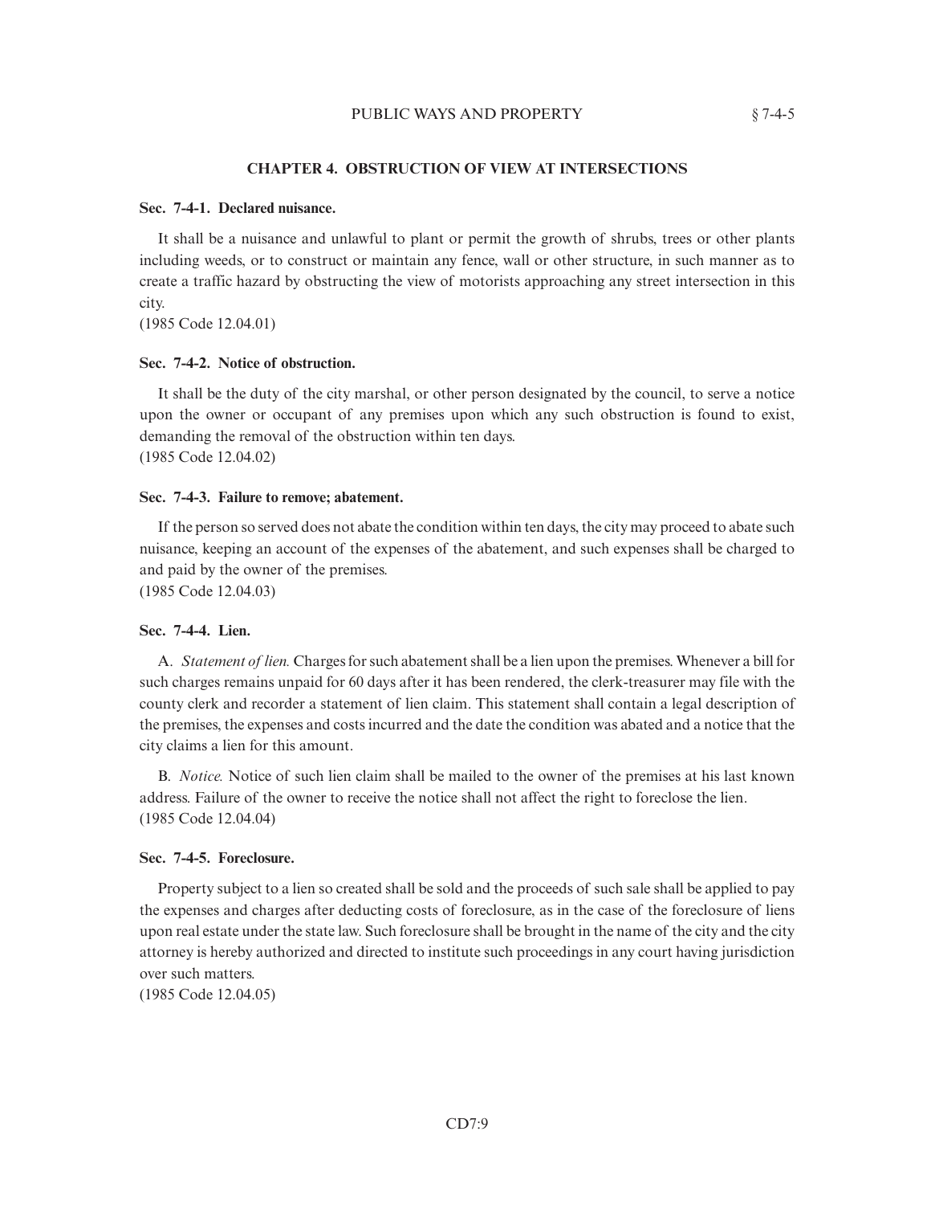## CHAPTER 4. OBSTRUCTION OF VIEW AT INTERSECTIONS

### Sec. 7-4-1. Declared nuisance.

It shall be a nuisance and unlawful to plant or permit the growth of shrubs, trees or other plants including weeds, or to construct or maintain any fence, wall or other structure, in such manner as to create a traffic hazard by obstructing the view of motorists approaching any street intersection in this city.
(1985 Code 12.04.01)

### Sec. 7-4-2. Notice of obstruction.

It shall be the duty of the city marshal, or other person designated by the council, to serve a notice upon the owner or occupant of any premises upon which any such obstruction is found to exist, demanding the removal of the obstruction within ten days.
(1985 Code 12.04.02)

### Sec. 7-4-3. Failure to remove; abatement.

If the person so served does not abate the condition within ten days, the city may proceed to abate such nuisance, keeping an account of the expenses of the abatement, and such expenses shall be charged to and paid by the owner of the premises.
(1985 Code 12.04.03)

### Sec. 7-4-4. Lien.

A. *Statement of lien.* Charges for such abatement shall be a lien upon the premises. Whenever a bill for such charges remains unpaid for 60 days after it has been rendered, the clerk-treasurer may file with the county clerk and recorder a statement of lien claim. This statement shall contain a legal description of the premises, the expenses and costs incurred and the date the condition was abated and a notice that the city claims a lien for this amount.

B. *Notice.* Notice of such lien claim shall be mailed to the owner of the premises at his last known address. Failure of the owner to receive the notice shall not affect the right to foreclose the lien.
(1985 Code 12.04.04)

### Sec. 7-4-5. Foreclosure.

Property subject to a lien so created shall be sold and the proceeds of such sale shall be applied to pay the expenses and charges after deducting costs of foreclosure, as in the case of the foreclosure of liens upon real estate under the state law. Such foreclosure shall be brought in the name of the city and the city attorney is hereby authorized and directed to institute such proceedings in any court having jurisdiction over such matters.
(1985 Code 12.04.05)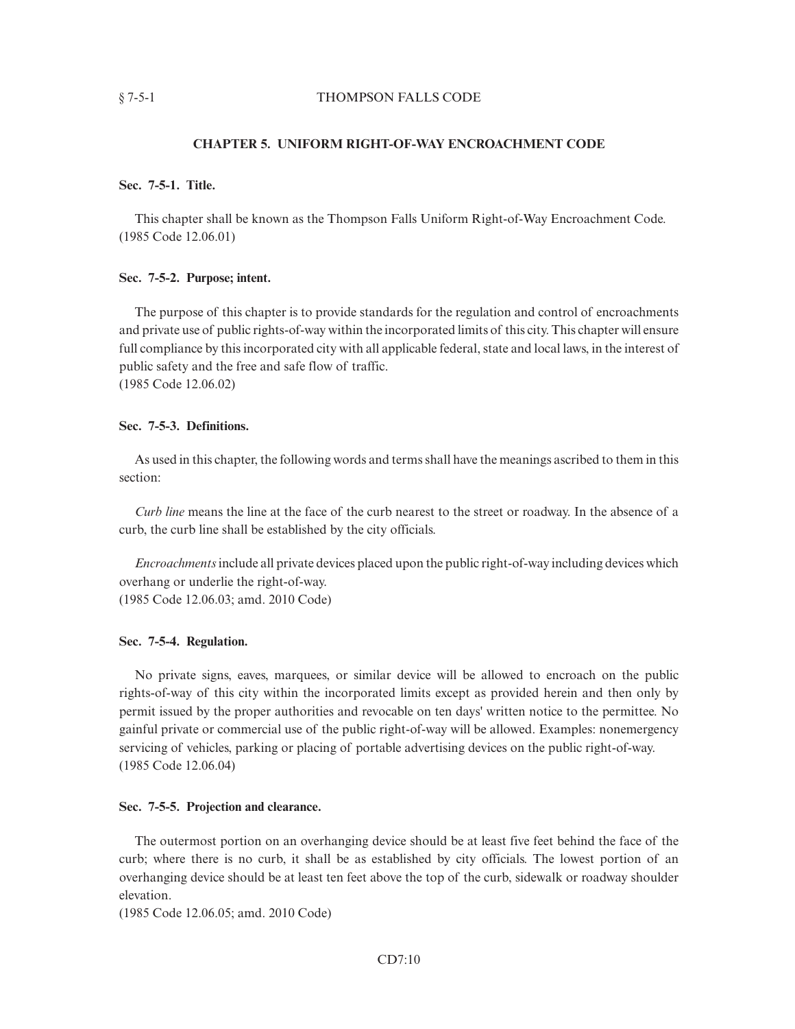## CHAPTER 5. UNIFORM RIGHT-OF-WAY ENCROACHMENT CODE

### Sec. 7-5-1. Title.

This chapter shall be known as the Thompson Falls Uniform Right-of-Way Encroachment Code.
(1985 Code 12.06.01)

### Sec. 7-5-2. Purpose; intent.

The purpose of this chapter is to provide standards for the regulation and control of encroachments and private use of public rights-of-way within the incorporated limits of this city. This chapter will ensure full compliance by this incorporated city with all applicable federal, state and local laws, in the interest of public safety and the free and safe flow of traffic.
(1985 Code 12.06.02)

### Sec. 7-5-3. Definitions.

As used in this chapter, the following words and terms shall have the meanings ascribed to them in this section:

*Curb line* means the line at the face of the curb nearest to the street or roadway. In the absence of a curb, the curb line shall be established by the city officials.

*Encroachments* include all private devices placed upon the public right-of-way including devices which overhang or underlie the right-of-way.
(1985 Code 12.06.03; amd. 2010 Code)

### Sec. 7-5-4. Regulation.

No private signs, eaves, marquees, or similar device will be allowed to encroach on the public rights-of-way of this city within the incorporated limits except as provided herein and then only by permit issued by the proper authorities and revocable on ten days' written notice to the permittee. No gainful private or commercial use of the public right-of-way will be allowed. Examples: nonemergency servicing of vehicles, parking or placing of portable advertising devices on the public right-of-way.
(1985 Code 12.06.04)

### Sec. 7-5-5. Projection and clearance.

The outermost portion on an overhanging device should be at least five feet behind the face of the curb; where there is no curb, it shall be as established by city officials. The lowest portion of an overhanging device should be at least ten feet above the top of the curb, sidewalk or roadway shoulder elevation.
(1985 Code 12.06.05; amd. 2010 Code)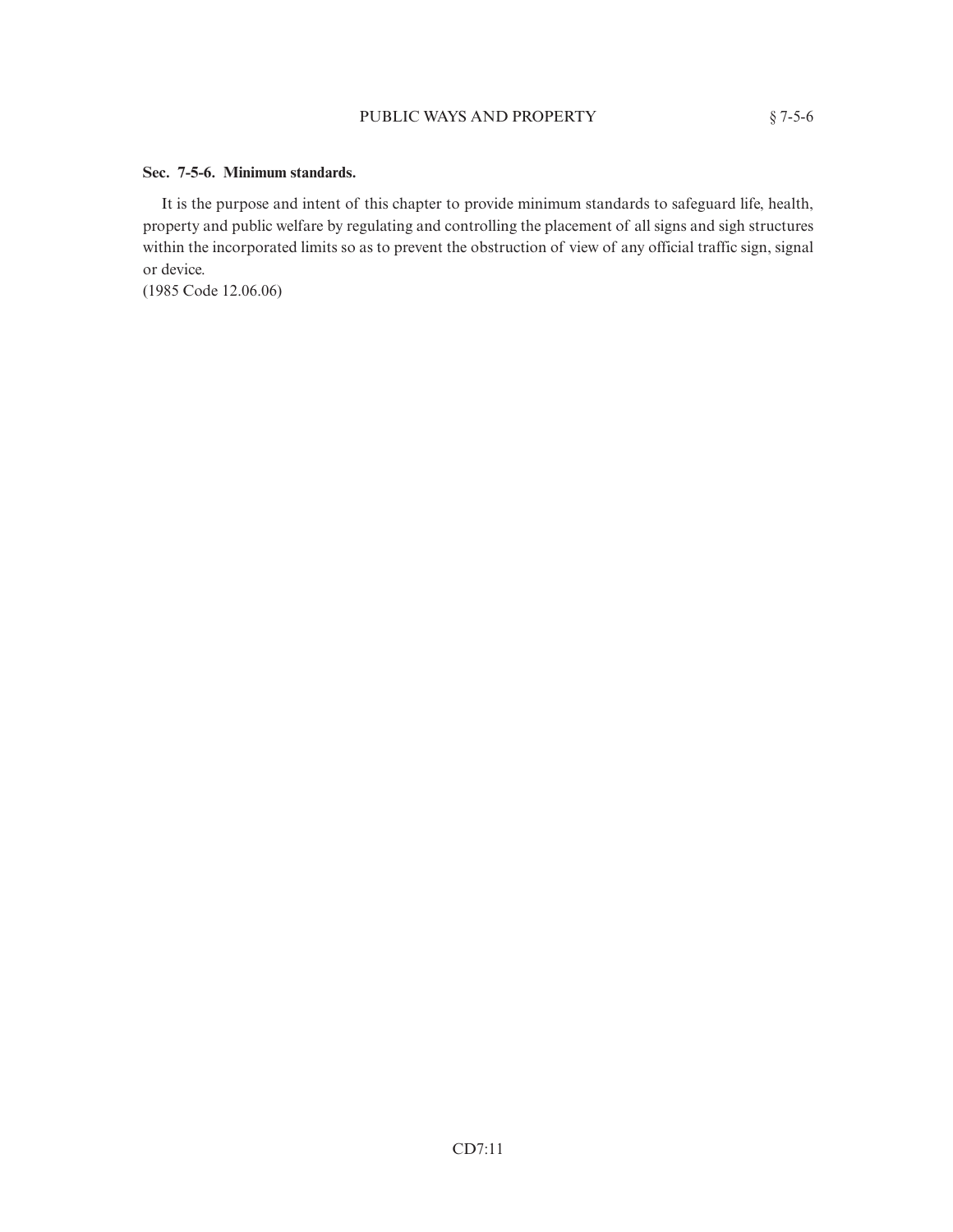### Sec. 7-5-6. Minimum standards.

It is the purpose and intent of this chapter to provide minimum standards to safeguard life, health, property and public welfare by regulating and controlling the placement of all signs and sigh structures within the incorporated limits so as to prevent the obstruction of view of any official traffic sign, signal or device.

(1985 Code 12.06.06)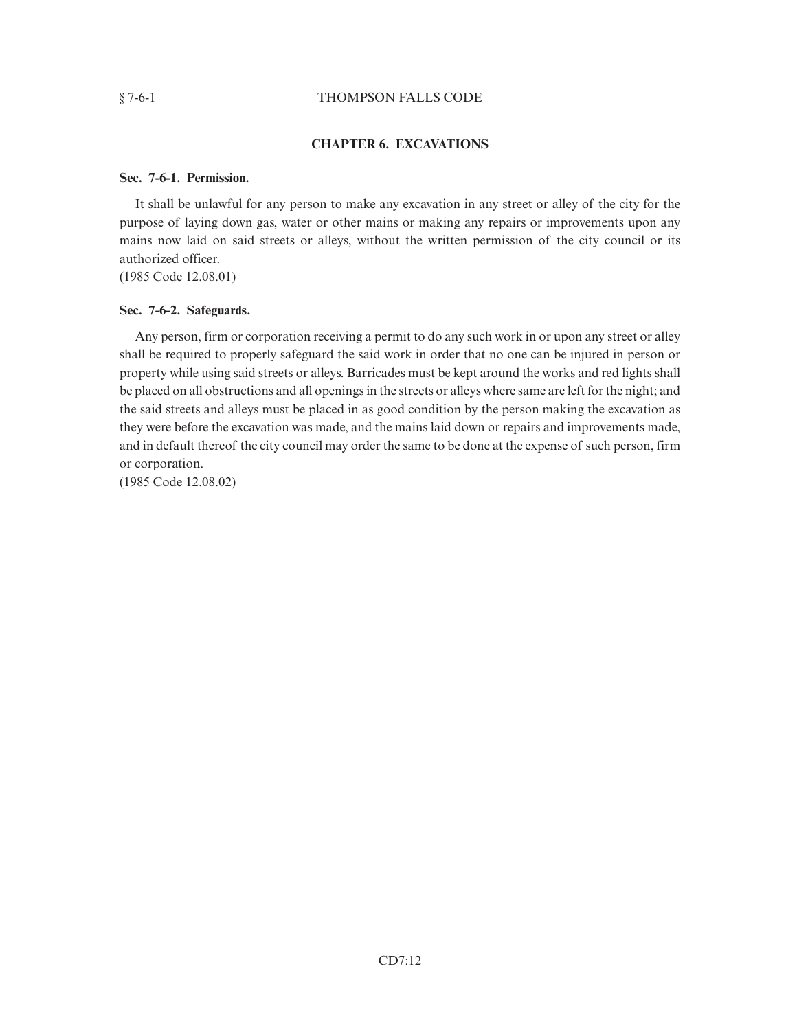## CHAPTER 6. EXCAVATIONS

### Sec. 7-6-1. Permission.

It shall be unlawful for any person to make any excavation in any street or alley of the city for the purpose of laying down gas, water or other mains or making any repairs or improvements upon any mains now laid on said streets or alleys, without the written permission of the city council or its authorized officer.
(1985 Code 12.08.01)

### Sec. 7-6-2. Safeguards.

Any person, firm or corporation receiving a permit to do any such work in or upon any street or alley shall be required to properly safeguard the said work in order that no one can be injured in person or property while using said streets or alleys. Barricades must be kept around the works and red lights shall be placed on all obstructions and all openings in the streets or alleys where same are left for the night; and the said streets and alleys must be placed in as good condition by the person making the excavation as they were before the excavation was made, and the mains laid down or repairs and improvements made, and in default thereof the city council may order the same to be done at the expense of such person, firm or corporation.
(1985 Code 12.08.02)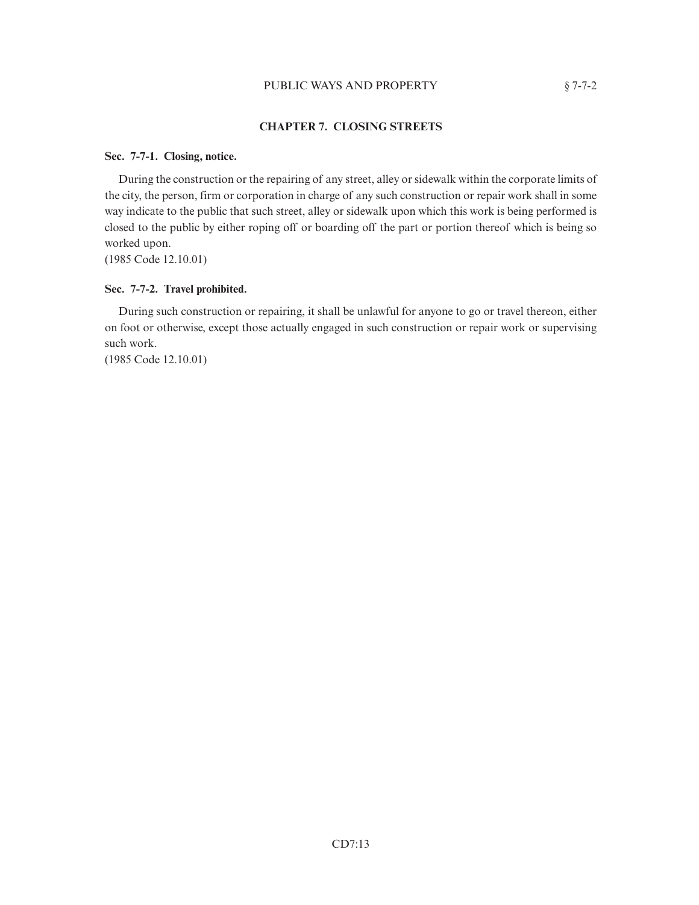## CHAPTER 7. CLOSING STREETS

**Sec. 7-7-1. Closing, notice.**

During the construction or the repairing of any street, alley or sidewalk within the corporate limits of the city, the person, firm or corporation in charge of any such construction or repair work shall in some way indicate to the public that such street, alley or sidewalk upon which this work is being performed is closed to the public by either roping off or boarding off the part or portion thereof which is being so worked upon.
(1985 Code 12.10.01)

**Sec. 7-7-2. Travel prohibited.**

During such construction or repairing, it shall be unlawful for anyone to go or travel thereon, either on foot or otherwise, except those actually engaged in such construction or repair work or supervising such work.
(1985 Code 12.10.01)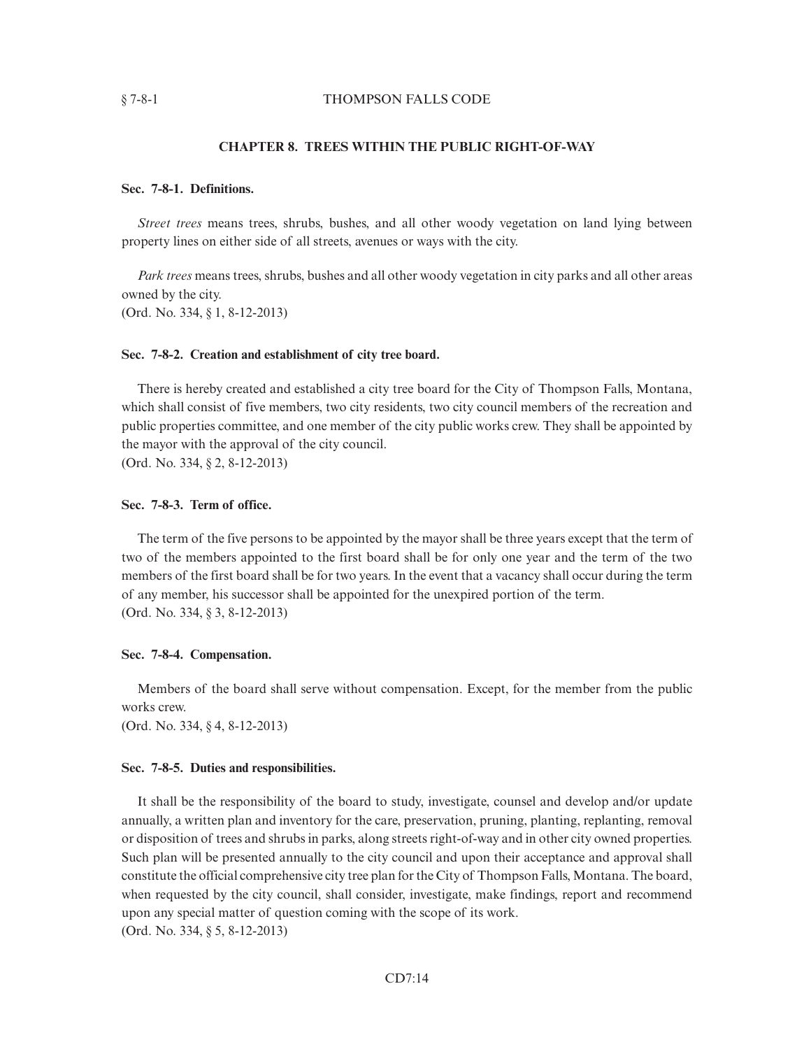## CHAPTER 8. TREES WITHIN THE PUBLIC RIGHT-OF-WAY

### Sec. 7-8-1. Definitions.

*Street trees* means trees, shrubs, bushes, and all other woody vegetation on land lying between property lines on either side of all streets, avenues or ways with the city.

*Park trees* means trees, shrubs, bushes and all other woody vegetation in city parks and all other areas owned by the city.
(Ord. No. 334, § 1, 8-12-2013)

### Sec. 7-8-2. Creation and establishment of city tree board.

There is hereby created and established a city tree board for the City of Thompson Falls, Montana, which shall consist of five members, two city residents, two city council members of the recreation and public properties committee, and one member of the city public works crew. They shall be appointed by the mayor with the approval of the city council.
(Ord. No. 334, § 2, 8-12-2013)

### Sec. 7-8-3. Term of office.

The term of the five persons to be appointed by the mayor shall be three years except that the term of two of the members appointed to the first board shall be for only one year and the term of the two members of the first board shall be for two years. In the event that a vacancy shall occur during the term of any member, his successor shall be appointed for the unexpired portion of the term.
(Ord. No. 334, § 3, 8-12-2013)

### Sec. 7-8-4. Compensation.

Members of the board shall serve without compensation. Except, for the member from the public works crew.
(Ord. No. 334, § 4, 8-12-2013)

### Sec. 7-8-5. Duties and responsibilities.

It shall be the responsibility of the board to study, investigate, counsel and develop and/or update annually, a written plan and inventory for the care, preservation, pruning, planting, replanting, removal or disposition of trees and shrubs in parks, along streets right-of-way and in other city owned properties. Such plan will be presented annually to the city council and upon their acceptance and approval shall constitute the official comprehensive city tree plan for the City of Thompson Falls, Montana. The board, when requested by the city council, shall consider, investigate, make findings, report and recommend upon any special matter of question coming with the scope of its work.
(Ord. No. 334, § 5, 8-12-2013)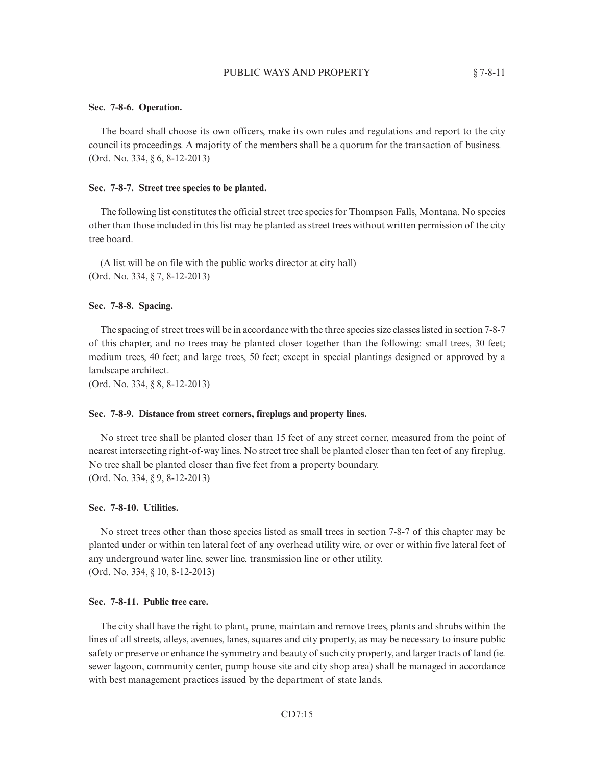### Sec. 7-8-6. Operation.

The board shall choose its own officers, make its own rules and regulations and report to the city council its proceedings. A majority of the members shall be a quorum for the transaction of business.
(Ord. No. 334, § 6, 8-12-2013)

### Sec. 7-8-7. Street tree species to be planted.

The following list constitutes the official street tree species for Thompson Falls, Montana. No species other than those included in this list may be planted as street trees without written permission of the city tree board.

(A list will be on file with the public works director at city hall)
(Ord. No. 334, § 7, 8-12-2013)

### Sec. 7-8-8. Spacing.

The spacing of street trees will be in accordance with the three species size classes listed in section 7-8-7 of this chapter, and no trees may be planted closer together than the following: small trees, 30 feet; medium trees, 40 feet; and large trees, 50 feet; except in special plantings designed or approved by a landscape architect.
(Ord. No. 334, § 8, 8-12-2013)

### Sec. 7-8-9. Distance from street corners, fireplugs and property lines.

No street tree shall be planted closer than 15 feet of any street corner, measured from the point of nearest intersecting right-of-way lines. No street tree shall be planted closer than ten feet of any fireplug. No tree shall be planted closer than five feet from a property boundary.
(Ord. No. 334, § 9, 8-12-2013)

### Sec. 7-8-10. Utilities.

No street trees other than those species listed as small trees in section 7-8-7 of this chapter may be planted under or within ten lateral feet of any overhead utility wire, or over or within five lateral feet of any underground water line, sewer line, transmission line or other utility.
(Ord. No. 334, § 10, 8-12-2013)

### Sec. 7-8-11. Public tree care.

The city shall have the right to plant, prune, maintain and remove trees, plants and shrubs within the lines of all streets, alleys, avenues, lanes, squares and city property, as may be necessary to insure public safety or preserve or enhance the symmetry and beauty of such city property, and larger tracts of land (ie. sewer lagoon, community center, pump house site and city shop area) shall be managed in accordance with best management practices issued by the department of state lands.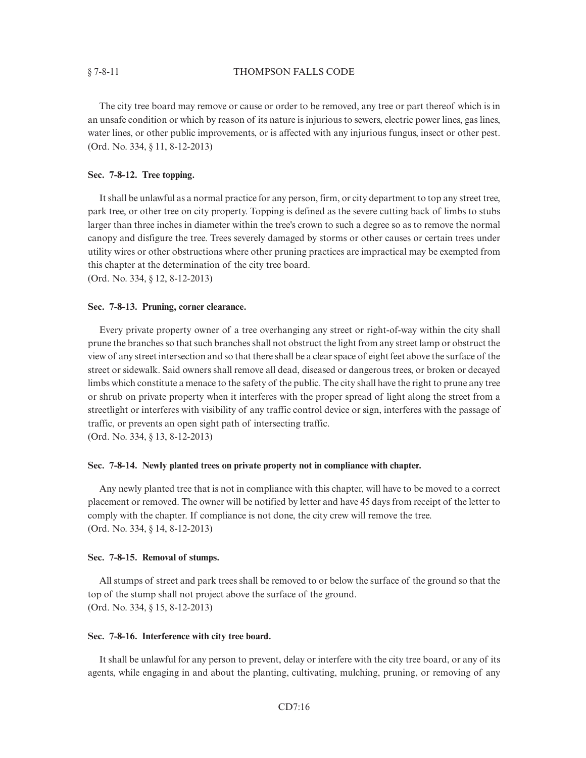The city tree board may remove or cause or order to be removed, any tree or part thereof which is in an unsafe condition or which by reason of its nature is injurious to sewers, electric power lines, gas lines, water lines, or other public improvements, or is affected with any injurious fungus, insect or other pest.
(Ord. No. 334, § 11, 8-12-2013)

**Sec. 7-8-12. Tree topping.**

It shall be unlawful as a normal practice for any person, firm, or city department to top any street tree, park tree, or other tree on city property. Topping is defined as the severe cutting back of limbs to stubs larger than three inches in diameter within the tree's crown to such a degree so as to remove the normal canopy and disfigure the tree. Trees severely damaged by storms or other causes or certain trees under utility wires or other obstructions where other pruning practices are impractical may be exempted from this chapter at the determination of the city tree board.
(Ord. No. 334, § 12, 8-12-2013)

**Sec. 7-8-13. Pruning, corner clearance.**

Every private property owner of a tree overhanging any street or right-of-way within the city shall prune the branches so that such branches shall not obstruct the light from any street lamp or obstruct the view of any street intersection and so that there shall be a clear space of eight feet above the surface of the street or sidewalk. Said owners shall remove all dead, diseased or dangerous trees, or broken or decayed limbs which constitute a menace to the safety of the public. The city shall have the right to prune any tree or shrub on private property when it interferes with the proper spread of light along the street from a streetlight or interferes with visibility of any traffic control device or sign, interferes with the passage of traffic, or prevents an open sight path of intersecting traffic.
(Ord. No. 334, § 13, 8-12-2013)

**Sec. 7-8-14. Newly planted trees on private property not in compliance with chapter.**

Any newly planted tree that is not in compliance with this chapter, will have to be moved to a correct placement or removed. The owner will be notified by letter and have 45 days from receipt of the letter to comply with the chapter. If compliance is not done, the city crew will remove the tree.
(Ord. No. 334, § 14, 8-12-2013)

**Sec. 7-8-15. Removal of stumps.**

All stumps of street and park trees shall be removed to or below the surface of the ground so that the top of the stump shall not project above the surface of the ground.
(Ord. No. 334, § 15, 8-12-2013)

**Sec. 7-8-16. Interference with city tree board.**

It shall be unlawful for any person to prevent, delay or interfere with the city tree board, or any of its agents, while engaging in and about the planting, cultivating, mulching, pruning, or removing of any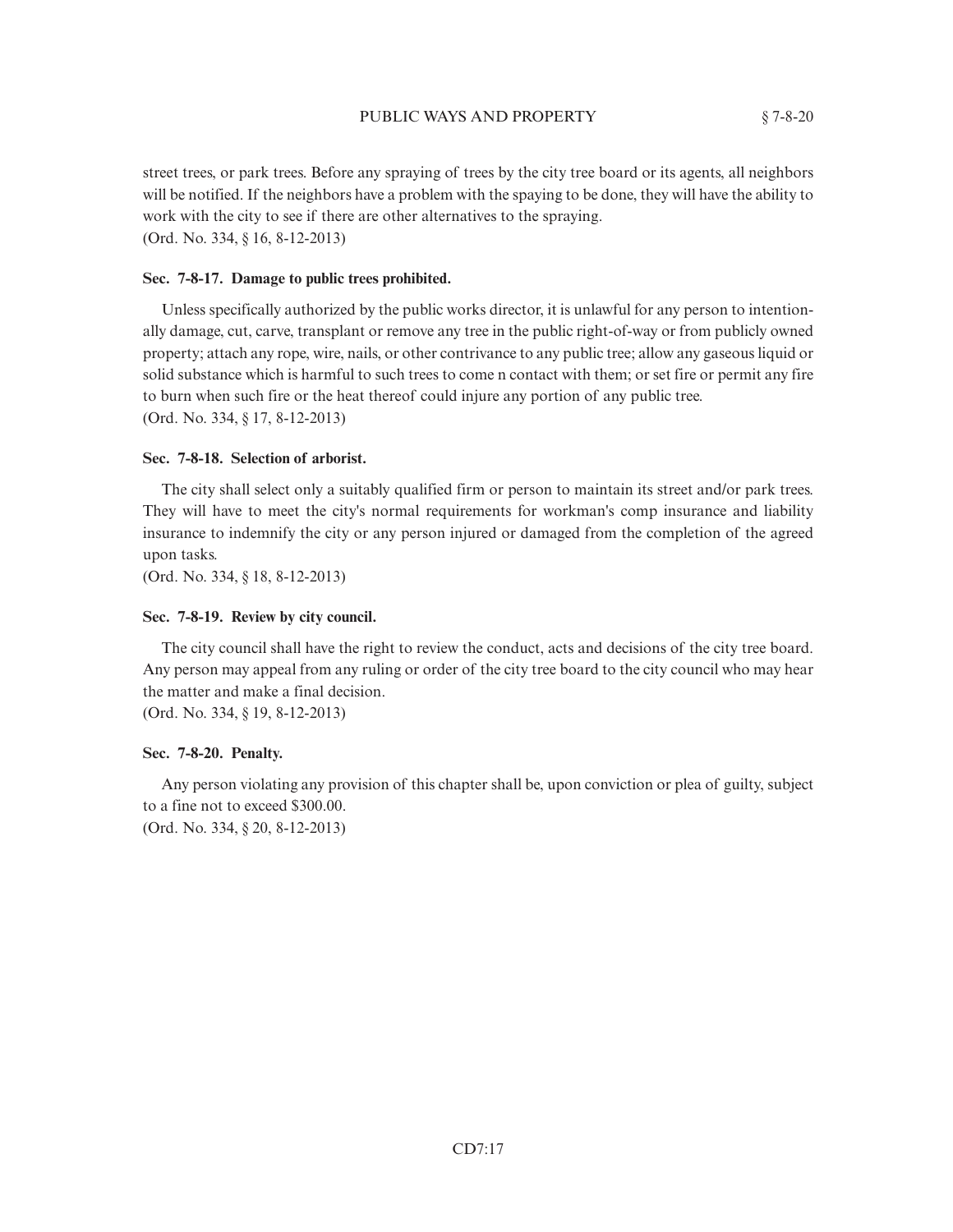street trees, or park trees. Before any spraying of trees by the city tree board or its agents, all neighbors will be notified. If the neighbors have a problem with the spaying to be done, they will have the ability to work with the city to see if there are other alternatives to the spraying.
(Ord. No. 334, § 16, 8-12-2013)

**Sec. 7-8-17. Damage to public trees prohibited.**

Unless specifically authorized by the public works director, it is unlawful for any person to intentionally damage, cut, carve, transplant or remove any tree in the public right-of-way or from publicly owned property; attach any rope, wire, nails, or other contrivance to any public tree; allow any gaseous liquid or solid substance which is harmful to such trees to come n contact with them; or set fire or permit any fire to burn when such fire or the heat thereof could injure any portion of any public tree.
(Ord. No. 334, § 17, 8-12-2013)

**Sec. 7-8-18. Selection of arborist.**

The city shall select only a suitably qualified firm or person to maintain its street and/or park trees. They will have to meet the city's normal requirements for workman's comp insurance and liability insurance to indemnify the city or any person injured or damaged from the completion of the agreed upon tasks.
(Ord. No. 334, § 18, 8-12-2013)

**Sec. 7-8-19. Review by city council.**

The city council shall have the right to review the conduct, acts and decisions of the city tree board. Any person may appeal from any ruling or order of the city tree board to the city council who may hear the matter and make a final decision.
(Ord. No. 334, § 19, 8-12-2013)

**Sec. 7-8-20. Penalty.**

Any person violating any provision of this chapter shall be, upon conviction or plea of guilty, subject to a fine not to exceed $300.00.
(Ord. No. 334, § 20, 8-12-2013)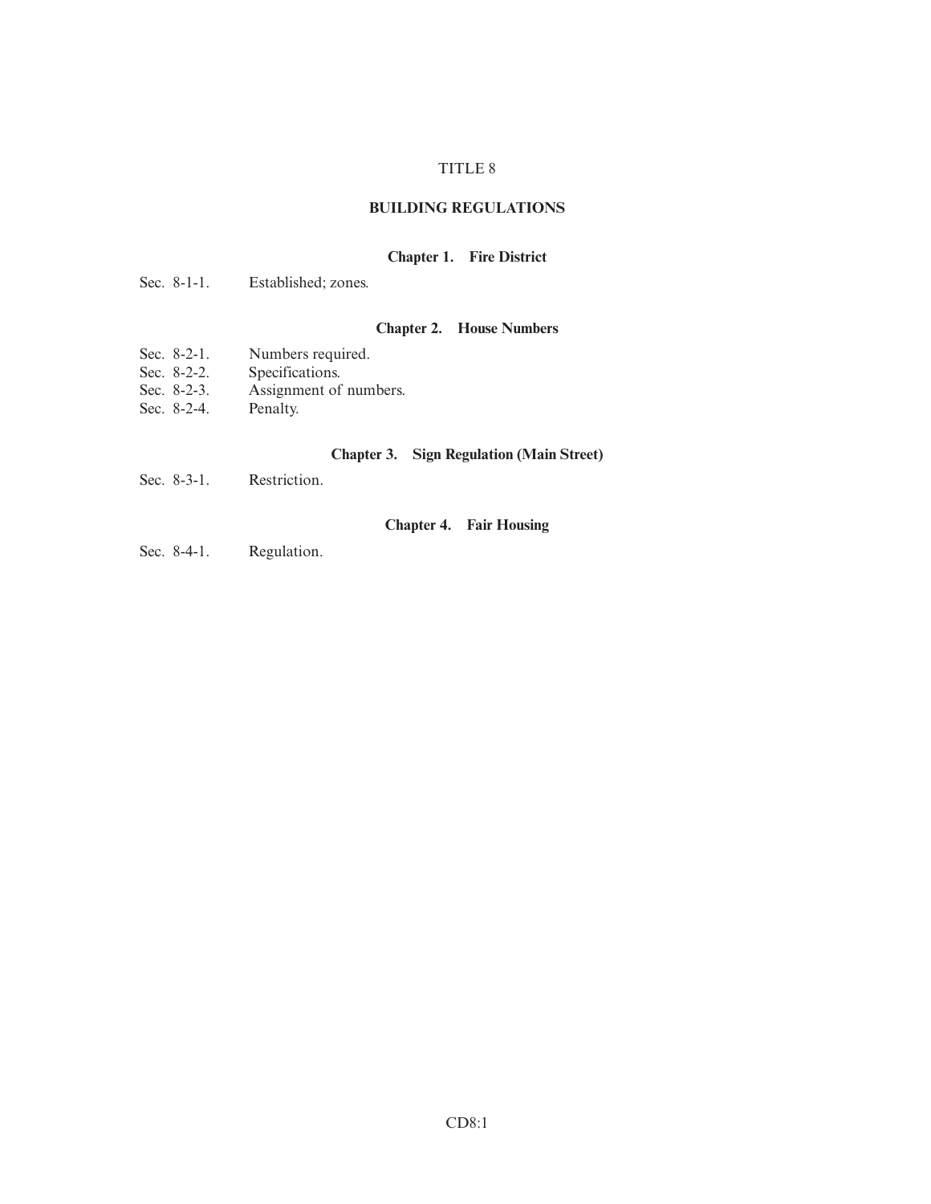# TITLE 8

## BUILDING REGULATIONS

### Chapter 1. Fire District

Sec. 8-1-1. Established; zones.

### Chapter 2. House Numbers

Sec. 8-2-1. Numbers required.
Sec. 8-2-2. Specifications.
Sec. 8-2-3. Assignment of numbers.
Sec. 8-2-4. Penalty.

### Chapter 3. Sign Regulation (Main Street)

Sec. 8-3-1. Restriction.

### Chapter 4. Fair Housing

Sec. 8-4-1. Regulation.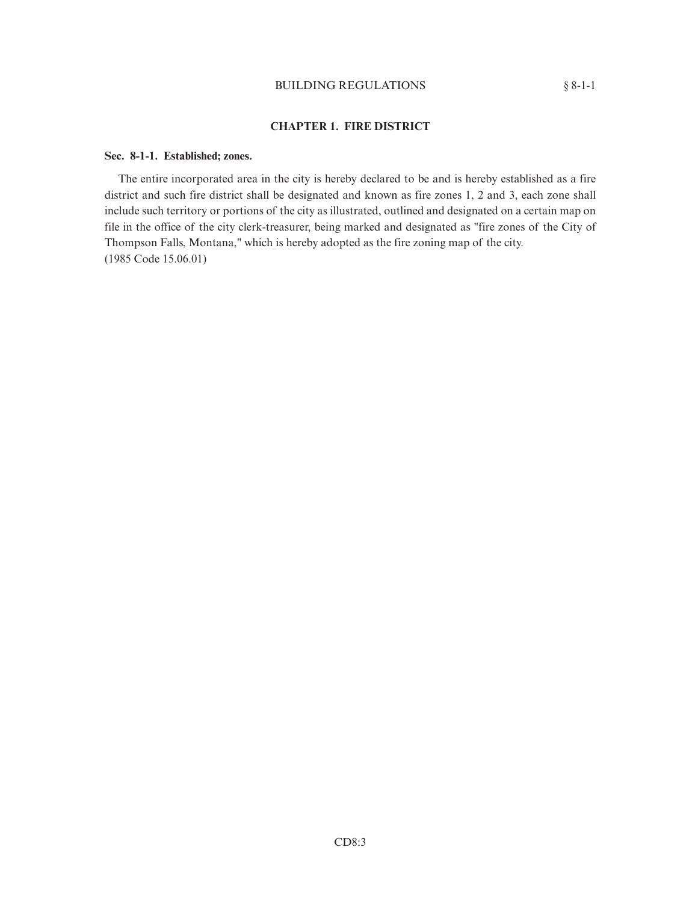## CHAPTER 1. FIRE DISTRICT

### Sec. 8-1-1. Established; zones.

The entire incorporated area in the city is hereby declared to be and is hereby established as a fire district and such fire district shall be designated and known as fire zones 1, 2 and 3, each zone shall include such territory or portions of the city as illustrated, outlined and designated on a certain map on file in the office of the city clerk-treasurer, being marked and designated as "fire zones of the City of Thompson Falls, Montana," which is hereby adopted as the fire zoning map of the city.
(1985 Code 15.06.01)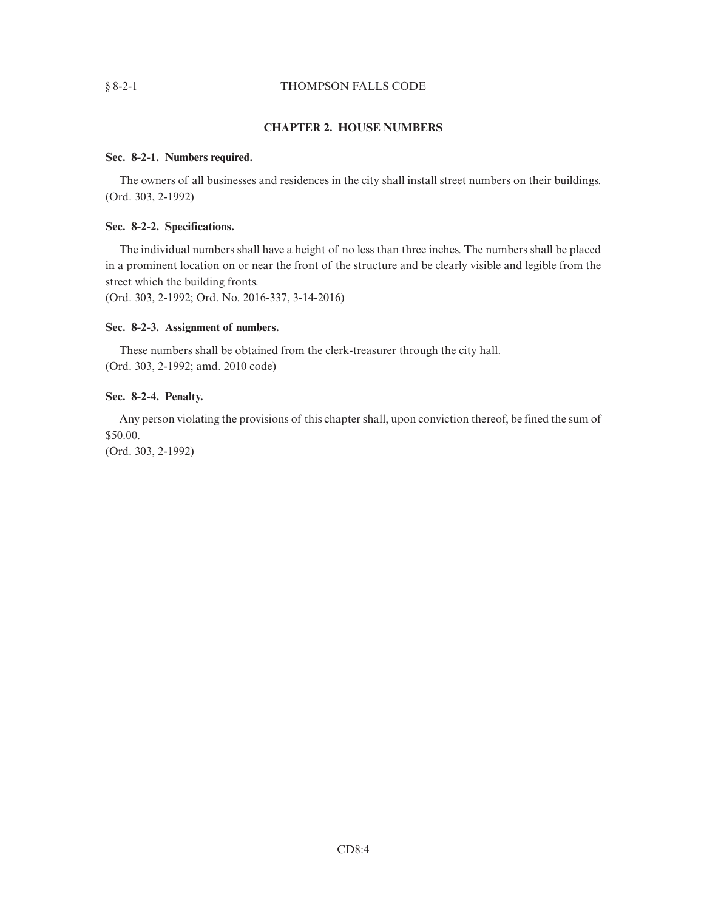## CHAPTER 2. HOUSE NUMBERS

**Sec. 8-2-1. Numbers required.**

The owners of all businesses and residences in the city shall install street numbers on their buildings.
(Ord. 303, 2-1992)

**Sec. 8-2-2. Specifications.**

The individual numbers shall have a height of no less than three inches. The numbers shall be placed in a prominent location on or near the front of the structure and be clearly visible and legible from the street which the building fronts.
(Ord. 303, 2-1992; Ord. No. 2016-337, 3-14-2016)

**Sec. 8-2-3. Assignment of numbers.**

These numbers shall be obtained from the clerk-treasurer through the city hall.
(Ord. 303, 2-1992; amd. 2010 code)

**Sec. 8-2-4. Penalty.**

Any person violating the provisions of this chapter shall, upon conviction thereof, be fined the sum of $50.00.
(Ord. 303, 2-1992)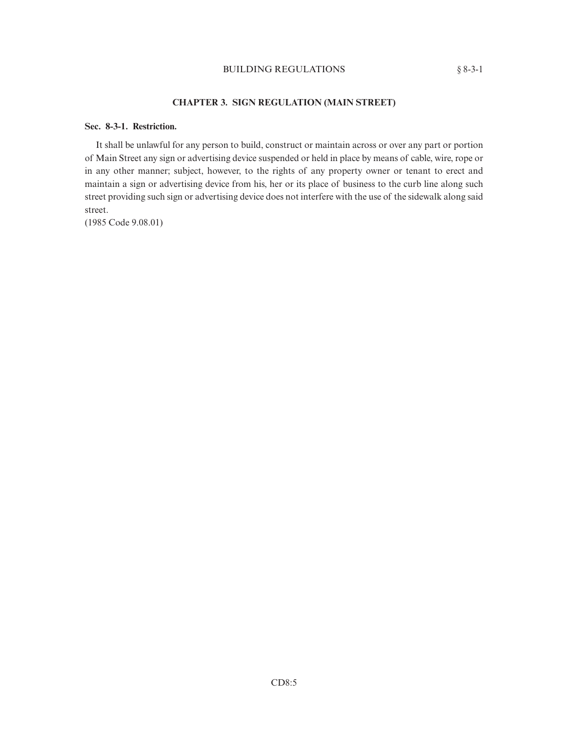## CHAPTER 3. SIGN REGULATION (MAIN STREET)

### Sec. 8-3-1. Restriction.

It shall be unlawful for any person to build, construct or maintain across or over any part or portion of Main Street any sign or advertising device suspended or held in place by means of cable, wire, rope or in any other manner; subject, however, to the rights of any property owner or tenant to erect and maintain a sign or advertising device from his, her or its place of business to the curb line along such street providing such sign or advertising device does not interfere with the use of the sidewalk along said street.

(1985 Code 9.08.01)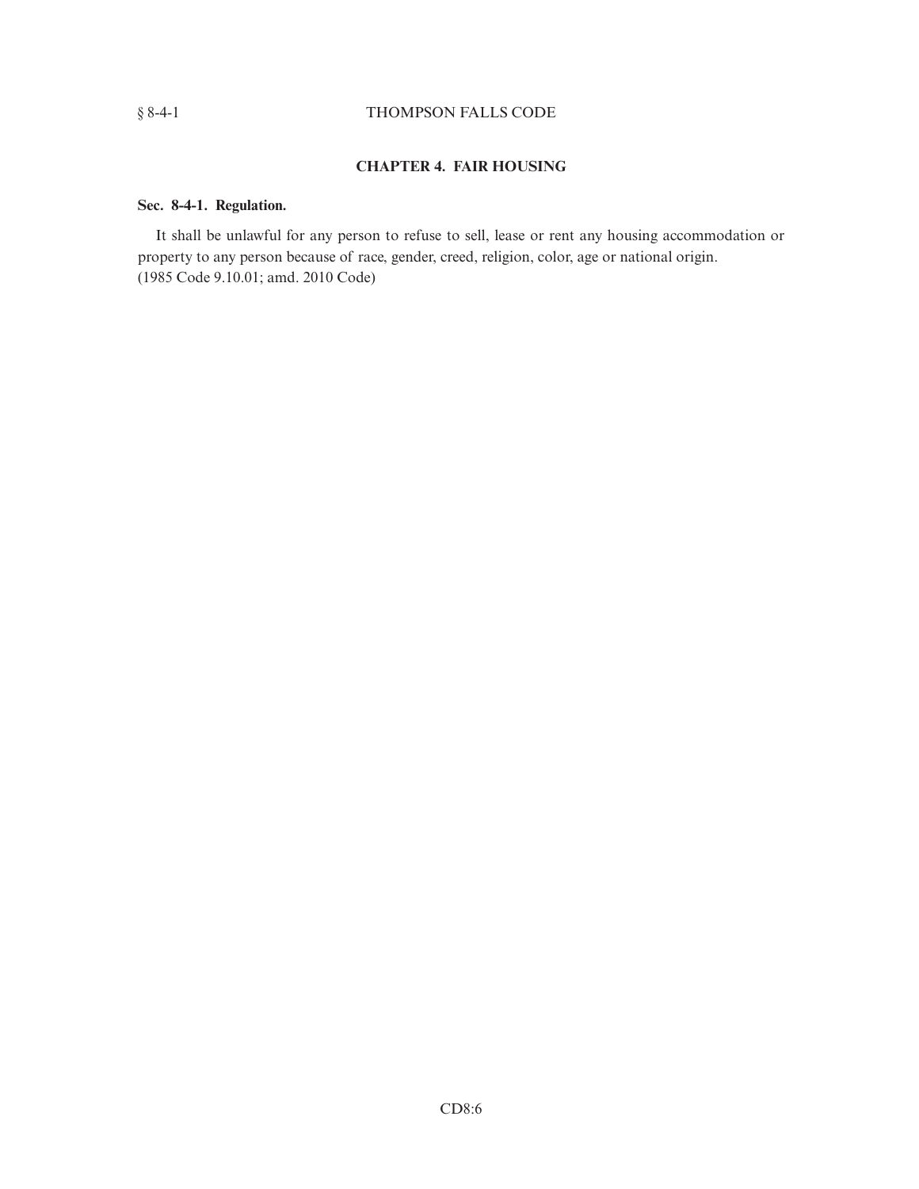## CHAPTER 4. FAIR HOUSING

### Sec. 8-4-1. Regulation.

It shall be unlawful for any person to refuse to sell, lease or rent any housing accommodation or property to any person because of race, gender, creed, religion, color, age or national origin.
(1985 Code 9.10.01; amd. 2010 Code)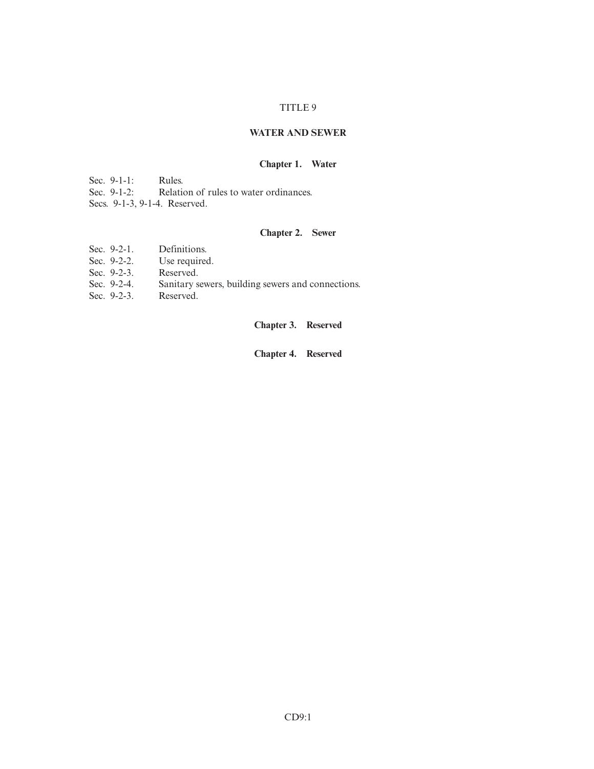TITLE 9

# WATER AND SEWER

## Chapter 1. Water

Sec. 9-1-1: Rules.
Sec. 9-1-2: Relation of rules to water ordinances.
Secs. 9-1-3, 9-1-4. Reserved.

## Chapter 2. Sewer

Sec. 9-2-1. Definitions.
Sec. 9-2-2. Use required.
Sec. 9-2-3. Reserved.
Sec. 9-2-4. Sanitary sewers, building sewers and connections.
Sec. 9-2-3. Reserved.

## Chapter 3. Reserved

## Chapter 4. Reserved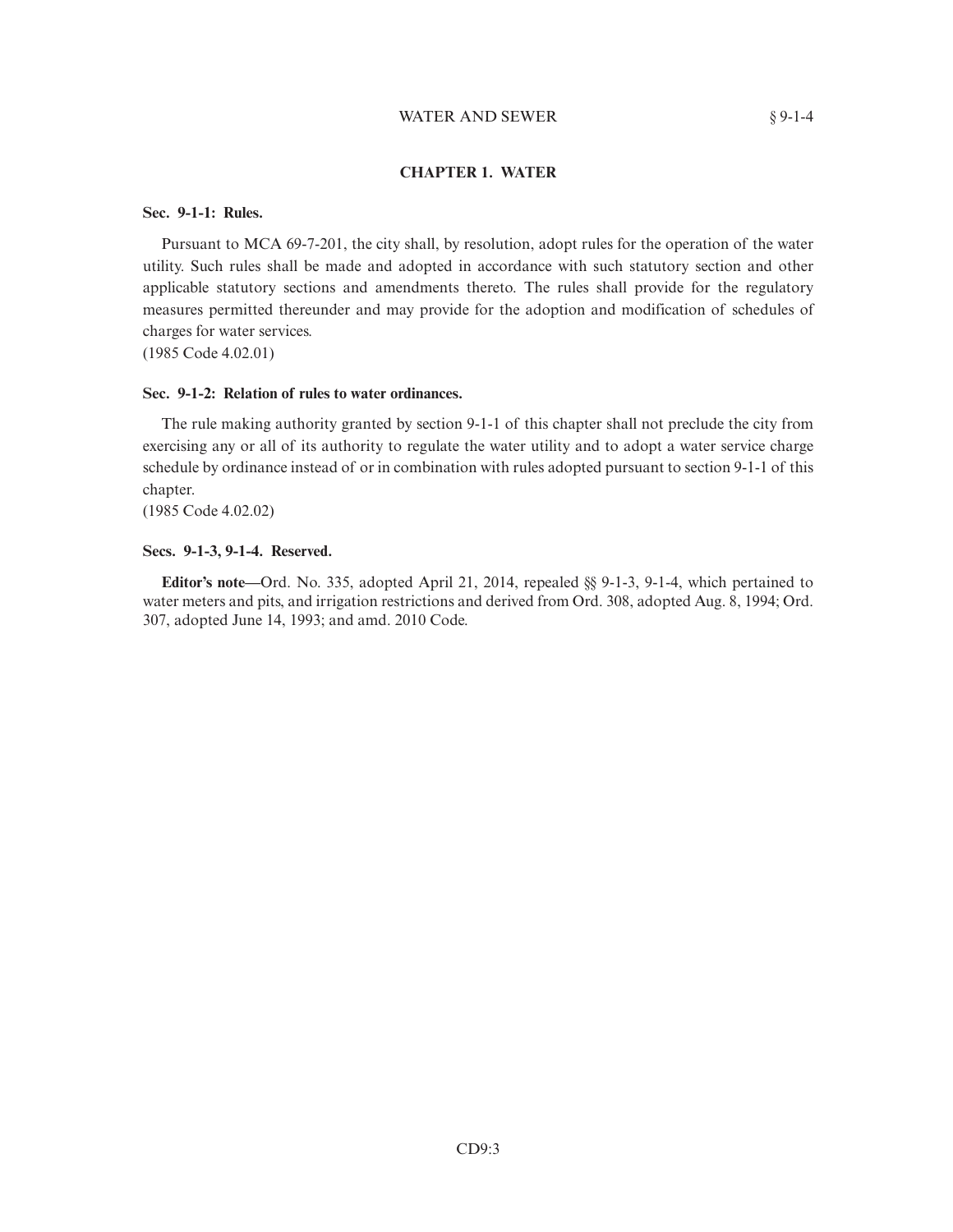## CHAPTER 1. WATER

### Sec. 9-1-1: Rules.

Pursuant to MCA 69-7-201, the city shall, by resolution, adopt rules for the operation of the water utility. Such rules shall be made and adopted in accordance with such statutory section and other applicable statutory sections and amendments thereto. The rules shall provide for the regulatory measures permitted thereunder and may provide for the adoption and modification of schedules of charges for water services.
(1985 Code 4.02.01)

### Sec. 9-1-2: Relation of rules to water ordinances.

The rule making authority granted by section 9-1-1 of this chapter shall not preclude the city from exercising any or all of its authority to regulate the water utility and to adopt a water service charge schedule by ordinance instead of or in combination with rules adopted pursuant to section 9-1-1 of this chapter.
(1985 Code 4.02.02)

### Secs. 9-1-3, 9-1-4. Reserved.

**Editor's note**—Ord. No. 335, adopted April 21, 2014, repealed §§ 9-1-3, 9-1-4, which pertained to water meters and pits, and irrigation restrictions and derived from Ord. 308, adopted Aug. 8, 1994; Ord. 307, adopted June 14, 1993; and amd. 2010 Code.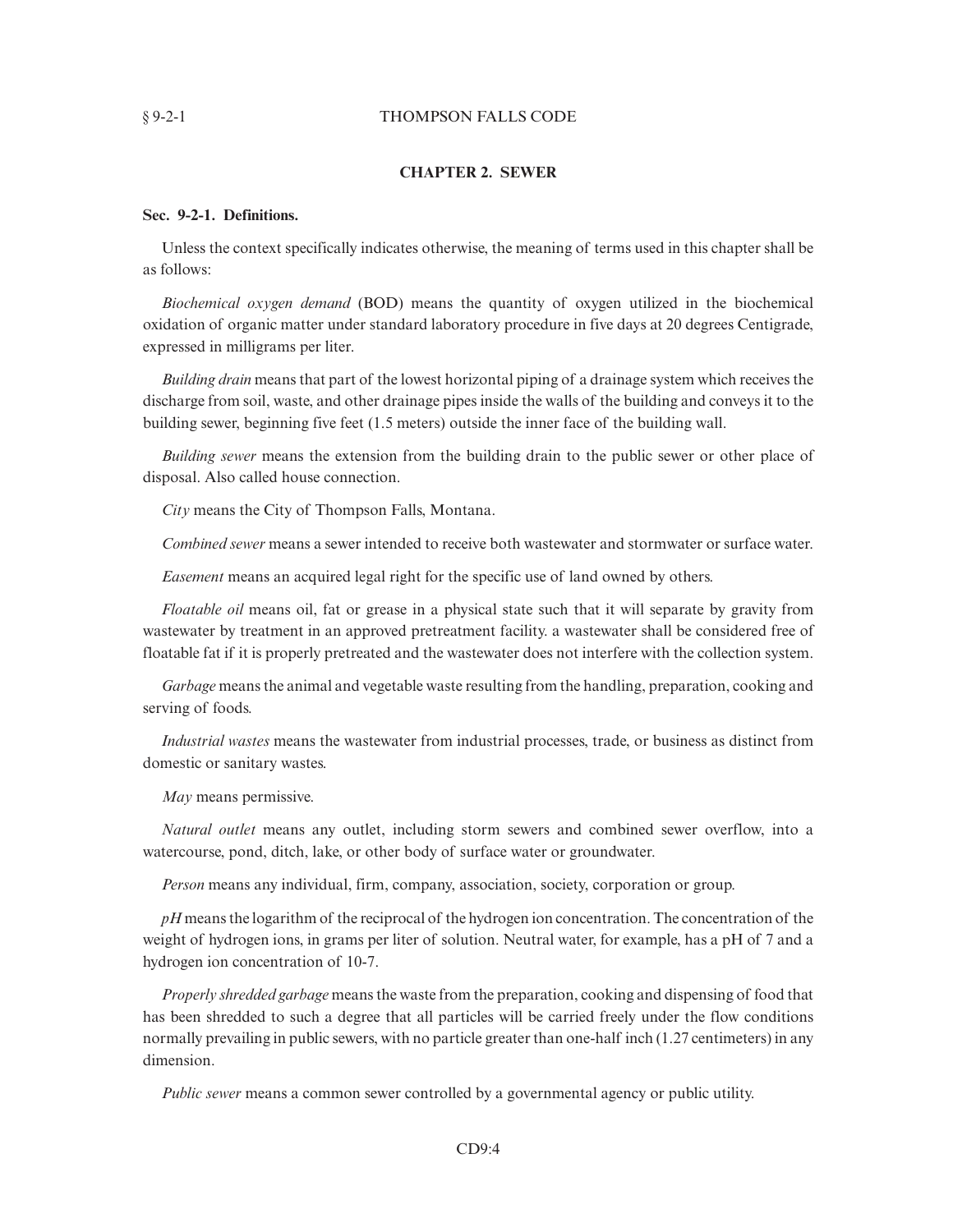## CHAPTER 2. SEWER

### Sec. 9-2-1. Definitions.

Unless the context specifically indicates otherwise, the meaning of terms used in this chapter shall be as follows:

*Biochemical oxygen demand* (BOD) means the quantity of oxygen utilized in the biochemical oxidation of organic matter under standard laboratory procedure in five days at 20 degrees Centigrade, expressed in milligrams per liter.

*Building drain* means that part of the lowest horizontal piping of a drainage system which receives the discharge from soil, waste, and other drainage pipes inside the walls of the building and conveys it to the building sewer, beginning five feet (1.5 meters) outside the inner face of the building wall.

*Building sewer* means the extension from the building drain to the public sewer or other place of disposal. Also called house connection.

*City* means the City of Thompson Falls, Montana.

*Combined sewer* means a sewer intended to receive both wastewater and stormwater or surface water.

*Easement* means an acquired legal right for the specific use of land owned by others.

*Floatable oil* means oil, fat or grease in a physical state such that it will separate by gravity from wastewater by treatment in an approved pretreatment facility. a wastewater shall be considered free of floatable fat if it is properly pretreated and the wastewater does not interfere with the collection system.

*Garbage* means the animal and vegetable waste resulting from the handling, preparation, cooking and serving of foods.

*Industrial wastes* means the wastewater from industrial processes, trade, or business as distinct from domestic or sanitary wastes.

*May* means permissive.

*Natural outlet* means any outlet, including storm sewers and combined sewer overflow, into a watercourse, pond, ditch, lake, or other body of surface water or groundwater.

*Person* means any individual, firm, company, association, society, corporation or group.

*pH* means the logarithm of the reciprocal of the hydrogen ion concentration. The concentration of the weight of hydrogen ions, in grams per liter of solution. Neutral water, for example, has a pH of 7 and a hydrogen ion concentration of 10-7.

*Properly shredded garbage* means the waste from the preparation, cooking and dispensing of food that has been shredded to such a degree that all particles will be carried freely under the flow conditions normally prevailing in public sewers, with no particle greater than one-half inch (1.27 centimeters) in any dimension.

*Public sewer* means a common sewer controlled by a governmental agency or public utility.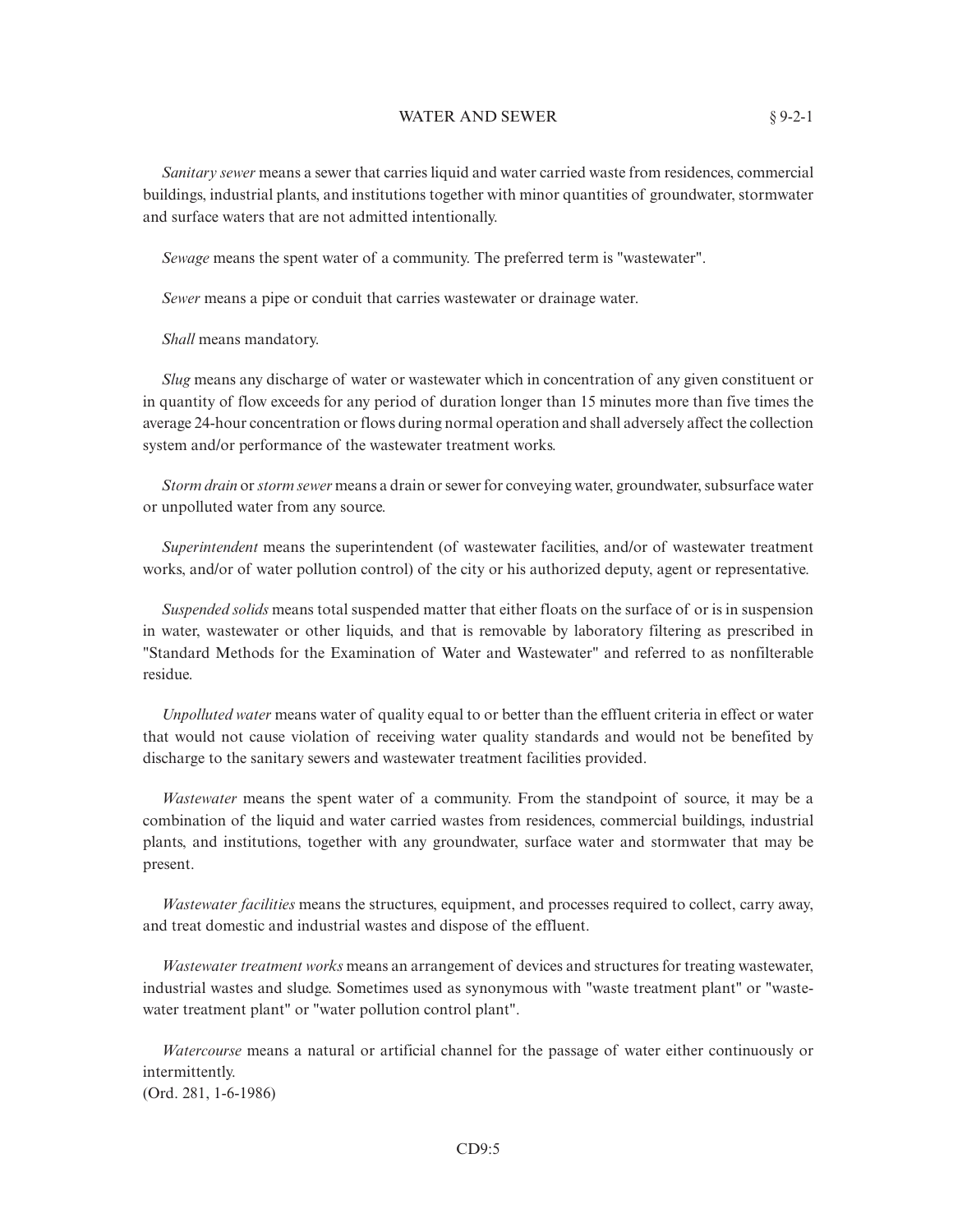*Sanitary sewer* means a sewer that carries liquid and water carried waste from residences, commercial buildings, industrial plants, and institutions together with minor quantities of groundwater, stormwater and surface waters that are not admitted intentionally.

*Sewage* means the spent water of a community. The preferred term is "wastewater".

*Sewer* means a pipe or conduit that carries wastewater or drainage water.

*Shall* means mandatory.

*Slug* means any discharge of water or wastewater which in concentration of any given constituent or in quantity of flow exceeds for any period of duration longer than 15 minutes more than five times the average 24-hour concentration or flows during normal operation and shall adversely affect the collection system and/or performance of the wastewater treatment works.

*Storm drain* or *storm sewer* means a drain or sewer for conveying water, groundwater, subsurface water or unpolluted water from any source.

*Superintendent* means the superintendent (of wastewater facilities, and/or of wastewater treatment works, and/or of water pollution control) of the city or his authorized deputy, agent or representative.

*Suspended solids* means total suspended matter that either floats on the surface of or is in suspension in water, wastewater or other liquids, and that is removable by laboratory filtering as prescribed in "Standard Methods for the Examination of Water and Wastewater" and referred to as nonfilterable residue.

*Unpolluted water* means water of quality equal to or better than the effluent criteria in effect or water that would not cause violation of receiving water quality standards and would not be benefited by discharge to the sanitary sewers and wastewater treatment facilities provided.

*Wastewater* means the spent water of a community. From the standpoint of source, it may be a combination of the liquid and water carried wastes from residences, commercial buildings, industrial plants, and institutions, together with any groundwater, surface water and stormwater that may be present.

*Wastewater facilities* means the structures, equipment, and processes required to collect, carry away, and treat domestic and industrial wastes and dispose of the effluent.

*Wastewater treatment works* means an arrangement of devices and structures for treating wastewater, industrial wastes and sludge. Sometimes used as synonymous with "waste treatment plant" or "wastewater treatment plant" or "water pollution control plant".

*Watercourse* means a natural or artificial channel for the passage of water either continuously or intermittently.
(Ord. 281, 1-6-1986)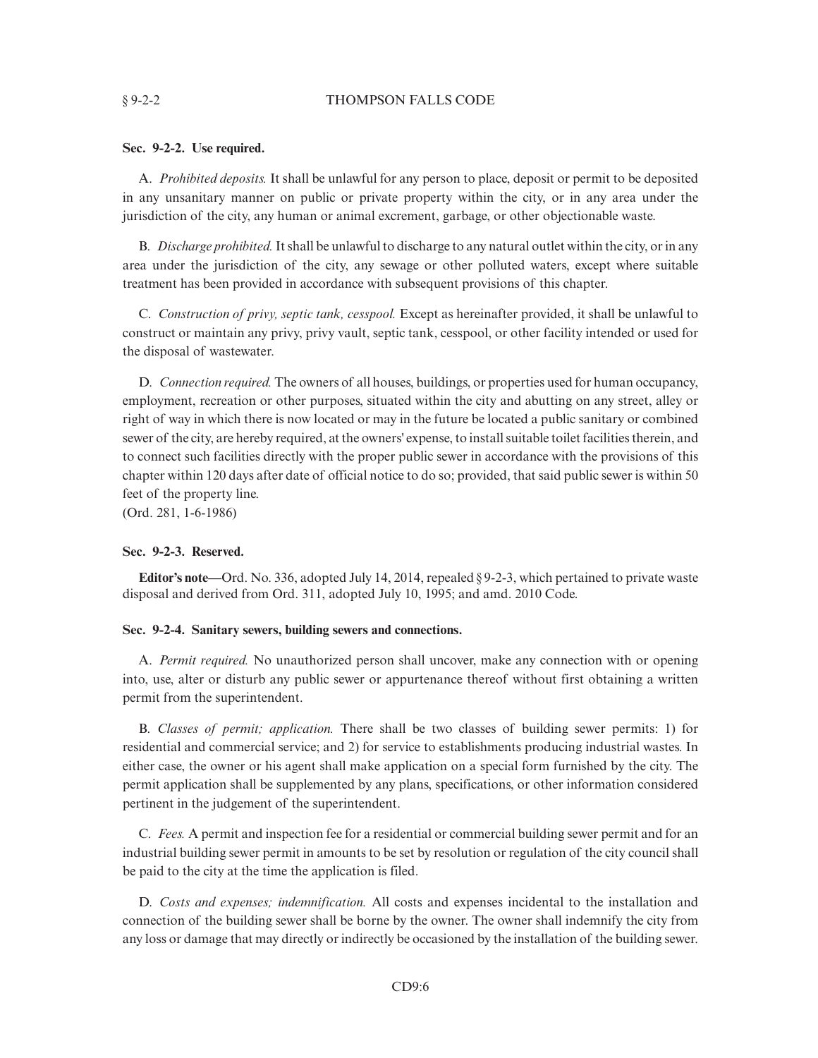**Sec. 9-2-2. Use required.**

A. *Prohibited deposits.* It shall be unlawful for any person to place, deposit or permit to be deposited in any unsanitary manner on public or private property within the city, or in any area under the jurisdiction of the city, any human or animal excrement, garbage, or other objectionable waste.

B. *Discharge prohibited.* It shall be unlawful to discharge to any natural outlet within the city, or in any area under the jurisdiction of the city, any sewage or other polluted waters, except where suitable treatment has been provided in accordance with subsequent provisions of this chapter.

C. *Construction of privy, septic tank, cesspool.* Except as hereinafter provided, it shall be unlawful to construct or maintain any privy, privy vault, septic tank, cesspool, or other facility intended or used for the disposal of wastewater.

D. *Connection required.* The owners of all houses, buildings, or properties used for human occupancy, employment, recreation or other purposes, situated within the city and abutting on any street, alley or right of way in which there is now located or may in the future be located a public sanitary or combined sewer of the city, are hereby required, at the owners' expense, to install suitable toilet facilities therein, and to connect such facilities directly with the proper public sewer in accordance with the provisions of this chapter within 120 days after date of official notice to do so; provided, that said public sewer is within 50 feet of the property line.
(Ord. 281, 1-6-1986)

**Sec. 9-2-3. Reserved.**

**Editor's note—**Ord. No. 336, adopted July 14, 2014, repealed § 9-2-3, which pertained to private waste disposal and derived from Ord. 311, adopted July 10, 1995; and amd. 2010 Code.

**Sec. 9-2-4. Sanitary sewers, building sewers and connections.**

A. *Permit required.* No unauthorized person shall uncover, make any connection with or opening into, use, alter or disturb any public sewer or appurtenance thereof without first obtaining a written permit from the superintendent.

B. *Classes of permit; application.* There shall be two classes of building sewer permits: 1) for residential and commercial service; and 2) for service to establishments producing industrial wastes. In either case, the owner or his agent shall make application on a special form furnished by the city. The permit application shall be supplemented by any plans, specifications, or other information considered pertinent in the judgement of the superintendent.

C. *Fees.* A permit and inspection fee for a residential or commercial building sewer permit and for an industrial building sewer permit in amounts to be set by resolution or regulation of the city council shall be paid to the city at the time the application is filed.

D. *Costs and expenses; indemnification.* All costs and expenses incidental to the installation and connection of the building sewer shall be borne by the owner. The owner shall indemnify the city from any loss or damage that may directly or indirectly be occasioned by the installation of the building sewer.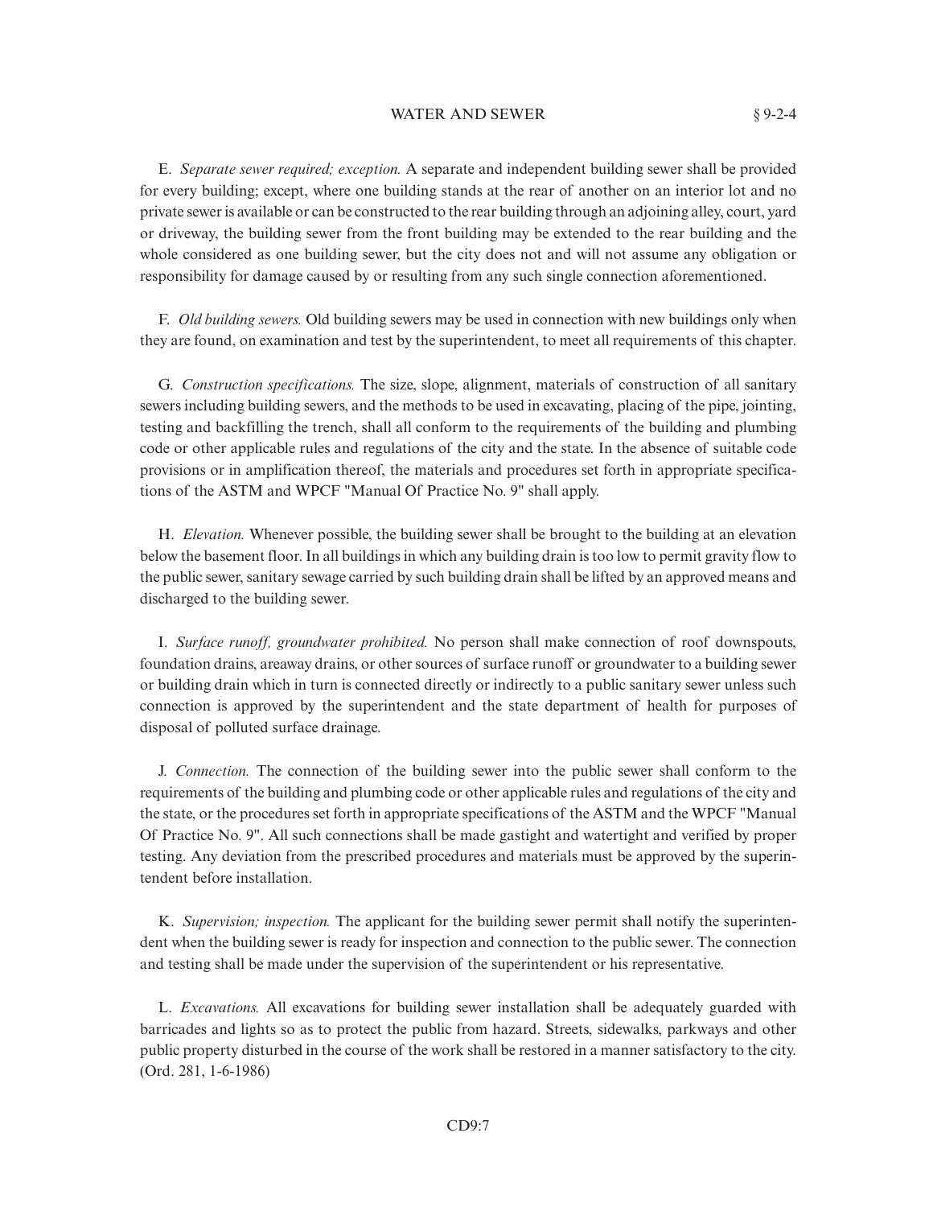E. *Separate sewer required; exception.* A separate and independent building sewer shall be provided for every building; except, where one building stands at the rear of another on an interior lot and no private sewer is available or can be constructed to the rear building through an adjoining alley, court, yard or driveway, the building sewer from the front building may be extended to the rear building and the whole considered as one building sewer, but the city does not and will not assume any obligation or responsibility for damage caused by or resulting from any such single connection aforementioned.

F. *Old building sewers.* Old building sewers may be used in connection with new buildings only when they are found, on examination and test by the superintendent, to meet all requirements of this chapter.

G. *Construction specifications.* The size, slope, alignment, materials of construction of all sanitary sewers including building sewers, and the methods to be used in excavating, placing of the pipe, jointing, testing and backfilling the trench, shall all conform to the requirements of the building and plumbing code or other applicable rules and regulations of the city and the state. In the absence of suitable code provisions or in amplification thereof, the materials and procedures set forth in appropriate specifications of the ASTM and WPCF "Manual Of Practice No. 9" shall apply.

H. *Elevation.* Whenever possible, the building sewer shall be brought to the building at an elevation below the basement floor. In all buildings in which any building drain is too low to permit gravity flow to the public sewer, sanitary sewage carried by such building drain shall be lifted by an approved means and discharged to the building sewer.

I. *Surface runoff, groundwater prohibited.* No person shall make connection of roof downspouts, foundation drains, areaway drains, or other sources of surface runoff or groundwater to a building sewer or building drain which in turn is connected directly or indirectly to a public sanitary sewer unless such connection is approved by the superintendent and the state department of health for purposes of disposal of polluted surface drainage.

J. *Connection.* The connection of the building sewer into the public sewer shall conform to the requirements of the building and plumbing code or other applicable rules and regulations of the city and the state, or the procedures set forth in appropriate specifications of the ASTM and the WPCF "Manual Of Practice No. 9". All such connections shall be made gastight and watertight and verified by proper testing. Any deviation from the prescribed procedures and materials must be approved by the superintendent before installation.

K. *Supervision; inspection.* The applicant for the building sewer permit shall notify the superintendent when the building sewer is ready for inspection and connection to the public sewer. The connection and testing shall be made under the supervision of the superintendent or his representative.

L. *Excavations.* All excavations for building sewer installation shall be adequately guarded with barricades and lights so as to protect the public from hazard. Streets, sidewalks, parkways and other public property disturbed in the course of the work shall be restored in a manner satisfactory to the city. (Ord. 281, 1-6-1986)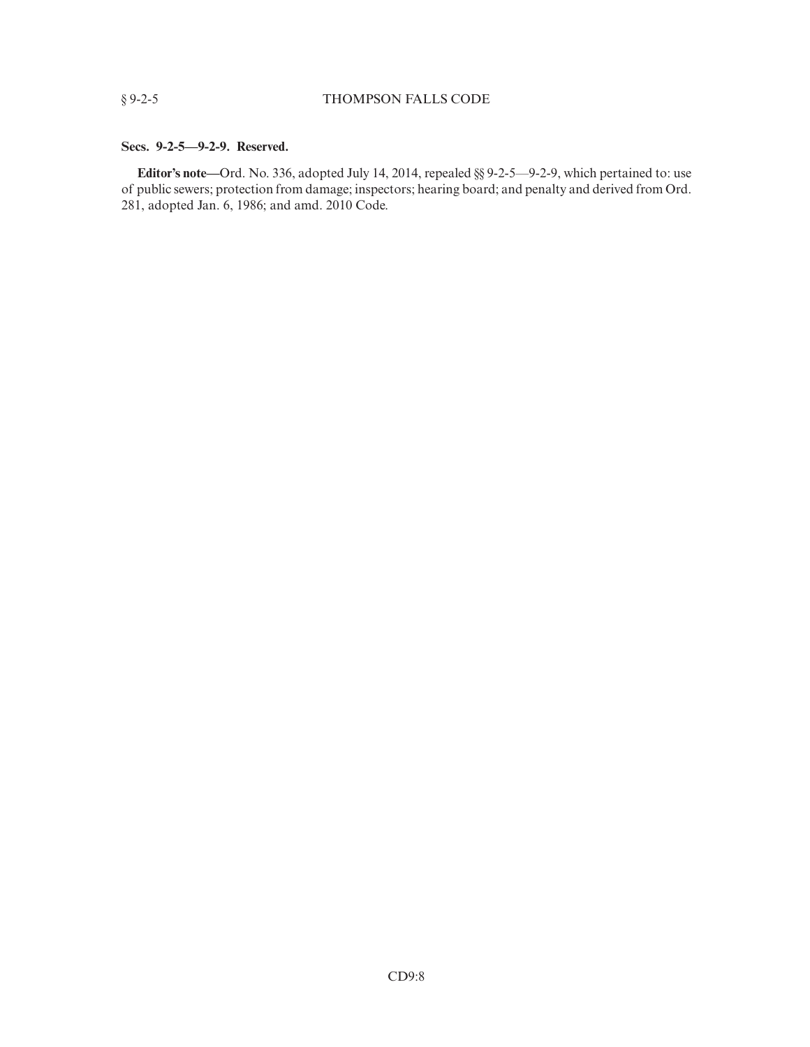**Secs. 9-2-5—9-2-9. Reserved.**

**Editor's note—**Ord. No. 336, adopted July 14, 2014, repealed §§ 9-2-5—9-2-9, which pertained to: use of public sewers; protection from damage; inspectors; hearing board; and penalty and derived from Ord. 281, adopted Jan. 6, 1986; and amd. 2010 Code.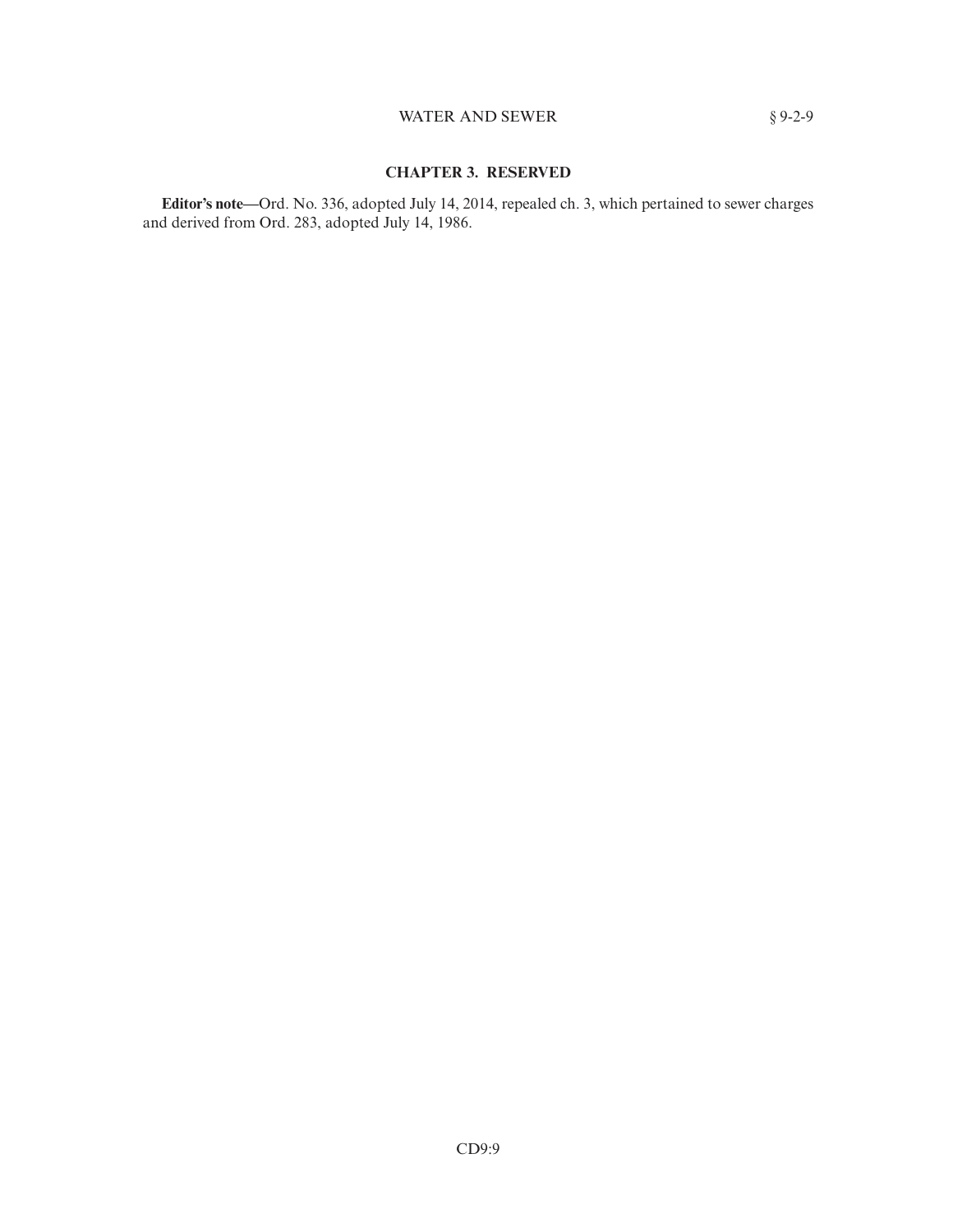## CHAPTER 3. RESERVED

**Editor's note—**Ord. No. 336, adopted July 14, 2014, repealed ch. 3, which pertained to sewer charges and derived from Ord. 283, adopted July 14, 1986.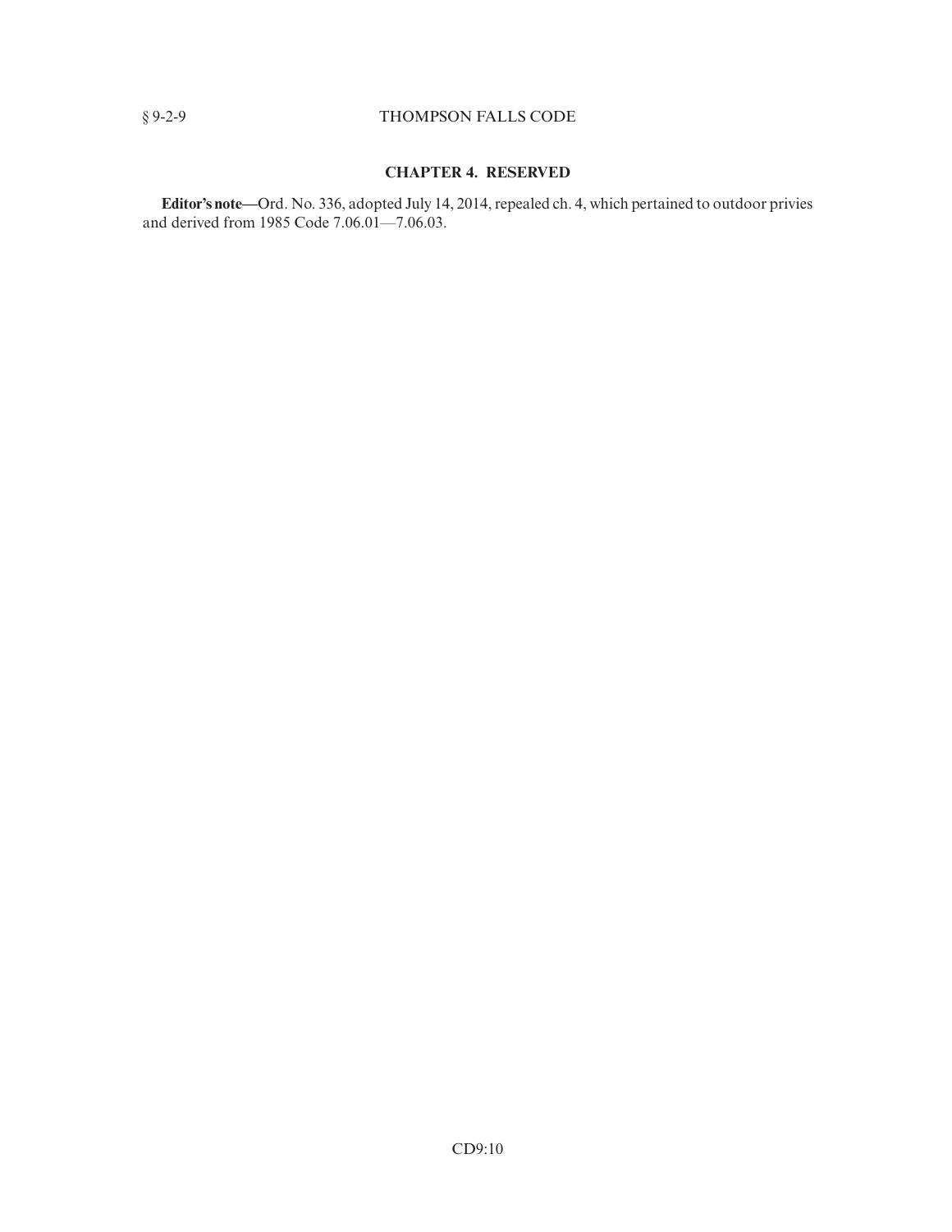## CHAPTER 4. RESERVED

**Editor's note—**Ord. No. 336, adopted July 14, 2014, repealed ch. 4, which pertained to outdoor privies and derived from 1985 Code 7.06.01—7.06.03.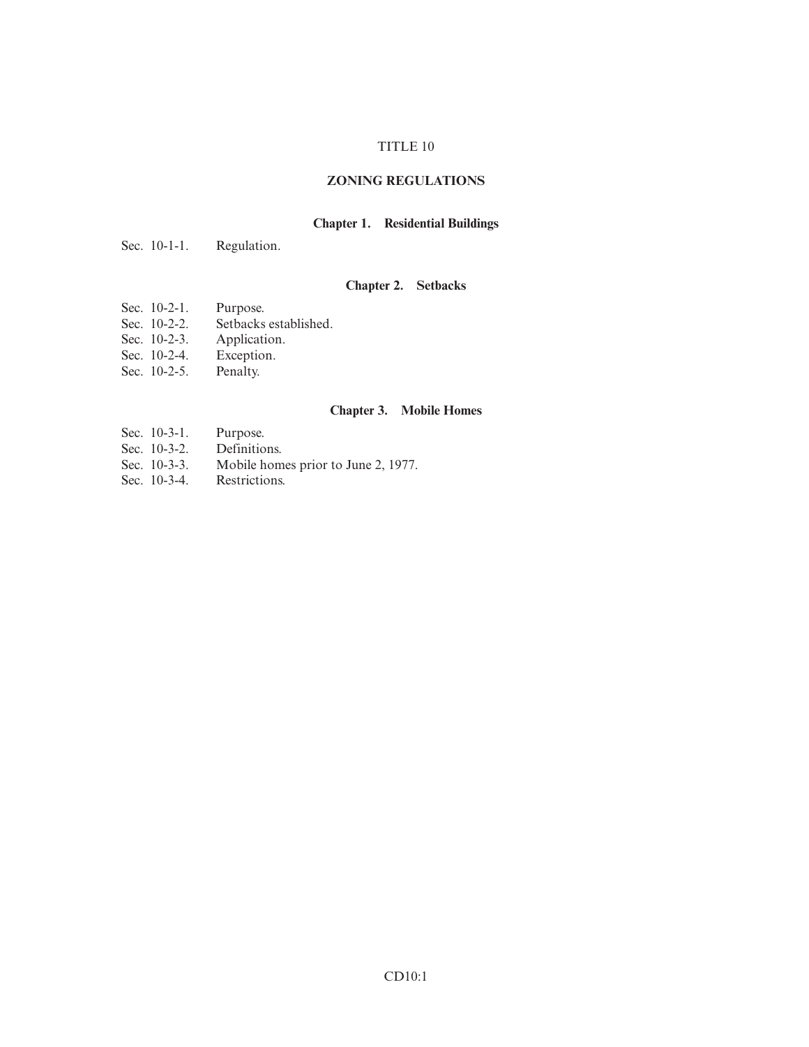# TITLE 10

# ZONING REGULATIONS

## Chapter 1. Residential Buildings

Sec. 10-1-1. Regulation.

## Chapter 2. Setbacks

Sec. 10-2-1. Purpose.
Sec. 10-2-2. Setbacks established.
Sec. 10-2-3. Application.
Sec. 10-2-4. Exception.
Sec. 10-2-5. Penalty.

## Chapter 3. Mobile Homes

Sec. 10-3-1. Purpose.
Sec. 10-3-2. Definitions.
Sec. 10-3-3. Mobile homes prior to June 2, 1977.
Sec. 10-3-4. Restrictions.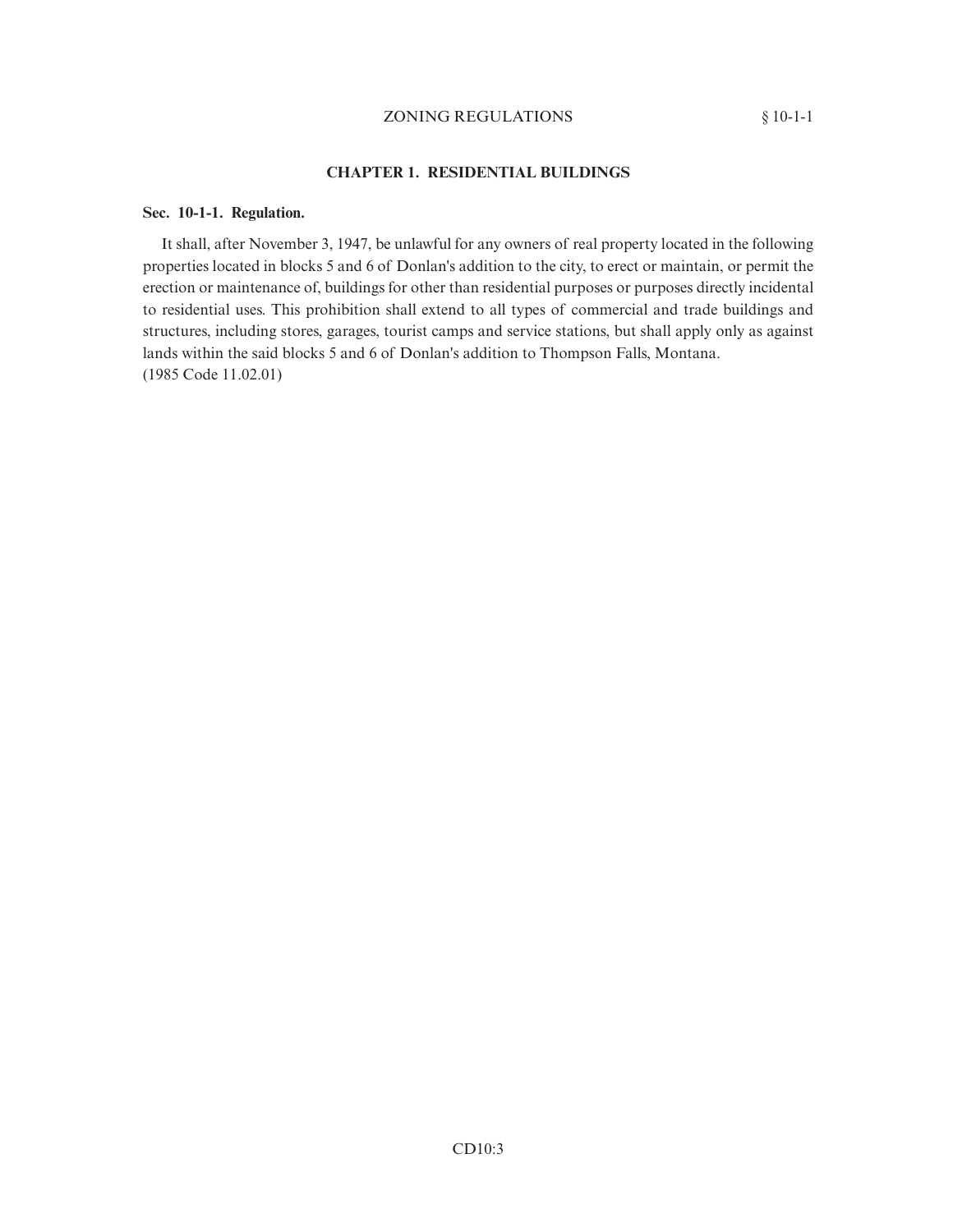## CHAPTER 1. RESIDENTIAL BUILDINGS

### Sec. 10-1-1. Regulation.

It shall, after November 3, 1947, be unlawful for any owners of real property located in the following properties located in blocks 5 and 6 of Donlan's addition to the city, to erect or maintain, or permit the erection or maintenance of, buildings for other than residential purposes or purposes directly incidental to residential uses. This prohibition shall extend to all types of commercial and trade buildings and structures, including stores, garages, tourist camps and service stations, but shall apply only as against lands within the said blocks 5 and 6 of Donlan's addition to Thompson Falls, Montana.
(1985 Code 11.02.01)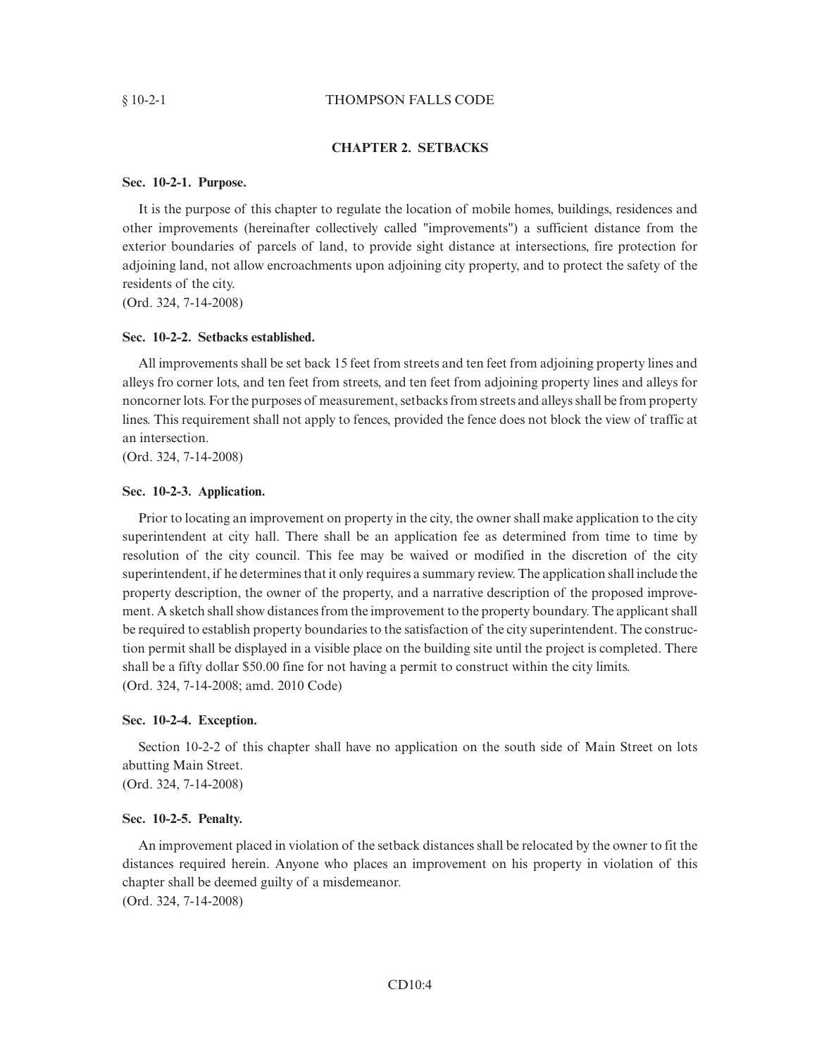## CHAPTER 2. SETBACKS

### Sec. 10-2-1. Purpose.

It is the purpose of this chapter to regulate the location of mobile homes, buildings, residences and other improvements (hereinafter collectively called "improvements") a sufficient distance from the exterior boundaries of parcels of land, to provide sight distance at intersections, fire protection for adjoining land, not allow encroachments upon adjoining city property, and to protect the safety of the residents of the city.
(Ord. 324, 7-14-2008)

### Sec. 10-2-2. Setbacks established.

All improvements shall be set back 15 feet from streets and ten feet from adjoining property lines and alleys fro corner lots, and ten feet from streets, and ten feet from adjoining property lines and alleys for noncorner lots. For the purposes of measurement, setbacks from streets and alleys shall be from property lines. This requirement shall not apply to fences, provided the fence does not block the view of traffic at an intersection.
(Ord. 324, 7-14-2008)

### Sec. 10-2-3. Application.

Prior to locating an improvement on property in the city, the owner shall make application to the city superintendent at city hall. There shall be an application fee as determined from time to time by resolution of the city council. This fee may be waived or modified in the discretion of the city superintendent, if he determines that it only requires a summary review. The application shall include the property description, the owner of the property, and a narrative description of the proposed improvement. A sketch shall show distances from the improvement to the property boundary. The applicant shall be required to establish property boundaries to the satisfaction of the city superintendent. The construction permit shall be displayed in a visible place on the building site until the project is completed. There shall be a fifty dollar $50.00 fine for not having a permit to construct within the city limits.
(Ord. 324, 7-14-2008; amd. 2010 Code)

### Sec. 10-2-4. Exception.

Section 10-2-2 of this chapter shall have no application on the south side of Main Street on lots abutting Main Street.
(Ord. 324, 7-14-2008)

### Sec. 10-2-5. Penalty.

An improvement placed in violation of the setback distances shall be relocated by the owner to fit the distances required herein. Anyone who places an improvement on his property in violation of this chapter shall be deemed guilty of a misdemeanor.
(Ord. 324, 7-14-2008)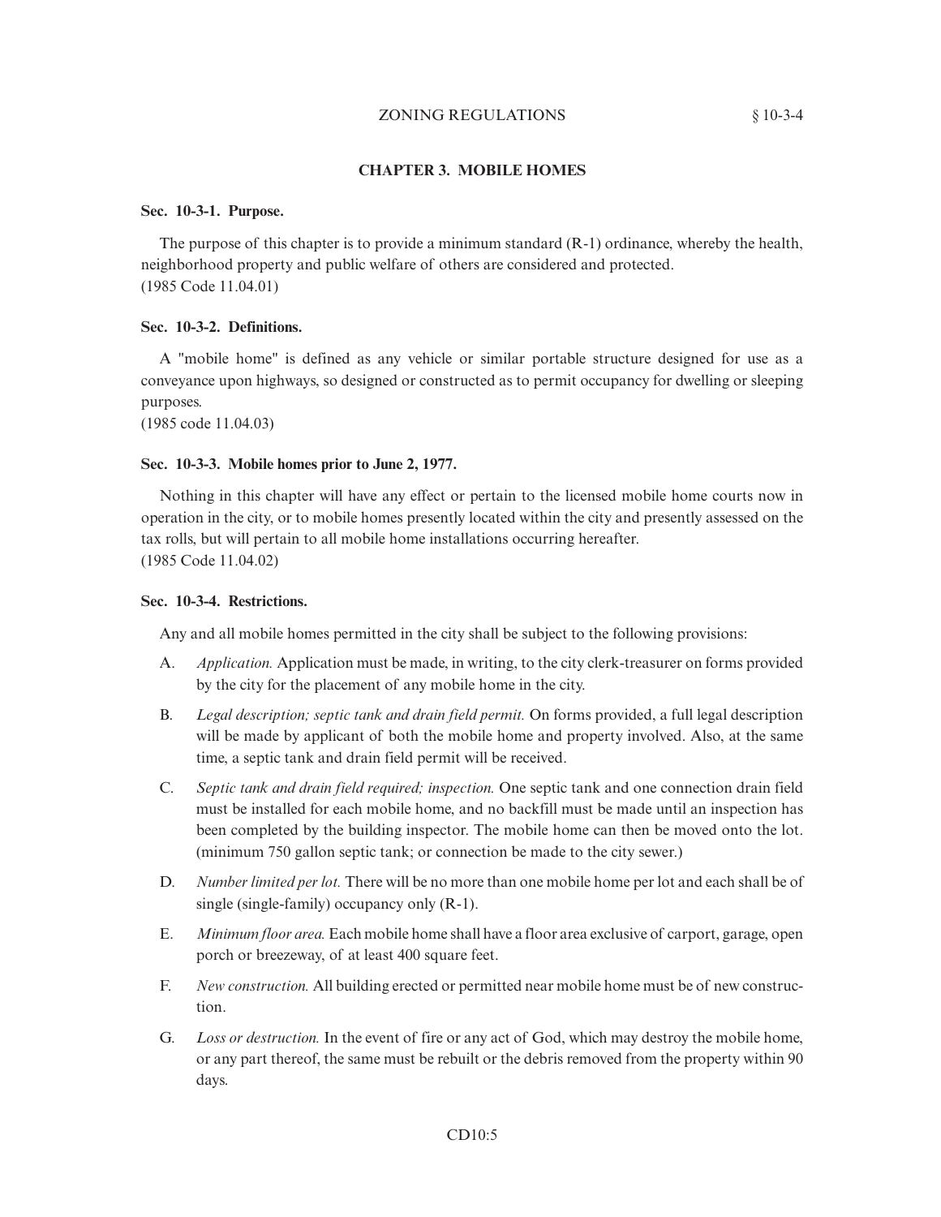## CHAPTER 3. MOBILE HOMES

### Sec. 10-3-1. Purpose.

The purpose of this chapter is to provide a minimum standard (R-1) ordinance, whereby the health, neighborhood property and public welfare of others are considered and protected.
(1985 Code 11.04.01)

### Sec. 10-3-2. Definitions.

A "mobile home" is defined as any vehicle or similar portable structure designed for use as a conveyance upon highways, so designed or constructed as to permit occupancy for dwelling or sleeping purposes.
(1985 code 11.04.03)

### Sec. 10-3-3. Mobile homes prior to June 2, 1977.

Nothing in this chapter will have any effect or pertain to the licensed mobile home courts now in operation in the city, or to mobile homes presently located within the city and presently assessed on the tax rolls, but will pertain to all mobile home installations occurring hereafter.
(1985 Code 11.04.02)

### Sec. 10-3-4. Restrictions.

Any and all mobile homes permitted in the city shall be subject to the following provisions:

A. *Application.* Application must be made, in writing, to the city clerk-treasurer on forms provided by the city for the placement of any mobile home in the city.

B. *Legal description; septic tank and drain field permit.* On forms provided, a full legal description will be made by applicant of both the mobile home and property involved. Also, at the same time, a septic tank and drain field permit will be received.

C. *Septic tank and drain field required; inspection.* One septic tank and one connection drain field must be installed for each mobile home, and no backfill must be made until an inspection has been completed by the building inspector. The mobile home can then be moved onto the lot. (minimum 750 gallon septic tank; or connection be made to the city sewer.)

D. *Number limited per lot.* There will be no more than one mobile home per lot and each shall be of single (single-family) occupancy only (R-1).

E. *Minimum floor area.* Each mobile home shall have a floor area exclusive of carport, garage, open porch or breezeway, of at least 400 square feet.

F. *New construction.* All building erected or permitted near mobile home must be of new construction.

G. *Loss or destruction.* In the event of fire or any act of God, which may destroy the mobile home, or any part thereof, the same must be rebuilt or the debris removed from the property within 90 days.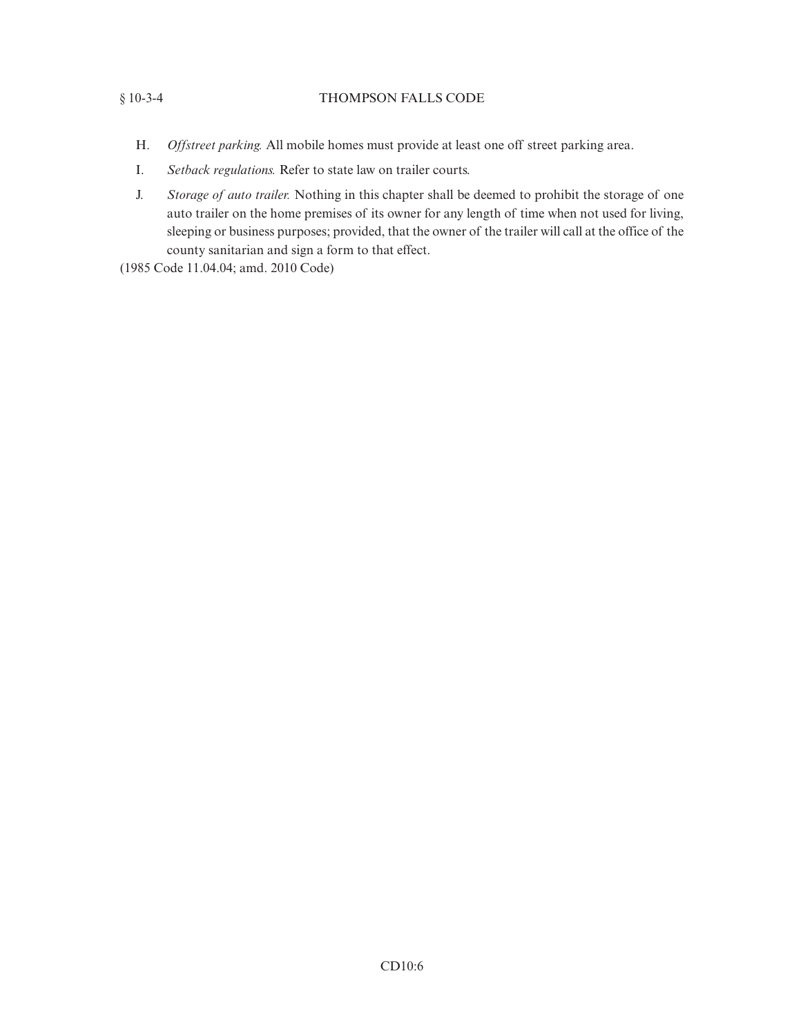H. *Offstreet parking.* All mobile homes must provide at least one off street parking area.

I. *Setback regulations.* Refer to state law on trailer courts.

J. *Storage of auto trailer.* Nothing in this chapter shall be deemed to prohibit the storage of one auto trailer on the home premises of its owner for any length of time when not used for living, sleeping or business purposes; provided, that the owner of the trailer will call at the office of the county sanitarian and sign a form to that effect.

(1985 Code 11.04.04; amd. 2010 Code)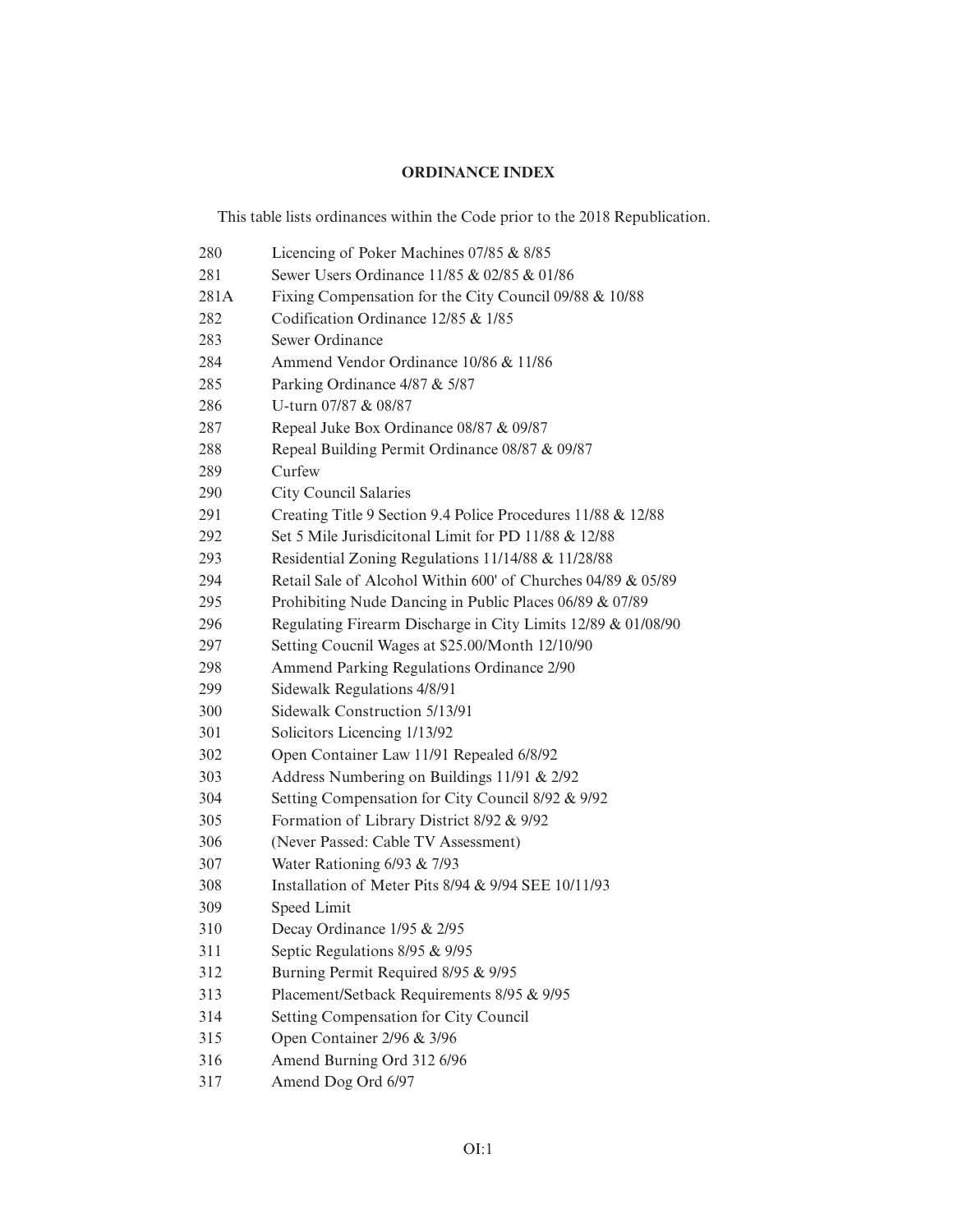## ORDINANCE INDEX

This table lists ordinances within the Code prior to the 2018 Republication.

| | |
|---|---|
| 280 | Licencing of Poker Machines 07/85 & 8/85 |
| 281 | Sewer Users Ordinance 11/85 & 02/85 & 01/86 |
| 281A | Fixing Compensation for the City Council 09/88 & 10/88 |
| 282 | Codification Ordinance 12/85 & 1/85 |
| 283 | Sewer Ordinance |
| 284 | Ammend Vendor Ordinance 10/86 & 11/86 |
| 285 | Parking Ordinance 4/87 & 5/87 |
| 286 | U-turn 07/87 & 08/87 |
| 287 | Repeal Juke Box Ordinance 08/87 & 09/87 |
| 288 | Repeal Building Permit Ordinance 08/87 & 09/87 |
| 289 | Curfew |
| 290 | City Council Salaries |
| 291 | Creating Title 9 Section 9.4 Police Procedures 11/88 & 12/88 |
| 292 | Set 5 Mile Jurisdicitonal Limit for PD 11/88 & 12/88 |
| 293 | Residential Zoning Regulations 11/14/88 & 11/28/88 |
| 294 | Retail Sale of Alcohol Within 600' of Churches 04/89 & 05/89 |
| 295 | Prohibiting Nude Dancing in Public Places 06/89 & 07/89 |
| 296 | Regulating Firearm Discharge in City Limits 12/89 & 01/08/90 |
| 297 | Setting Coucnil Wages at $25.00/Month 12/10/90 |
| 298 | Ammend Parking Regulations Ordinance 2/90 |
| 299 | Sidewalk Regulations 4/8/91 |
| 300 | Sidewalk Construction 5/13/91 |
| 301 | Solicitors Licencing 1/13/92 |
| 302 | Open Container Law 11/91 Repealed 6/8/92 |
| 303 | Address Numbering on Buildings 11/91 & 2/92 |
| 304 | Setting Compensation for City Council 8/92 & 9/92 |
| 305 | Formation of Library District 8/92 & 9/92 |
| 306 | (Never Passed: Cable TV Assessment) |
| 307 | Water Rationing 6/93 & 7/93 |
| 308 | Installation of Meter Pits 8/94 & 9/94 SEE 10/11/93 |
| 309 | Speed Limit |
| 310 | Decay Ordinance 1/95 & 2/95 |
| 311 | Septic Regulations 8/95 & 9/95 |
| 312 | Burning Permit Required 8/95 & 9/95 |
| 313 | Placement/Setback Requirements 8/95 & 9/95 |
| 314 | Setting Compensation for City Council |
| 315 | Open Container 2/96 & 3/96 |
| 316 | Amend Burning Ord 312 6/96 |
| 317 | Amend Dog Ord 6/97 |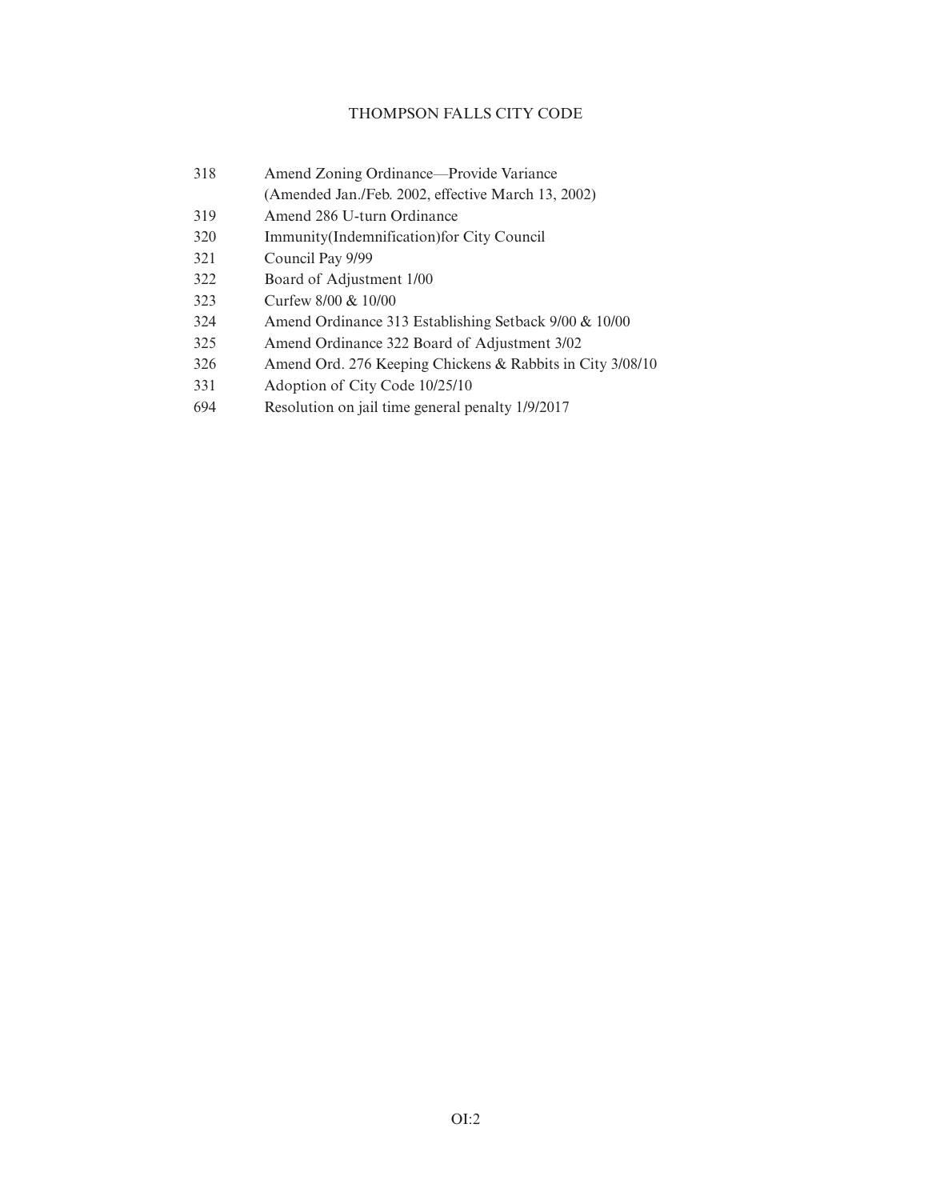| | |
|---|---|
| 318 | Amend Zoning Ordinance—Provide Variance (Amended Jan./Feb. 2002, effective March 13, 2002) |
| 319 | Amend 286 U-turn Ordinance |
| 320 | Immunity(Indemnification)for City Council |
| 321 | Council Pay 9/99 |
| 322 | Board of Adjustment 1/00 |
| 323 | Curfew 8/00 & 10/00 |
| 324 | Amend Ordinance 313 Establishing Setback 9/00 & 10/00 |
| 325 | Amend Ordinance 322 Board of Adjustment 3/02 |
| 326 | Amend Ord. 276 Keeping Chickens & Rabbits in City 3/08/10 |
| 331 | Adoption of City Code 10/25/10 |
| 694 | Resolution on jail time general penalty 1/9/2017 |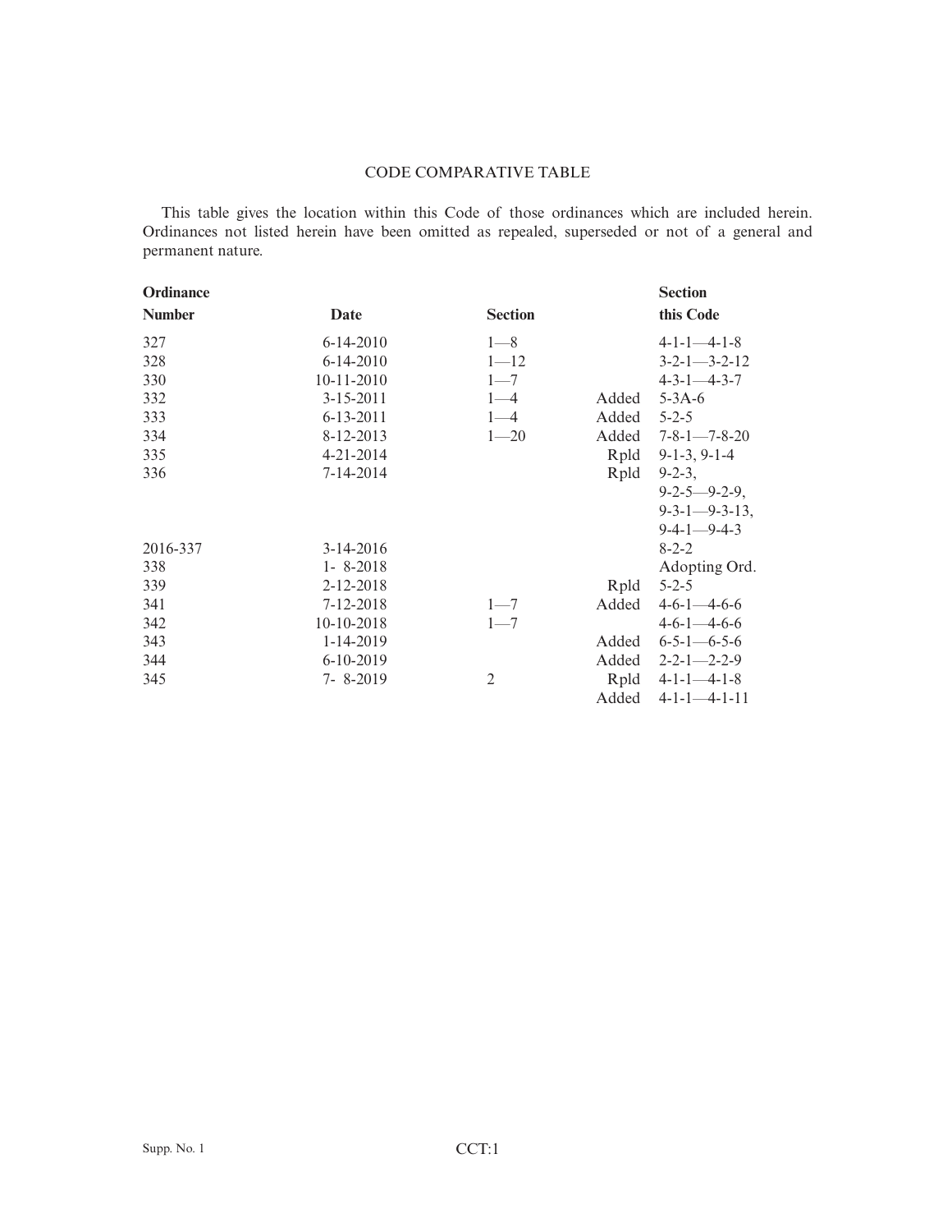# CODE COMPARATIVE TABLE

This table gives the location within this Code of those ordinances which are included herein. Ordinances not listed herein have been omitted as repealed, superseded or not of a general and permanent nature.

| Ordinance Number | Date | Section | | Section this Code |
|---|---|---|---|---|
| 327 | 6-14-2010 | 1—8 | | 4-1-1—4-1-8 |
| 328 | 6-14-2010 | 1—12 | | 3-2-1—3-2-12 |
| 330 | 10-11-2010 | 1—7 | | 4-3-1—4-3-7 |
| 332 | 3-15-2011 | 1—4 | Added | 5-3A-6 |
| 333 | 6-13-2011 | 1—4 | Added | 5-2-5 |
| 334 | 8-12-2013 | 1—20 | Added | 7-8-1—7-8-20 |
| 335 | 4-21-2014 | | Rpld | 9-1-3, 9-1-4 |
| 336 | 7-14-2014 | | Rpld | 9-2-3, 9-2-5—9-2-9, 9-3-1—9-3-13, 9-4-1—9-4-3 |
| 2016-337 | 3-14-2016 | | | 8-2-2 |
| 338 | 1- 8-2018 | | | Adopting Ord. |
| 339 | 2-12-2018 | | Rpld | 5-2-5 |
| 341 | 7-12-2018 | 1—7 | Added | 4-6-1—4-6-6 |
| 342 | 10-10-2018 | 1—7 | | 4-6-1—4-6-6 |
| 343 | 1-14-2019 | | Added | 6-5-1—6-5-6 |
| 344 | 6-10-2019 | | Added | 2-2-1—2-2-9 |
| 345 | 7- 8-2019 | 2 | Rpld | 4-1-1—4-1-8 |
| | | | Added | 4-1-1—4-1-11 |

Supp. No. 1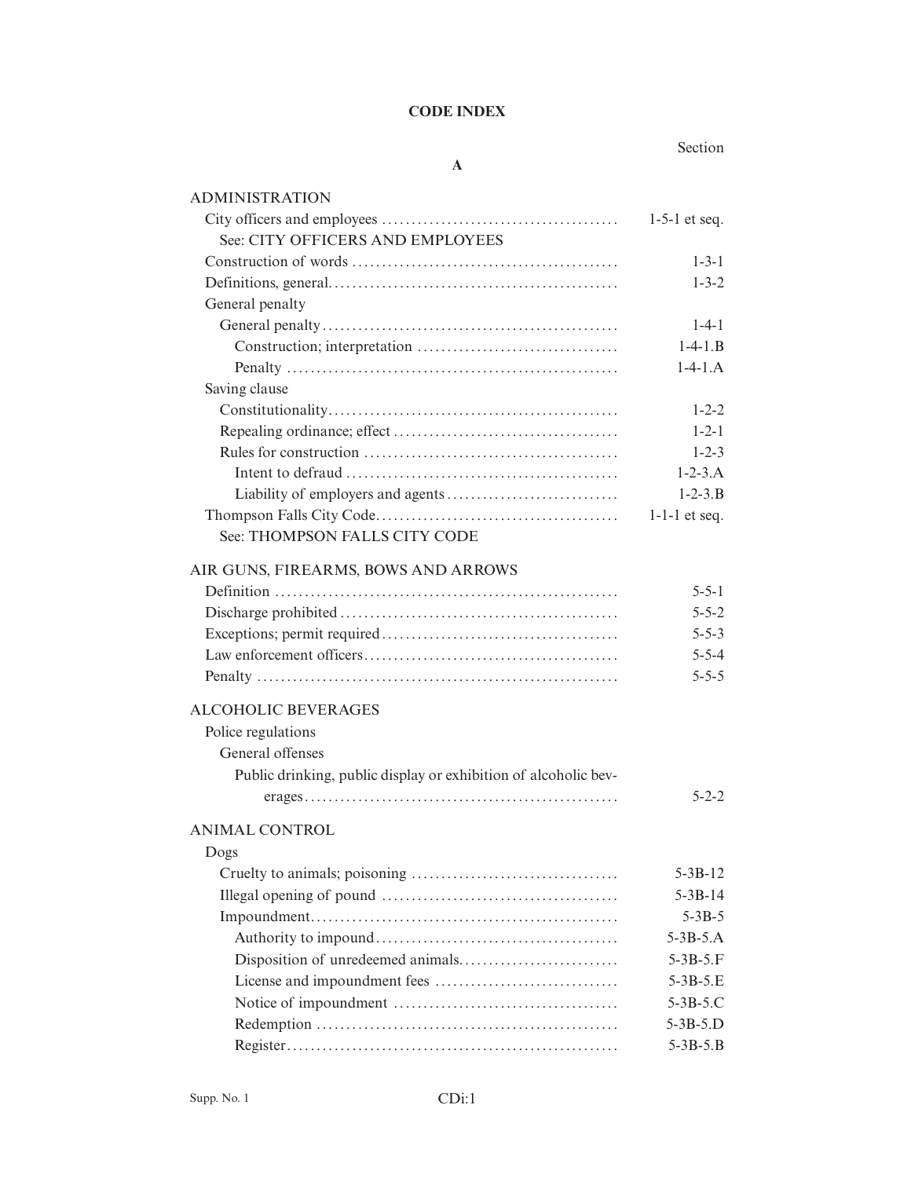# CODE INDEX

| | Section |
|---|---|
| **A** | |
| ADMINISTRATION | |
| City officers and employees | 1-5-1 et seq. |
| See: CITY OFFICERS AND EMPLOYEES | |
| Construction of words | 1-3-1 |
| Definitions, general | 1-3-2 |
| General penalty | |
| General penalty | 1-4-1 |
| Construction; interpretation | 1-4-1.B |
| Penalty | 1-4-1.A |
| Saving clause | |
| Constitutionality | 1-2-2 |
| Repealing ordinance; effect | 1-2-1 |
| Rules for construction | 1-2-3 |
| Intent to defraud | 1-2-3.A |
| Liability of employers and agents | 1-2-3.B |
| Thompson Falls City Code | 1-1-1 et seq. |
| See: THOMPSON FALLS CITY CODE | |
| AIR GUNS, FIREARMS, BOWS AND ARROWS | |
| Definition | 5-5-1 |
| Discharge prohibited | 5-5-2 |
| Exceptions; permit required | 5-5-3 |
| Law enforcement officers | 5-5-4 |
| Penalty | 5-5-5 |
| ALCOHOLIC BEVERAGES | |
| Police regulations | |
| General offenses | |
| Public drinking, public display or exhibition of alcoholic beverages | 5-2-2 |
| ANIMAL CONTROL | |
| Dogs | |
| Cruelty to animals; poisoning | 5-3B-12 |
| Illegal opening of pound | 5-3B-14 |
| Impoundment | 5-3B-5 |
| Authority to impound | 5-3B-5.A |
| Disposition of unredeemed animals | 5-3B-5.F |
| License and impoundment fees | 5-3B-5.E |
| Notice of impoundment | 5-3B-5.C |
| Redemption | 5-3B-5.D |
| Register | 5-3B-5.B |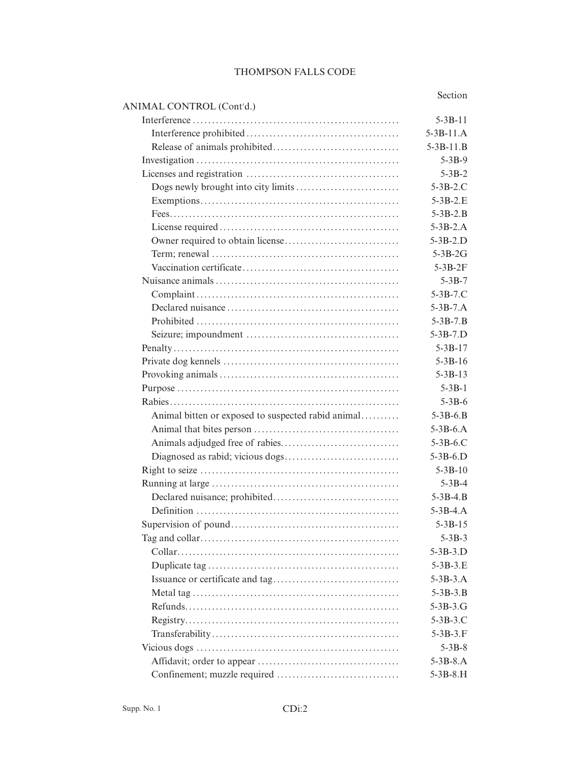| | Section |
|---|---|
| **ANIMAL CONTROL (Cont'd.)** | |
| Interference | 5-3B-11 |
| Interference prohibited | 5-3B-11.A |
| Release of animals prohibited | 5-3B-11.B |
| Investigation | 5-3B-9 |
| Licenses and registration | 5-3B-2 |
| Dogs newly brought into city limits | 5-3B-2.C |
| Exemptions | 5-3B-2.E |
| Fees | 5-3B-2.B |
| License required | 5-3B-2.A |
| Owner required to obtain license | 5-3B-2.D |
| Term; renewal | 5-3B-2G |
| Vaccination certificate | 5-3B-2F |
| Nuisance animals | 5-3B-7 |
| Complaint | 5-3B-7.C |
| Declared nuisance | 5-3B-7.A |
| Prohibited | 5-3B-7.B |
| Seizure; impoundment | 5-3B-7.D |
| Penalty | 5-3B-17 |
| Private dog kennels | 5-3B-16 |
| Provoking animals | 5-3B-13 |
| Purpose | 5-3B-1 |
| Rabies | 5-3B-6 |
| Animal bitten or exposed to suspected rabid animal | 5-3B-6.B |
| Animal that bites person | 5-3B-6.A |
| Animals adjudged free of rabies | 5-3B-6.C |
| Diagnosed as rabid; vicious dogs | 5-3B-6.D |
| Right to seize | 5-3B-10 |
| Running at large | 5-3B-4 |
| Declared nuisance; prohibited | 5-3B-4.B |
| Definition | 5-3B-4.A |
| Supervision of pound | 5-3B-15 |
| Tag and collar | 5-3B-3 |
| Collar | 5-3B-3.D |
| Duplicate tag | 5-3B-3.E |
| Issuance or certificate and tag | 5-3B-3.A |
| Metal tag | 5-3B-3.B |
| Refunds | 5-3B-3.G |
| Registry | 5-3B-3.C |
| Transferability | 5-3B-3.F |
| Vicious dogs | 5-3B-8 |
| Affidavit; order to appear | 5-3B-8.A |
| Confinement; muzzle required | 5-3B-8.H |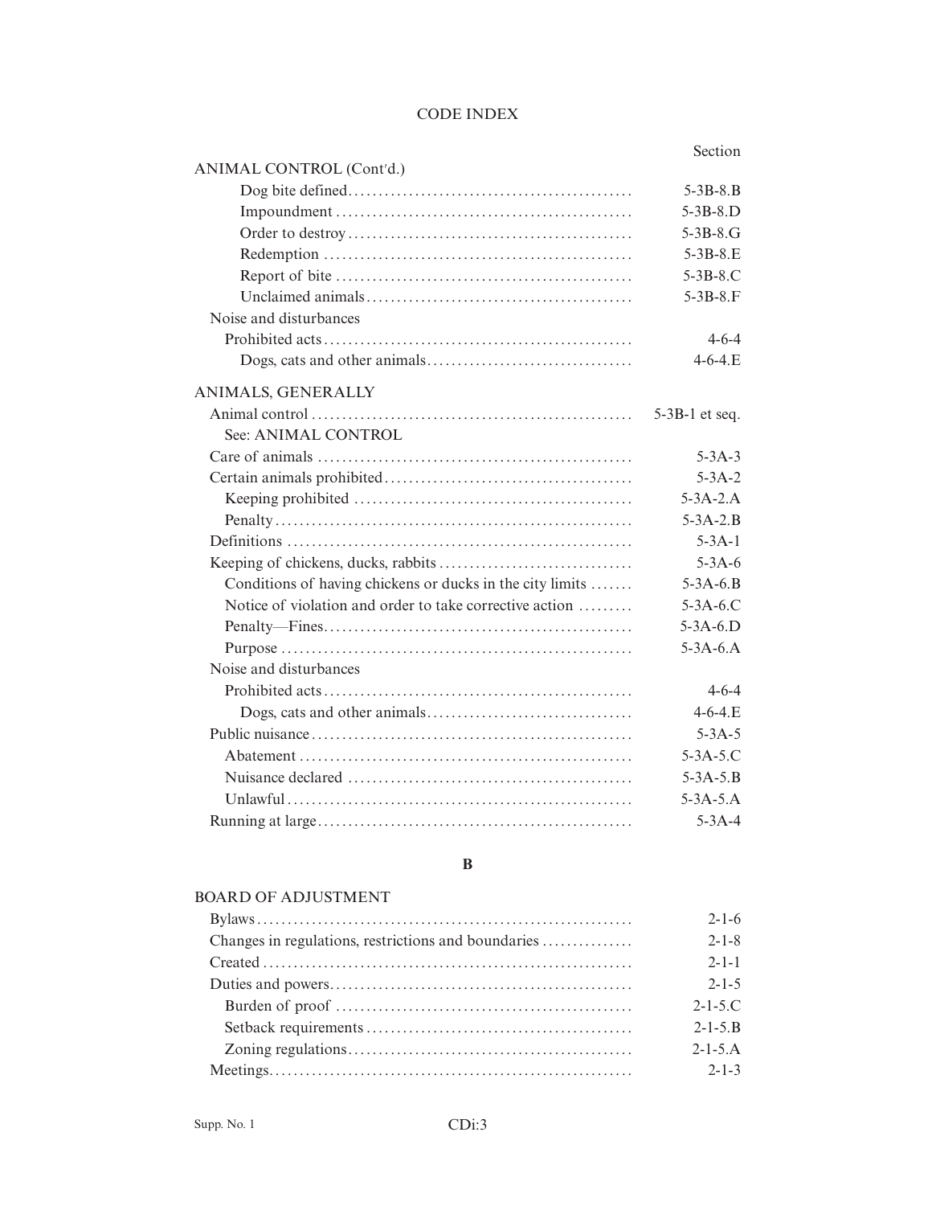CODE INDEX

| | Section |
|---|---|
| ANIMAL CONTROL (Cont'd.) | |
| Dog bite defined | 5-3B-8.B |
| Impoundment | 5-3B-8.D |
| Order to destroy | 5-3B-8.G |
| Redemption | 5-3B-8.E |
| Report of bite | 5-3B-8.C |
| Unclaimed animals | 5-3B-8.F |
| Noise and disturbances | |
| Prohibited acts | 4-6-4 |
| Dogs, cats and other animals | 4-6-4.E |
| | |
| ANIMALS, GENERALLY | |
| Animal control | 5-3B-1 et seq. |
| See: ANIMAL CONTROL | |
| Care of animals | 5-3A-3 |
| Certain animals prohibited | 5-3A-2 |
| Keeping prohibited | 5-3A-2.A |
| Penalty | 5-3A-2.B |
| Definitions | 5-3A-1 |
| Keeping of chickens, ducks, rabbits | 5-3A-6 |
| Conditions of having chickens or ducks in the city limits | 5-3A-6.B |
| Notice of violation and order to take corrective action | 5-3A-6.C |
| Penalty—Fines | 5-3A-6.D |
| Purpose | 5-3A-6.A |
| Noise and disturbances | |
| Prohibited acts | 4-6-4 |
| Dogs, cats and other animals | 4-6-4.E |
| Public nuisance | 5-3A-5 |
| Abatement | 5-3A-5.C |
| Nuisance declared | 5-3A-5.B |
| Unlawful | 5-3A-5.A |
| Running at large | 5-3A-4 |

**B**

| | Section |
|---|---|
| BOARD OF ADJUSTMENT | |
| Bylaws | 2-1-6 |
| Changes in regulations, restrictions and boundaries | 2-1-8 |
| Created | 2-1-1 |
| Duties and powers | 2-1-5 |
| Burden of proof | 2-1-5.C |
| Setback requirements | 2-1-5.B |
| Zoning regulations | 2-1-5.A |
| Meetings | 2-1-3 |

Supp. No. 1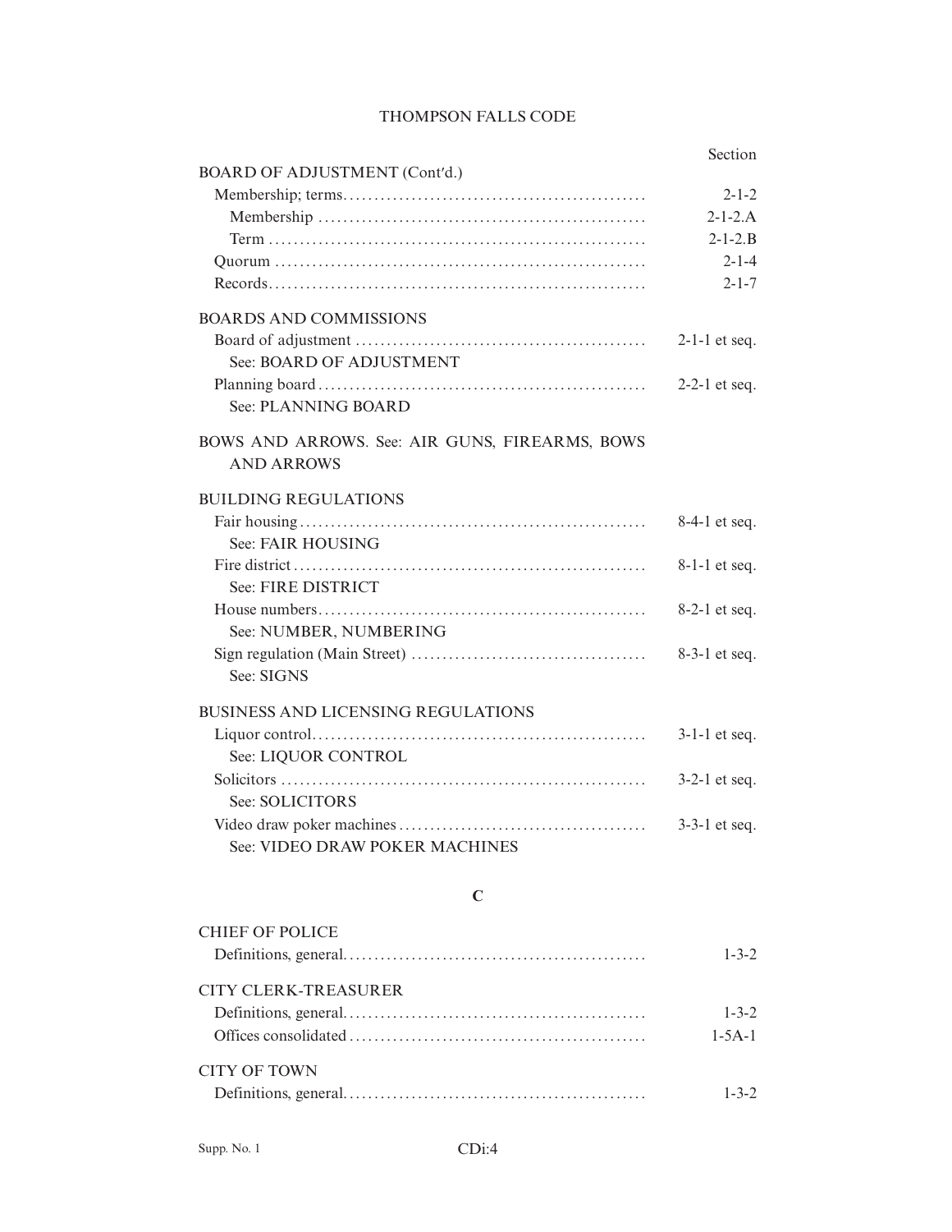| | Section |
|---|---|
| BOARD OF ADJUSTMENT (Cont'd.) | |
| Membership; terms | 2-1-2 |
| Membership | 2-1-2.A |
| Term | 2-1-2.B |
| Quorum | 2-1-4 |
| Records | 2-1-7 |
| | |
| BOARDS AND COMMISSIONS | |
| Board of adjustment | 2-1-1 et seq. |
| See: BOARD OF ADJUSTMENT | |
| Planning board | 2-2-1 et seq. |
| See: PLANNING BOARD | |
| | |
| BOWS AND ARROWS. See: AIR GUNS, FIREARMS, BOWS AND ARROWS | |
| | |
| BUILDING REGULATIONS | |
| Fair housing | 8-4-1 et seq. |
| See: FAIR HOUSING | |
| Fire district | 8-1-1 et seq. |
| See: FIRE DISTRICT | |
| House numbers | 8-2-1 et seq. |
| See: NUMBER, NUMBERING | |
| Sign regulation (Main Street) | 8-3-1 et seq. |
| See: SIGNS | |
| | |
| BUSINESS AND LICENSING REGULATIONS | |
| Liquor control | 3-1-1 et seq. |
| See: LIQUOR CONTROL | |
| Solicitors | 3-2-1 et seq. |
| See: SOLICITORS | |
| Video draw poker machines | 3-3-1 et seq. |
| See: VIDEO DRAW POKER MACHINES | |

## C

| | |
|---|---|
| CHIEF OF POLICE | |
| Definitions, general | 1-3-2 |
| | |
| CITY CLERK-TREASURER | |
| Definitions, general | 1-3-2 |
| Offices consolidated | 1-5A-1 |
| | |
| CITY OF TOWN | |
| Definitions, general | 1-3-2 |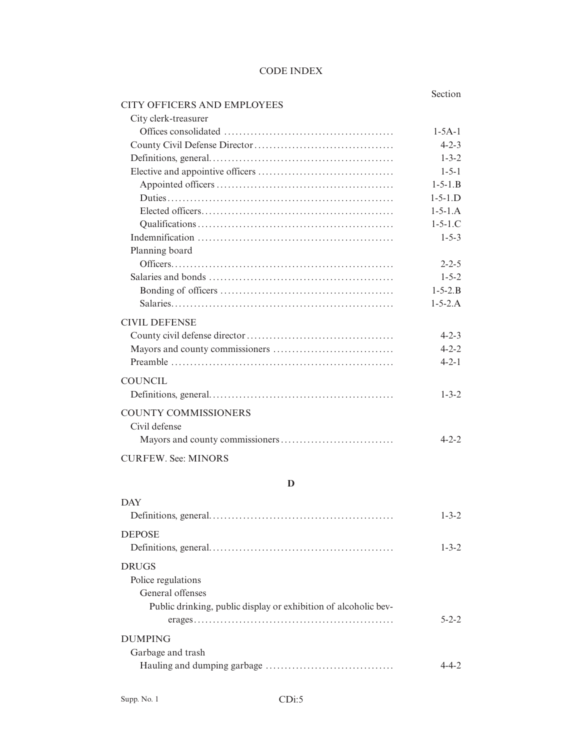# CODE INDEX

| | Section |
|---|---|
| **CITY OFFICERS AND EMPLOYEES** | |
| City clerk-treasurer | |
| Offices consolidated | 1-5A-1 |
| County Civil Defense Director | 4-2-3 |
| Definitions, general | 1-3-2 |
| Elective and appointive officers | 1-5-1 |
| Appointed officers | 1-5-1.B |
| Duties | 1-5-1.D |
| Elected officers | 1-5-1.A |
| Qualifications | 1-5-1.C |
| Indemnification | 1-5-3 |
| Planning board | |
| Officers | 2-2-5 |
| Salaries and bonds | 1-5-2 |
| Bonding of officers | 1-5-2.B |
| Salaries | 1-5-2.A |
| **CIVIL DEFENSE** | |
| County civil defense director | 4-2-3 |
| Mayors and county commissioners | 4-2-2 |
| Preamble | 4-2-1 |
| **COUNCIL** | |
| Definitions, general | 1-3-2 |
| **COUNTY COMMISSIONERS** | |
| Civil defense | |
| Mayors and county commissioners | 4-2-2 |
| **CURFEW. See: MINORS** | |

## D

| | Section |
|---|---|
| **DAY** | |
| Definitions, general | 1-3-2 |
| **DEPOSE** | |
| Definitions, general | 1-3-2 |
| **DRUGS** | |
| Police regulations | |
| General offenses | |
| Public drinking, public display or exhibition of alcoholic beverages | 5-2-2 |
| **DUMPING** | |
| Garbage and trash | |
| Hauling and dumping garbage | 4-4-2 |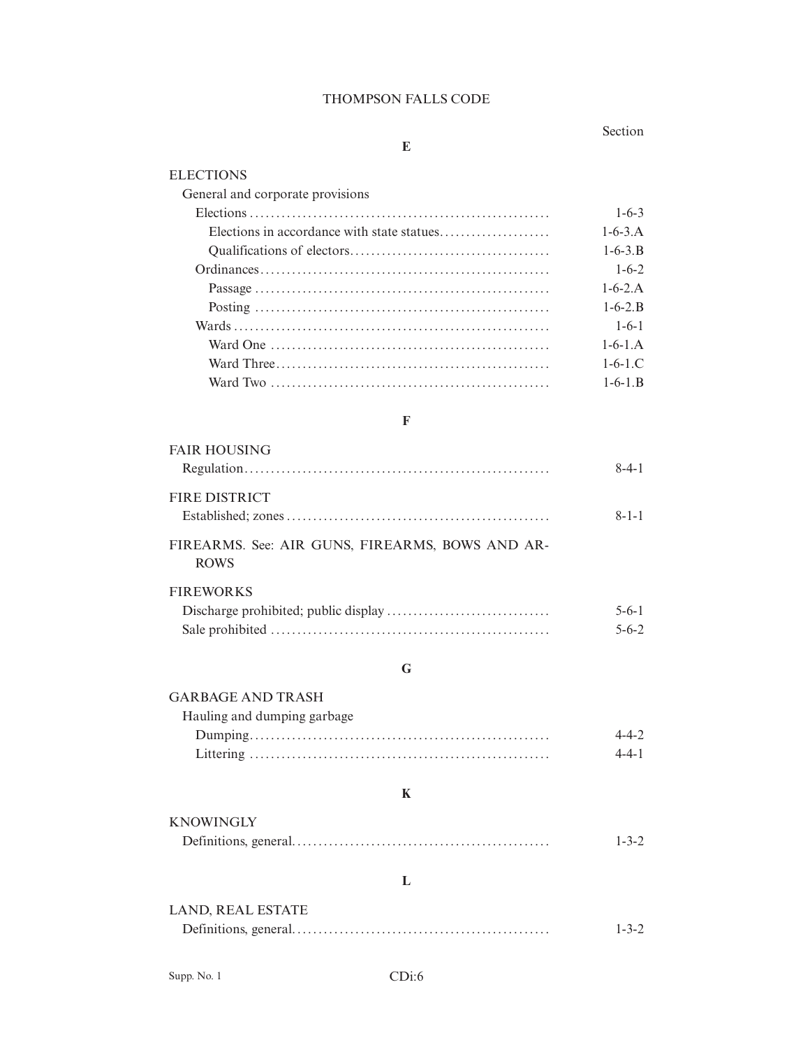Section

**E**

ELECTIONS

General and corporate provisions

| | |
|---|---|
| Elections | 1-6-3 |
| Elections in accordance with state statues | 1-6-3.A |
| Qualifications of electors | 1-6-3.B |
| Ordinances | 1-6-2 |
| Passage | 1-6-2.A |
| Posting | 1-6-2.B |
| Wards | 1-6-1 |
| Ward One | 1-6-1.A |
| Ward Three | 1-6-1.C |
| Ward Two | 1-6-1.B |

**F**

FAIR HOUSING

| | |
|---|---|
| Regulation | 8-4-1 |

FIRE DISTRICT

| | |
|---|---|
| Established; zones | 8-1-1 |

FIREARMS. See: AIR GUNS, FIREARMS, BOWS AND ARROWS

FIREWORKS

| | |
|---|---|
| Discharge prohibited; public display | 5-6-1 |
| Sale prohibited | 5-6-2 |

**G**

GARBAGE AND TRASH

Hauling and dumping garbage

| | |
|---|---|
| Dumping | 4-4-2 |
| Littering | 4-4-1 |

**K**

KNOWINGLY

| | |
|---|---|
| Definitions, general | 1-3-2 |

**L**

LAND, REAL ESTATE

| | |
|---|---|
| Definitions, general | 1-3-2 |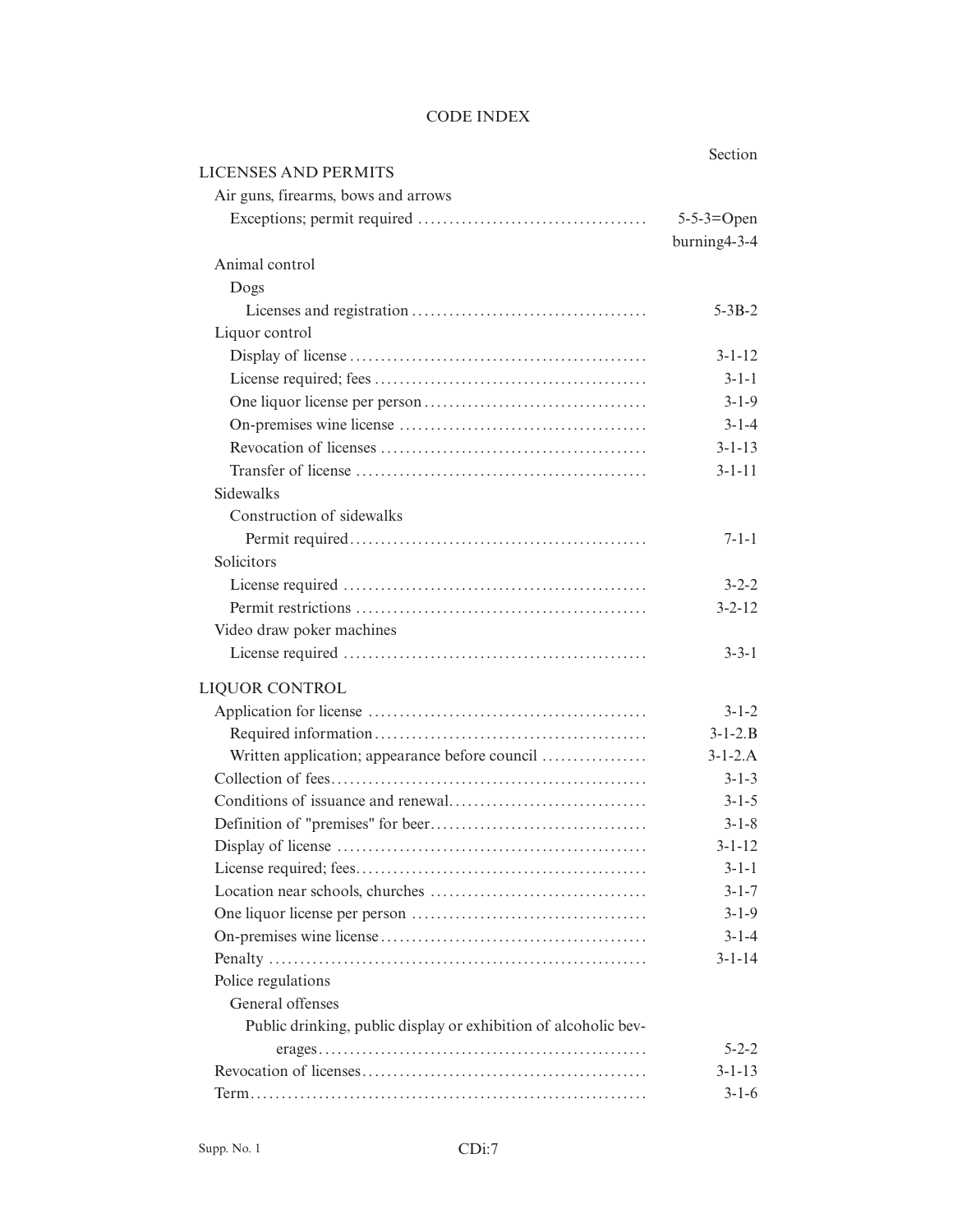CODE INDEX

| | Section |
|---|---|
| LICENSES AND PERMITS | |
| Air guns, firearms, bows and arrows | |
| Exceptions; permit required | 5-5-3=Open burning4-3-4 |
| Animal control | |
| Dogs | |
| Licenses and registration | 5-3B-2 |
| Liquor control | |
| Display of license | 3-1-12 |
| License required; fees | 3-1-1 |
| One liquor license per person | 3-1-9 |
| On-premises wine license | 3-1-4 |
| Revocation of licenses | 3-1-13 |
| Transfer of license | 3-1-11 |
| Sidewalks | |
| Construction of sidewalks | |
| Permit required | 7-1-1 |
| Solicitors | |
| License required | 3-2-2 |
| Permit restrictions | 3-2-12 |
| Video draw poker machines | |
| License required | 3-3-1 |
| LIQUOR CONTROL | |
| Application for license | 3-1-2 |
| Required information | 3-1-2.B |
| Written application; appearance before council | 3-1-2.A |
| Collection of fees | 3-1-3 |
| Conditions of issuance and renewal | 3-1-5 |
| Definition of "premises" for beer | 3-1-8 |
| Display of license | 3-1-12 |
| License required; fees | 3-1-1 |
| Location near schools, churches | 3-1-7 |
| One liquor license per person | 3-1-9 |
| On-premises wine license | 3-1-4 |
| Penalty | 3-1-14 |
| Police regulations | |
| General offenses | |
| Public drinking, public display or exhibition of alcoholic beverages | 5-2-2 |
| Revocation of licenses | 3-1-13 |
| Term | 3-1-6 |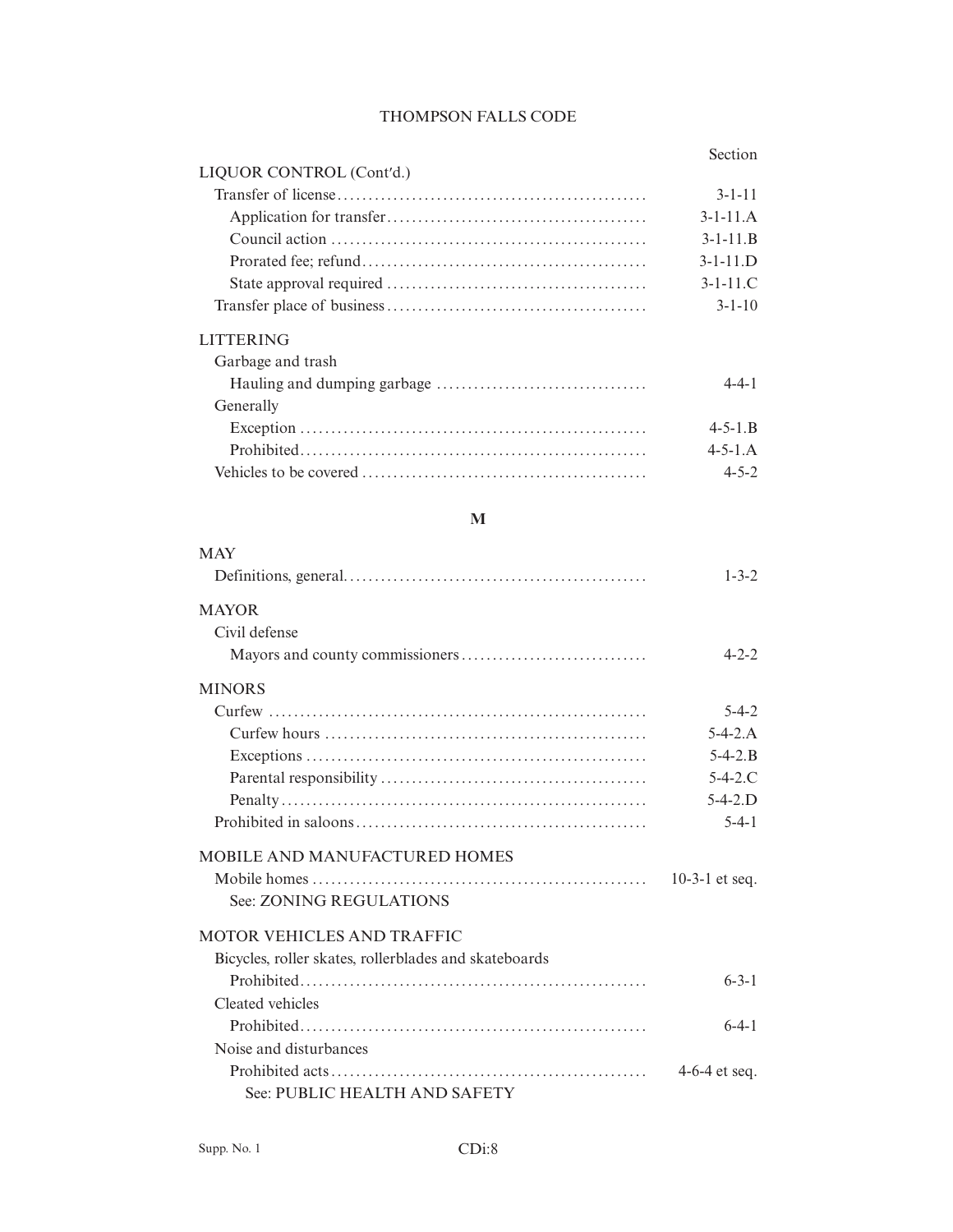| | Section |
|---|---|
| LIQUOR CONTROL (Cont'd.) | |
| Transfer of license | 3-1-11 |
| Application for transfer | 3-1-11.A |
| Council action | 3-1-11.B |
| Prorated fee; refund | 3-1-11.D |
| State approval required | 3-1-11.C |
| Transfer place of business | 3-1-10 |
| LITTERING | |
| Garbage and trash | |
| Hauling and dumping garbage | 4-4-1 |
| Generally | |
| Exception | 4-5-1.B |
| Prohibited | 4-5-1.A |
| Vehicles to be covered | 4-5-2 |

**M**

| | Section |
|---|---|
| MAY | |
| Definitions, general | 1-3-2 |
| MAYOR | |
| Civil defense | |
| Mayors and county commissioners | 4-2-2 |
| MINORS | |
| Curfew | 5-4-2 |
| Curfew hours | 5-4-2.A |
| Exceptions | 5-4-2.B |
| Parental responsibility | 5-4-2.C |
| Penalty | 5-4-2.D |
| Prohibited in saloons | 5-4-1 |
| MOBILE AND MANUFACTURED HOMES | |
| Mobile homes | 10-3-1 et seq. |
| See: ZONING REGULATIONS | |
| MOTOR VEHICLES AND TRAFFIC | |
| Bicycles, roller skates, rollerblades and skateboards | |
| Prohibited | 6-3-1 |
| Cleated vehicles | |
| Prohibited | 6-4-1 |
| Noise and disturbances | |
| Prohibited acts | 4-6-4 et seq. |
| See: PUBLIC HEALTH AND SAFETY | |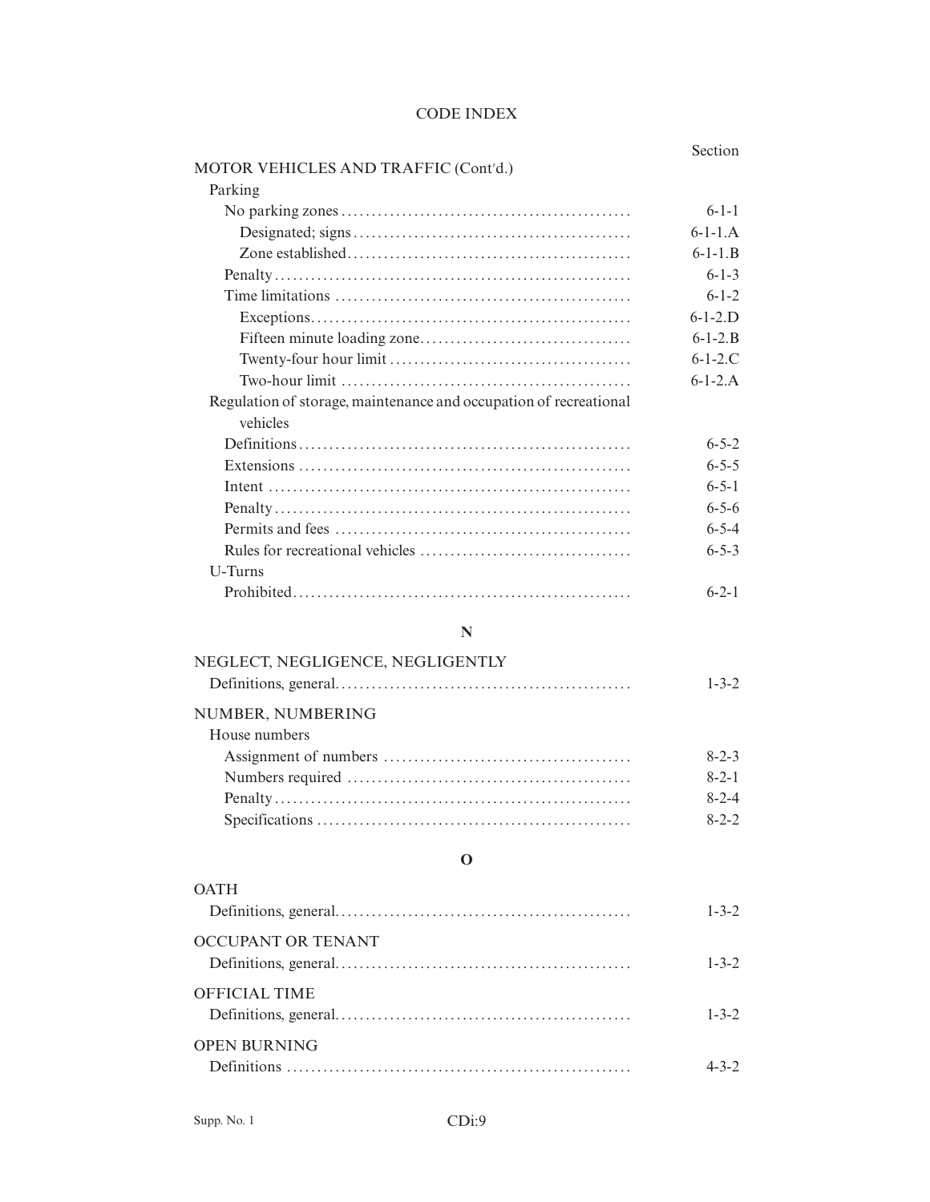# CODE INDEX

| | Section |
|---|---|
| MOTOR VEHICLES AND TRAFFIC (Cont'd.) | |
| Parking | |
| No parking zones | 6-1-1 |
| Designated; signs | 6-1-1.A |
| Zone established | 6-1-1.B |
| Penalty | 6-1-3 |
| Time limitations | 6-1-2 |
| Exceptions | 6-1-2.D |
| Fifteen minute loading zone | 6-1-2.B |
| Twenty-four hour limit | 6-1-2.C |
| Two-hour limit | 6-1-2.A |
| Regulation of storage, maintenance and occupation of recreational vehicles | |
| Definitions | 6-5-2 |
| Extensions | 6-5-5 |
| Intent | 6-5-1 |
| Penalty | 6-5-6 |
| Permits and fees | 6-5-4 |
| Rules for recreational vehicles | 6-5-3 |
| U-Turns | |
| Prohibited | 6-2-1 |

## N

| | |
|---|---|
| NEGLECT, NEGLIGENCE, NEGLIGENTLY | |
| Definitions, general | 1-3-2 |
| NUMBER, NUMBERING | |
| House numbers | |
| Assignment of numbers | 8-2-3 |
| Numbers required | 8-2-1 |
| Penalty | 8-2-4 |
| Specifications | 8-2-2 |

## O

| | |
|---|---|
| OATH | |
| Definitions, general | 1-3-2 |
| OCCUPANT OR TENANT | |
| Definitions, general | 1-3-2 |
| OFFICIAL TIME | |
| Definitions, general | 1-3-2 |
| OPEN BURNING | |
| Definitions | 4-3-2 |

Supp. No. 1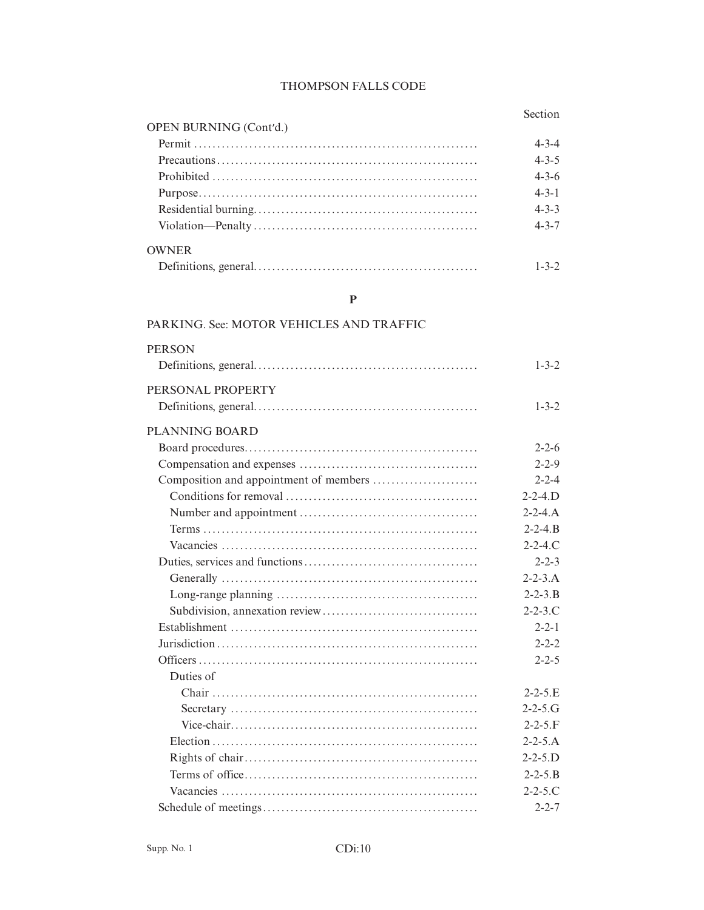Section

OPEN BURNING (Cont'd.)

- Permit .......... 4-3-4
- Precautions .......... 4-3-5
- Prohibited .......... 4-3-6
- Purpose .......... 4-3-1
- Residential burning .......... 4-3-3
- Violation—Penalty .......... 4-3-7

OWNER

- Definitions, general .......... 1-3-2

**P**

PARKING. See: MOTOR VEHICLES AND TRAFFIC

PERSON

- Definitions, general .......... 1-3-2

PERSONAL PROPERTY

- Definitions, general .......... 1-3-2

PLANNING BOARD

- Board procedures .......... 2-2-6
- Compensation and expenses .......... 2-2-9
- Composition and appointment of members .......... 2-2-4
  - Conditions for removal .......... 2-2-4.D
  - Number and appointment .......... 2-2-4.A
  - Terms .......... 2-2-4.B
  - Vacancies .......... 2-2-4.C
- Duties, services and functions .......... 2-2-3
  - Generally .......... 2-2-3.A
  - Long-range planning .......... 2-2-3.B
  - Subdivision, annexation review .......... 2-2-3.C
- Establishment .......... 2-2-1
- Jurisdiction .......... 2-2-2
- Officers .......... 2-2-5
  - Duties of
    - Chair .......... 2-2-5.E
    - Secretary .......... 2-2-5.G
    - Vice-chair .......... 2-2-5.F
  - Election .......... 2-2-5.A
  - Rights of chair .......... 2-2-5.D
  - Terms of office .......... 2-2-5.B
  - Vacancies .......... 2-2-5.C
- Schedule of meetings .......... 2-2-7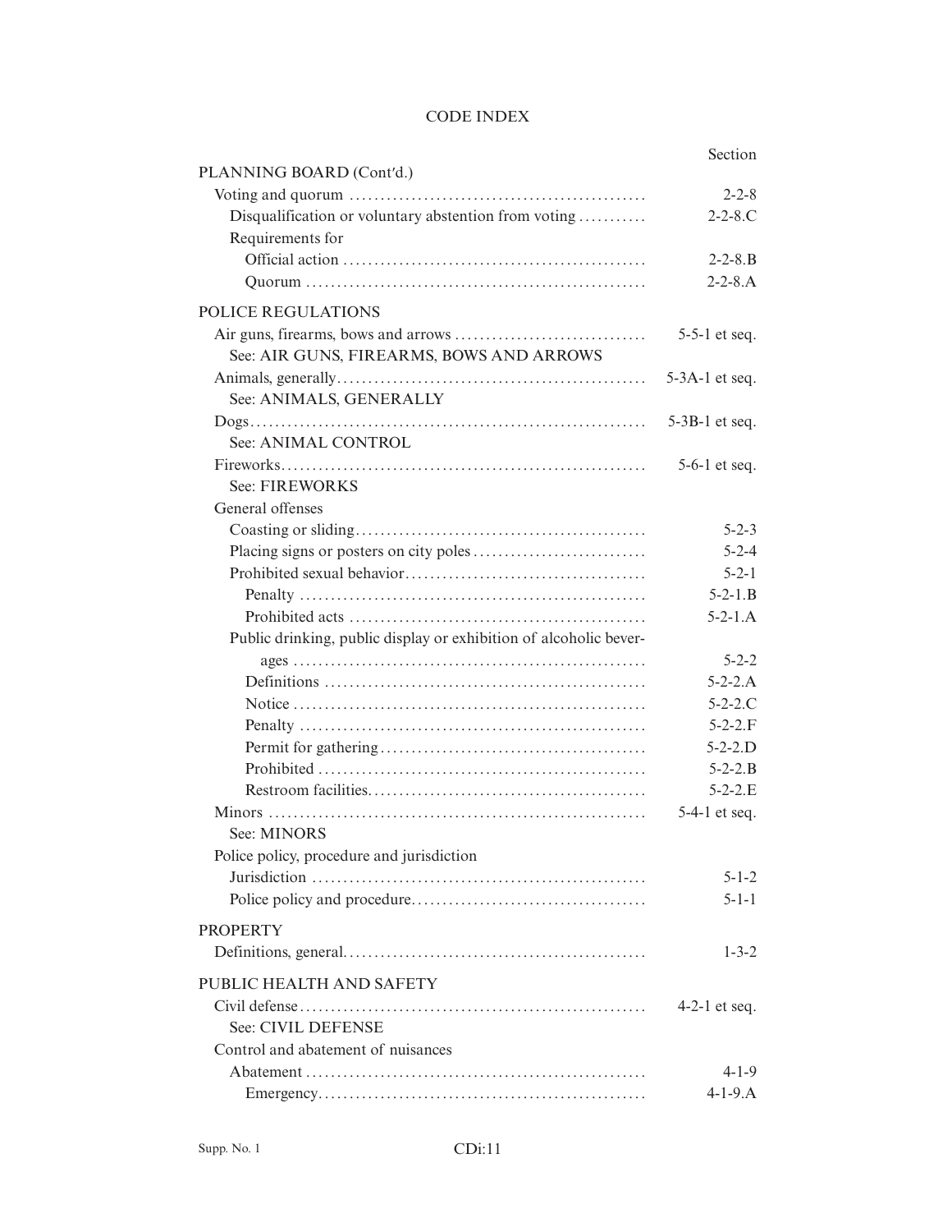# CODE INDEX

| | Section |
|---|---|
| **PLANNING BOARD (Cont'd.)** | |
| Voting and quorum | 2-2-8 |
| Disqualification or voluntary abstention from voting | 2-2-8.C |
| Requirements for | |
| Official action | 2-2-8.B |
| Quorum | 2-2-8.A |
| **POLICE REGULATIONS** | |
| Air guns, firearms, bows and arrows | 5-5-1 et seq. |
| See: AIR GUNS, FIREARMS, BOWS AND ARROWS | |
| Animals, generally | 5-3A-1 et seq. |
| See: ANIMALS, GENERALLY | |
| Dogs | 5-3B-1 et seq. |
| See: ANIMAL CONTROL | |
| Fireworks | 5-6-1 et seq. |
| See: FIREWORKS | |
| General offenses | |
| Coasting or sliding | 5-2-3 |
| Placing signs or posters on city poles | 5-2-4 |
| Prohibited sexual behavior | 5-2-1 |
| Penalty | 5-2-1.B |
| Prohibited acts | 5-2-1.A |
| Public drinking, public display or exhibition of alcoholic beverages | 5-2-2 |
| Definitions | 5-2-2.A |
| Notice | 5-2-2.C |
| Penalty | 5-2-2.F |
| Permit for gathering | 5-2-2.D |
| Prohibited | 5-2-2.B |
| Restroom facilities | 5-2-2.E |
| Minors | 5-4-1 et seq. |
| See: MINORS | |
| Police policy, procedure and jurisdiction | |
| Jurisdiction | 5-1-2 |
| Police policy and procedure | 5-1-1 |
| **PROPERTY** | |
| Definitions, general | 1-3-2 |
| **PUBLIC HEALTH AND SAFETY** | |
| Civil defense | 4-2-1 et seq. |
| See: CIVIL DEFENSE | |
| Control and abatement of nuisances | |
| Abatement | 4-1-9 |
| Emergency | 4-1-9.A |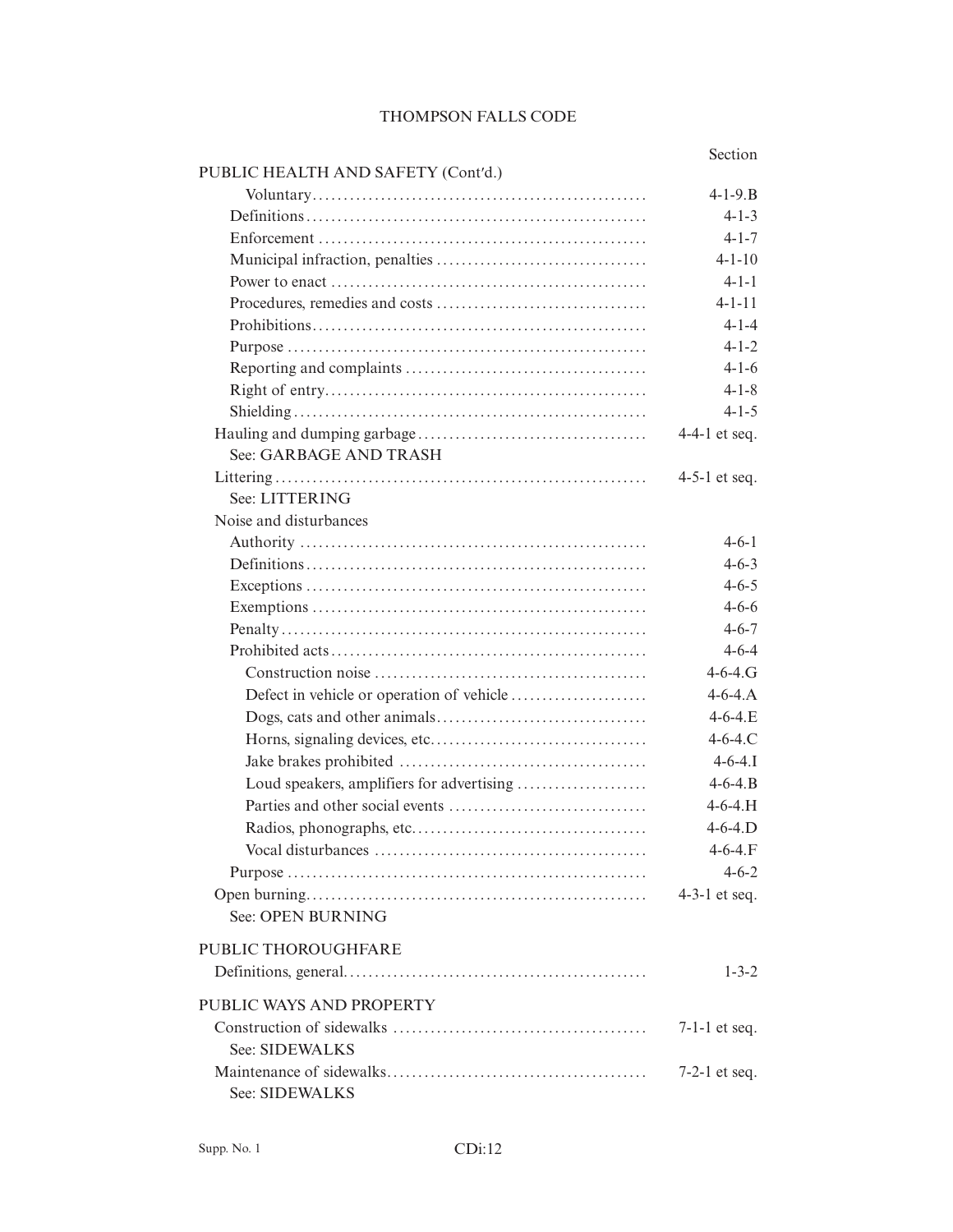| | Section |
|---|---|
| PUBLIC HEALTH AND SAFETY (Cont'd.) | |
| Voluntary | 4-1-9.B |
| Definitions | 4-1-3 |
| Enforcement | 4-1-7 |
| Municipal infraction, penalties | 4-1-10 |
| Power to enact | 4-1-1 |
| Procedures, remedies and costs | 4-1-11 |
| Prohibitions | 4-1-4 |
| Purpose | 4-1-2 |
| Reporting and complaints | 4-1-6 |
| Right of entry | 4-1-8 |
| Shielding | 4-1-5 |
| Hauling and dumping garbage | 4-4-1 et seq. |
| See: GARBAGE AND TRASH | |
| Littering | 4-5-1 et seq. |
| See: LITTERING | |
| Noise and disturbances | |
| Authority | 4-6-1 |
| Definitions | 4-6-3 |
| Exceptions | 4-6-5 |
| Exemptions | 4-6-6 |
| Penalty | 4-6-7 |
| Prohibited acts | 4-6-4 |
| Construction noise | 4-6-4.G |
| Defect in vehicle or operation of vehicle | 4-6-4.A |
| Dogs, cats and other animals | 4-6-4.E |
| Horns, signaling devices, etc. | 4-6-4.C |
| Jake brakes prohibited | 4-6-4.I |
| Loud speakers, amplifiers for advertising | 4-6-4.B |
| Parties and other social events | 4-6-4.H |
| Radios, phonographs, etc. | 4-6-4.D |
| Vocal disturbances | 4-6-4.F |
| Purpose | 4-6-2 |
| Open burning | 4-3-1 et seq. |
| See: OPEN BURNING | |
| PUBLIC THOROUGHFARE | |
| Definitions, general | 1-3-2 |
| PUBLIC WAYS AND PROPERTY | |
| Construction of sidewalks | 7-1-1 et seq. |
| See: SIDEWALKS | |
| Maintenance of sidewalks | 7-2-1 et seq. |
| See: SIDEWALKS | |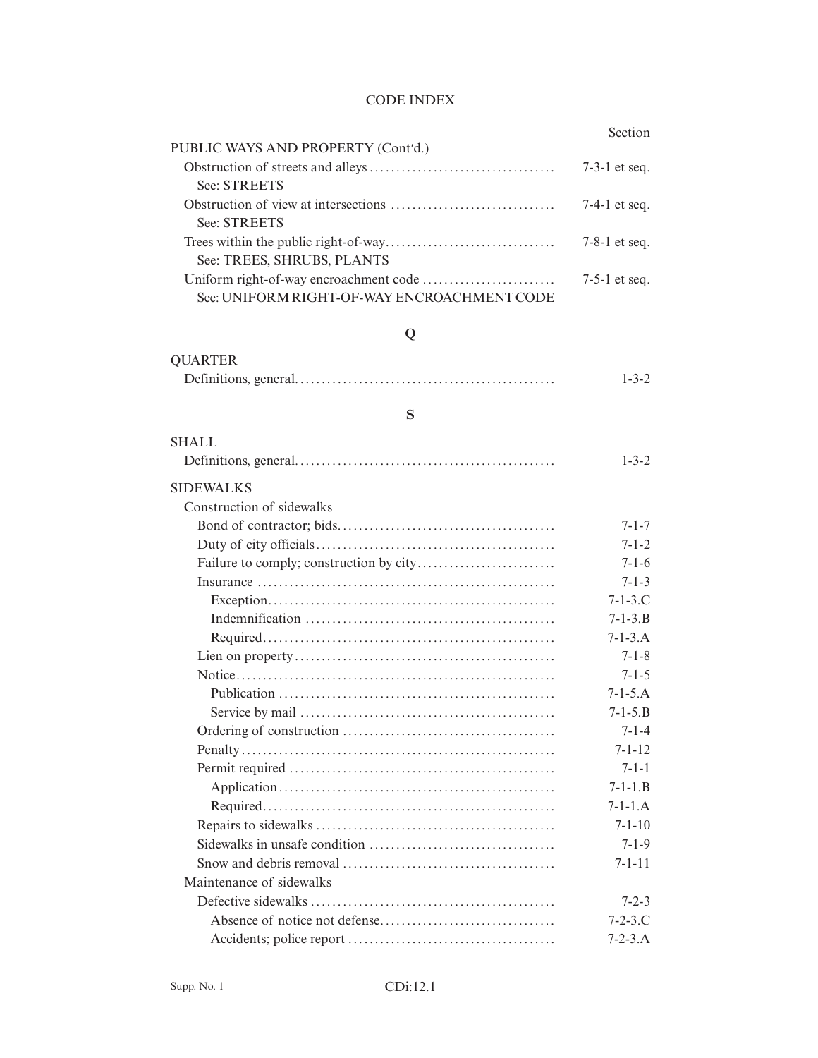# CODE INDEX

| | Section |
|---|---|
| PUBLIC WAYS AND PROPERTY (Cont'd.) | |
| Obstruction of streets and alleys | 7-3-1 et seq. |
| See: STREETS | |
| Obstruction of view at intersections | 7-4-1 et seq. |
| See: STREETS | |
| Trees within the public right-of-way | 7-8-1 et seq. |
| See: TREES, SHRUBS, PLANTS | |
| Uniform right-of-way encroachment code | 7-5-1 et seq. |
| See: UNIFORM RIGHT-OF-WAY ENCROACHMENT CODE | |

## Q

| | |
|---|---|
| QUARTER | |
| Definitions, general | 1-3-2 |

## S

| | |
|---|---|
| SHALL | |
| Definitions, general | 1-3-2 |
| SIDEWALKS | |
| Construction of sidewalks | |
| Bond of contractor; bids | 7-1-7 |
| Duty of city officials | 7-1-2 |
| Failure to comply; construction by city | 7-1-6 |
| Insurance | 7-1-3 |
| Exception | 7-1-3.C |
| Indemnification | 7-1-3.B |
| Required | 7-1-3.A |
| Lien on property | 7-1-8 |
| Notice | 7-1-5 |
| Publication | 7-1-5.A |
| Service by mail | 7-1-5.B |
| Ordering of construction | 7-1-4 |
| Penalty | 7-1-12 |
| Permit required | 7-1-1 |
| Application | 7-1-1.B |
| Required | 7-1-1.A |
| Repairs to sidewalks | 7-1-10 |
| Sidewalks in unsafe condition | 7-1-9 |
| Snow and debris removal | 7-1-11 |
| Maintenance of sidewalks | |
| Defective sidewalks | 7-2-3 |
| Absence of notice not defense | 7-2-3.C |
| Accidents; police report | 7-2-3.A |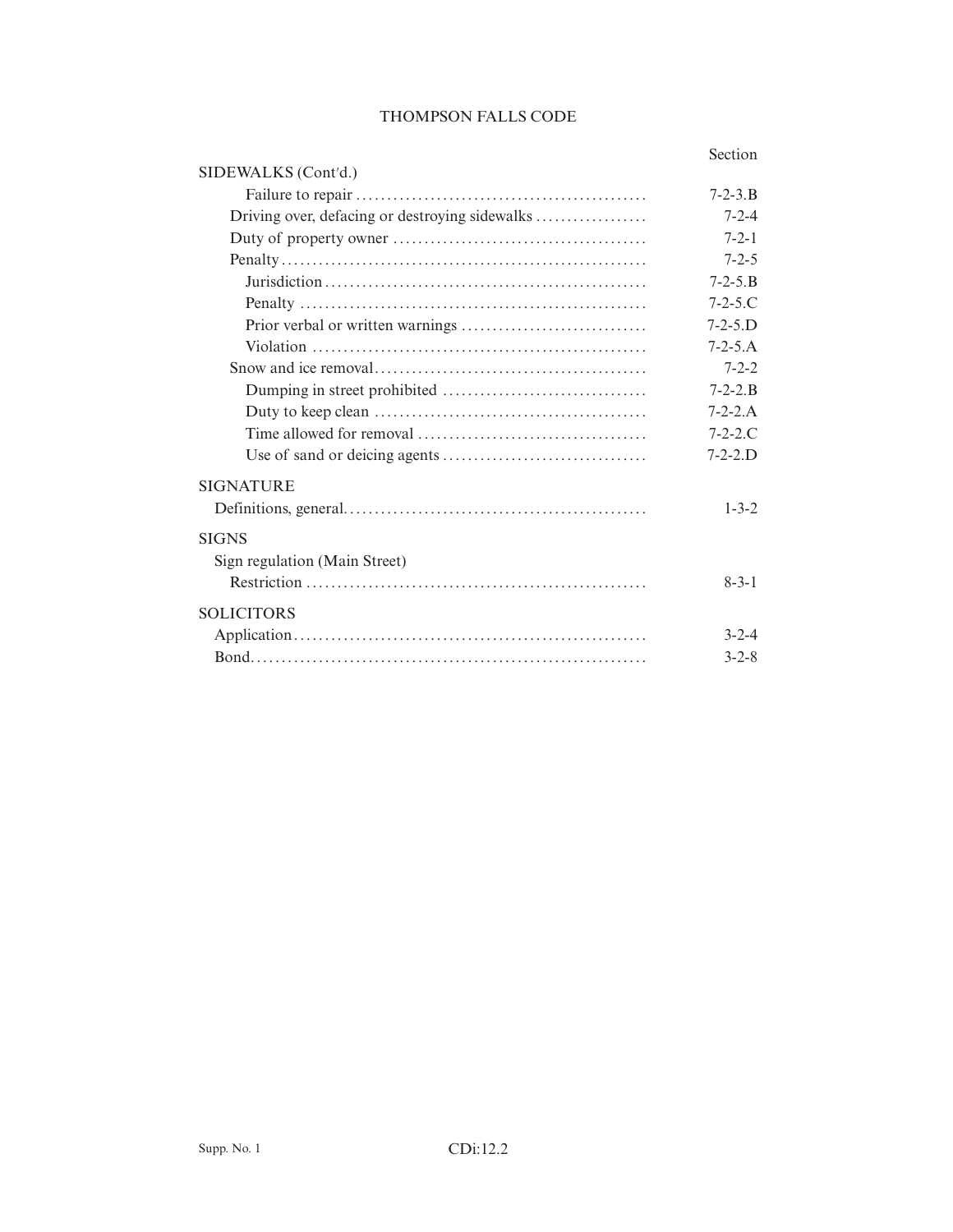| | Section |
|---|---|
| SIDEWALKS (Cont'd.) | |
| Failure to repair | 7-2-3.B |
| Driving over, defacing or destroying sidewalks | 7-2-4 |
| Duty of property owner | 7-2-1 |
| Penalty | 7-2-5 |
| Jurisdiction | 7-2-5.B |
| Penalty | 7-2-5.C |
| Prior verbal or written warnings | 7-2-5.D |
| Violation | 7-2-5.A |
| Snow and ice removal | 7-2-2 |
| Dumping in street prohibited | 7-2-2.B |
| Duty to keep clean | 7-2-2.A |
| Time allowed for removal | 7-2-2.C |
| Use of sand or deicing agents | 7-2-2.D |
| SIGNATURE | |
| Definitions, general. | 1-3-2 |
| SIGNS | |
| Sign regulation (Main Street) | |
| Restriction | 8-3-1 |
| SOLICITORS | |
| Application | 3-2-4 |
| Bond. | 3-2-8 |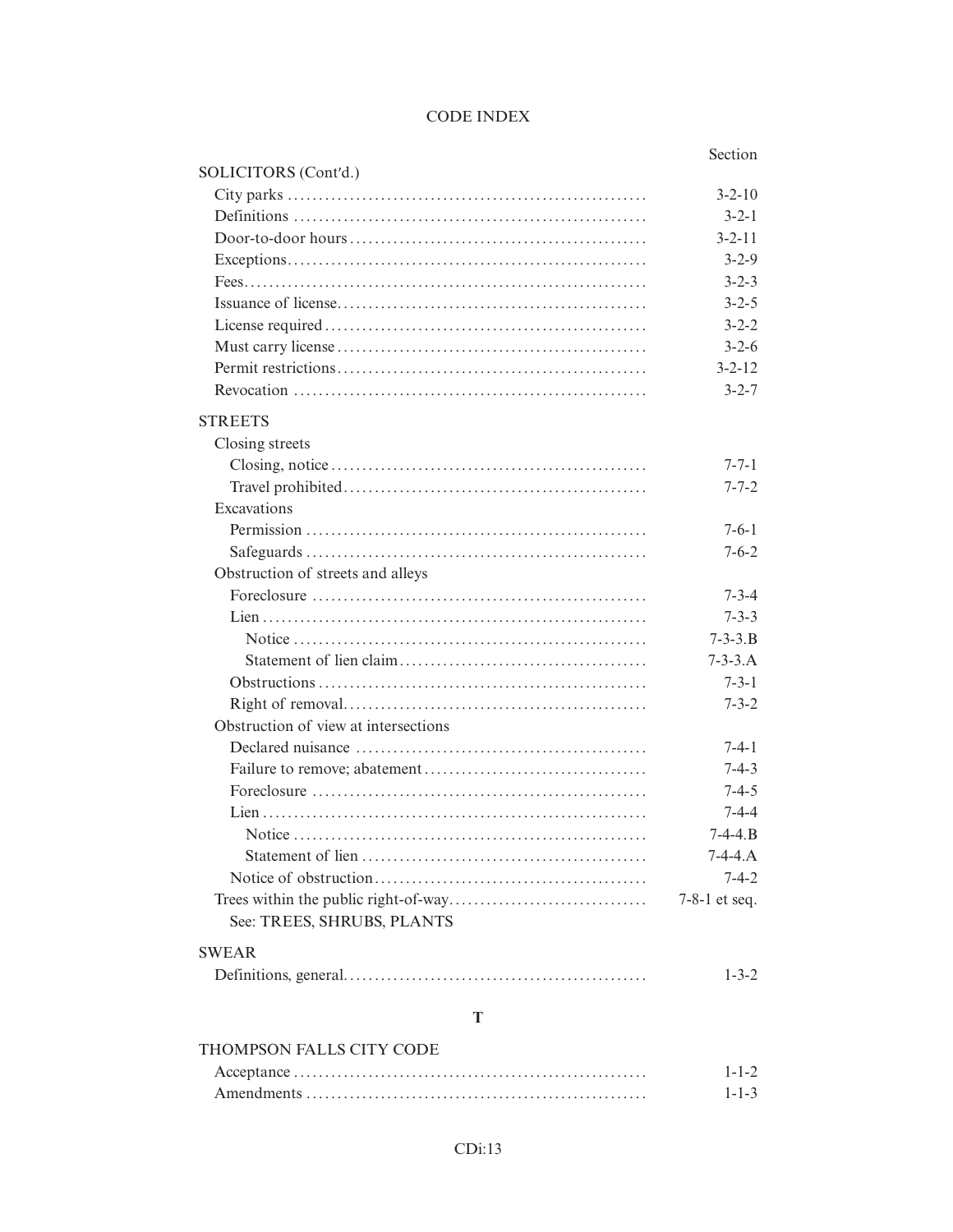# CODE INDEX

| | Section |
|---|---|
| SOLICITORS (Cont'd.) | |
| City parks | 3-2-10 |
| Definitions | 3-2-1 |
| Door-to-door hours | 3-2-11 |
| Exceptions | 3-2-9 |
| Fees | 3-2-3 |
| Issuance of license | 3-2-5 |
| License required | 3-2-2 |
| Must carry license | 3-2-6 |
| Permit restrictions | 3-2-12 |
| Revocation | 3-2-7 |
| STREETS | |
| Closing streets | |
| Closing, notice | 7-7-1 |
| Travel prohibited | 7-7-2 |
| Excavations | |
| Permission | 7-6-1 |
| Safeguards | 7-6-2 |
| Obstruction of streets and alleys | |
| Foreclosure | 7-3-4 |
| Lien | 7-3-3 |
| Notice | 7-3-3.B |
| Statement of lien claim | 7-3-3.A |
| Obstructions | 7-3-1 |
| Right of removal | 7-3-2 |
| Obstruction of view at intersections | |
| Declared nuisance | 7-4-1 |
| Failure to remove; abatement | 7-4-3 |
| Foreclosure | 7-4-5 |
| Lien | 7-4-4 |
| Notice | 7-4-4.B |
| Statement of lien | 7-4-4.A |
| Notice of obstruction | 7-4-2 |
| Trees within the public right-of-way | 7-8-1 et seq. |
| See: TREES, SHRUBS, PLANTS | |
| SWEAR | |
| Definitions, general | 1-3-2 |

## T

| | Section |
|---|---|
| THOMPSON FALLS CITY CODE | |
| Acceptance | 1-1-2 |
| Amendments | 1-1-3 |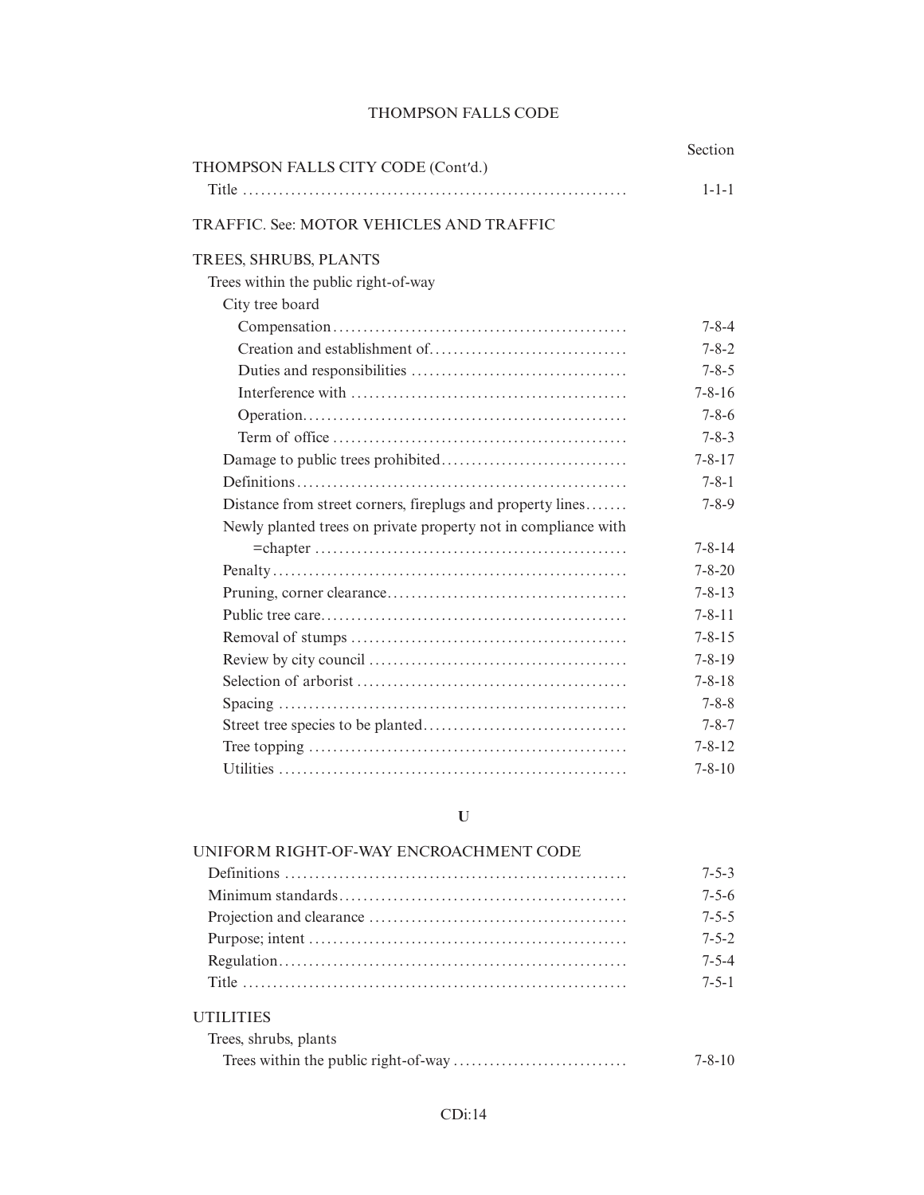| | Section |
|---|---|
| THOMPSON FALLS CITY CODE (Cont'd.) | |
| Title | 1-1-1 |
| TRAFFIC. See: MOTOR VEHICLES AND TRAFFIC | |
| TREES, SHRUBS, PLANTS | |
| Trees within the public right-of-way | |
| City tree board | |
| Compensation | 7-8-4 |
| Creation and establishment of | 7-8-2 |
| Duties and responsibilities | 7-8-5 |
| Interference with | 7-8-16 |
| Operation | 7-8-6 |
| Term of office | 7-8-3 |
| Damage to public trees prohibited | 7-8-17 |
| Definitions | 7-8-1 |
| Distance from street corners, fireplugs and property lines | 7-8-9 |
| Newly planted trees on private property not in compliance with =chapter | 7-8-14 |
| Penalty | 7-8-20 |
| Pruning, corner clearance | 7-8-13 |
| Public tree care | 7-8-11 |
| Removal of stumps | 7-8-15 |
| Review by city council | 7-8-19 |
| Selection of arborist | 7-8-18 |
| Spacing | 7-8-8 |
| Street tree species to be planted | 7-8-7 |
| Tree topping | 7-8-12 |
| Utilities | 7-8-10 |

## U

| | |
|---|---|
| UNIFORM RIGHT-OF-WAY ENCROACHMENT CODE | |
| Definitions | 7-5-3 |
| Minimum standards | 7-5-6 |
| Projection and clearance | 7-5-5 |
| Purpose; intent | 7-5-2 |
| Regulation | 7-5-4 |
| Title | 7-5-1 |
| UTILITIES | |
| Trees, shrubs, plants | |
| Trees within the public right-of-way | 7-8-10 |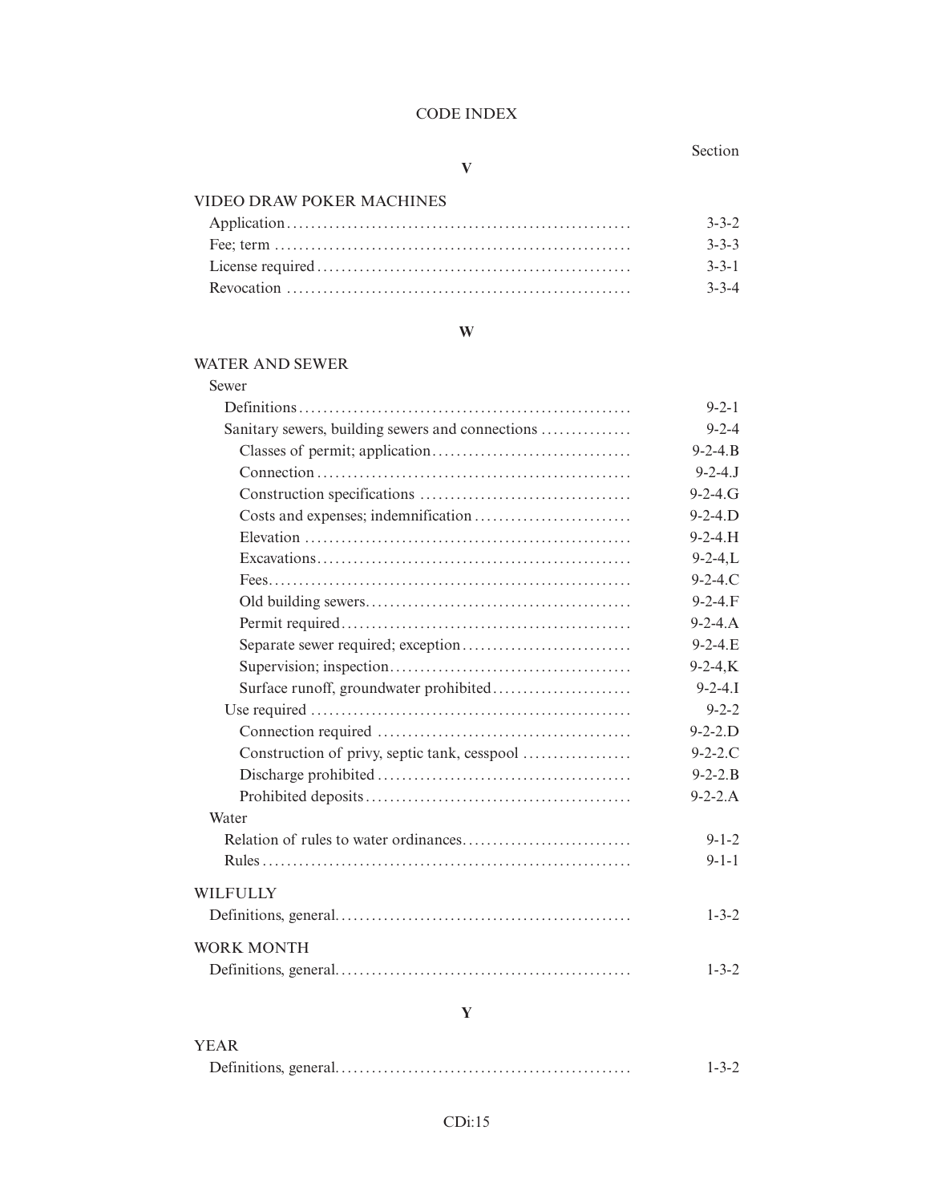# CODE INDEX

Section

## V

VIDEO DRAW POKER MACHINES

- Application ........ 3-3-2
- Fee; term ........ 3-3-3
- License required ........ 3-3-1
- Revocation ........ 3-3-4

## W

WATER AND SEWER

- Sewer
  - Definitions ........ 9-2-1
  - Sanitary sewers, building sewers and connections ........ 9-2-4
    - Classes of permit; application ........ 9-2-4.B
    - Connection ........ 9-2-4.J
    - Construction specifications ........ 9-2-4.G
    - Costs and expenses; indemnification ........ 9-2-4.D
    - Elevation ........ 9-2-4.H
    - Excavations ........ 9-2-4,L
    - Fees ........ 9-2-4.C
    - Old building sewers ........ 9-2-4.F
    - Permit required ........ 9-2-4.A
    - Separate sewer required; exception ........ 9-2-4.E
    - Supervision; inspection ........ 9-2-4,K
    - Surface runoff, groundwater prohibited ........ 9-2-4.I
  - Use required ........ 9-2-2
    - Connection required ........ 9-2-2.D
    - Construction of privy, septic tank, cesspool ........ 9-2-2.C
    - Discharge prohibited ........ 9-2-2.B
    - Prohibited deposits ........ 9-2-2.A
- Water
  - Relation of rules to water ordinances ........ 9-1-2
  - Rules ........ 9-1-1

WILFULLY

- Definitions, general ........ 1-3-2

WORK MONTH

- Definitions, general ........ 1-3-2

## Y

YEAR

- Definitions, general ........ 1-3-2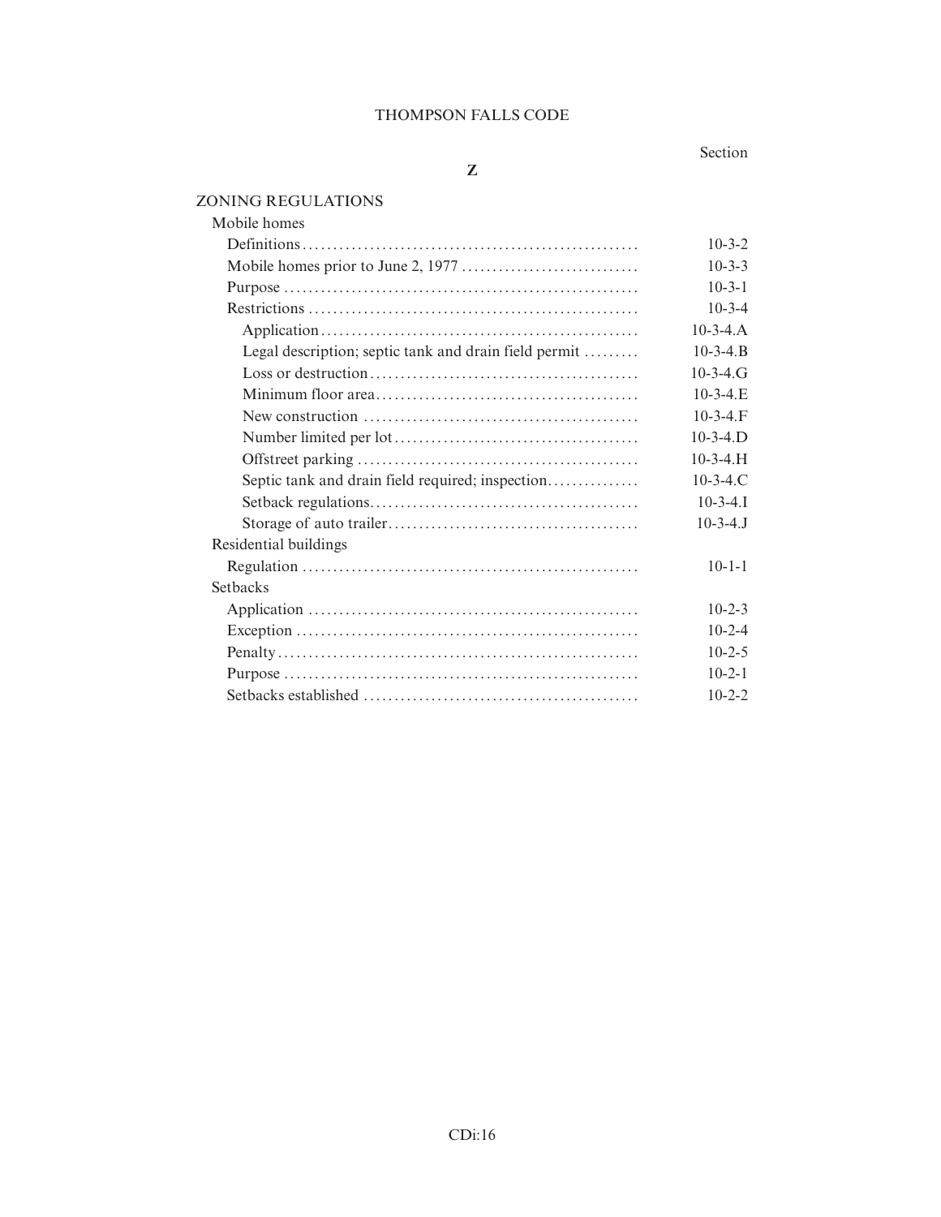Section

**Z**

ZONING REGULATIONS

Mobile homes

| | |
|---|---|
| Definitions | 10-3-2 |
| Mobile homes prior to June 2, 1977 | 10-3-3 |
| Purpose | 10-3-1 |
| Restrictions | 10-3-4 |
| Application | 10-3-4.A |
| Legal description; septic tank and drain field permit | 10-3-4.B |
| Loss or destruction | 10-3-4.G |
| Minimum floor area | 10-3-4.E |
| New construction | 10-3-4.F |
| Number limited per lot | 10-3-4.D |
| Offstreet parking | 10-3-4.H |
| Septic tank and drain field required; inspection | 10-3-4.C |
| Setback regulations | 10-3-4.I |
| Storage of auto trailer | 10-3-4.J |

Residential buildings

| | |
|---|---|
| Regulation | 10-1-1 |

Setbacks

| | |
|---|---|
| Application | 10-2-3 |
| Exception | 10-2-4 |
| Penalty | 10-2-5 |
| Purpose | 10-2-1 |
| Setbacks established | 10-2-2 |